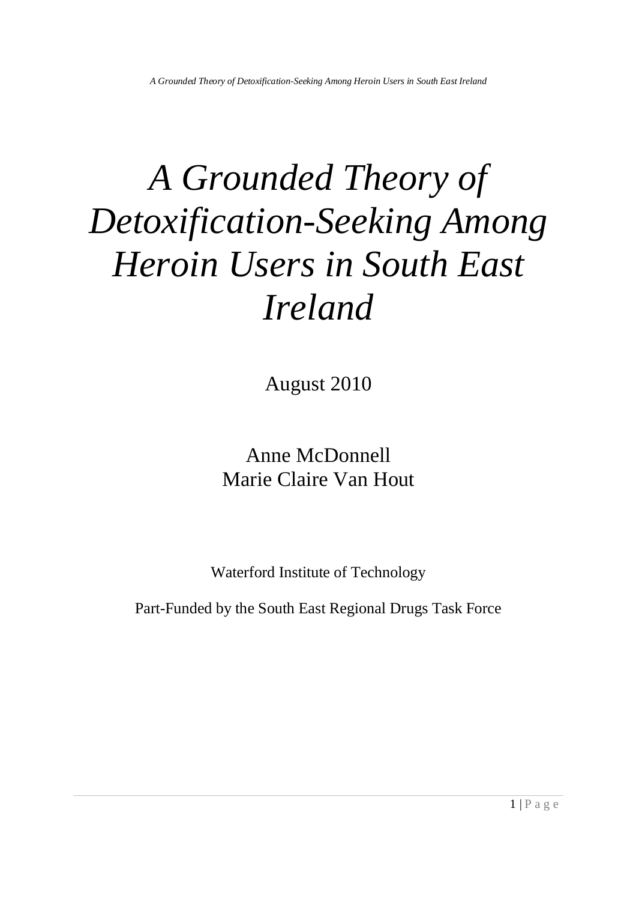# *A Grounded Theory of Detoxification-Seeking Among Heroin Users in South East Ireland*

August 2010

Anne McDonnell
Marie Claire Van Hout

Waterford Institute of Technology

Part-Funded by the South East Regional Drugs Task Force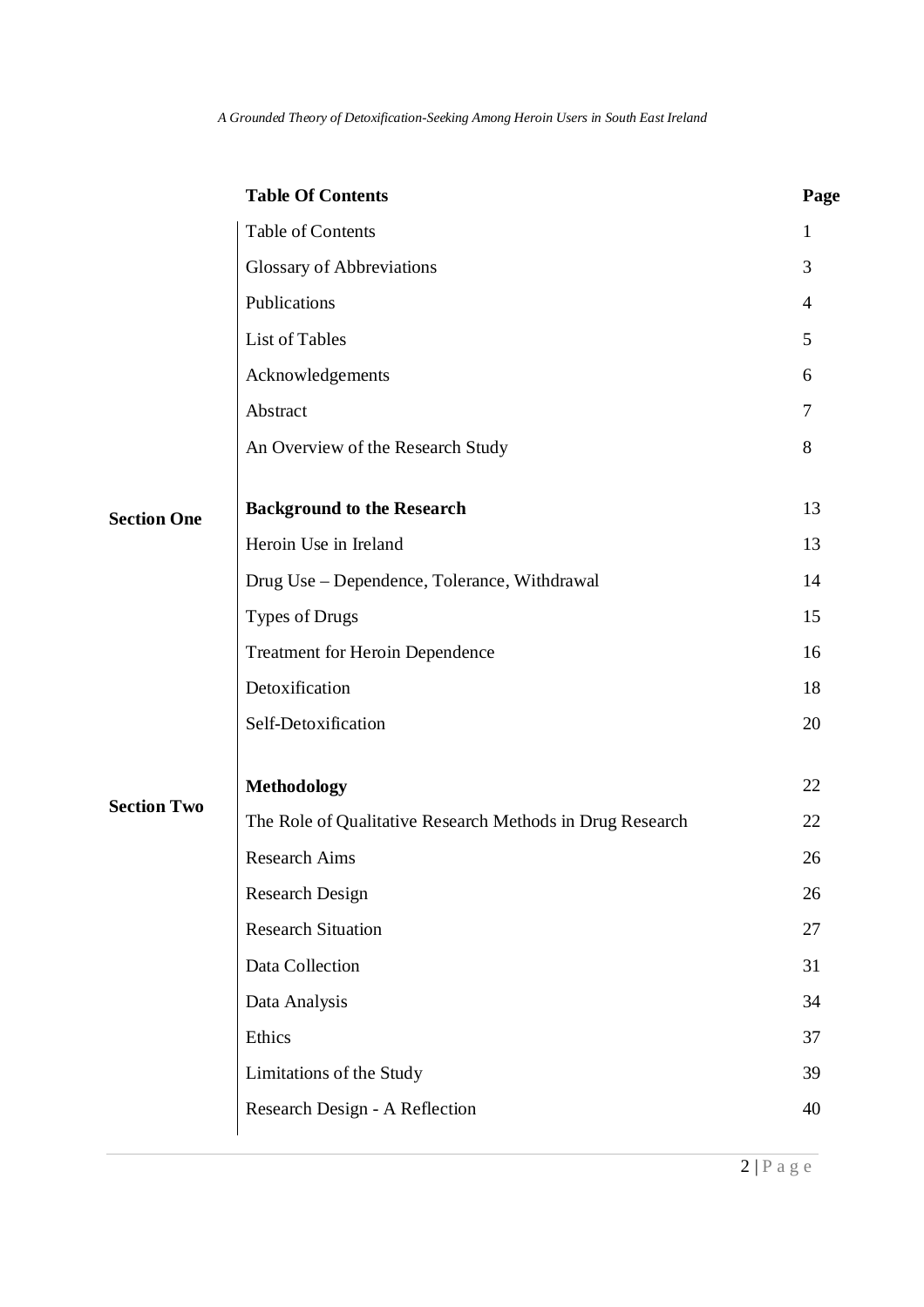| | Table Of Contents | Page |
|---|---|---|
| | Table of Contents | 1 |
| | Glossary of Abbreviations | 3 |
| | Publications | 4 |
| | List of Tables | 5 |
| | Acknowledgements | 6 |
| | Abstract | 7 |
| | An Overview of the Research Study | 8 |
| **Section One** | **Background to the Research** | 13 |
| | Heroin Use in Ireland | 13 |
| | Drug Use – Dependence, Tolerance, Withdrawal | 14 |
| | Types of Drugs | 15 |
| | Treatment for Heroin Dependence | 16 |
| | Detoxification | 18 |
| | Self-Detoxification | 20 |
| **Section Two** | **Methodology** | 22 |
| | The Role of Qualitative Research Methods in Drug Research | 22 |
| | Research Aims | 26 |
| | Research Design | 26 |
| | Research Situation | 27 |
| | Data Collection | 31 |
| | Data Analysis | 34 |
| | Ethics | 37 |
| | Limitations of the Study | 39 |
| | Research Design - A Reflection | 40 |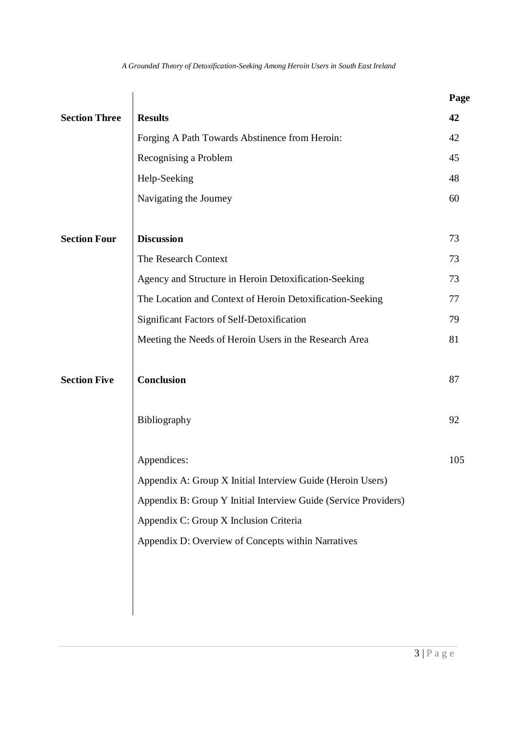| | | Page |
|---|---|---|
| **Section Three** | **Results** | **42** |
| | Forging A Path Towards Abstinence from Heroin: | 42 |
| | Recognising a Problem | 45 |
| | Help-Seeking | 48 |
| | Navigating the Journey | 60 |
| **Section Four** | **Discussion** | 73 |
| | The Research Context | 73 |
| | Agency and Structure in Heroin Detoxification-Seeking | 73 |
| | The Location and Context of Heroin Detoxification-Seeking | 77 |
| | Significant Factors of Self-Detoxification | 79 |
| | Meeting the Needs of Heroin Users in the Research Area | 81 |
| **Section Five** | **Conclusion** | 87 |
| | Bibliography | 92 |
| | Appendices: | 105 |
| | Appendix A: Group X Initial Interview Guide (Heroin Users) | |
| | Appendix B: Group Y Initial Interview Guide (Service Providers) | |
| | Appendix C: Group X Inclusion Criteria | |
| | Appendix D: Overview of Concepts within Narratives | |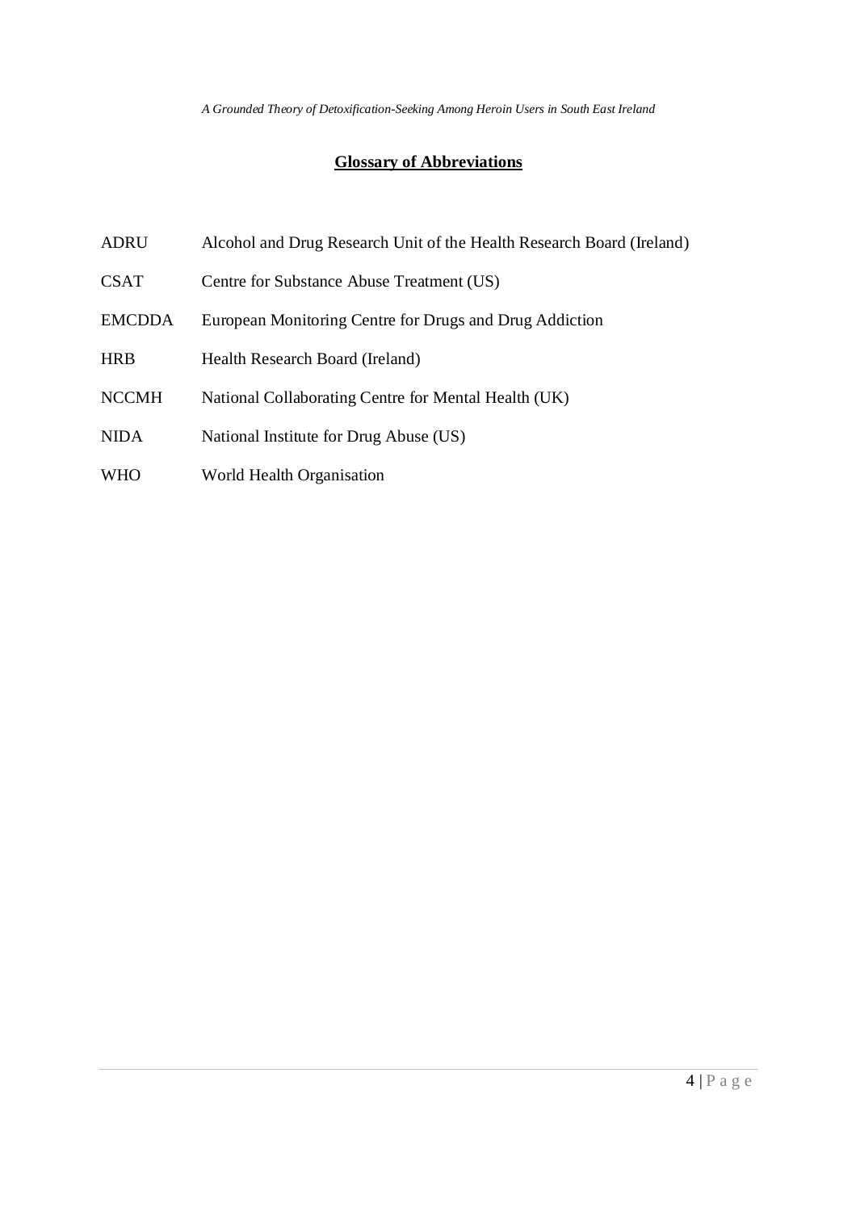## Glossary of Abbreviations

| | |
|---|---|
| ADRU | Alcohol and Drug Research Unit of the Health Research Board (Ireland) |
| CSAT | Centre for Substance Abuse Treatment (US) |
| EMCDDA | European Monitoring Centre for Drugs and Drug Addiction |
| HRB | Health Research Board (Ireland) |
| NCCMH | National Collaborating Centre for Mental Health (UK) |
| NIDA | National Institute for Drug Abuse (US) |
| WHO | World Health Organisation |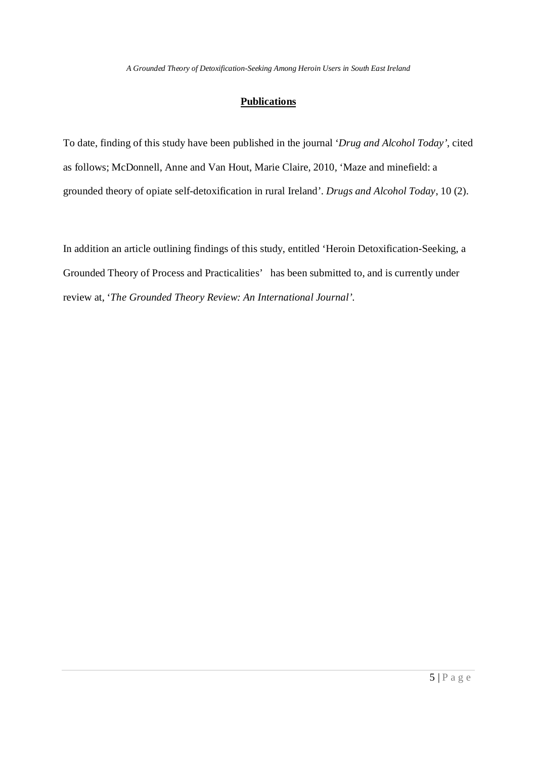## Publications

To date, finding of this study have been published in the journal '*Drug and Alcohol Today'*, cited as follows; McDonnell, Anne and Van Hout, Marie Claire, 2010, 'Maze and minefield: a grounded theory of opiate self-detoxification in rural Ireland'. *Drugs and Alcohol Today*, 10 (2).

In addition an article outlining findings of this study, entitled 'Heroin Detoxification-Seeking, a Grounded Theory of Process and Practicalities' has been submitted to, and is currently under review at, '*The Grounded Theory Review: An International Journal'*.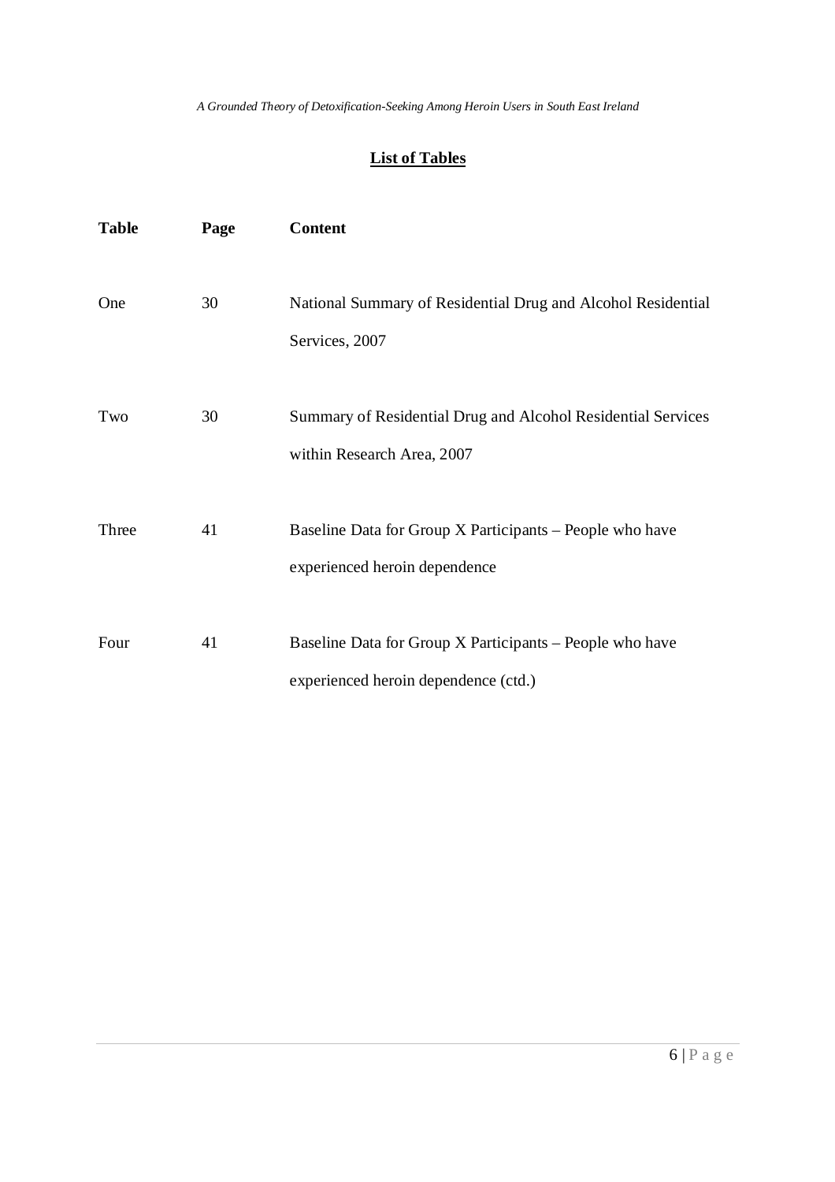## List of Tables

| Table | Page | Content |
|---|---|---|
| One | 30 | National Summary of Residential Drug and Alcohol Residential Services, 2007 |
| Two | 30 | Summary of Residential Drug and Alcohol Residential Services within Research Area, 2007 |
| Three | 41 | Baseline Data for Group X Participants – People who have experienced heroin dependence |
| Four | 41 | Baseline Data for Group X Participants – People who have experienced heroin dependence (ctd.) |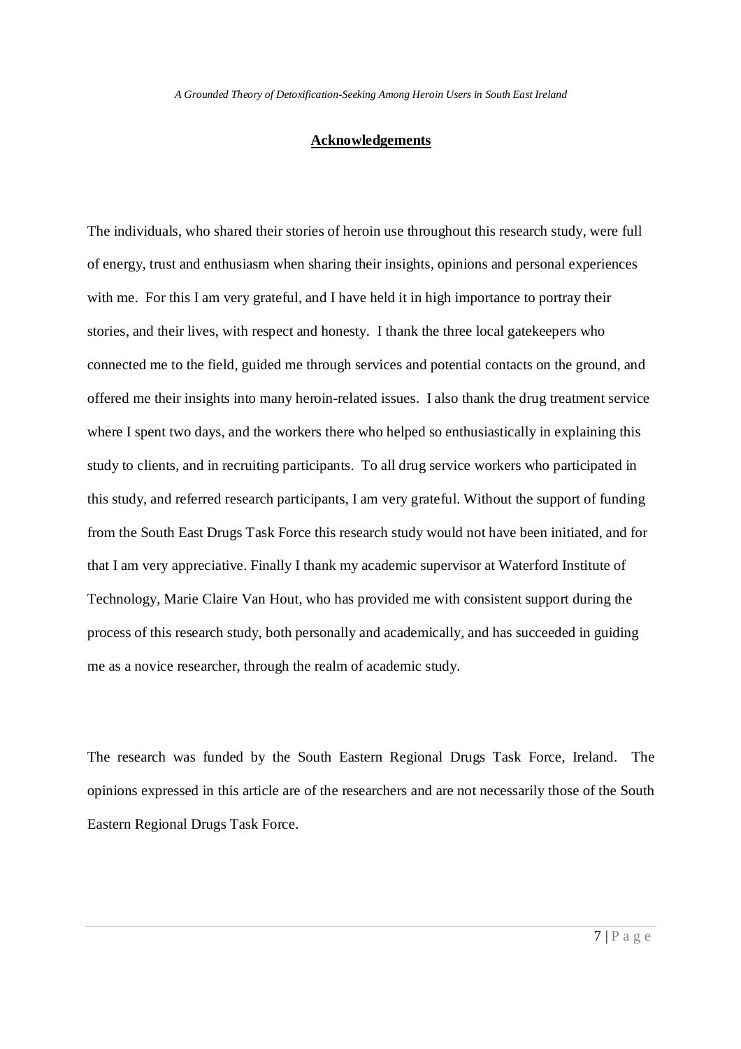## Acknowledgements

The individuals, who shared their stories of heroin use throughout this research study, were full of energy, trust and enthusiasm when sharing their insights, opinions and personal experiences with me. For this I am very grateful, and I have held it in high importance to portray their stories, and their lives, with respect and honesty. I thank the three local gatekeepers who connected me to the field, guided me through services and potential contacts on the ground, and offered me their insights into many heroin-related issues. I also thank the drug treatment service where I spent two days, and the workers there who helped so enthusiastically in explaining this study to clients, and in recruiting participants. To all drug service workers who participated in this study, and referred research participants, I am very grateful. Without the support of funding from the South East Drugs Task Force this research study would not have been initiated, and for that I am very appreciative. Finally I thank my academic supervisor at Waterford Institute of Technology, Marie Claire Van Hout, who has provided me with consistent support during the process of this research study, both personally and academically, and has succeeded in guiding me as a novice researcher, through the realm of academic study.

The research was funded by the South Eastern Regional Drugs Task Force, Ireland. The opinions expressed in this article are of the researchers and are not necessarily those of the South Eastern Regional Drugs Task Force.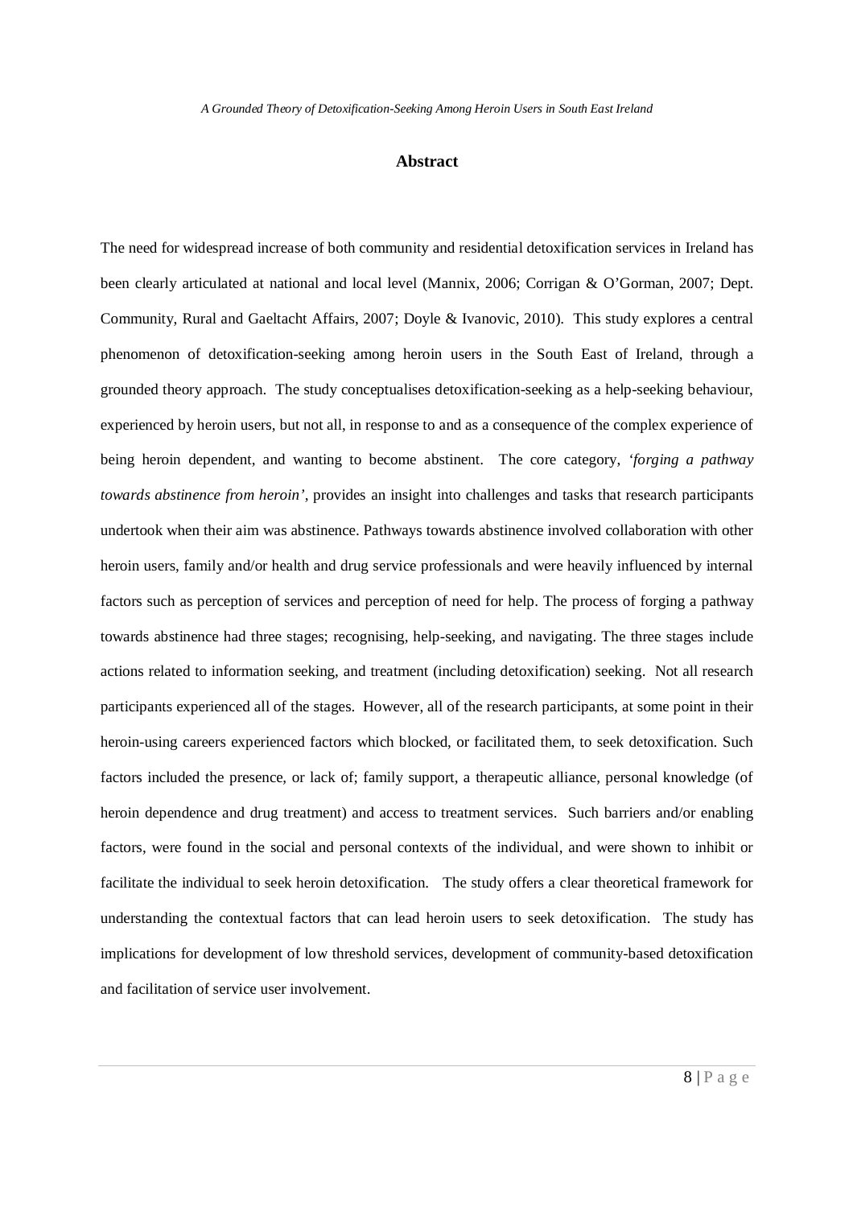# Abstract

The need for widespread increase of both community and residential detoxification services in Ireland has been clearly articulated at national and local level (Mannix, 2006; Corrigan & O'Gorman, 2007; Dept. Community, Rural and Gaeltacht Affairs, 2007; Doyle & Ivanovic, 2010). This study explores a central phenomenon of detoxification-seeking among heroin users in the South East of Ireland, through a grounded theory approach. The study conceptualises detoxification-seeking as a help-seeking behaviour, experienced by heroin users, but not all, in response to and as a consequence of the complex experience of being heroin dependent, and wanting to become abstinent. The core category, *'forging a pathway towards abstinence from heroin'*, provides an insight into challenges and tasks that research participants undertook when their aim was abstinence. Pathways towards abstinence involved collaboration with other heroin users, family and/or health and drug service professionals and were heavily influenced by internal factors such as perception of services and perception of need for help. The process of forging a pathway towards abstinence had three stages; recognising, help-seeking, and navigating. The three stages include actions related to information seeking, and treatment (including detoxification) seeking. Not all research participants experienced all of the stages. However, all of the research participants, at some point in their heroin-using careers experienced factors which blocked, or facilitated them, to seek detoxification. Such factors included the presence, or lack of; family support, a therapeutic alliance, personal knowledge (of heroin dependence and drug treatment) and access to treatment services. Such barriers and/or enabling factors, were found in the social and personal contexts of the individual, and were shown to inhibit or facilitate the individual to seek heroin detoxification. The study offers a clear theoretical framework for understanding the contextual factors that can lead heroin users to seek detoxification. The study has implications for development of low threshold services, development of community-based detoxification and facilitation of service user involvement.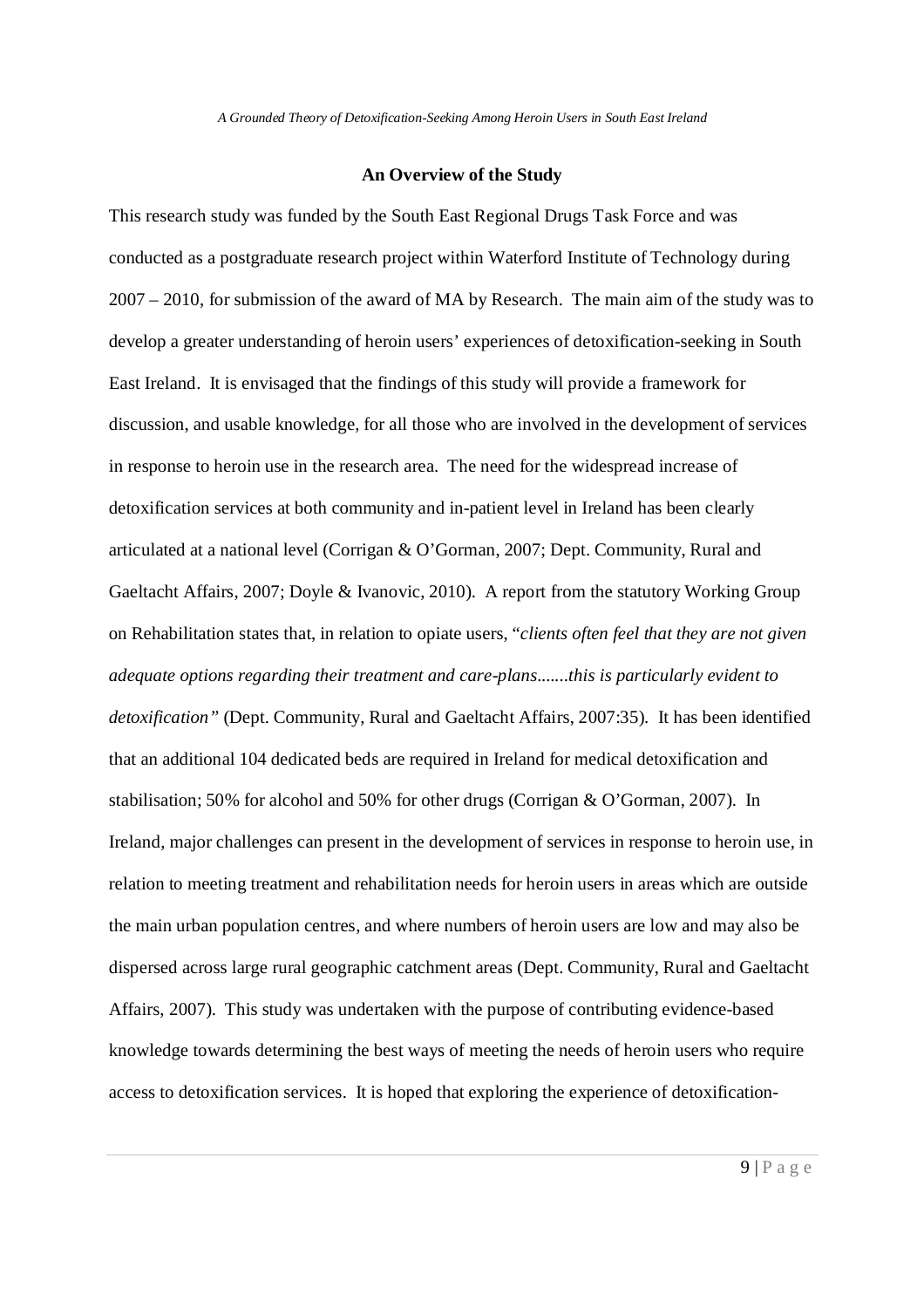## An Overview of the Study

This research study was funded by the South East Regional Drugs Task Force and was conducted as a postgraduate research project within Waterford Institute of Technology during 2007 – 2010, for submission of the award of MA by Research. The main aim of the study was to develop a greater understanding of heroin users' experiences of detoxification-seeking in South East Ireland. It is envisaged that the findings of this study will provide a framework for discussion, and usable knowledge, for all those who are involved in the development of services in response to heroin use in the research area. The need for the widespread increase of detoxification services at both community and in-patient level in Ireland has been clearly articulated at a national level (Corrigan & O'Gorman, 2007; Dept. Community, Rural and Gaeltacht Affairs, 2007; Doyle & Ivanovic, 2010). A report from the statutory Working Group on Rehabilitation states that, in relation to opiate users, "*clients often feel that they are not given adequate options regarding their treatment and care-plans.......this is particularly evident to detoxification"* (Dept. Community, Rural and Gaeltacht Affairs, 2007:35). It has been identified that an additional 104 dedicated beds are required in Ireland for medical detoxification and stabilisation; 50% for alcohol and 50% for other drugs (Corrigan & O'Gorman, 2007). In Ireland, major challenges can present in the development of services in response to heroin use, in relation to meeting treatment and rehabilitation needs for heroin users in areas which are outside the main urban population centres, and where numbers of heroin users are low and may also be dispersed across large rural geographic catchment areas (Dept. Community, Rural and Gaeltacht Affairs, 2007). This study was undertaken with the purpose of contributing evidence-based knowledge towards determining the best ways of meeting the needs of heroin users who require access to detoxification services. It is hoped that exploring the experience of detoxification-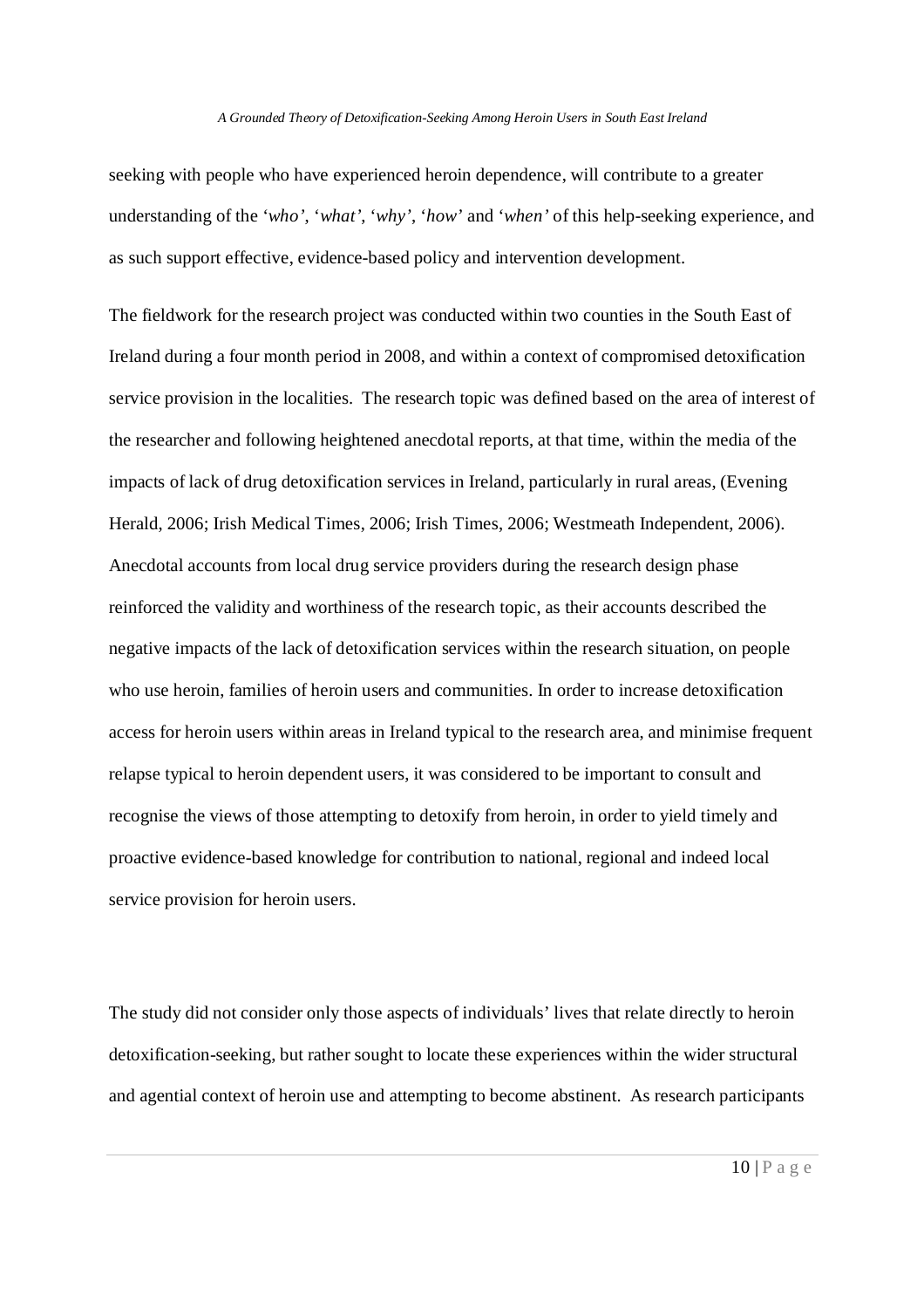seeking with people who have experienced heroin dependence, will contribute to a greater understanding of the '*who*', '*what*', '*why*', '*how*' and '*when*' of this help-seeking experience, and as such support effective, evidence-based policy and intervention development.

The fieldwork for the research project was conducted within two counties in the South East of Ireland during a four month period in 2008, and within a context of compromised detoxification service provision in the localities. The research topic was defined based on the area of interest of the researcher and following heightened anecdotal reports, at that time, within the media of the impacts of lack of drug detoxification services in Ireland, particularly in rural areas, (Evening Herald, 2006; Irish Medical Times, 2006; Irish Times, 2006; Westmeath Independent, 2006). Anecdotal accounts from local drug service providers during the research design phase reinforced the validity and worthiness of the research topic, as their accounts described the negative impacts of the lack of detoxification services within the research situation, on people who use heroin, families of heroin users and communities. In order to increase detoxification access for heroin users within areas in Ireland typical to the research area, and minimise frequent relapse typical to heroin dependent users, it was considered to be important to consult and recognise the views of those attempting to detoxify from heroin, in order to yield timely and proactive evidence-based knowledge for contribution to national, regional and indeed local service provision for heroin users.

The study did not consider only those aspects of individuals' lives that relate directly to heroin detoxification-seeking, but rather sought to locate these experiences within the wider structural and agential context of heroin use and attempting to become abstinent. As research participants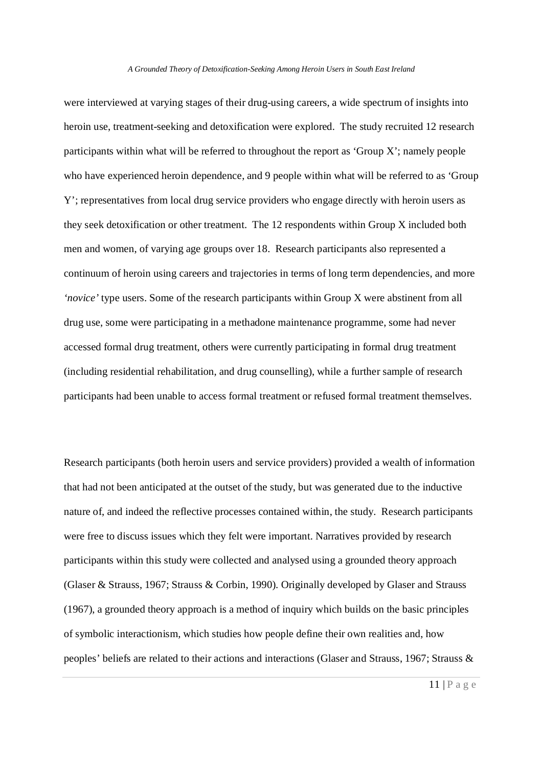were interviewed at varying stages of their drug-using careers, a wide spectrum of insights into heroin use, treatment-seeking and detoxification were explored. The study recruited 12 research participants within what will be referred to throughout the report as 'Group X'; namely people who have experienced heroin dependence, and 9 people within what will be referred to as 'Group Y'; representatives from local drug service providers who engage directly with heroin users as they seek detoxification or other treatment. The 12 respondents within Group X included both men and women, of varying age groups over 18. Research participants also represented a continuum of heroin using careers and trajectories in terms of long term dependencies, and more *'novice'* type users. Some of the research participants within Group X were abstinent from all drug use, some were participating in a methadone maintenance programme, some had never accessed formal drug treatment, others were currently participating in formal drug treatment (including residential rehabilitation, and drug counselling), while a further sample of research participants had been unable to access formal treatment or refused formal treatment themselves.

Research participants (both heroin users and service providers) provided a wealth of information that had not been anticipated at the outset of the study, but was generated due to the inductive nature of, and indeed the reflective processes contained within, the study. Research participants were free to discuss issues which they felt were important. Narratives provided by research participants within this study were collected and analysed using a grounded theory approach (Glaser & Strauss, 1967; Strauss & Corbin, 1990). Originally developed by Glaser and Strauss (1967), a grounded theory approach is a method of inquiry which builds on the basic principles of symbolic interactionism, which studies how people define their own realities and, how peoples' beliefs are related to their actions and interactions (Glaser and Strauss, 1967; Strauss &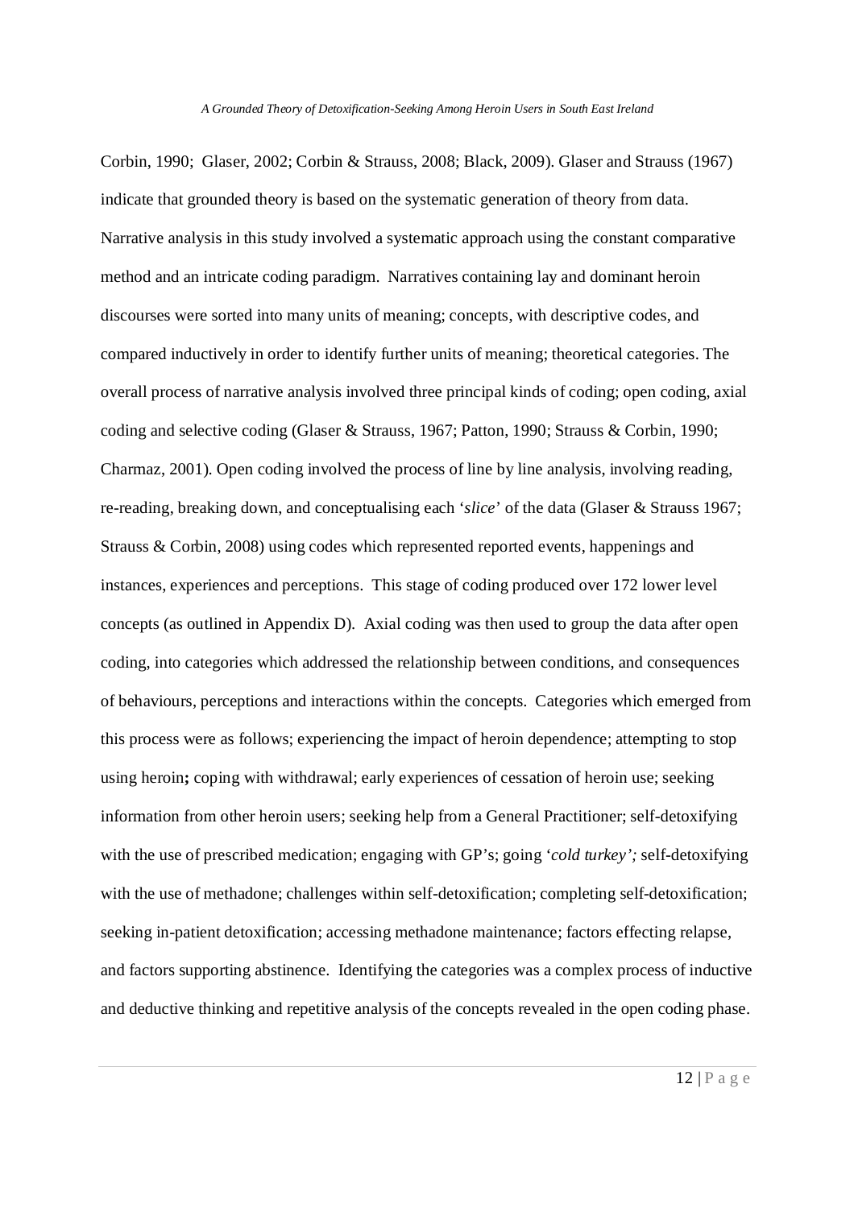Corbin, 1990; Glaser, 2002; Corbin & Strauss, 2008; Black, 2009). Glaser and Strauss (1967) indicate that grounded theory is based on the systematic generation of theory from data. Narrative analysis in this study involved a systematic approach using the constant comparative method and an intricate coding paradigm. Narratives containing lay and dominant heroin discourses were sorted into many units of meaning; concepts, with descriptive codes, and compared inductively in order to identify further units of meaning; theoretical categories. The overall process of narrative analysis involved three principal kinds of coding; open coding, axial coding and selective coding (Glaser & Strauss, 1967; Patton, 1990; Strauss & Corbin, 1990; Charmaz, 2001). Open coding involved the process of line by line analysis, involving reading, re-reading, breaking down, and conceptualising each '*slice*' of the data (Glaser & Strauss 1967; Strauss & Corbin, 2008) using codes which represented reported events, happenings and instances, experiences and perceptions. This stage of coding produced over 172 lower level concepts (as outlined in Appendix D). Axial coding was then used to group the data after open coding, into categories which addressed the relationship between conditions, and consequences of behaviours, perceptions and interactions within the concepts. Categories which emerged from this process were as follows; experiencing the impact of heroin dependence; attempting to stop using heroin**;** coping with withdrawal; early experiences of cessation of heroin use; seeking information from other heroin users; seeking help from a General Practitioner; self-detoxifying with the use of prescribed medication; engaging with GP's; going '*cold turkey';* self-detoxifying with the use of methadone; challenges within self-detoxification; completing self-detoxification; seeking in-patient detoxification; accessing methadone maintenance; factors effecting relapse, and factors supporting abstinence. Identifying the categories was a complex process of inductive and deductive thinking and repetitive analysis of the concepts revealed in the open coding phase.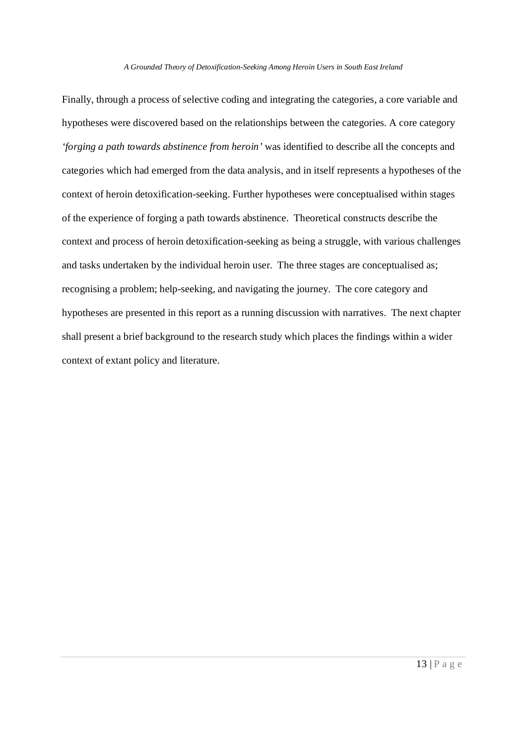Finally, through a process of selective coding and integrating the categories, a core variable and hypotheses were discovered based on the relationships between the categories. A core category *'forging a path towards abstinence from heroin'* was identified to describe all the concepts and categories which had emerged from the data analysis, and in itself represents a hypotheses of the context of heroin detoxification-seeking. Further hypotheses were conceptualised within stages of the experience of forging a path towards abstinence. Theoretical constructs describe the context and process of heroin detoxification-seeking as being a struggle, with various challenges and tasks undertaken by the individual heroin user. The three stages are conceptualised as; recognising a problem; help-seeking, and navigating the journey. The core category and hypotheses are presented in this report as a running discussion with narratives. The next chapter shall present a brief background to the research study which places the findings within a wider context of extant policy and literature.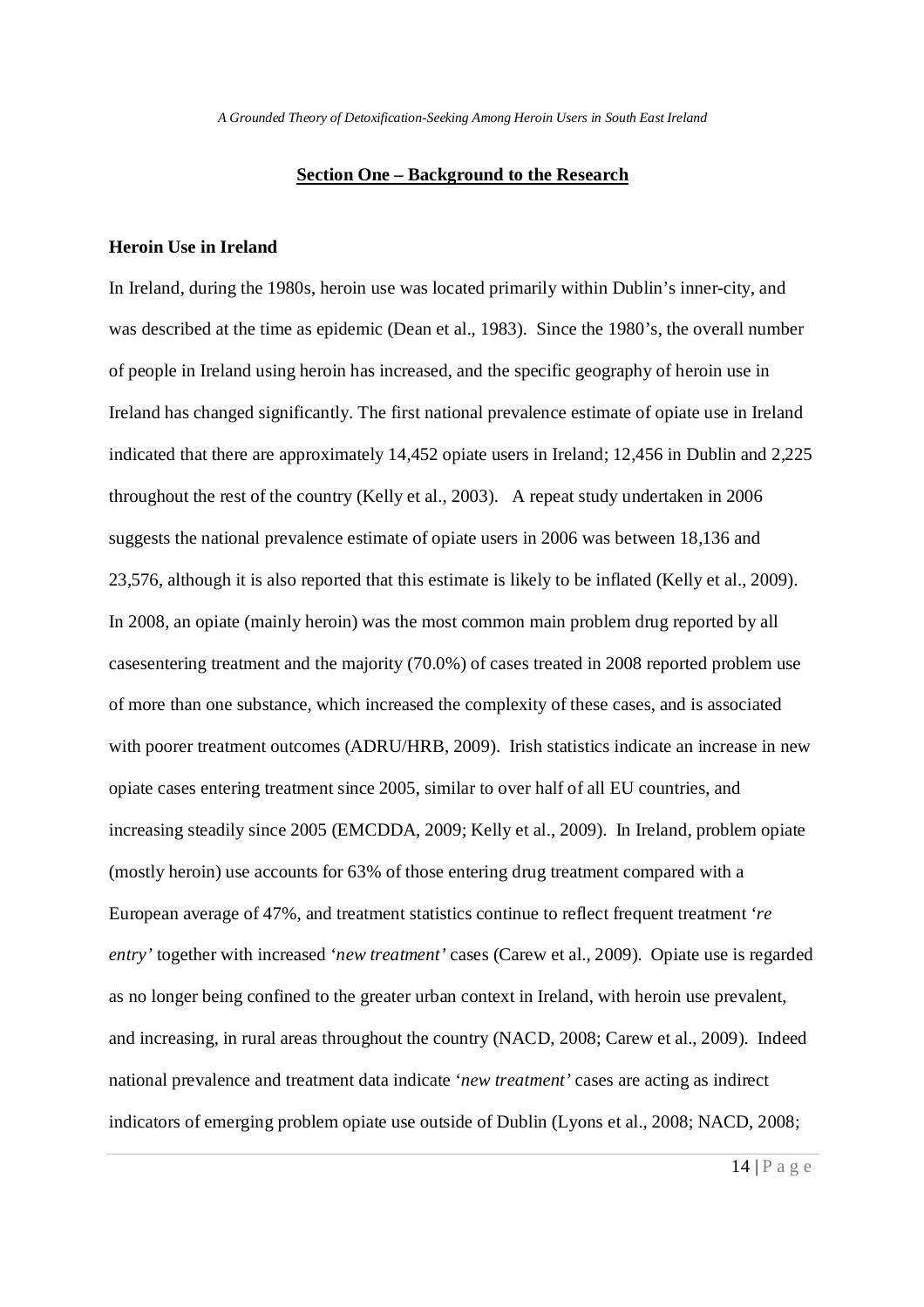## Section One – Background to the Research

### Heroin Use in Ireland

In Ireland, during the 1980s, heroin use was located primarily within Dublin's inner-city, and was described at the time as epidemic (Dean et al., 1983). Since the 1980's, the overall number of people in Ireland using heroin has increased, and the specific geography of heroin use in Ireland has changed significantly. The first national prevalence estimate of opiate use in Ireland indicated that there are approximately 14,452 opiate users in Ireland; 12,456 in Dublin and 2,225 throughout the rest of the country (Kelly et al., 2003). A repeat study undertaken in 2006 suggests the national prevalence estimate of opiate users in 2006 was between 18,136 and 23,576, although it is also reported that this estimate is likely to be inflated (Kelly et al., 2009). In 2008, an opiate (mainly heroin) was the most common main problem drug reported by all casesentering treatment and the majority (70.0%) of cases treated in 2008 reported problem use of more than one substance, which increased the complexity of these cases, and is associated with poorer treatment outcomes (ADRU/HRB, 2009). Irish statistics indicate an increase in new opiate cases entering treatment since 2005, similar to over half of all EU countries, and increasing steadily since 2005 (EMCDDA, 2009; Kelly et al., 2009). In Ireland, problem opiate (mostly heroin) use accounts for 63% of those entering drug treatment compared with a European average of 47%, and treatment statistics continue to reflect frequent treatment '*re entry'* together with increased '*new treatment'* cases (Carew et al., 2009). Opiate use is regarded as no longer being confined to the greater urban context in Ireland, with heroin use prevalent, and increasing, in rural areas throughout the country (NACD, 2008; Carew et al., 2009). Indeed national prevalence and treatment data indicate '*new treatment'* cases are acting as indirect indicators of emerging problem opiate use outside of Dublin (Lyons et al., 2008; NACD, 2008;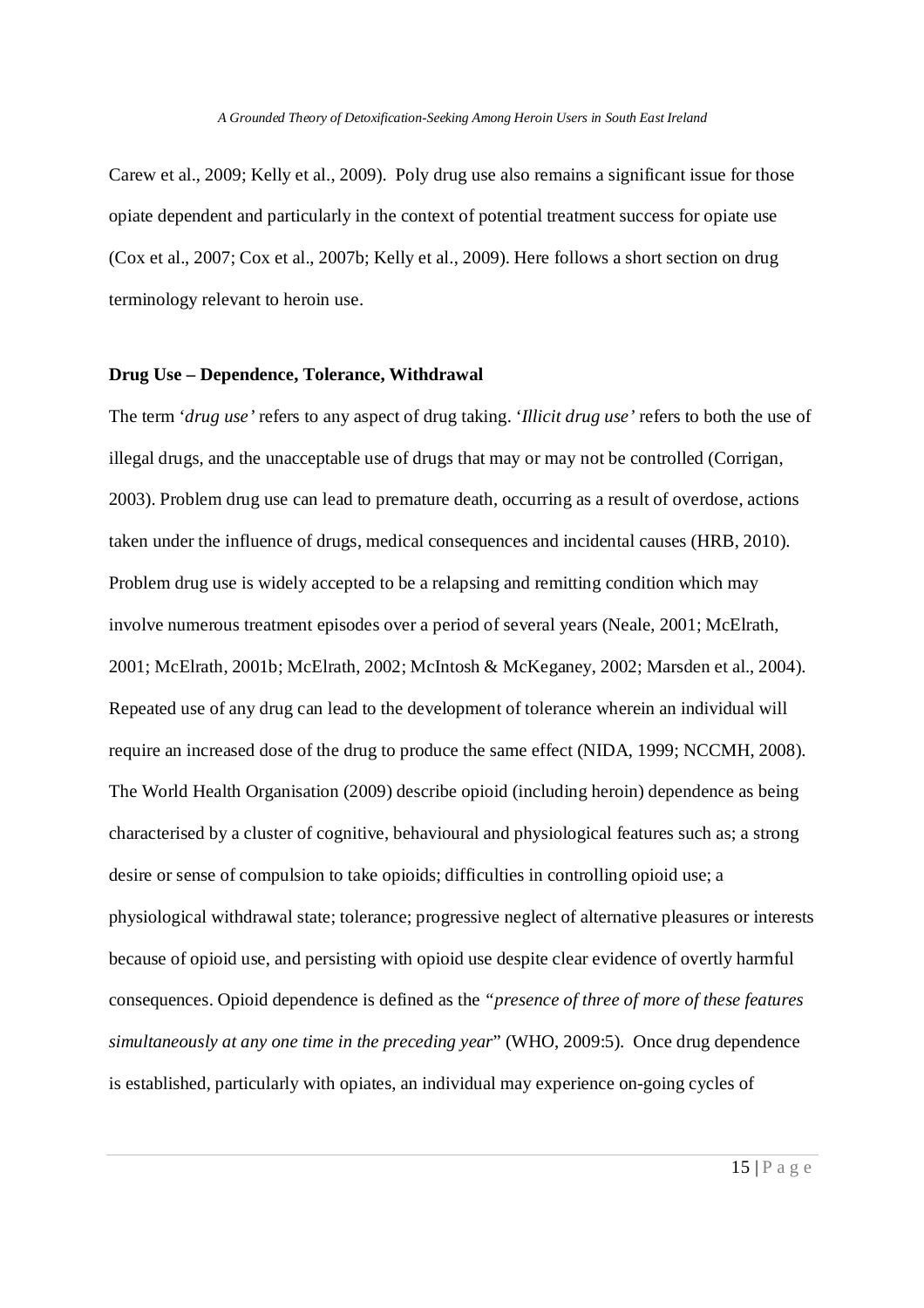Carew et al., 2009; Kelly et al., 2009). Poly drug use also remains a significant issue for those opiate dependent and particularly in the context of potential treatment success for opiate use (Cox et al., 2007; Cox et al., 2007b; Kelly et al., 2009). Here follows a short section on drug terminology relevant to heroin use.

**Drug Use – Dependence, Tolerance, Withdrawal**

The term '*drug use'* refers to any aspect of drug taking. '*Illicit drug use'* refers to both the use of illegal drugs, and the unacceptable use of drugs that may or may not be controlled (Corrigan, 2003). Problem drug use can lead to premature death, occurring as a result of overdose, actions taken under the influence of drugs, medical consequences and incidental causes (HRB, 2010). Problem drug use is widely accepted to be a relapsing and remitting condition which may involve numerous treatment episodes over a period of several years (Neale, 2001; McElrath, 2001; McElrath, 2001b; McElrath, 2002; McIntosh & McKeganey, 2002; Marsden et al., 2004). Repeated use of any drug can lead to the development of tolerance wherein an individual will require an increased dose of the drug to produce the same effect (NIDA, 1999; NCCMH, 2008). The World Health Organisation (2009) describe opioid (including heroin) dependence as being characterised by a cluster of cognitive, behavioural and physiological features such as; a strong desire or sense of compulsion to take opioids; difficulties in controlling opioid use; a physiological withdrawal state; tolerance; progressive neglect of alternative pleasures or interests because of opioid use, and persisting with opioid use despite clear evidence of overtly harmful consequences. Opioid dependence is defined as the *"presence of three of more of these features simultaneously at any one time in the preceding year*" (WHO, 2009:5). Once drug dependence is established, particularly with opiates, an individual may experience on-going cycles of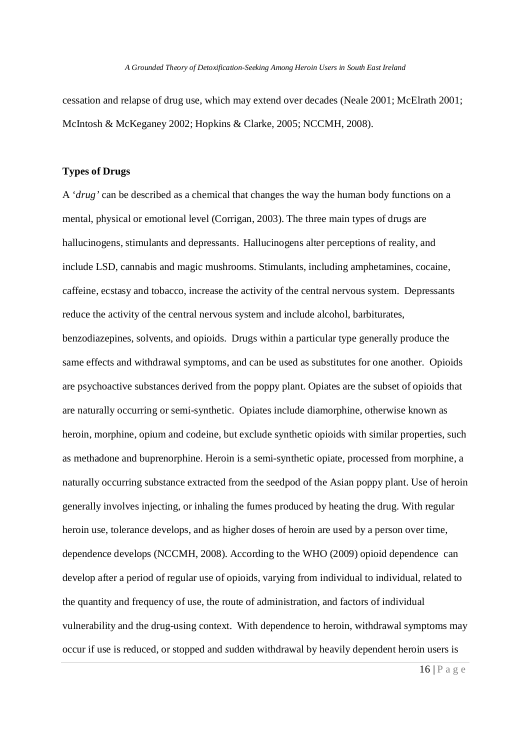cessation and relapse of drug use, which may extend over decades (Neale 2001; McElrath 2001; McIntosh & McKeganey 2002; Hopkins & Clarke, 2005; NCCMH, 2008).

**Types of Drugs**

A '*drug'* can be described as a chemical that changes the way the human body functions on a mental, physical or emotional level (Corrigan, 2003). The three main types of drugs are hallucinogens, stimulants and depressants. Hallucinogens alter perceptions of reality, and include LSD, cannabis and magic mushrooms. Stimulants, including amphetamines, cocaine, caffeine, ecstasy and tobacco, increase the activity of the central nervous system. Depressants reduce the activity of the central nervous system and include alcohol, barbiturates, benzodiazepines, solvents, and opioids. Drugs within a particular type generally produce the same effects and withdrawal symptoms, and can be used as substitutes for one another. Opioids are psychoactive substances derived from the poppy plant. Opiates are the subset of opioids that are naturally occurring or semi-synthetic. Opiates include diamorphine, otherwise known as heroin, morphine, opium and codeine, but exclude synthetic opioids with similar properties, such as methadone and buprenorphine. Heroin is a semi-synthetic opiate, processed from morphine, a naturally occurring substance extracted from the seedpod of the Asian poppy plant. Use of heroin generally involves injecting, or inhaling the fumes produced by heating the drug. With regular heroin use, tolerance develops, and as higher doses of heroin are used by a person over time, dependence develops (NCCMH, 2008). According to the WHO (2009) opioid dependence can develop after a period of regular use of opioids, varying from individual to individual, related to the quantity and frequency of use, the route of administration, and factors of individual vulnerability and the drug-using context. With dependence to heroin, withdrawal symptoms may occur if use is reduced, or stopped and sudden withdrawal by heavily dependent heroin users is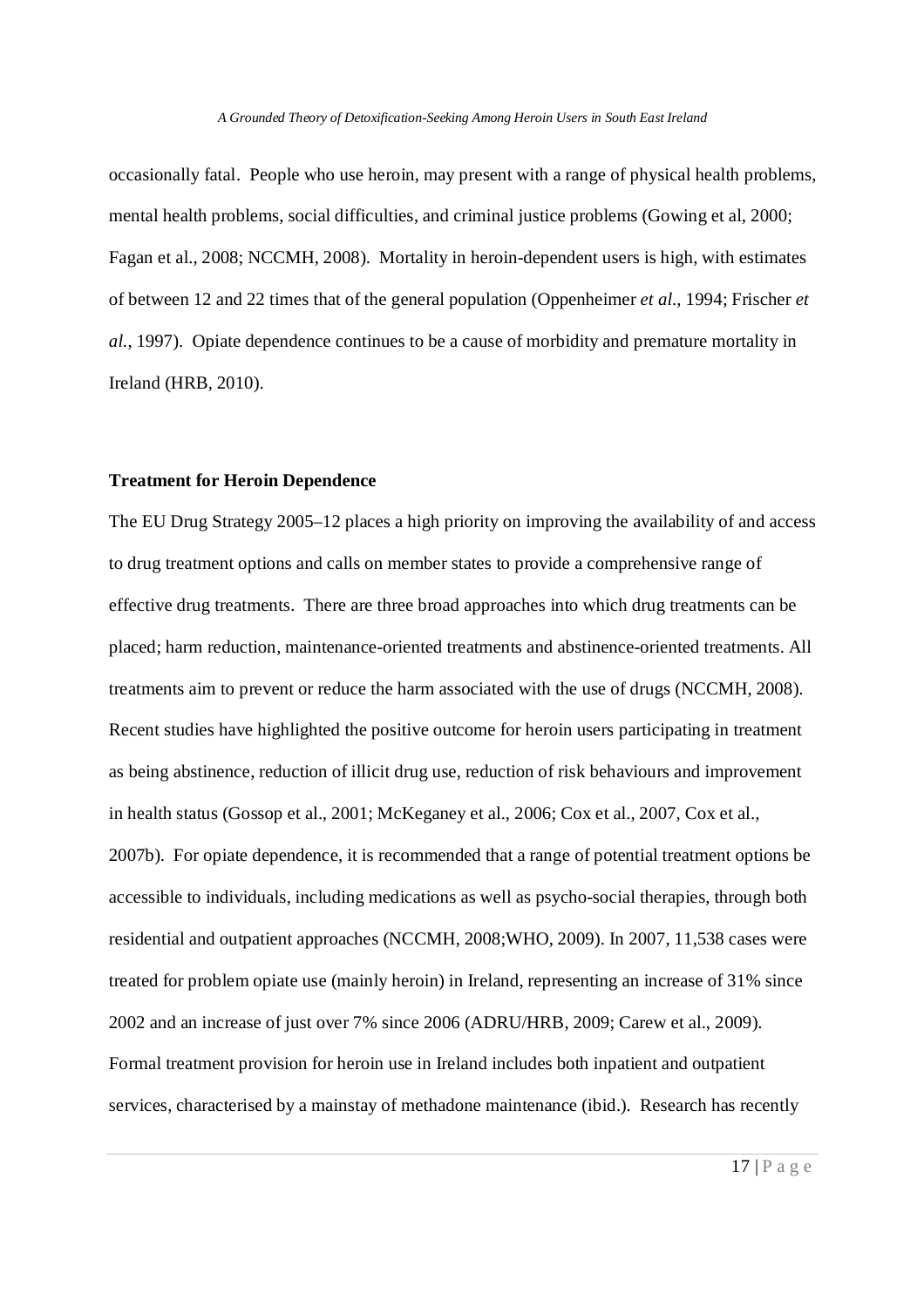occasionally fatal. People who use heroin, may present with a range of physical health problems, mental health problems, social difficulties, and criminal justice problems (Gowing et al, 2000; Fagan et al., 2008; NCCMH, 2008). Mortality in heroin-dependent users is high, with estimates of between 12 and 22 times that of the general population (Oppenheimer *et al.*, 1994; Frischer *et al.*, 1997). Opiate dependence continues to be a cause of morbidity and premature mortality in Ireland (HRB, 2010).

**Treatment for Heroin Dependence**

The EU Drug Strategy 2005–12 places a high priority on improving the availability of and access to drug treatment options and calls on member states to provide a comprehensive range of effective drug treatments. There are three broad approaches into which drug treatments can be placed; harm reduction, maintenance-oriented treatments and abstinence-oriented treatments. All treatments aim to prevent or reduce the harm associated with the use of drugs (NCCMH, 2008). Recent studies have highlighted the positive outcome for heroin users participating in treatment as being abstinence, reduction of illicit drug use, reduction of risk behaviours and improvement in health status (Gossop et al., 2001; McKeganey et al., 2006; Cox et al., 2007, Cox et al., 2007b). For opiate dependence, it is recommended that a range of potential treatment options be accessible to individuals, including medications as well as psycho-social therapies, through both residential and outpatient approaches (NCCMH, 2008;WHO, 2009). In 2007, 11,538 cases were treated for problem opiate use (mainly heroin) in Ireland, representing an increase of 31% since 2002 and an increase of just over 7% since 2006 (ADRU/HRB, 2009; Carew et al., 2009). Formal treatment provision for heroin use in Ireland includes both inpatient and outpatient services, characterised by a mainstay of methadone maintenance (ibid.). Research has recently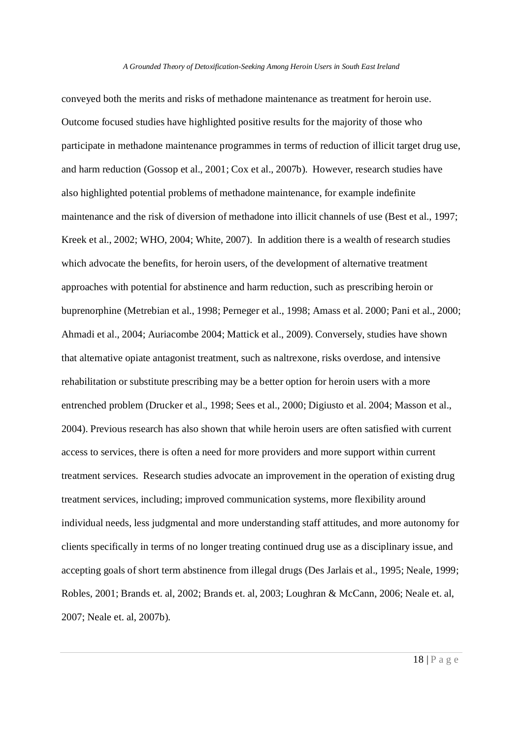conveyed both the merits and risks of methadone maintenance as treatment for heroin use. Outcome focused studies have highlighted positive results for the majority of those who participate in methadone maintenance programmes in terms of reduction of illicit target drug use, and harm reduction (Gossop et al., 2001; Cox et al., 2007b). However, research studies have also highlighted potential problems of methadone maintenance, for example indefinite maintenance and the risk of diversion of methadone into illicit channels of use (Best et al., 1997; Kreek et al., 2002; WHO, 2004; White, 2007). In addition there is a wealth of research studies which advocate the benefits, for heroin users, of the development of alternative treatment approaches with potential for abstinence and harm reduction, such as prescribing heroin or buprenorphine (Metrebian et al., 1998; Perneger et al., 1998; Amass et al. 2000; Pani et al., 2000; Ahmadi et al., 2004; Auriacombe 2004; Mattick et al., 2009). Conversely, studies have shown that alternative opiate antagonist treatment, such as naltrexone, risks overdose, and intensive rehabilitation or substitute prescribing may be a better option for heroin users with a more entrenched problem (Drucker et al., 1998; Sees et al., 2000; Digiusto et al. 2004; Masson et al., 2004). Previous research has also shown that while heroin users are often satisfied with current access to services, there is often a need for more providers and more support within current treatment services. Research studies advocate an improvement in the operation of existing drug treatment services, including; improved communication systems, more flexibility around individual needs, less judgmental and more understanding staff attitudes, and more autonomy for clients specifically in terms of no longer treating continued drug use as a disciplinary issue, and accepting goals of short term abstinence from illegal drugs (Des Jarlais et al., 1995; Neale, 1999; Robles, 2001; Brands et. al, 2002; Brands et. al, 2003; Loughran & McCann, 2006; Neale et. al, 2007; Neale et. al, 2007b).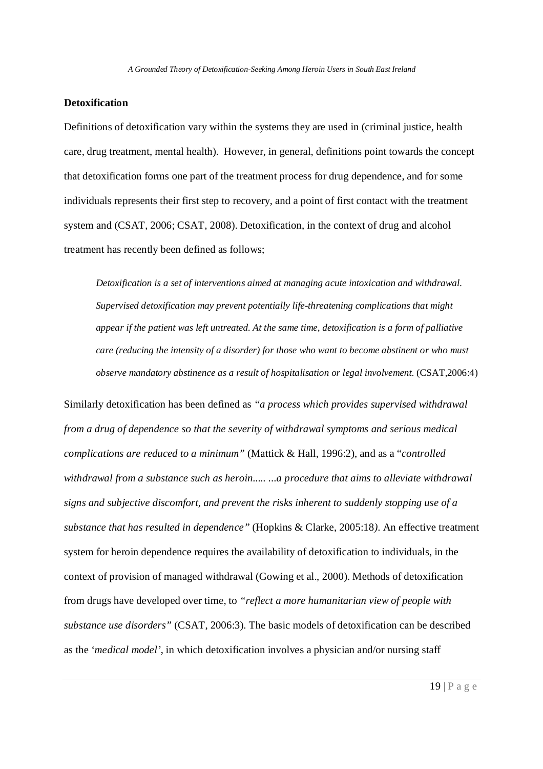**Detoxification**

Definitions of detoxification vary within the systems they are used in (criminal justice, health care, drug treatment, mental health). However, in general, definitions point towards the concept that detoxification forms one part of the treatment process for drug dependence, and for some individuals represents their first step to recovery, and a point of first contact with the treatment system and (CSAT, 2006; CSAT, 2008). Detoxification, in the context of drug and alcohol treatment has recently been defined as follows;

> *Detoxification is a set of interventions aimed at managing acute intoxication and withdrawal. Supervised detoxification may prevent potentially life-threatening complications that might appear if the patient was left untreated. At the same time, detoxification is a form of palliative care (reducing the intensity of a disorder) for those who want to become abstinent or who must observe mandatory abstinence as a result of hospitalisation or legal involvement.* (CSAT,2006:4)

Similarly detoxification has been defined as *"a process which provides supervised withdrawal from a drug of dependence so that the severity of withdrawal symptoms and serious medical complications are reduced to a minimum"* (Mattick & Hall, 1996:2), and as a "*controlled withdrawal from a substance such as heroin..... ...a procedure that aims to alleviate withdrawal signs and subjective discomfort, and prevent the risks inherent to suddenly stopping use of a substance that has resulted in dependence"* (Hopkins & Clarke, 2005:18*)*. An effective treatment system for heroin dependence requires the availability of detoxification to individuals, in the context of provision of managed withdrawal (Gowing et al., 2000). Methods of detoxification from drugs have developed over time, to *"reflect a more humanitarian view of people with substance use disorders"* (CSAT, 2006:3). The basic models of detoxification can be described as the '*medical model'*, in which detoxification involves a physician and/or nursing staff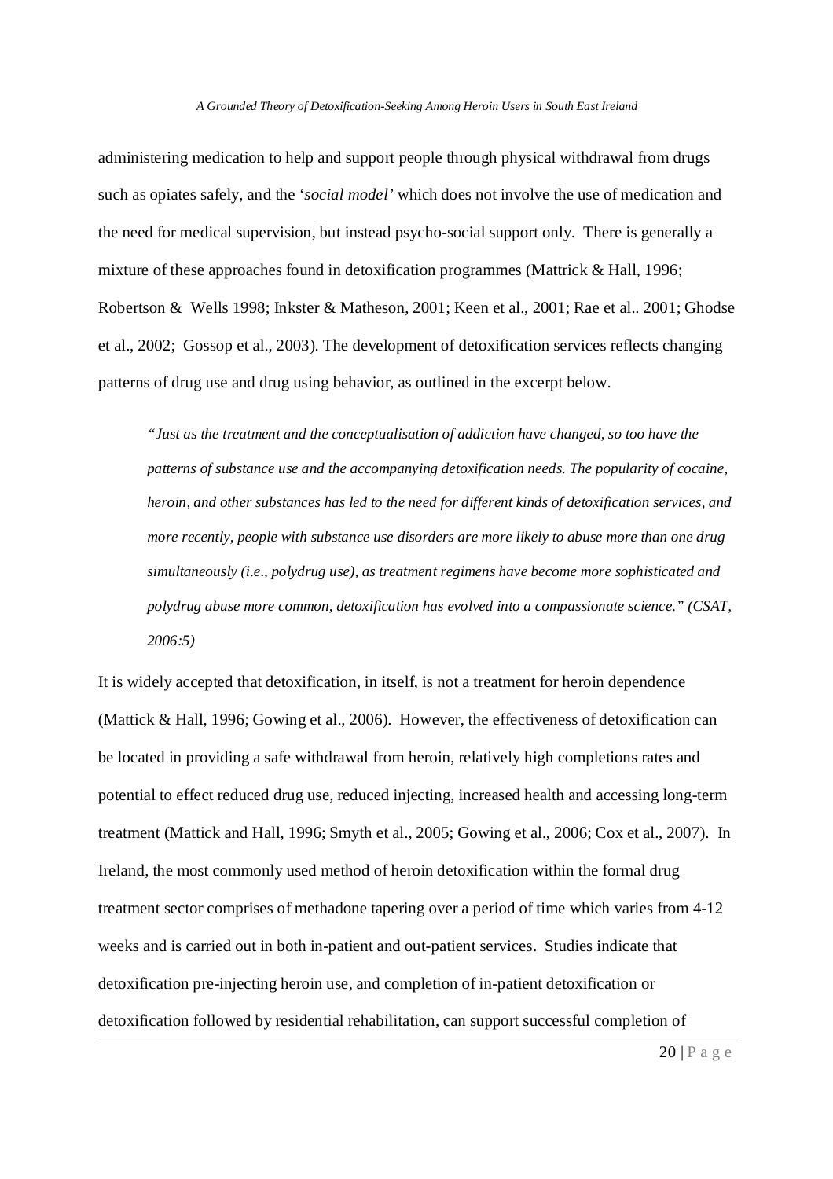administering medication to help and support people through physical withdrawal from drugs such as opiates safely, and the '*social model*' which does not involve the use of medication and the need for medical supervision, but instead psycho-social support only. There is generally a mixture of these approaches found in detoxification programmes (Mattrick & Hall, 1996; Robertson & Wells 1998; Inkster & Matheson, 2001; Keen et al., 2001; Rae et al.. 2001; Ghodse et al., 2002; Gossop et al., 2003). The development of detoxification services reflects changing patterns of drug use and drug using behavior, as outlined in the excerpt below.

> *"Just as the treatment and the conceptualisation of addiction have changed, so too have the patterns of substance use and the accompanying detoxification needs. The popularity of cocaine, heroin, and other substances has led to the need for different kinds of detoxification services, and more recently, people with substance use disorders are more likely to abuse more than one drug simultaneously (i.e., polydrug use), as treatment regimens have become more sophisticated and polydrug abuse more common, detoxification has evolved into a compassionate science." (CSAT, 2006:5)*

It is widely accepted that detoxification, in itself, is not a treatment for heroin dependence (Mattick & Hall, 1996; Gowing et al., 2006). However, the effectiveness of detoxification can be located in providing a safe withdrawal from heroin, relatively high completions rates and potential to effect reduced drug use, reduced injecting, increased health and accessing long-term treatment (Mattick and Hall, 1996; Smyth et al., 2005; Gowing et al., 2006; Cox et al., 2007). In Ireland, the most commonly used method of heroin detoxification within the formal drug treatment sector comprises of methadone tapering over a period of time which varies from 4-12 weeks and is carried out in both in-patient and out-patient services. Studies indicate that detoxification pre-injecting heroin use, and completion of in-patient detoxification or detoxification followed by residential rehabilitation, can support successful completion of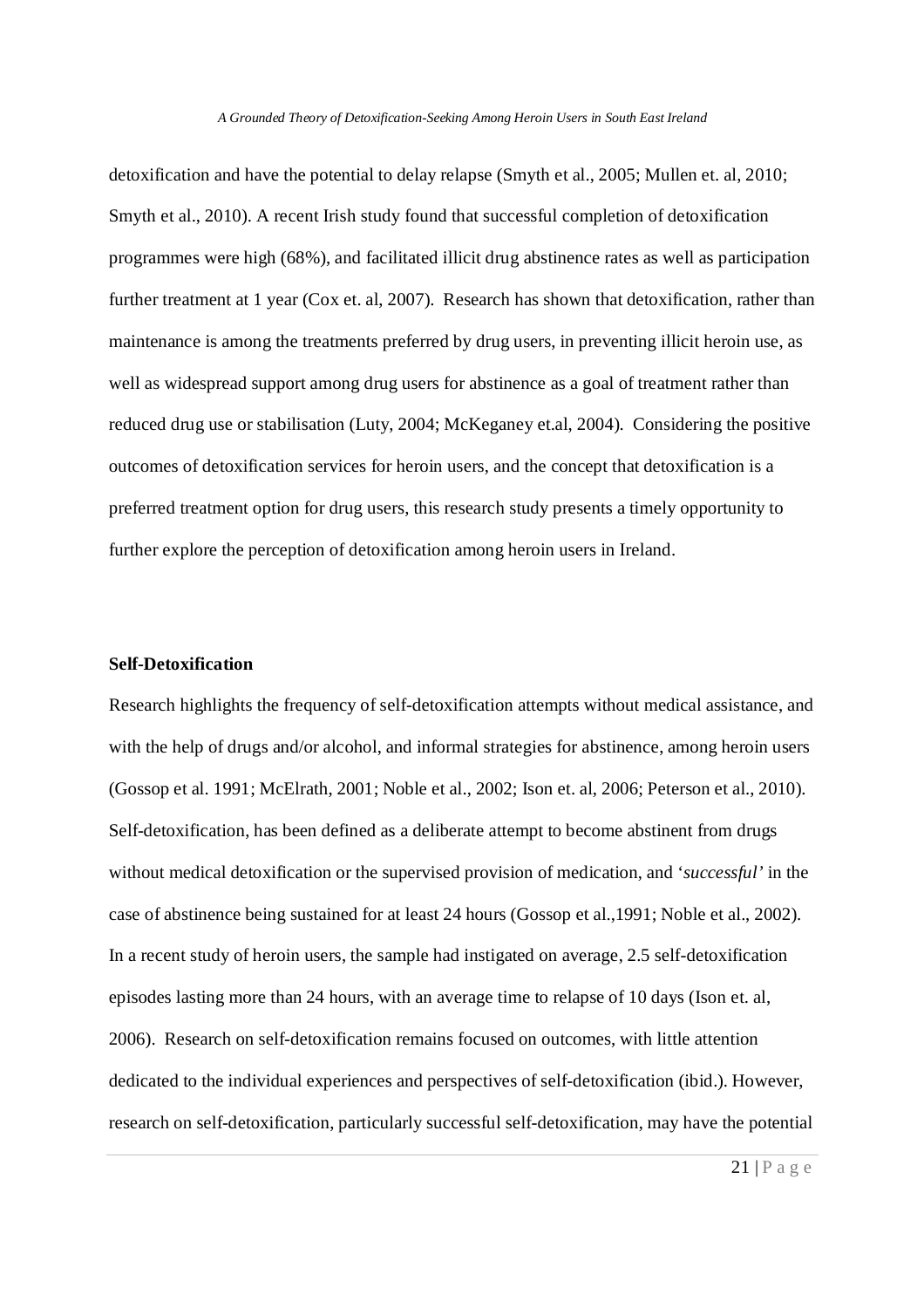detoxification and have the potential to delay relapse (Smyth et al., 2005; Mullen et. al, 2010; Smyth et al., 2010). A recent Irish study found that successful completion of detoxification programmes were high (68%), and facilitated illicit drug abstinence rates as well as participation further treatment at 1 year (Cox et. al, 2007). Research has shown that detoxification, rather than maintenance is among the treatments preferred by drug users, in preventing illicit heroin use, as well as widespread support among drug users for abstinence as a goal of treatment rather than reduced drug use or stabilisation (Luty, 2004; McKeganey et.al, 2004). Considering the positive outcomes of detoxification services for heroin users, and the concept that detoxification is a preferred treatment option for drug users, this research study presents a timely opportunity to further explore the perception of detoxification among heroin users in Ireland.

**Self-Detoxification**

Research highlights the frequency of self-detoxification attempts without medical assistance, and with the help of drugs and/or alcohol, and informal strategies for abstinence, among heroin users (Gossop et al. 1991; McElrath, 2001; Noble et al., 2002; Ison et. al, 2006; Peterson et al., 2010). Self-detoxification, has been defined as a deliberate attempt to become abstinent from drugs without medical detoxification or the supervised provision of medication, and '*successful*' in the case of abstinence being sustained for at least 24 hours (Gossop et al.,1991; Noble et al., 2002). In a recent study of heroin users, the sample had instigated on average, 2.5 self-detoxification episodes lasting more than 24 hours, with an average time to relapse of 10 days (Ison et. al, 2006). Research on self-detoxification remains focused on outcomes, with little attention dedicated to the individual experiences and perspectives of self-detoxification (ibid.). However, research on self-detoxification, particularly successful self-detoxification, may have the potential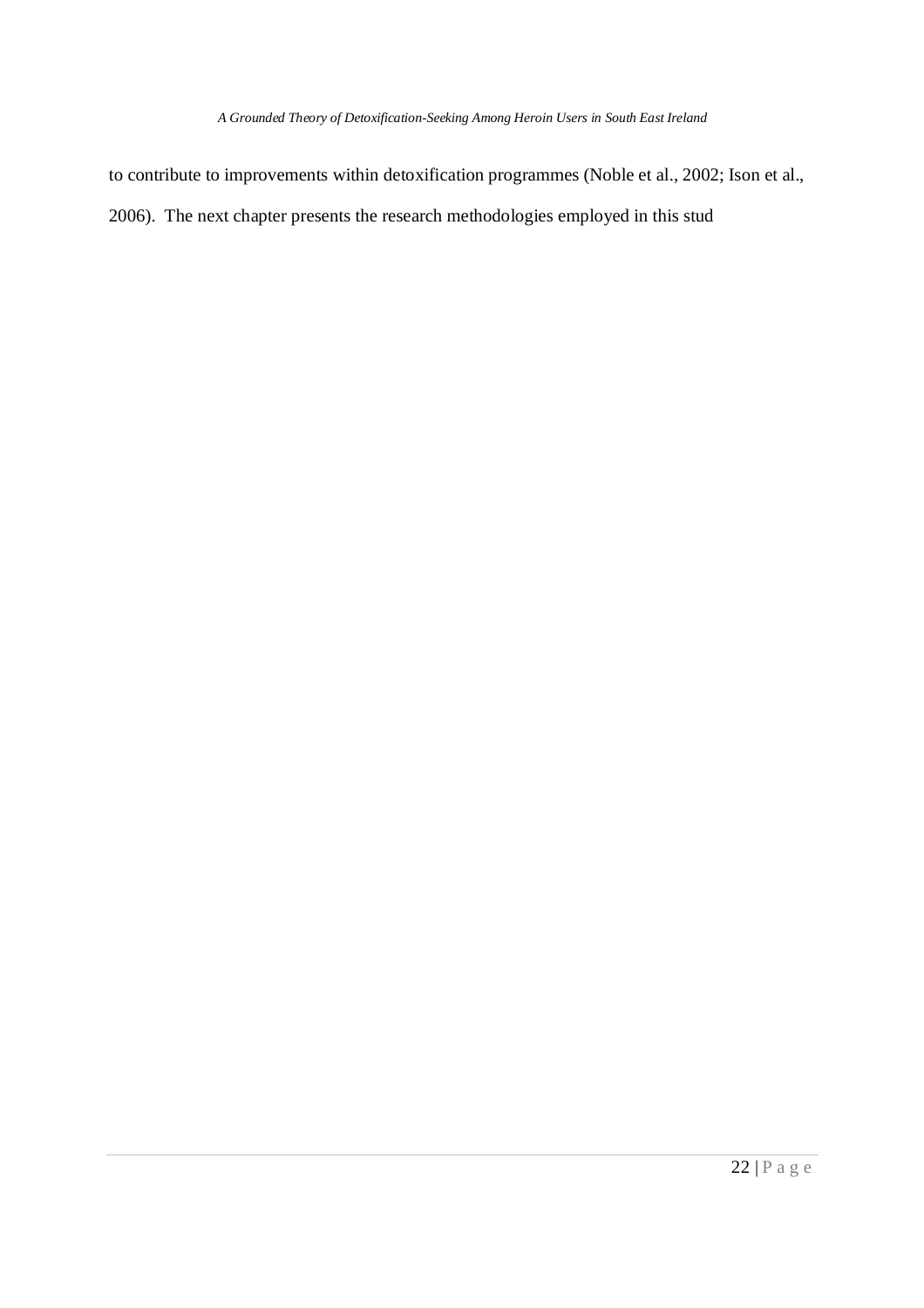to contribute to improvements within detoxification programmes (Noble et al., 2002; Ison et al., 2006). The next chapter presents the research methodologies employed in this stud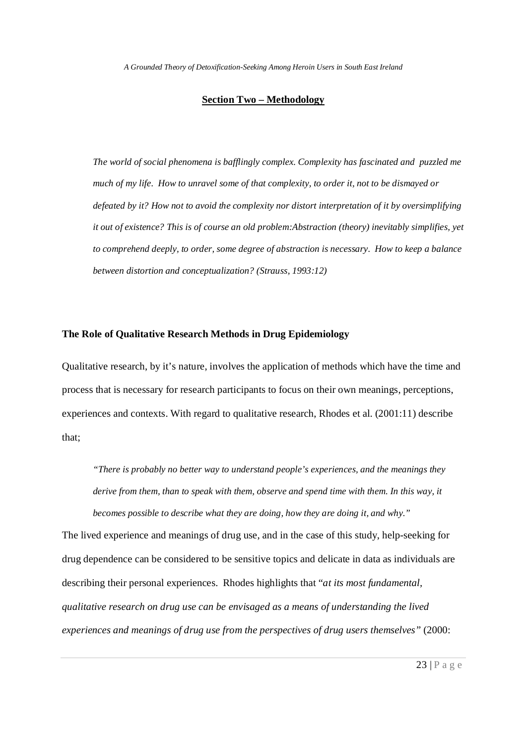## Section Two – Methodology

*The world of social phenomena is bafflingly complex. Complexity has fascinated and puzzled me much of my life. How to unravel some of that complexity, to order it, not to be dismayed or defeated by it? How not to avoid the complexity nor distort interpretation of it by oversimplifying it out of existence? This is of course an old problem:Abstraction (theory) inevitably simplifies, yet to comprehend deeply, to order, some degree of abstraction is necessary. How to keep a balance between distortion and conceptualization? (Strauss, 1993:12)*

### The Role of Qualitative Research Methods in Drug Epidemiology

Qualitative research, by it's nature, involves the application of methods which have the time and process that is necessary for research participants to focus on their own meanings, perceptions, experiences and contexts. With regard to qualitative research, Rhodes et al. (2001:11) describe that;

> *"There is probably no better way to understand people's experiences, and the meanings they derive from them, than to speak with them, observe and spend time with them. In this way, it becomes possible to describe what they are doing, how they are doing it, and why."*

The lived experience and meanings of drug use, and in the case of this study, help-seeking for drug dependence can be considered to be sensitive topics and delicate in data as individuals are describing their personal experiences. Rhodes highlights that "*at its most fundamental, qualitative research on drug use can be envisaged as a means of understanding the lived experiences and meanings of drug use from the perspectives of drug users themselves"* (2000: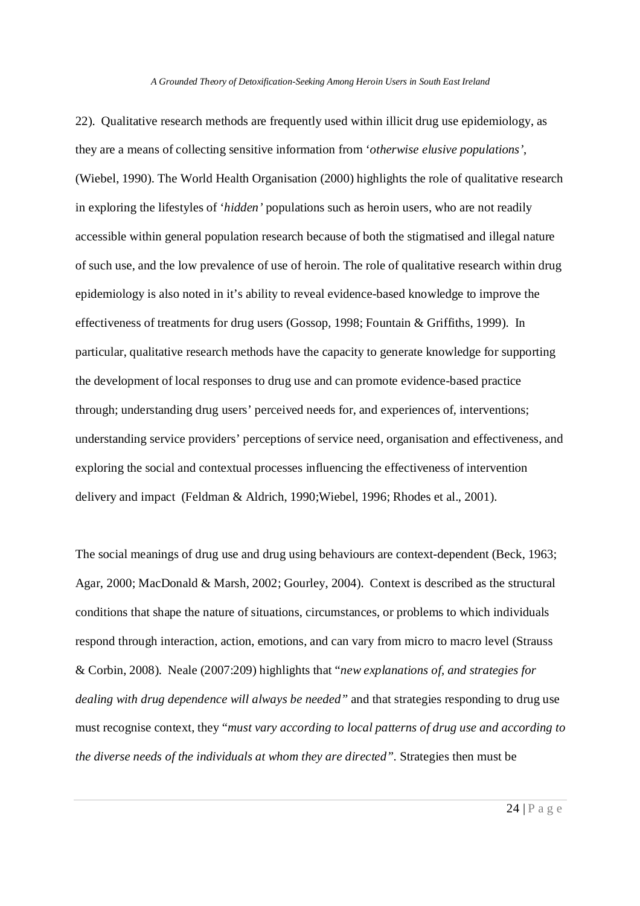22). Qualitative research methods are frequently used within illicit drug use epidemiology, as they are a means of collecting sensitive information from '*otherwise elusive populations'*, (Wiebel, 1990). The World Health Organisation (2000) highlights the role of qualitative research in exploring the lifestyles of '*hidden'* populations such as heroin users, who are not readily accessible within general population research because of both the stigmatised and illegal nature of such use, and the low prevalence of use of heroin. The role of qualitative research within drug epidemiology is also noted in it's ability to reveal evidence-based knowledge to improve the effectiveness of treatments for drug users (Gossop, 1998; Fountain & Griffiths, 1999). In particular, qualitative research methods have the capacity to generate knowledge for supporting the development of local responses to drug use and can promote evidence-based practice through; understanding drug users' perceived needs for, and experiences of, interventions; understanding service providers' perceptions of service need, organisation and effectiveness, and exploring the social and contextual processes influencing the effectiveness of intervention delivery and impact (Feldman & Aldrich, 1990;Wiebel, 1996; Rhodes et al., 2001).

The social meanings of drug use and drug using behaviours are context-dependent (Beck, 1963; Agar, 2000; MacDonald & Marsh, 2002; Gourley, 2004). Context is described as the structural conditions that shape the nature of situations, circumstances, or problems to which individuals respond through interaction, action, emotions, and can vary from micro to macro level (Strauss & Corbin, 2008). Neale (2007:209) highlights that "*new explanations of, and strategies for dealing with drug dependence will always be needed"* and that strategies responding to drug use must recognise context, they "*must vary according to local patterns of drug use and according to the diverse needs of the individuals at whom they are directed"*. Strategies then must be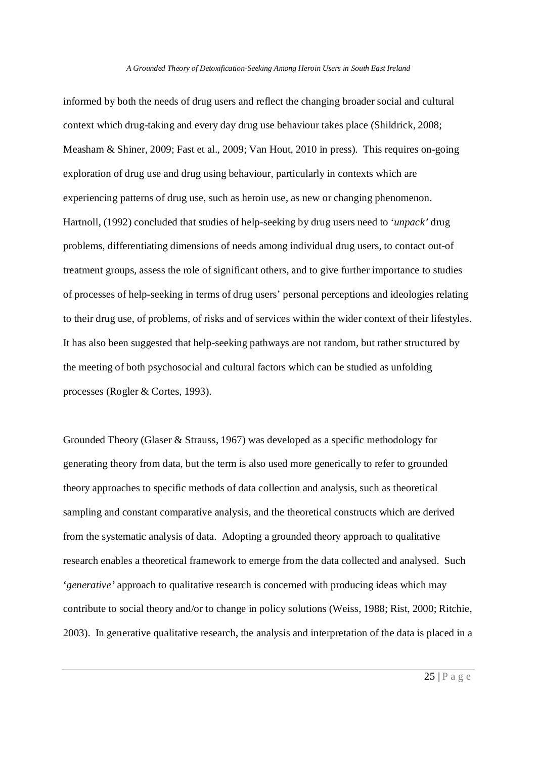informed by both the needs of drug users and reflect the changing broader social and cultural context which drug-taking and every day drug use behaviour takes place (Shildrick, 2008; Measham & Shiner, 2009; Fast et al., 2009; Van Hout, 2010 in press). This requires on-going exploration of drug use and drug using behaviour, particularly in contexts which are experiencing patterns of drug use, such as heroin use, as new or changing phenomenon. Hartnoll, (1992) concluded that studies of help-seeking by drug users need to '*unpack'* drug problems, differentiating dimensions of needs among individual drug users, to contact out-of treatment groups, assess the role of significant others, and to give further importance to studies of processes of help-seeking in terms of drug users' personal perceptions and ideologies relating to their drug use, of problems, of risks and of services within the wider context of their lifestyles. It has also been suggested that help-seeking pathways are not random, but rather structured by the meeting of both psychosocial and cultural factors which can be studied as unfolding processes (Rogler & Cortes, 1993).

Grounded Theory (Glaser & Strauss, 1967) was developed as a specific methodology for generating theory from data, but the term is also used more generically to refer to grounded theory approaches to specific methods of data collection and analysis, such as theoretical sampling and constant comparative analysis, and the theoretical constructs which are derived from the systematic analysis of data. Adopting a grounded theory approach to qualitative research enables a theoretical framework to emerge from the data collected and analysed. Such '*generative'* approach to qualitative research is concerned with producing ideas which may contribute to social theory and/or to change in policy solutions (Weiss, 1988; Rist, 2000; Ritchie, 2003). In generative qualitative research, the analysis and interpretation of the data is placed in a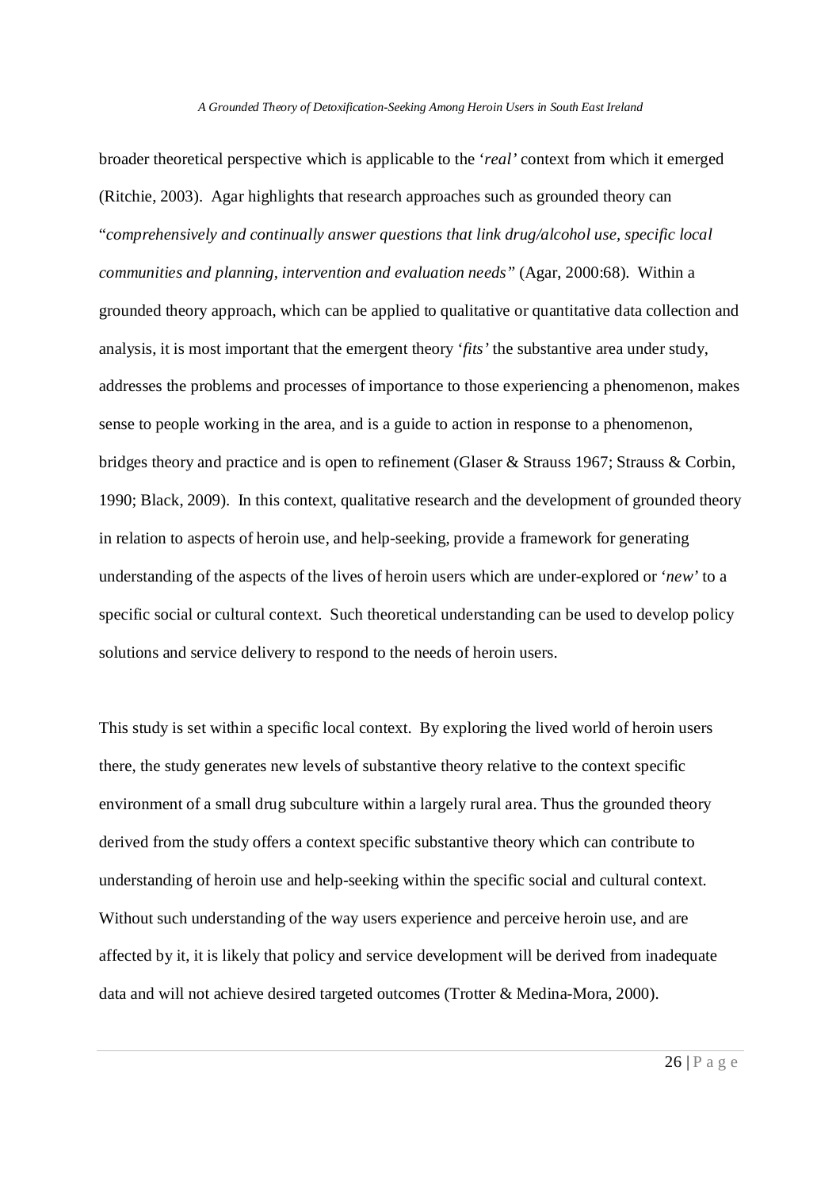broader theoretical perspective which is applicable to the '*real'* context from which it emerged (Ritchie, 2003). Agar highlights that research approaches such as grounded theory can "*comprehensively and continually answer questions that link drug/alcohol use, specific local communities and planning, intervention and evaluation needs"* (Agar, 2000:68). Within a grounded theory approach, which can be applied to qualitative or quantitative data collection and analysis, it is most important that the emergent theory '*fits'* the substantive area under study, addresses the problems and processes of importance to those experiencing a phenomenon, makes sense to people working in the area, and is a guide to action in response to a phenomenon, bridges theory and practice and is open to refinement (Glaser & Strauss 1967; Strauss & Corbin, 1990; Black, 2009). In this context, qualitative research and the development of grounded theory in relation to aspects of heroin use, and help-seeking, provide a framework for generating understanding of the aspects of the lives of heroin users which are under-explored or '*new'* to a specific social or cultural context. Such theoretical understanding can be used to develop policy solutions and service delivery to respond to the needs of heroin users.

This study is set within a specific local context. By exploring the lived world of heroin users there, the study generates new levels of substantive theory relative to the context specific environment of a small drug subculture within a largely rural area. Thus the grounded theory derived from the study offers a context specific substantive theory which can contribute to understanding of heroin use and help-seeking within the specific social and cultural context. Without such understanding of the way users experience and perceive heroin use, and are affected by it, it is likely that policy and service development will be derived from inadequate data and will not achieve desired targeted outcomes (Trotter & Medina-Mora, 2000).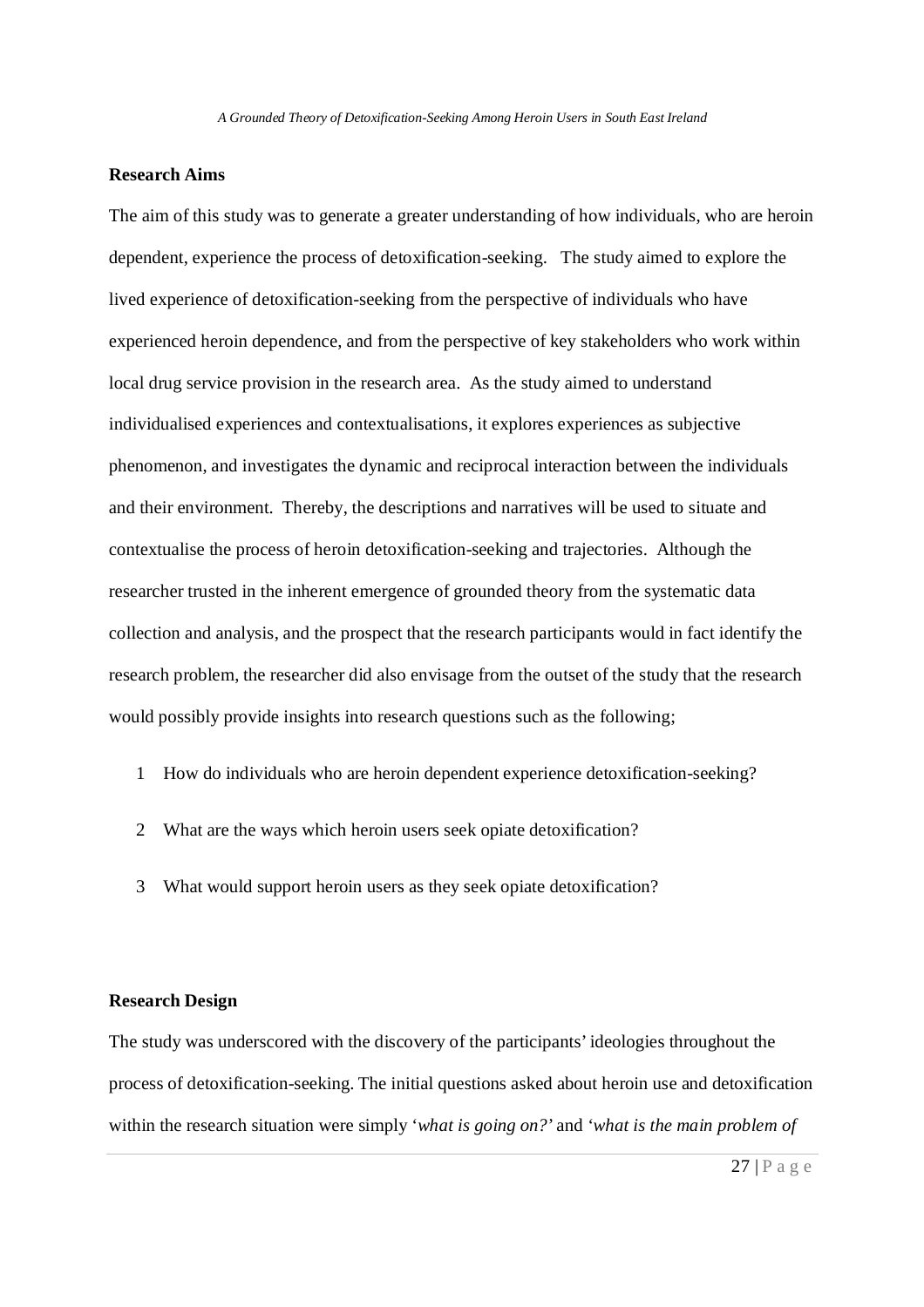**Research Aims**

The aim of this study was to generate a greater understanding of how individuals, who are heroin dependent, experience the process of detoxification-seeking. The study aimed to explore the lived experience of detoxification-seeking from the perspective of individuals who have experienced heroin dependence, and from the perspective of key stakeholders who work within local drug service provision in the research area. As the study aimed to understand individualised experiences and contextualisations, it explores experiences as subjective phenomenon, and investigates the dynamic and reciprocal interaction between the individuals and their environment. Thereby, the descriptions and narratives will be used to situate and contextualise the process of heroin detoxification-seeking and trajectories. Although the researcher trusted in the inherent emergence of grounded theory from the systematic data collection and analysis, and the prospect that the research participants would in fact identify the research problem, the researcher did also envisage from the outset of the study that the research would possibly provide insights into research questions such as the following;

1. How do individuals who are heroin dependent experience detoxification-seeking?
2. What are the ways which heroin users seek opiate detoxification?
3. What would support heroin users as they seek opiate detoxification?

**Research Design**

The study was underscored with the discovery of the participants' ideologies throughout the process of detoxification-seeking. The initial questions asked about heroin use and detoxification within the research situation were simply '*what is going on?*' and '*what is the main problem of*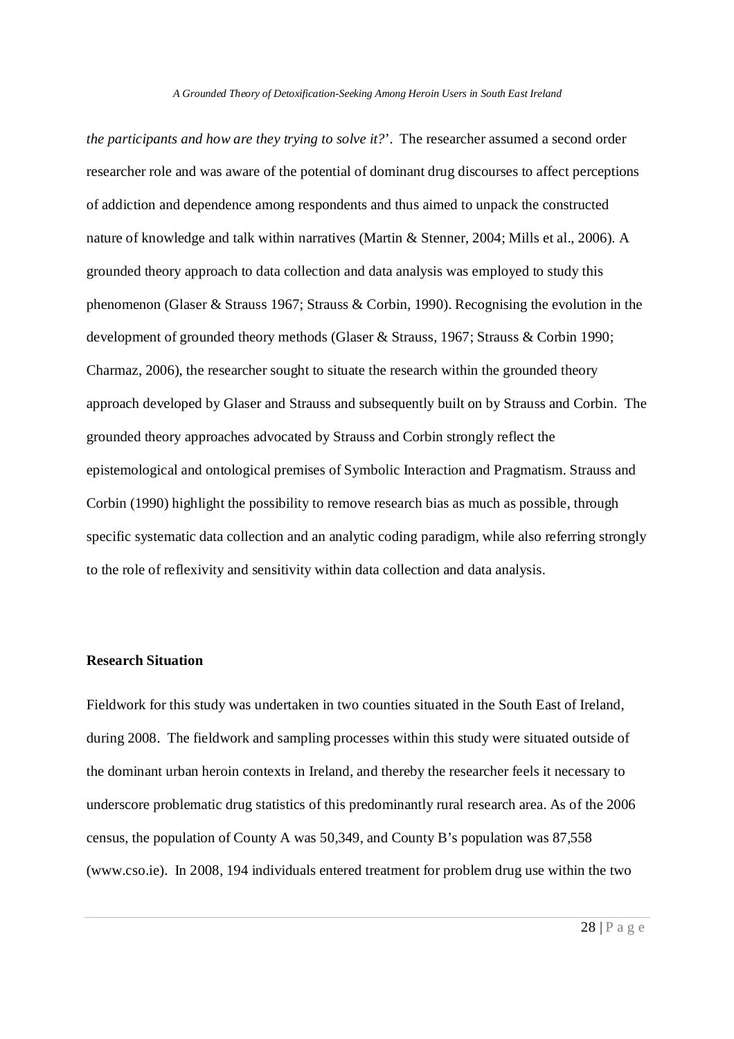*the participants and how are they trying to solve it?*'. The researcher assumed a second order researcher role and was aware of the potential of dominant drug discourses to affect perceptions of addiction and dependence among respondents and thus aimed to unpack the constructed nature of knowledge and talk within narratives (Martin & Stenner, 2004; Mills et al., 2006). A grounded theory approach to data collection and data analysis was employed to study this phenomenon (Glaser & Strauss 1967; Strauss & Corbin, 1990). Recognising the evolution in the development of grounded theory methods (Glaser & Strauss, 1967; Strauss & Corbin 1990; Charmaz, 2006), the researcher sought to situate the research within the grounded theory approach developed by Glaser and Strauss and subsequently built on by Strauss and Corbin. The grounded theory approaches advocated by Strauss and Corbin strongly reflect the epistemological and ontological premises of Symbolic Interaction and Pragmatism. Strauss and Corbin (1990) highlight the possibility to remove research bias as much as possible, through specific systematic data collection and an analytic coding paradigm, while also referring strongly to the role of reflexivity and sensitivity within data collection and data analysis.

**Research Situation**

Fieldwork for this study was undertaken in two counties situated in the South East of Ireland, during 2008. The fieldwork and sampling processes within this study were situated outside of the dominant urban heroin contexts in Ireland, and thereby the researcher feels it necessary to underscore problematic drug statistics of this predominantly rural research area. As of the 2006 census, the population of County A was 50,349, and County B's population was 87,558 (www.cso.ie). In 2008, 194 individuals entered treatment for problem drug use within the two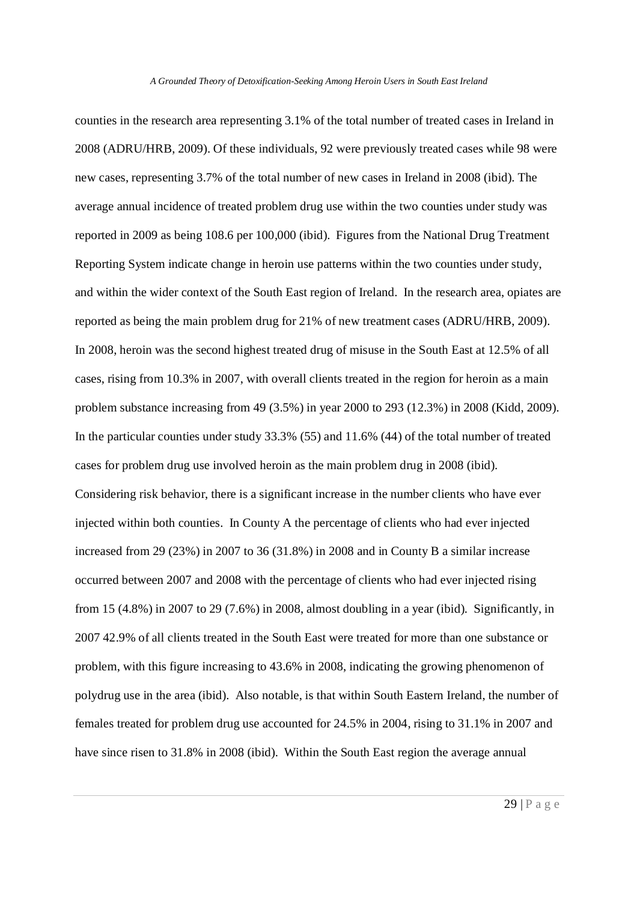counties in the research area representing 3.1% of the total number of treated cases in Ireland in 2008 (ADRU/HRB, 2009). Of these individuals, 92 were previously treated cases while 98 were new cases, representing 3.7% of the total number of new cases in Ireland in 2008 (ibid). The average annual incidence of treated problem drug use within the two counties under study was reported in 2009 as being 108.6 per 100,000 (ibid). Figures from the National Drug Treatment Reporting System indicate change in heroin use patterns within the two counties under study, and within the wider context of the South East region of Ireland. In the research area, opiates are reported as being the main problem drug for 21% of new treatment cases (ADRU/HRB, 2009). In 2008, heroin was the second highest treated drug of misuse in the South East at 12.5% of all cases, rising from 10.3% in 2007, with overall clients treated in the region for heroin as a main problem substance increasing from 49 (3.5%) in year 2000 to 293 (12.3%) in 2008 (Kidd, 2009). In the particular counties under study 33.3% (55) and 11.6% (44) of the total number of treated cases for problem drug use involved heroin as the main problem drug in 2008 (ibid). Considering risk behavior, there is a significant increase in the number clients who have ever injected within both counties. In County A the percentage of clients who had ever injected increased from 29 (23%) in 2007 to 36 (31.8%) in 2008 and in County B a similar increase occurred between 2007 and 2008 with the percentage of clients who had ever injected rising from 15 (4.8%) in 2007 to 29 (7.6%) in 2008, almost doubling in a year (ibid). Significantly, in 2007 42.9% of all clients treated in the South East were treated for more than one substance or problem, with this figure increasing to 43.6% in 2008, indicating the growing phenomenon of polydrug use in the area (ibid). Also notable, is that within South Eastern Ireland, the number of females treated for problem drug use accounted for 24.5% in 2004, rising to 31.1% in 2007 and have since risen to 31.8% in 2008 (ibid). Within the South East region the average annual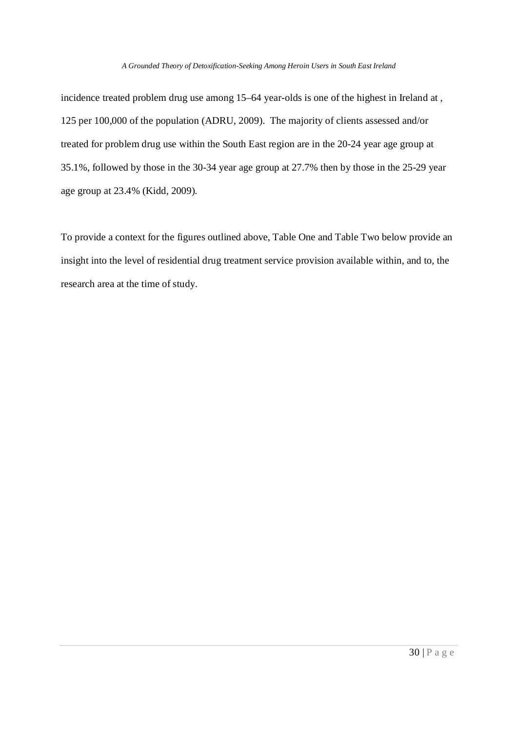incidence treated problem drug use among 15–64 year-olds is one of the highest in Ireland at , 125 per 100,000 of the population (ADRU, 2009). The majority of clients assessed and/or treated for problem drug use within the South East region are in the 20-24 year age group at 35.1%, followed by those in the 30-34 year age group at 27.7% then by those in the 25-29 year age group at 23.4% (Kidd, 2009).

To provide a context for the figures outlined above, Table One and Table Two below provide an insight into the level of residential drug treatment service provision available within, and to, the research area at the time of study.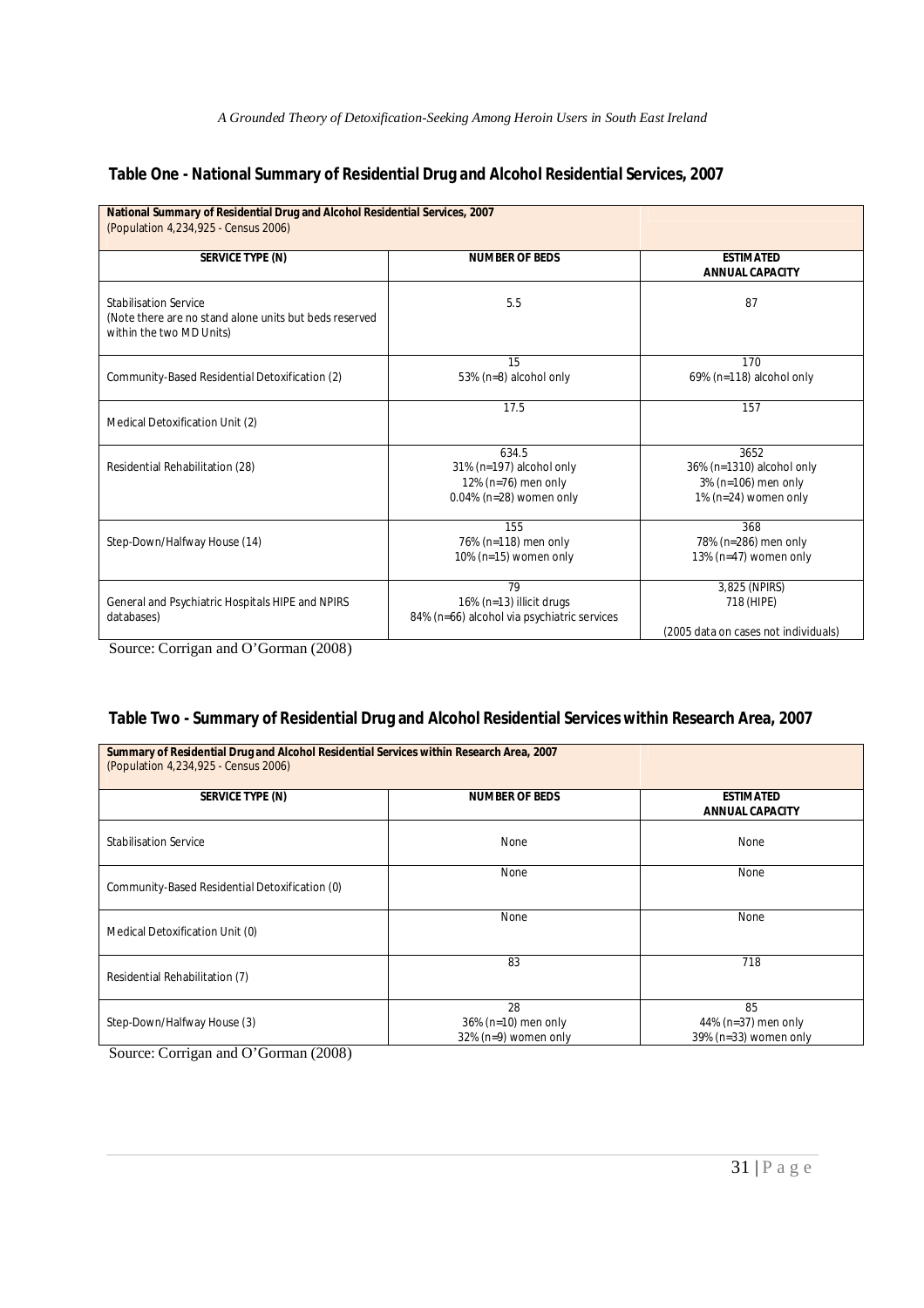## Table One - National Summary of Residential Drug and Alcohol Residential Services, 2007

| National Summary of Residential Drug and Alcohol Residential Services, 2007 (Population 4,234,925 - Census 2006) | | |
|---|---|---|
| **SERVICE TYPE (N)** | **NUMBER OF BEDS** | **ESTIMATED ANNUAL CAPACITY** |
| Stabilisation Service (Note there are no stand alone units but beds reserved within the two MD Units) | 5.5 | 87 |
| Community-Based Residential Detoxification (2) | 15<br>53% (n=8) alcohol only | 170<br>69% (n=118) alcohol only |
| Medical Detoxification Unit (2) | 17.5 | 157 |
| Residential Rehabilitation (28) | 634.5<br>31% (n=197) alcohol only<br>12% (n=76) men only<br>0.04% (n=28) women only | 3652<br>36% (n=1310) alcohol only<br>3% (n=106) men only<br>1% (n=24) women only |
| Step-Down/Halfway House (14) | 155<br>76% (n=118) men only<br>10% (n=15) women only | 368<br>78% (n=286) men only<br>13% (n=47) women only |
| General and Psychiatric Hospitals HIPE and NPIRS databases) | 79<br>16% (n=13) illicit drugs<br>84% (n=66) alcohol via psychiatric services | 3,825 (NPIRS)<br>718 (HIPE)<br>(2005 data on cases not individuals) |

Source: Corrigan and O'Gorman (2008)

## Table Two - Summary of Residential Drug and Alcohol Residential Services within Research Area, 2007

| Summary of Residential Drug and Alcohol Residential Services within Research Area, 2007 (Population 4,234,925 - Census 2006) | | |
|---|---|---|
| **SERVICE TYPE (N)** | **NUMBER OF BEDS** | **ESTIMATED ANNUAL CAPACITY** |
| Stabilisation Service | None | None |
| Community-Based Residential Detoxification (0) | None | None |
| Medical Detoxification Unit (0) | None | None |
| Residential Rehabilitation (7) | 83 | 718 |
| Step-Down/Halfway House (3) | 28<br>36% (n=10) men only<br>32% (n=9) women only | 85<br>44% (n=37) men only<br>39% (n=33) women only |

Source: Corrigan and O'Gorman (2008)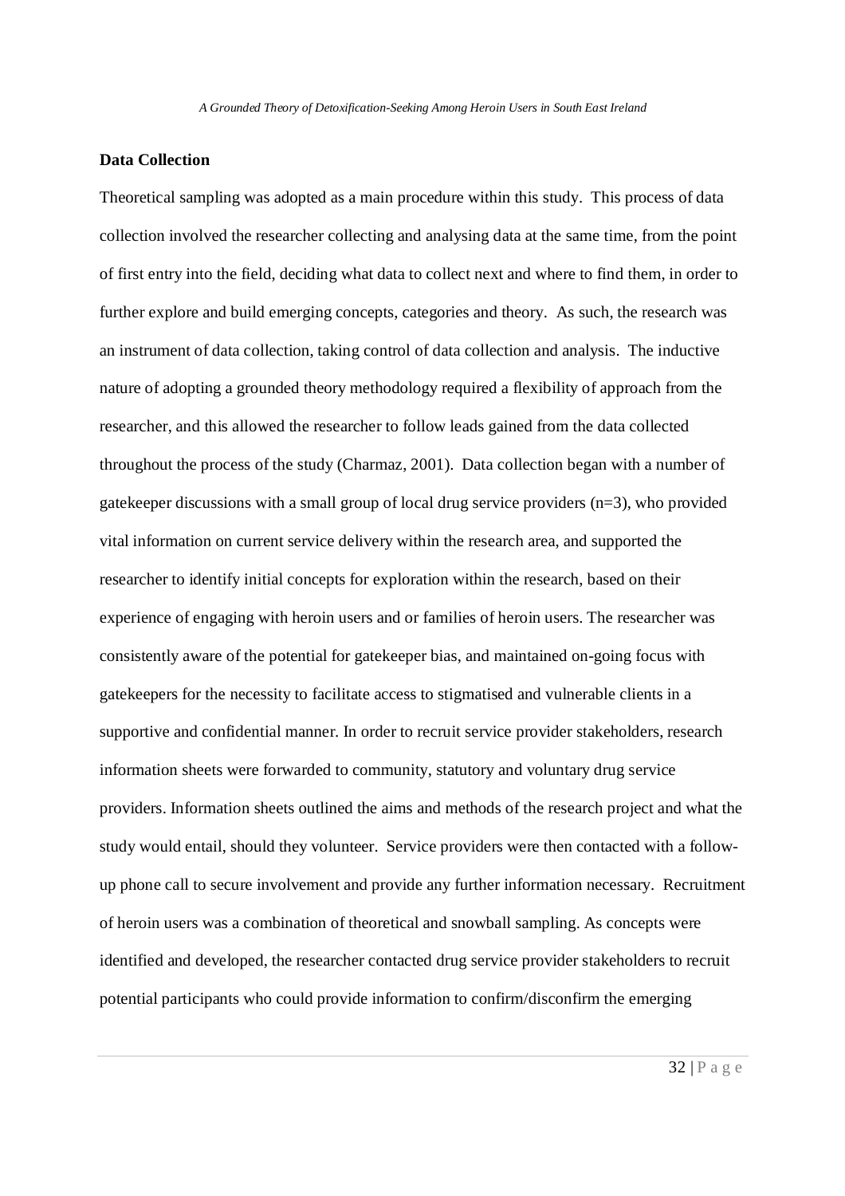**Data Collection**

Theoretical sampling was adopted as a main procedure within this study. This process of data collection involved the researcher collecting and analysing data at the same time, from the point of first entry into the field, deciding what data to collect next and where to find them, in order to further explore and build emerging concepts, categories and theory. As such, the research was an instrument of data collection, taking control of data collection and analysis. The inductive nature of adopting a grounded theory methodology required a flexibility of approach from the researcher, and this allowed the researcher to follow leads gained from the data collected throughout the process of the study (Charmaz, 2001). Data collection began with a number of gatekeeper discussions with a small group of local drug service providers (n=3), who provided vital information on current service delivery within the research area, and supported the researcher to identify initial concepts for exploration within the research, based on their experience of engaging with heroin users and or families of heroin users. The researcher was consistently aware of the potential for gatekeeper bias, and maintained on-going focus with gatekeepers for the necessity to facilitate access to stigmatised and vulnerable clients in a supportive and confidential manner. In order to recruit service provider stakeholders, research information sheets were forwarded to community, statutory and voluntary drug service providers. Information sheets outlined the aims and methods of the research project and what the study would entail, should they volunteer. Service providers were then contacted with a follow-up phone call to secure involvement and provide any further information necessary. Recruitment of heroin users was a combination of theoretical and snowball sampling. As concepts were identified and developed, the researcher contacted drug service provider stakeholders to recruit potential participants who could provide information to confirm/disconfirm the emerging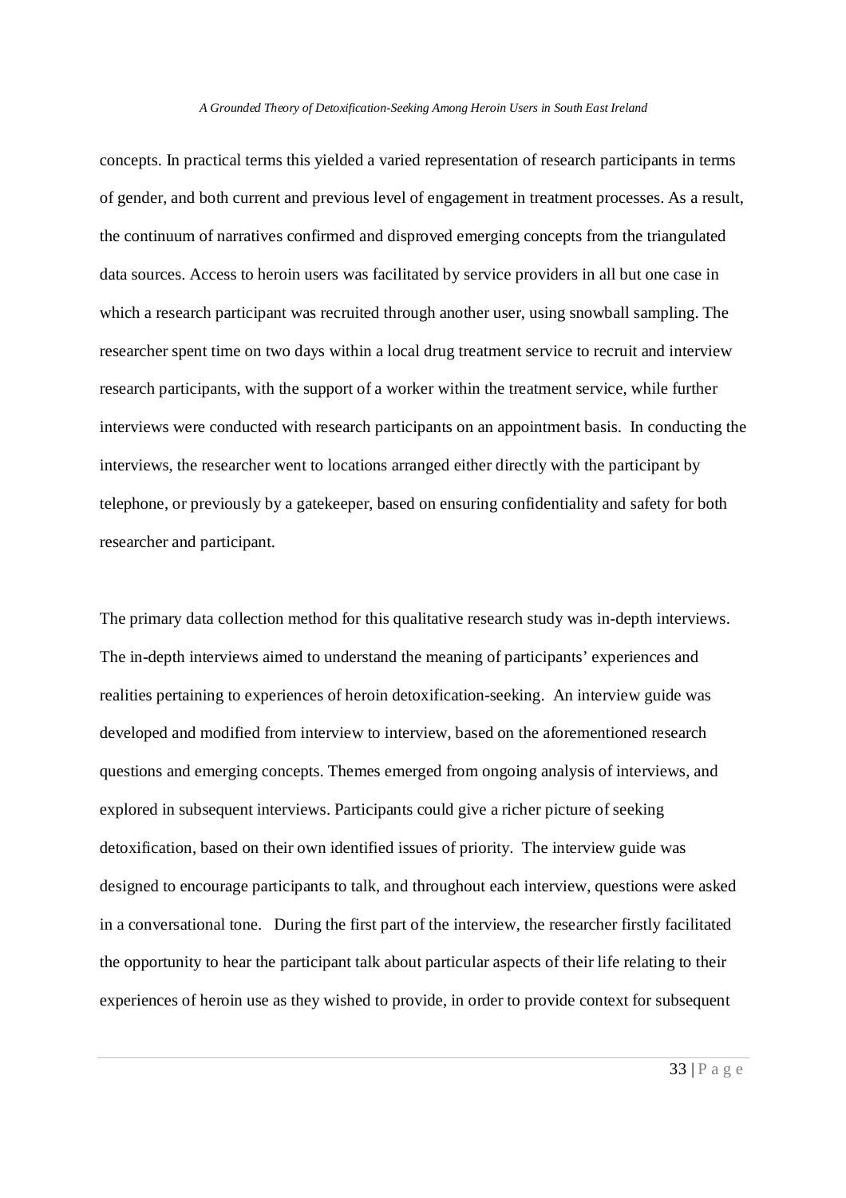concepts. In practical terms this yielded a varied representation of research participants in terms of gender, and both current and previous level of engagement in treatment processes. As a result, the continuum of narratives confirmed and disproved emerging concepts from the triangulated data sources. Access to heroin users was facilitated by service providers in all but one case in which a research participant was recruited through another user, using snowball sampling. The researcher spent time on two days within a local drug treatment service to recruit and interview research participants, with the support of a worker within the treatment service, while further interviews were conducted with research participants on an appointment basis. In conducting the interviews, the researcher went to locations arranged either directly with the participant by telephone, or previously by a gatekeeper, based on ensuring confidentiality and safety for both researcher and participant.

The primary data collection method for this qualitative research study was in-depth interviews. The in-depth interviews aimed to understand the meaning of participants' experiences and realities pertaining to experiences of heroin detoxification-seeking. An interview guide was developed and modified from interview to interview, based on the aforementioned research questions and emerging concepts. Themes emerged from ongoing analysis of interviews, and explored in subsequent interviews. Participants could give a richer picture of seeking detoxification, based on their own identified issues of priority. The interview guide was designed to encourage participants to talk, and throughout each interview, questions were asked in a conversational tone. During the first part of the interview, the researcher firstly facilitated the opportunity to hear the participant talk about particular aspects of their life relating to their experiences of heroin use as they wished to provide, in order to provide context for subsequent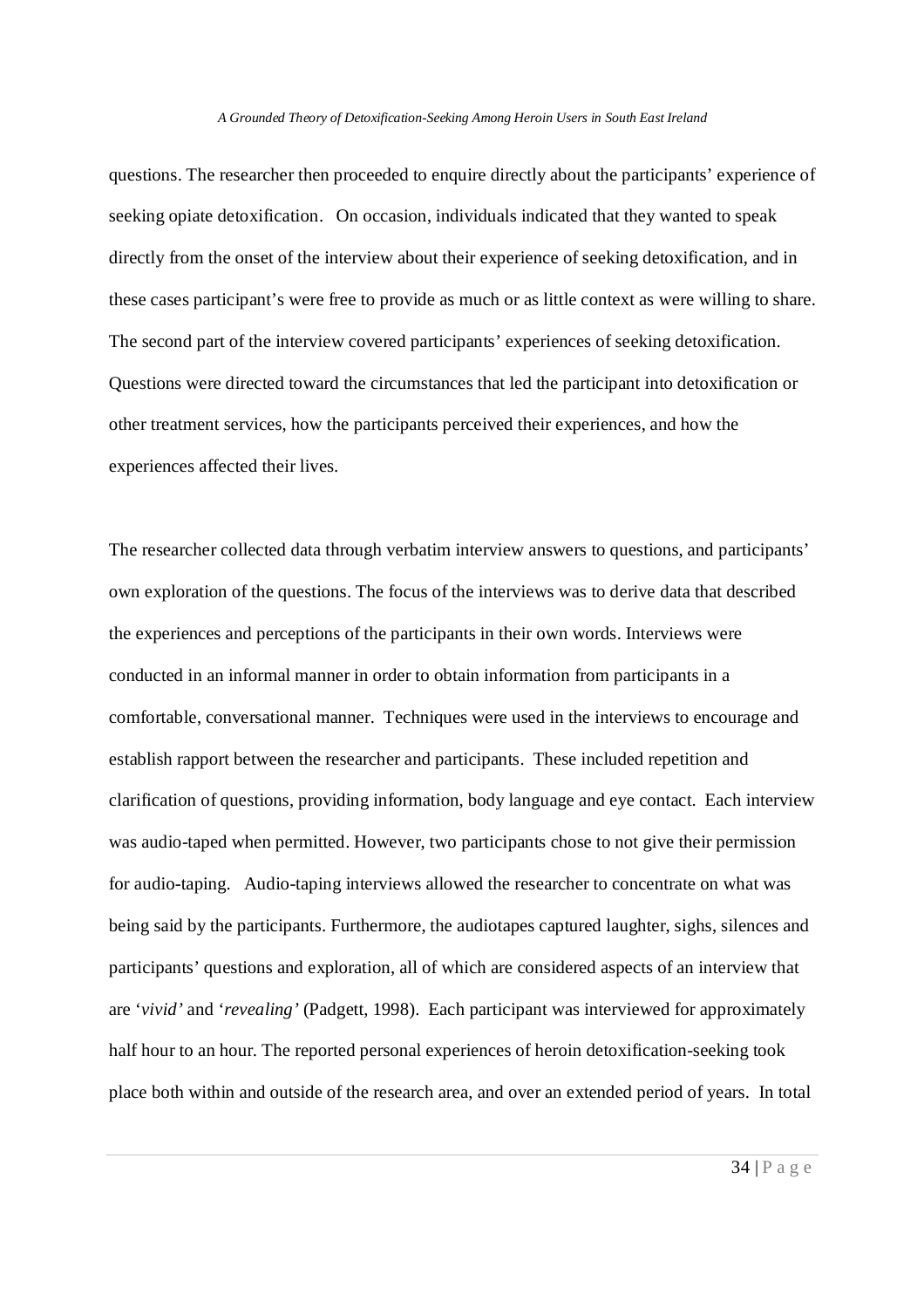questions. The researcher then proceeded to enquire directly about the participants' experience of seeking opiate detoxification. On occasion, individuals indicated that they wanted to speak directly from the onset of the interview about their experience of seeking detoxification, and in these cases participant's were free to provide as much or as little context as were willing to share. The second part of the interview covered participants' experiences of seeking detoxification. Questions were directed toward the circumstances that led the participant into detoxification or other treatment services, how the participants perceived their experiences, and how the experiences affected their lives.

The researcher collected data through verbatim interview answers to questions, and participants' own exploration of the questions. The focus of the interviews was to derive data that described the experiences and perceptions of the participants in their own words. Interviews were conducted in an informal manner in order to obtain information from participants in a comfortable, conversational manner. Techniques were used in the interviews to encourage and establish rapport between the researcher and participants. These included repetition and clarification of questions, providing information, body language and eye contact. Each interview was audio-taped when permitted. However, two participants chose to not give their permission for audio-taping. Audio-taping interviews allowed the researcher to concentrate on what was being said by the participants. Furthermore, the audiotapes captured laughter, sighs, silences and participants' questions and exploration, all of which are considered aspects of an interview that are '*vivid'* and '*revealing'* (Padgett, 1998). Each participant was interviewed for approximately half hour to an hour. The reported personal experiences of heroin detoxification-seeking took place both within and outside of the research area, and over an extended period of years. In total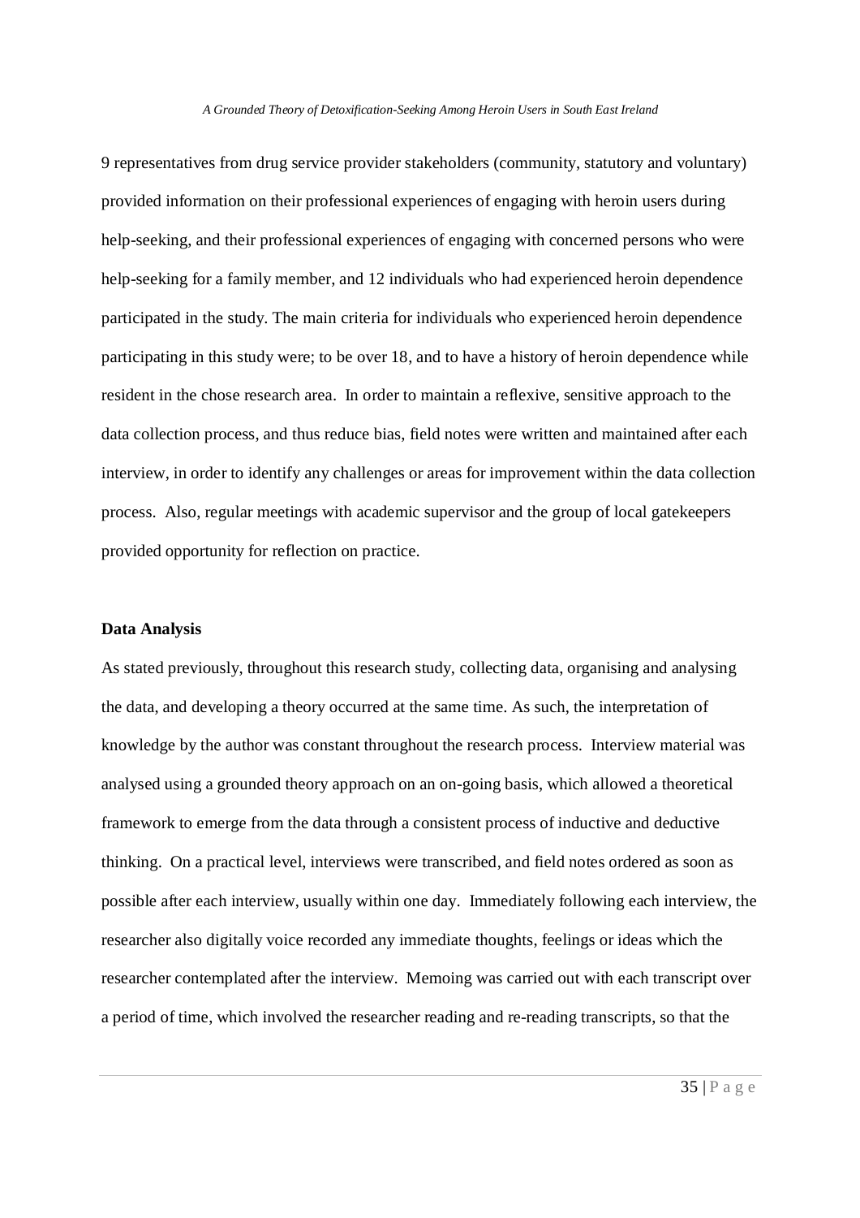9 representatives from drug service provider stakeholders (community, statutory and voluntary) provided information on their professional experiences of engaging with heroin users during help-seeking, and their professional experiences of engaging with concerned persons who were help-seeking for a family member, and 12 individuals who had experienced heroin dependence participated in the study. The main criteria for individuals who experienced heroin dependence participating in this study were; to be over 18, and to have a history of heroin dependence while resident in the chose research area. In order to maintain a reflexive, sensitive approach to the data collection process, and thus reduce bias, field notes were written and maintained after each interview, in order to identify any challenges or areas for improvement within the data collection process. Also, regular meetings with academic supervisor and the group of local gatekeepers provided opportunity for reflection on practice.

**Data Analysis**

As stated previously, throughout this research study, collecting data, organising and analysing the data, and developing a theory occurred at the same time. As such, the interpretation of knowledge by the author was constant throughout the research process. Interview material was analysed using a grounded theory approach on an on-going basis, which allowed a theoretical framework to emerge from the data through a consistent process of inductive and deductive thinking. On a practical level, interviews were transcribed, and field notes ordered as soon as possible after each interview, usually within one day. Immediately following each interview, the researcher also digitally voice recorded any immediate thoughts, feelings or ideas which the researcher contemplated after the interview. Memoing was carried out with each transcript over a period of time, which involved the researcher reading and re-reading transcripts, so that the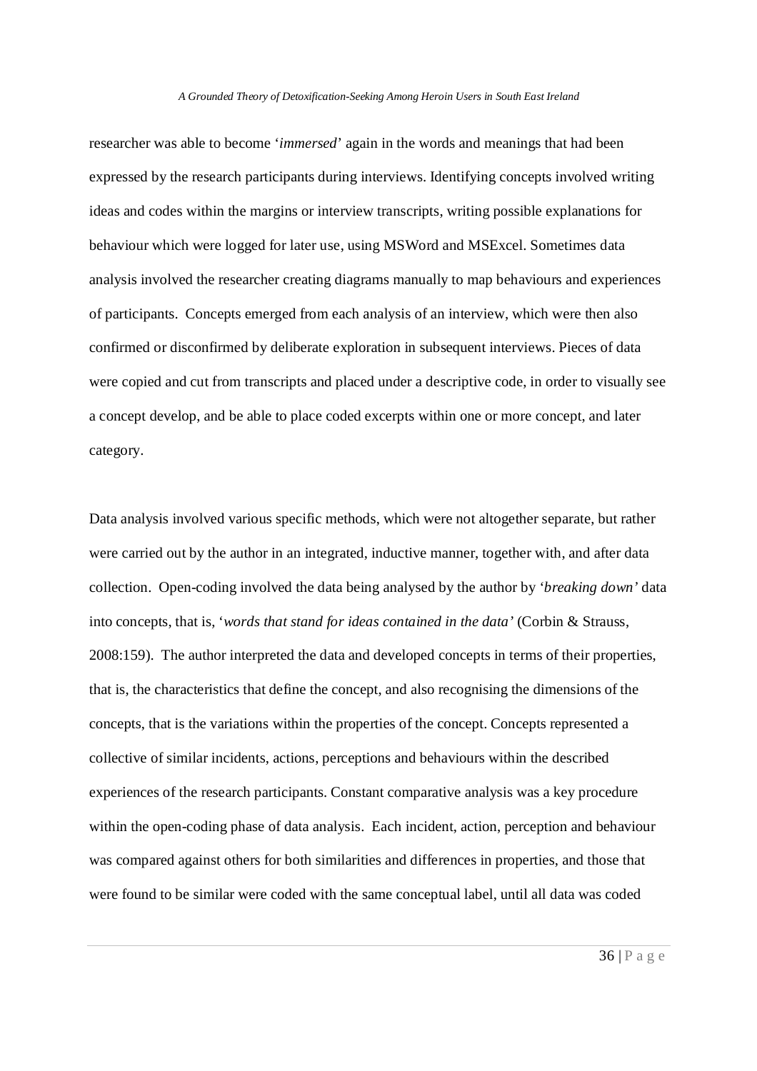researcher was able to become '*immersed*' again in the words and meanings that had been expressed by the research participants during interviews. Identifying concepts involved writing ideas and codes within the margins or interview transcripts, writing possible explanations for behaviour which were logged for later use, using MSWord and MSExcel. Sometimes data analysis involved the researcher creating diagrams manually to map behaviours and experiences of participants. Concepts emerged from each analysis of an interview, which were then also confirmed or disconfirmed by deliberate exploration in subsequent interviews. Pieces of data were copied and cut from transcripts and placed under a descriptive code, in order to visually see a concept develop, and be able to place coded excerpts within one or more concept, and later category.

Data analysis involved various specific methods, which were not altogether separate, but rather were carried out by the author in an integrated, inductive manner, together with, and after data collection. Open-coding involved the data being analysed by the author by '*breaking down'* data into concepts, that is, '*words that stand for ideas contained in the data'* (Corbin & Strauss, 2008:159). The author interpreted the data and developed concepts in terms of their properties, that is, the characteristics that define the concept, and also recognising the dimensions of the concepts, that is the variations within the properties of the concept. Concepts represented a collective of similar incidents, actions, perceptions and behaviours within the described experiences of the research participants. Constant comparative analysis was a key procedure within the open-coding phase of data analysis. Each incident, action, perception and behaviour was compared against others for both similarities and differences in properties, and those that were found to be similar were coded with the same conceptual label, until all data was coded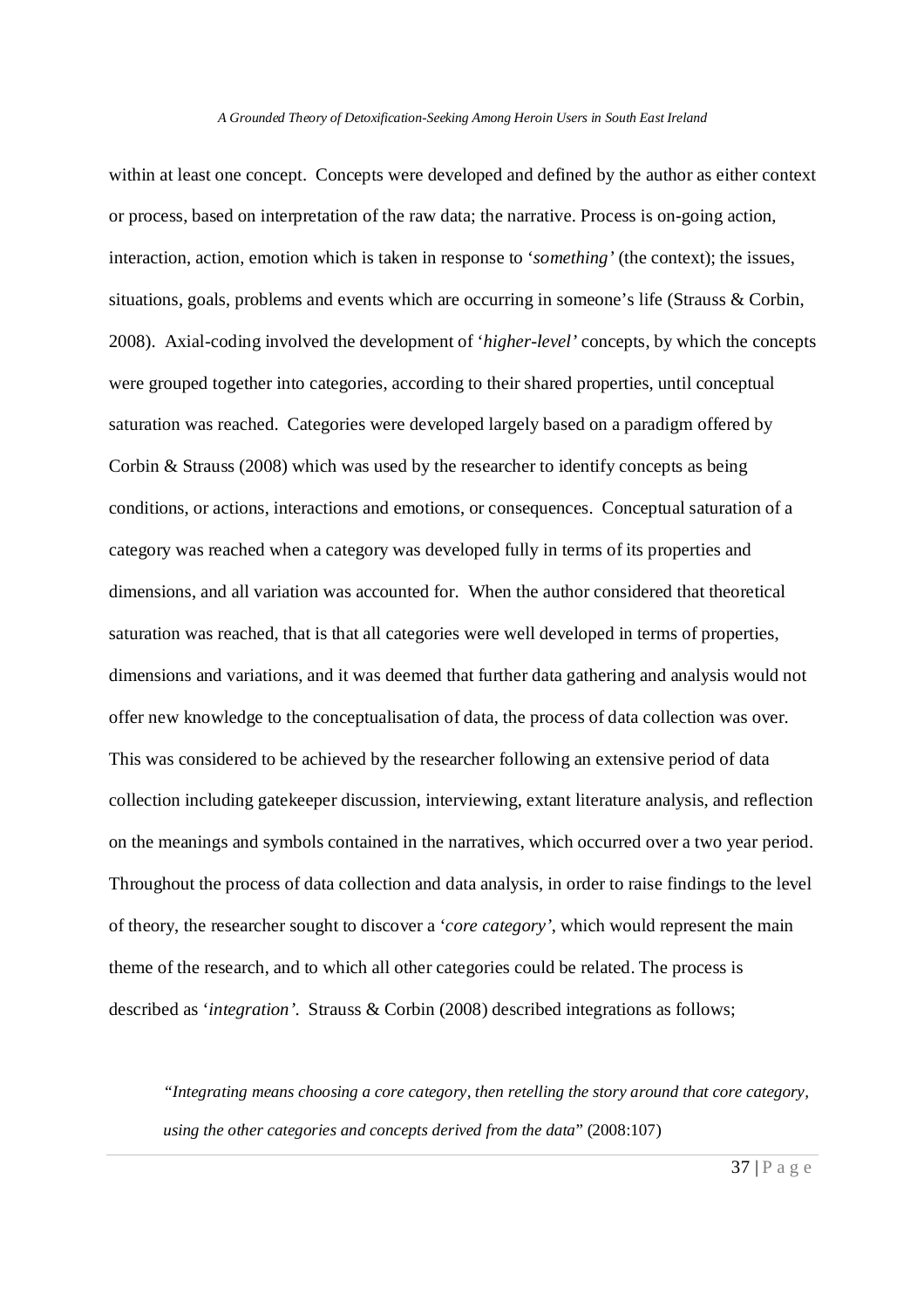within at least one concept. Concepts were developed and defined by the author as either context or process, based on interpretation of the raw data; the narrative. Process is on-going action, interaction, action, emotion which is taken in response to '*something'* (the context); the issues, situations, goals, problems and events which are occurring in someone's life (Strauss & Corbin, 2008). Axial-coding involved the development of '*higher-level'* concepts, by which the concepts were grouped together into categories, according to their shared properties, until conceptual saturation was reached. Categories were developed largely based on a paradigm offered by Corbin & Strauss (2008) which was used by the researcher to identify concepts as being conditions, or actions, interactions and emotions, or consequences. Conceptual saturation of a category was reached when a category was developed fully in terms of its properties and dimensions, and all variation was accounted for. When the author considered that theoretical saturation was reached, that is that all categories were well developed in terms of properties, dimensions and variations, and it was deemed that further data gathering and analysis would not offer new knowledge to the conceptualisation of data, the process of data collection was over. This was considered to be achieved by the researcher following an extensive period of data collection including gatekeeper discussion, interviewing, extant literature analysis, and reflection on the meanings and symbols contained in the narratives, which occurred over a two year period. Throughout the process of data collection and data analysis, in order to raise findings to the level of theory, the researcher sought to discover a '*core category'*, which would represent the main theme of the research, and to which all other categories could be related. The process is described as '*integration'*. Strauss & Corbin (2008) described integrations as follows;

> *"Integrating means choosing a core category, then retelling the story around that core category, using the other categories and concepts derived from the data*" (2008:107)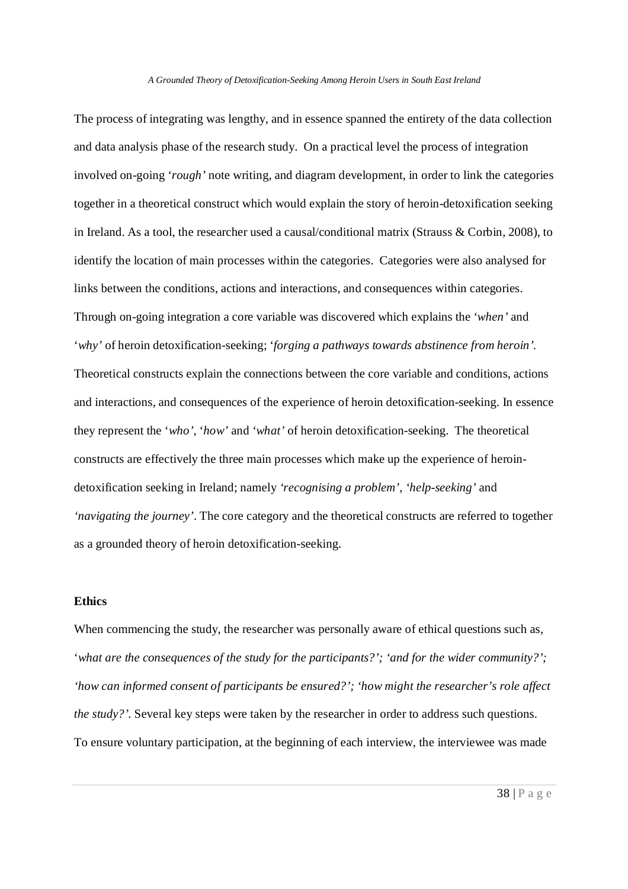The process of integrating was lengthy, and in essence spanned the entirety of the data collection and data analysis phase of the research study. On a practical level the process of integration involved on-going '*rough'* note writing, and diagram development, in order to link the categories together in a theoretical construct which would explain the story of heroin-detoxification seeking in Ireland. As a tool, the researcher used a causal/conditional matrix (Strauss & Corbin, 2008), to identify the location of main processes within the categories. Categories were also analysed for links between the conditions, actions and interactions, and consequences within categories. Through on-going integration a core variable was discovered which explains the '*when'* and '*why'* of heroin detoxification-seeking; '*forging a pathways towards abstinence from heroin'*. Theoretical constructs explain the connections between the core variable and conditions, actions and interactions, and consequences of the experience of heroin detoxification-seeking. In essence they represent the '*who'*, '*how'* and '*what'* of heroin detoxification-seeking. The theoretical constructs are effectively the three main processes which make up the experience of heroin-detoxification seeking in Ireland; namely *'recognising a problem'*, *'help-seeking'* and *'navigating the journey'*. The core category and the theoretical constructs are referred to together as a grounded theory of heroin detoxification-seeking.

**Ethics**

When commencing the study, the researcher was personally aware of ethical questions such as, '*what are the consequences of the study for the participants?'; 'and for the wider community?'; 'how can informed consent of participants be ensured?'; 'how might the researcher's role affect the study?'*. Several key steps were taken by the researcher in order to address such questions. To ensure voluntary participation, at the beginning of each interview, the interviewee was made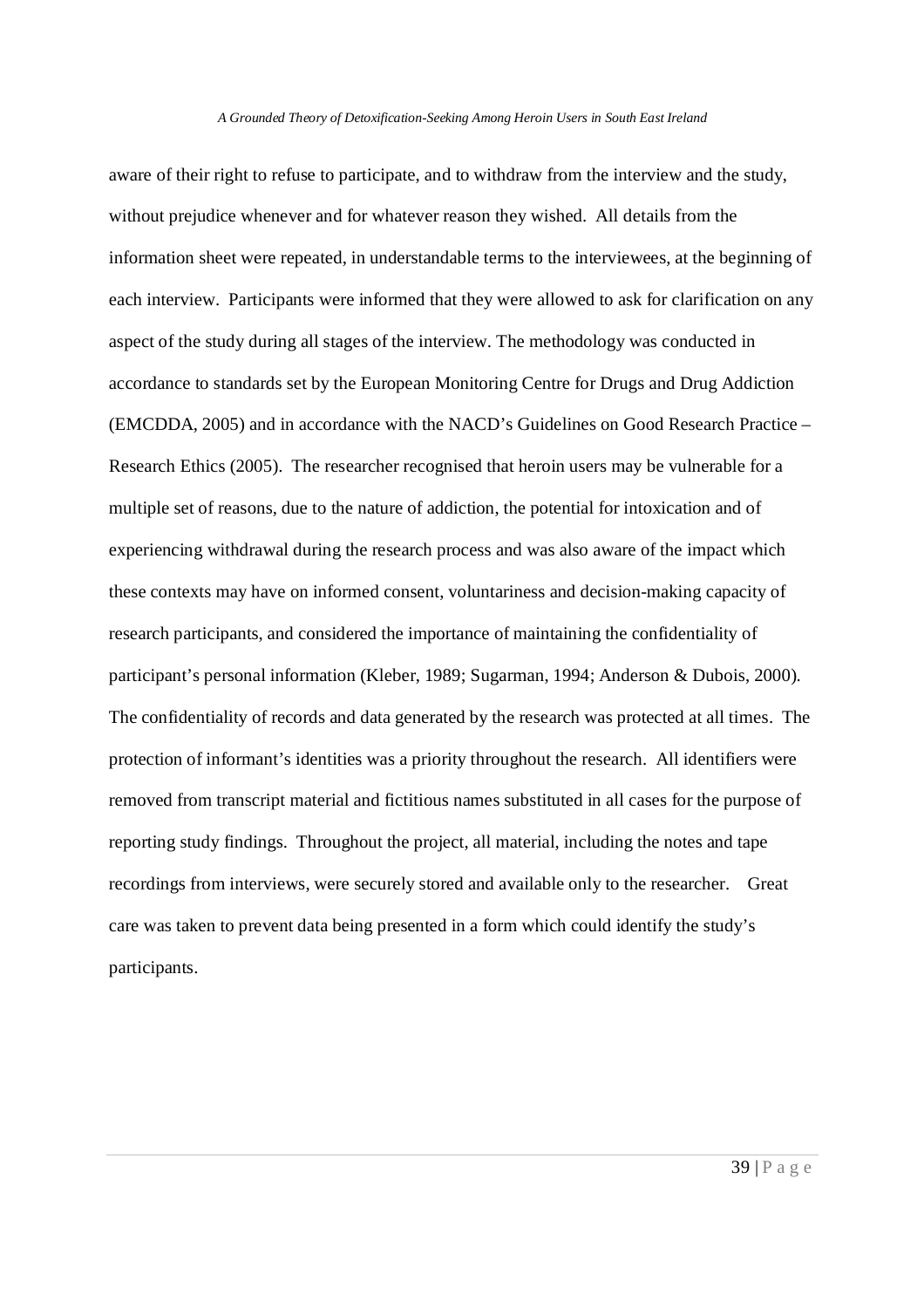aware of their right to refuse to participate, and to withdraw from the interview and the study, without prejudice whenever and for whatever reason they wished. All details from the information sheet were repeated, in understandable terms to the interviewees, at the beginning of each interview. Participants were informed that they were allowed to ask for clarification on any aspect of the study during all stages of the interview. The methodology was conducted in accordance to standards set by the European Monitoring Centre for Drugs and Drug Addiction (EMCDDA, 2005) and in accordance with the NACD's Guidelines on Good Research Practice – Research Ethics (2005). The researcher recognised that heroin users may be vulnerable for a multiple set of reasons, due to the nature of addiction, the potential for intoxication and of experiencing withdrawal during the research process and was also aware of the impact which these contexts may have on informed consent, voluntariness and decision-making capacity of research participants, and considered the importance of maintaining the confidentiality of participant's personal information (Kleber, 1989; Sugarman, 1994; Anderson & Dubois, 2000). The confidentiality of records and data generated by the research was protected at all times. The protection of informant's identities was a priority throughout the research. All identifiers were removed from transcript material and fictitious names substituted in all cases for the purpose of reporting study findings. Throughout the project, all material, including the notes and tape recordings from interviews, were securely stored and available only to the researcher. Great care was taken to prevent data being presented in a form which could identify the study's participants.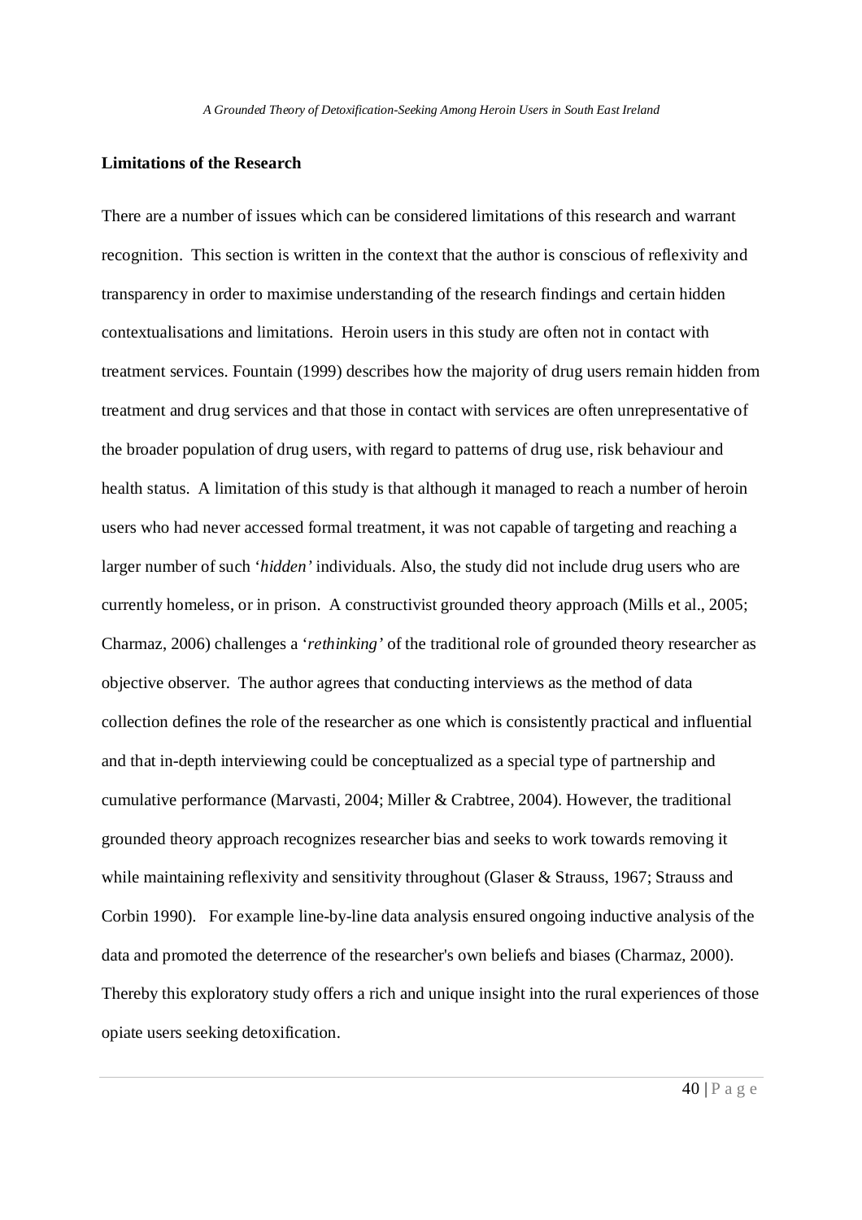**Limitations of the Research**

There are a number of issues which can be considered limitations of this research and warrant recognition. This section is written in the context that the author is conscious of reflexivity and transparency in order to maximise understanding of the research findings and certain hidden contextualisations and limitations. Heroin users in this study are often not in contact with treatment services. Fountain (1999) describes how the majority of drug users remain hidden from treatment and drug services and that those in contact with services are often unrepresentative of the broader population of drug users, with regard to patterns of drug use, risk behaviour and health status. A limitation of this study is that although it managed to reach a number of heroin users who had never accessed formal treatment, it was not capable of targeting and reaching a larger number of such '*hidden'* individuals. Also, the study did not include drug users who are currently homeless, or in prison. A constructivist grounded theory approach (Mills et al., 2005; Charmaz, 2006) challenges a '*rethinking'* of the traditional role of grounded theory researcher as objective observer. The author agrees that conducting interviews as the method of data collection defines the role of the researcher as one which is consistently practical and influential and that in-depth interviewing could be conceptualized as a special type of partnership and cumulative performance (Marvasti, 2004; Miller & Crabtree, 2004). However, the traditional grounded theory approach recognizes researcher bias and seeks to work towards removing it while maintaining reflexivity and sensitivity throughout (Glaser & Strauss, 1967; Strauss and Corbin 1990). For example line-by-line data analysis ensured ongoing inductive analysis of the data and promoted the deterrence of the researcher's own beliefs and biases (Charmaz, 2000). Thereby this exploratory study offers a rich and unique insight into the rural experiences of those opiate users seeking detoxification.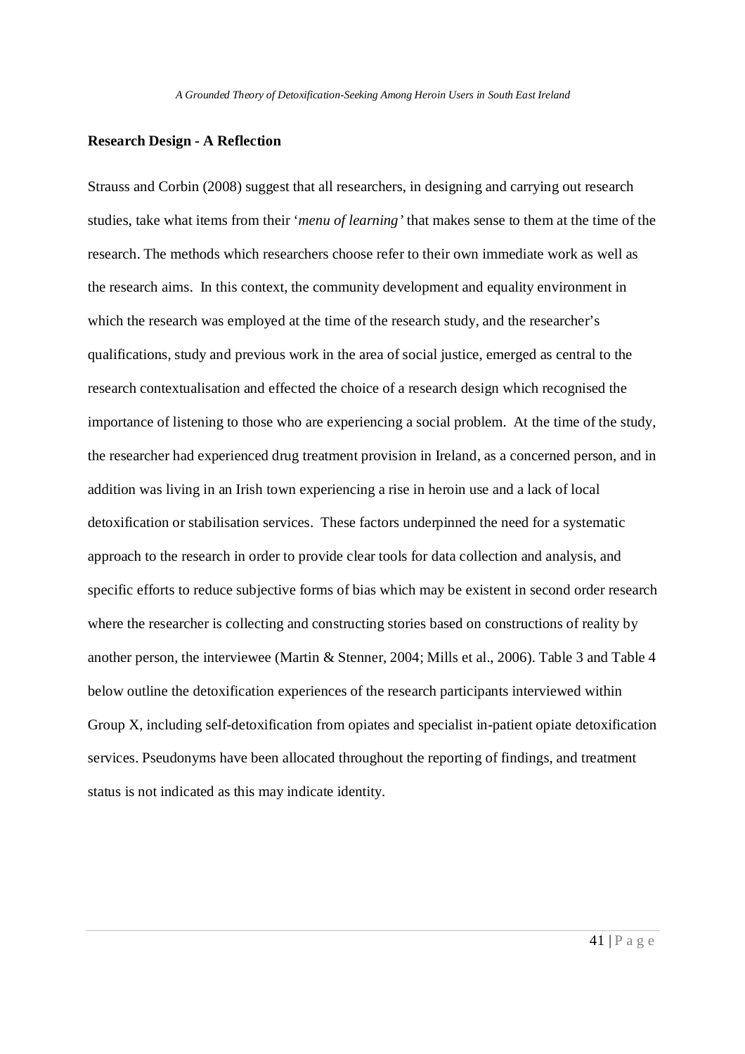**Research Design - A Reflection**

Strauss and Corbin (2008) suggest that all researchers, in designing and carrying out research studies, take what items from their '*menu of learning'* that makes sense to them at the time of the research. The methods which researchers choose refer to their own immediate work as well as the research aims. In this context, the community development and equality environment in which the research was employed at the time of the research study, and the researcher's qualifications, study and previous work in the area of social justice, emerged as central to the research contextualisation and effected the choice of a research design which recognised the importance of listening to those who are experiencing a social problem. At the time of the study, the researcher had experienced drug treatment provision in Ireland, as a concerned person, and in addition was living in an Irish town experiencing a rise in heroin use and a lack of local detoxification or stabilisation services. These factors underpinned the need for a systematic approach to the research in order to provide clear tools for data collection and analysis, and specific efforts to reduce subjective forms of bias which may be existent in second order research where the researcher is collecting and constructing stories based on constructions of reality by another person, the interviewee (Martin & Stenner, 2004; Mills et al., 2006). Table 3 and Table 4 below outline the detoxification experiences of the research participants interviewed within Group X, including self-detoxification from opiates and specialist in-patient opiate detoxification services. Pseudonyms have been allocated throughout the reporting of findings, and treatment status is not indicated as this may indicate identity.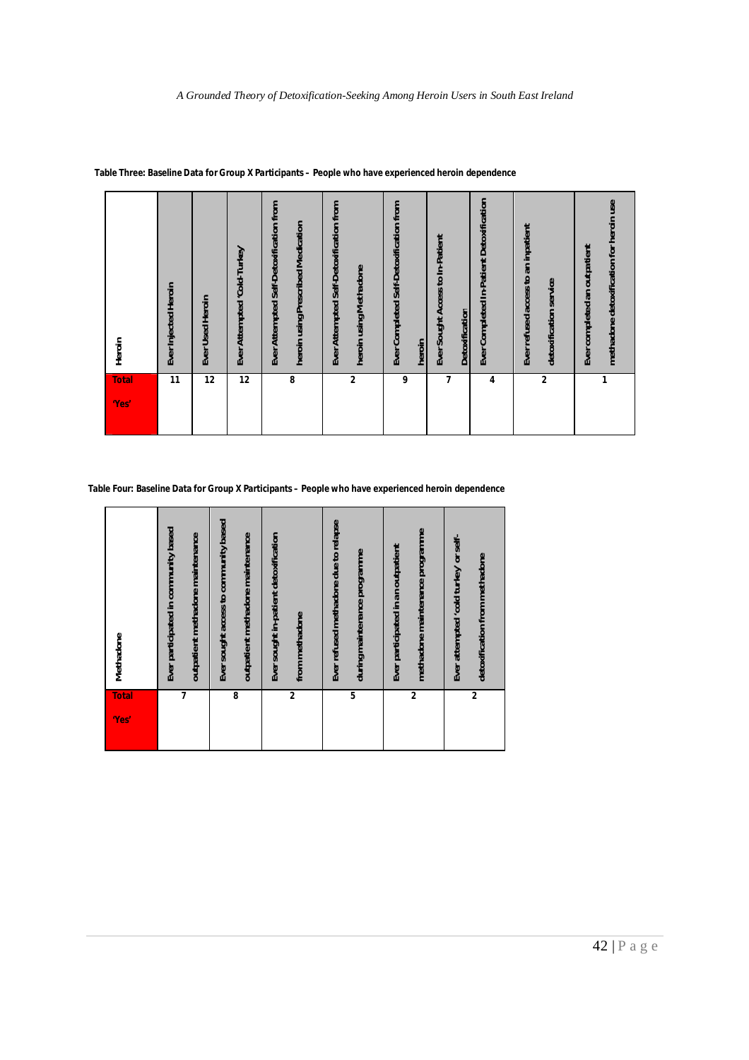**Table Three: Baseline Data for Group X Participants – People who have experienced heroin dependence**

| Heroin | Ever Injected Heroin | Ever Used Heroin | Ever Attempted 'Cold-Turkey' | Ever Attempted Self-Detoxification from heroin using Prescribed Medication | Ever Attempted Self-Detoxification from heroin using Methadone | Ever Completed Self-Detoxification from heroin | Ever Sought Access to In-Patient Detoxification | Ever Completed In-Patient Detoxification | Ever refused access to an inpatient detoxification service | Ever completed an outpatient methadone detoxification for heroin use |
|---|---|---|---|---|---|---|---|---|---|---|
| **Total 'Yes'** | 11 | 12 | 12 | 8 | 2 | 9 | 7 | 4 | 2 | 1 |

**Table Four: Baseline Data for Group X Participants – People who have experienced heroin dependence**

| Methadone | Ever participated in community based outpatient methadone maintenance | Ever sought access to community based outpatient methadone maintenance | Ever sought in-patient detoxification from methadone | Ever refused methadone due to relapse during maintenance programme | Ever participated in an outpatient methadone maintenance programme | Ever attempted 'cold turkey' or self-detoxification from methadone |
|---|---|---|---|---|---|---|
| **Total 'Yes'** | 7 | 8 | 2 | 5 | 2 | 2 |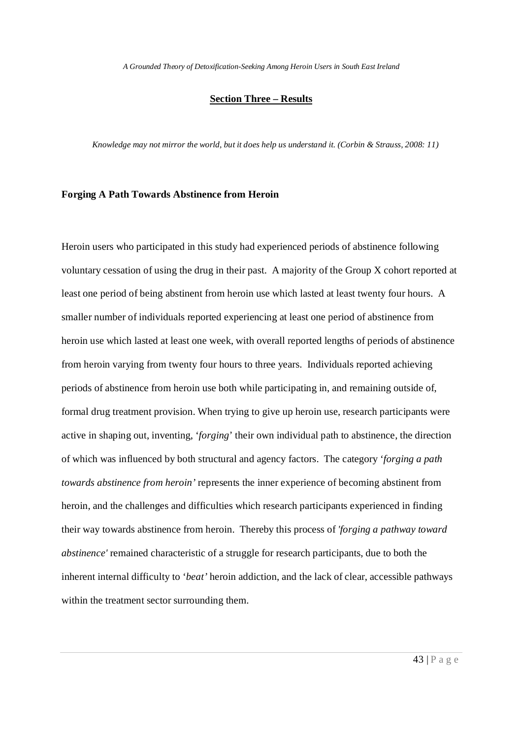## Section Three – Results

*Knowledge may not mirror the world, but it does help us understand it. (Corbin & Strauss, 2008: 11)*

### Forging A Path Towards Abstinence from Heroin

Heroin users who participated in this study had experienced periods of abstinence following voluntary cessation of using the drug in their past. A majority of the Group X cohort reported at least one period of being abstinent from heroin use which lasted at least twenty four hours. A smaller number of individuals reported experiencing at least one period of abstinence from heroin use which lasted at least one week, with overall reported lengths of periods of abstinence from heroin varying from twenty four hours to three years. Individuals reported achieving periods of abstinence from heroin use both while participating in, and remaining outside of, formal drug treatment provision. When trying to give up heroin use, research participants were active in shaping out, inventing, '*forging*' their own individual path to abstinence, the direction of which was influenced by both structural and agency factors. The category '*forging a path towards abstinence from heroin'* represents the inner experience of becoming abstinent from heroin, and the challenges and difficulties which research participants experienced in finding their way towards abstinence from heroin. Thereby this process of *'forging a pathway toward abstinence'* remained characteristic of a struggle for research participants, due to both the inherent internal difficulty to '*beat'* heroin addiction, and the lack of clear, accessible pathways within the treatment sector surrounding them.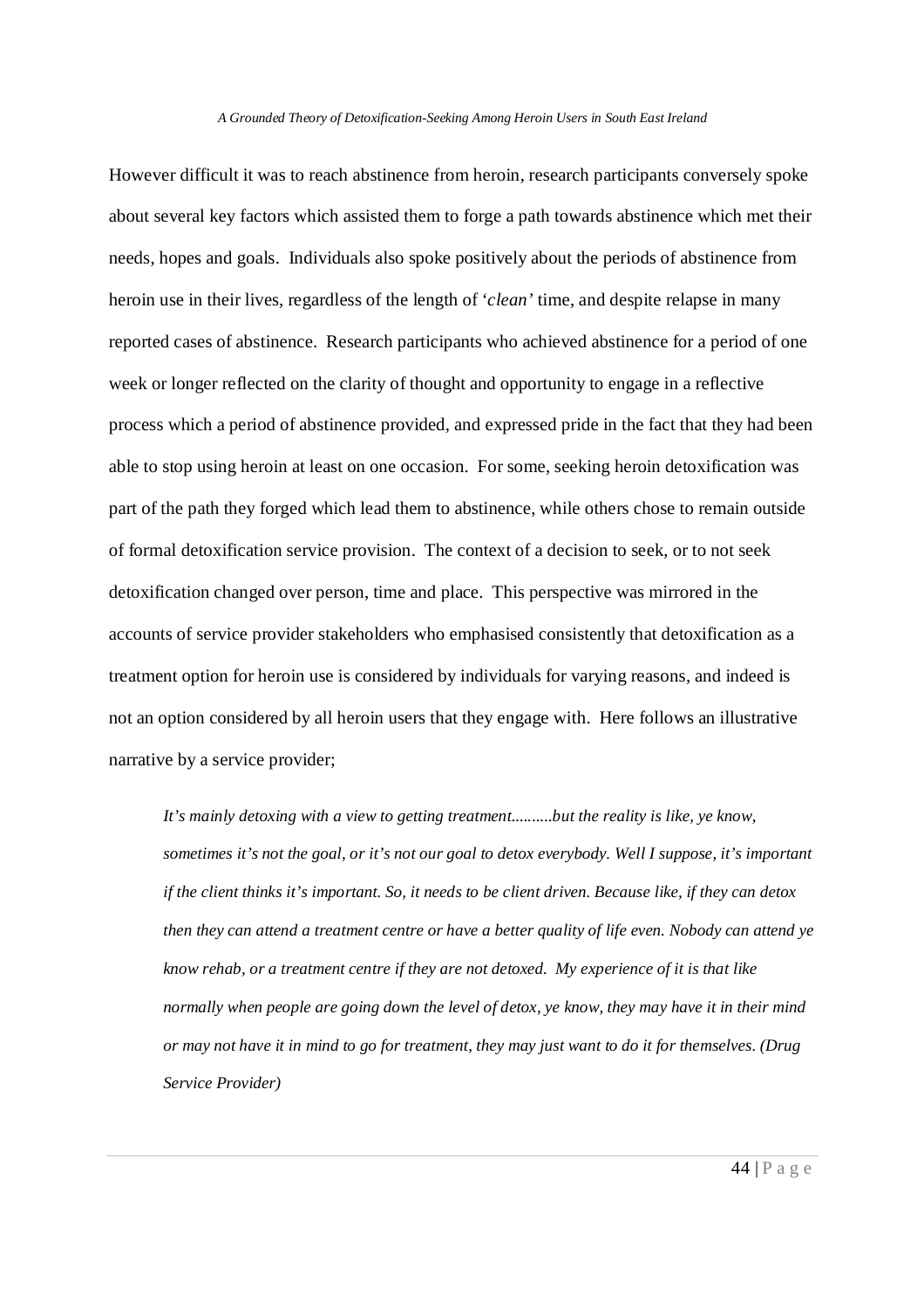However difficult it was to reach abstinence from heroin, research participants conversely spoke about several key factors which assisted them to forge a path towards abstinence which met their needs, hopes and goals. Individuals also spoke positively about the periods of abstinence from heroin use in their lives, regardless of the length of '*clean'* time, and despite relapse in many reported cases of abstinence. Research participants who achieved abstinence for a period of one week or longer reflected on the clarity of thought and opportunity to engage in a reflective process which a period of abstinence provided, and expressed pride in the fact that they had been able to stop using heroin at least on one occasion. For some, seeking heroin detoxification was part of the path they forged which lead them to abstinence, while others chose to remain outside of formal detoxification service provision. The context of a decision to seek, or to not seek detoxification changed over person, time and place. This perspective was mirrored in the accounts of service provider stakeholders who emphasised consistently that detoxification as a treatment option for heroin use is considered by individuals for varying reasons, and indeed is not an option considered by all heroin users that they engage with. Here follows an illustrative narrative by a service provider;

> *It's mainly detoxing with a view to getting treatment..........but the reality is like, ye know, sometimes it's not the goal, or it's not our goal to detox everybody. Well I suppose, it's important if the client thinks it's important. So, it needs to be client driven. Because like, if they can detox then they can attend a treatment centre or have a better quality of life even. Nobody can attend ye know rehab, or a treatment centre if they are not detoxed. My experience of it is that like normally when people are going down the level of detox, ye know, they may have it in their mind or may not have it in mind to go for treatment, they may just want to do it for themselves. (Drug Service Provider)*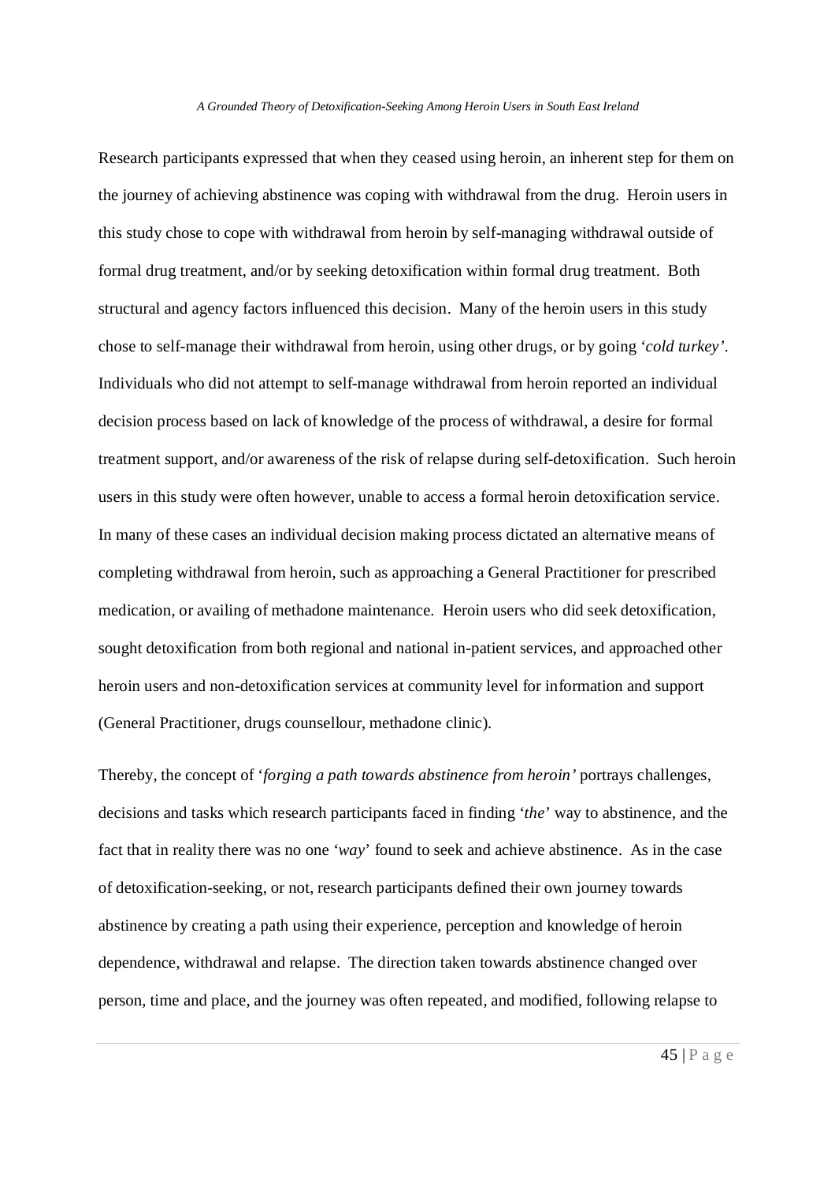Research participants expressed that when they ceased using heroin, an inherent step for them on the journey of achieving abstinence was coping with withdrawal from the drug. Heroin users in this study chose to cope with withdrawal from heroin by self-managing withdrawal outside of formal drug treatment, and/or by seeking detoxification within formal drug treatment. Both structural and agency factors influenced this decision. Many of the heroin users in this study chose to self-manage their withdrawal from heroin, using other drugs, or by going '*cold turkey'*. Individuals who did not attempt to self-manage withdrawal from heroin reported an individual decision process based on lack of knowledge of the process of withdrawal, a desire for formal treatment support, and/or awareness of the risk of relapse during self-detoxification. Such heroin users in this study were often however, unable to access a formal heroin detoxification service. In many of these cases an individual decision making process dictated an alternative means of completing withdrawal from heroin, such as approaching a General Practitioner for prescribed medication, or availing of methadone maintenance. Heroin users who did seek detoxification, sought detoxification from both regional and national in-patient services, and approached other heroin users and non-detoxification services at community level for information and support (General Practitioner, drugs counsellour, methadone clinic).

Thereby, the concept of '*forging a path towards abstinence from heroin'* portrays challenges, decisions and tasks which research participants faced in finding '*the*' way to abstinence, and the fact that in reality there was no one '*way*' found to seek and achieve abstinence. As in the case of detoxification-seeking, or not, research participants defined their own journey towards abstinence by creating a path using their experience, perception and knowledge of heroin dependence, withdrawal and relapse. The direction taken towards abstinence changed over person, time and place, and the journey was often repeated, and modified, following relapse to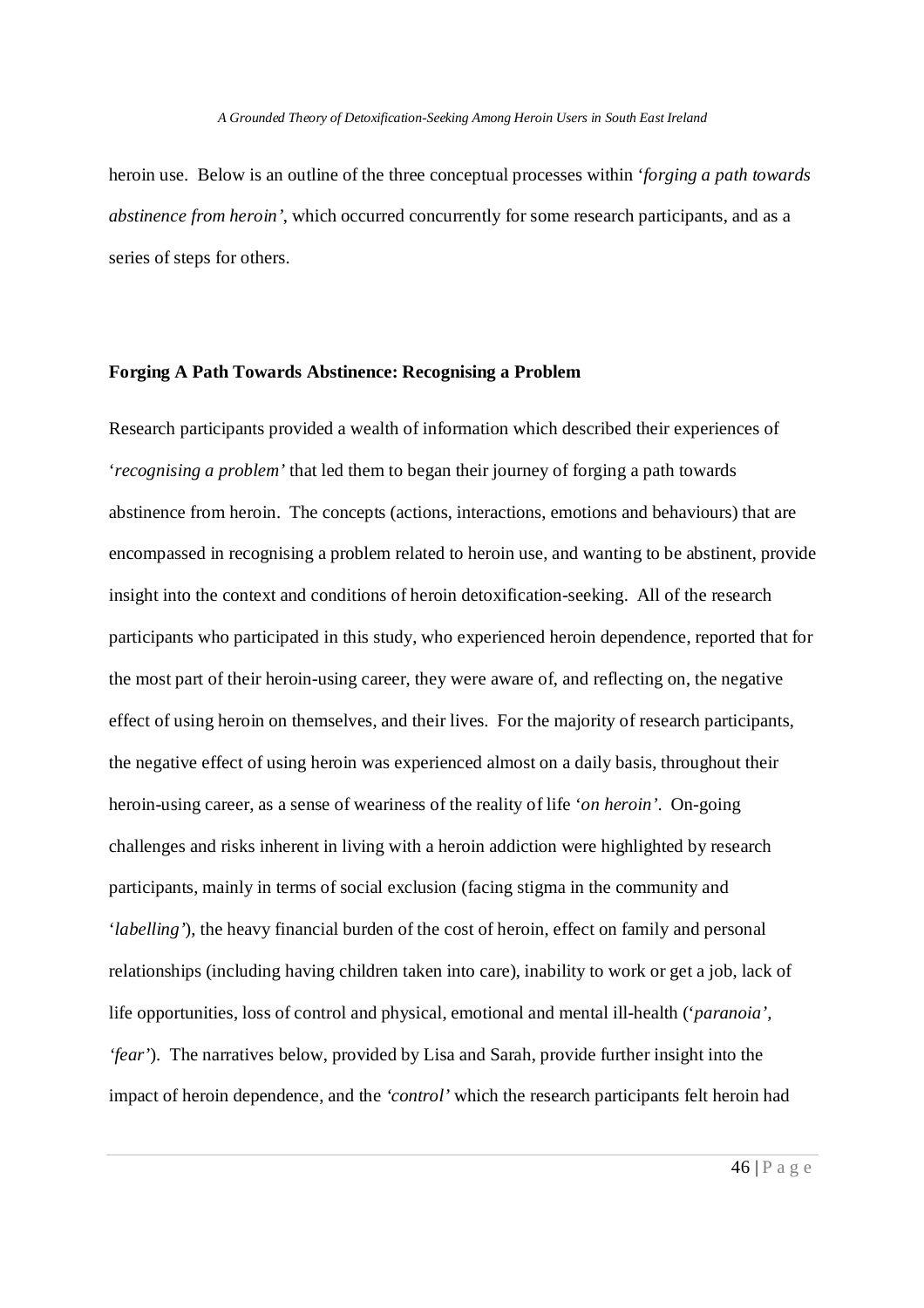heroin use. Below is an outline of the three conceptual processes within '*forging a path towards abstinence from heroin'*, which occurred concurrently for some research participants, and as a series of steps for others.

**Forging A Path Towards Abstinence: Recognising a Problem**

Research participants provided a wealth of information which described their experiences of '*recognising a problem'* that led them to began their journey of forging a path towards abstinence from heroin. The concepts (actions, interactions, emotions and behaviours) that are encompassed in recognising a problem related to heroin use, and wanting to be abstinent, provide insight into the context and conditions of heroin detoxification-seeking. All of the research participants who participated in this study, who experienced heroin dependence, reported that for the most part of their heroin-using career, they were aware of, and reflecting on, the negative effect of using heroin on themselves, and their lives. For the majority of research participants, the negative effect of using heroin was experienced almost on a daily basis, throughout their heroin-using career, as a sense of weariness of the reality of life '*on heroin'*. On-going challenges and risks inherent in living with a heroin addiction were highlighted by research participants, mainly in terms of social exclusion (facing stigma in the community and '*labelling'*), the heavy financial burden of the cost of heroin, effect on family and personal relationships (including having children taken into care), inability to work or get a job, lack of life opportunities, loss of control and physical, emotional and mental ill-health ('*paranoia', 'fear'*). The narratives below, provided by Lisa and Sarah, provide further insight into the impact of heroin dependence, and the *'control'* which the research participants felt heroin had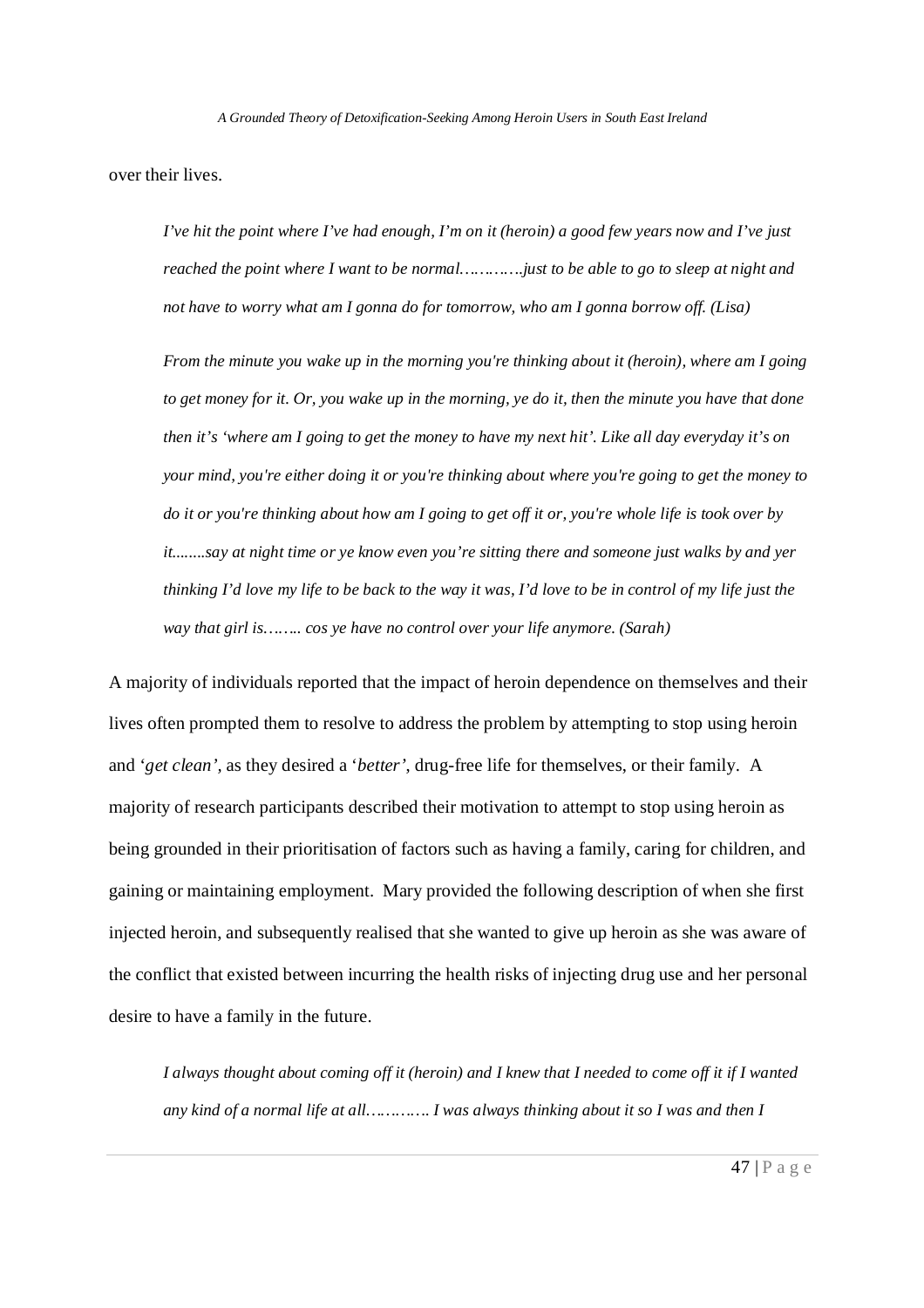over their lives.

> *I've hit the point where I've had enough, I'm on it (heroin) a good few years now and I've just reached the point where I want to be normal………….just to be able to go to sleep at night and not have to worry what am I gonna do for tomorrow, who am I gonna borrow off. (Lisa)*

> *From the minute you wake up in the morning you're thinking about it (heroin), where am I going to get money for it. Or, you wake up in the morning, ye do it, then the minute you have that done then it's 'where am I going to get the money to have my next hit'. Like all day everyday it's on your mind, you're either doing it or you're thinking about where you're going to get the money to do it or you're thinking about how am I going to get off it or, you're whole life is took over by it........say at night time or ye know even you're sitting there and someone just walks by and yer thinking I'd love my life to be back to the way it was, I'd love to be in control of my life just the way that girl is…….. cos ye have no control over your life anymore. (Sarah)*

A majority of individuals reported that the impact of heroin dependence on themselves and their lives often prompted them to resolve to address the problem by attempting to stop using heroin and '*get clean'*, as they desired a '*better'*, drug-free life for themselves, or their family. A majority of research participants described their motivation to attempt to stop using heroin as being grounded in their prioritisation of factors such as having a family, caring for children, and gaining or maintaining employment. Mary provided the following description of when she first injected heroin, and subsequently realised that she wanted to give up heroin as she was aware of the conflict that existed between incurring the health risks of injecting drug use and her personal desire to have a family in the future.

> *I always thought about coming off it (heroin) and I knew that I needed to come off it if I wanted any kind of a normal life at all…………. I was always thinking about it so I was and then I*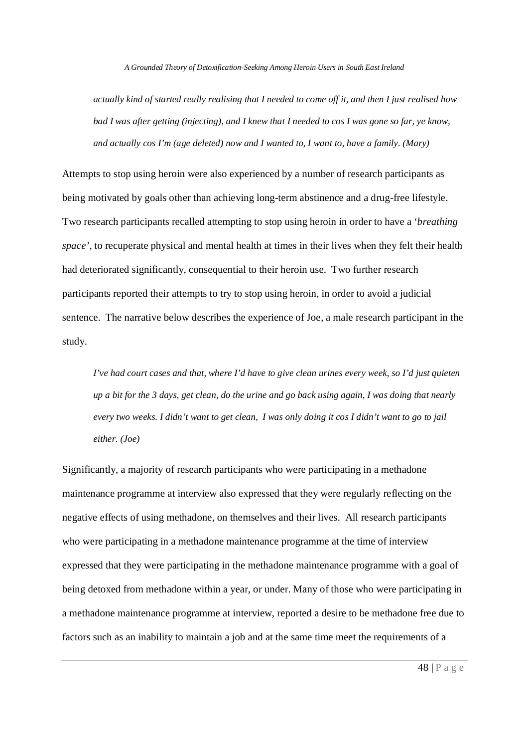*actually kind of started really realising that I needed to come off it, and then I just realised how bad I was after getting (injecting), and I knew that I needed to cos I was gone so far, ye know, and actually cos I'm (age deleted) now and I wanted to, I want to, have a family. (Mary)*

Attempts to stop using heroin were also experienced by a number of research participants as being motivated by goals other than achieving long-term abstinence and a drug-free lifestyle. Two research participants recalled attempting to stop using heroin in order to have a '*breathing space'*, to recuperate physical and mental health at times in their lives when they felt their health had deteriorated significantly, consequential to their heroin use. Two further research participants reported their attempts to try to stop using heroin, in order to avoid a judicial sentence. The narrative below describes the experience of Joe, a male research participant in the study.

*I've had court cases and that, where I'd have to give clean urines every week, so I'd just quieten up a bit for the 3 days, get clean, do the urine and go back using again, I was doing that nearly every two weeks. I didn't want to get clean, I was only doing it cos I didn't want to go to jail either. (Joe)*

Significantly, a majority of research participants who were participating in a methadone maintenance programme at interview also expressed that they were regularly reflecting on the negative effects of using methadone, on themselves and their lives. All research participants who were participating in a methadone maintenance programme at the time of interview expressed that they were participating in the methadone maintenance programme with a goal of being detoxed from methadone within a year, or under. Many of those who were participating in a methadone maintenance programme at interview, reported a desire to be methadone free due to factors such as an inability to maintain a job and at the same time meet the requirements of a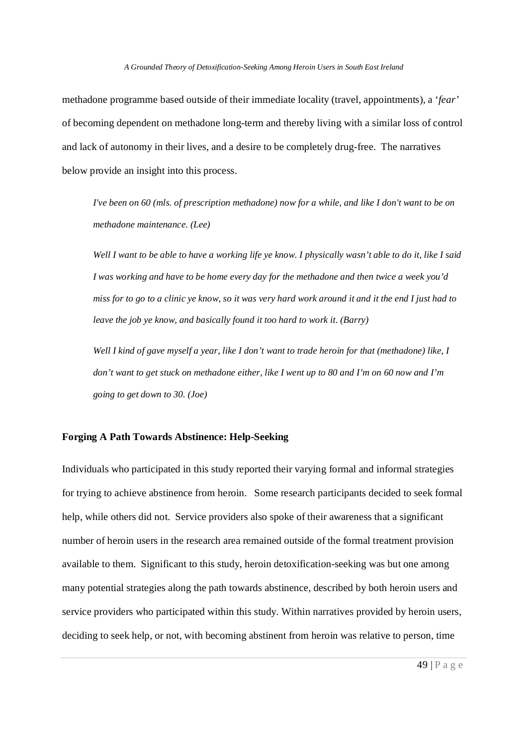methadone programme based outside of their immediate locality (travel, appointments), a '*fear*' of becoming dependent on methadone long-term and thereby living with a similar loss of control and lack of autonomy in their lives, and a desire to be completely drug-free. The narratives below provide an insight into this process.

> *I've been on 60 (mls. of prescription methadone) now for a while, and like I don't want to be on methadone maintenance. (Lee)*

> *Well I want to be able to have a working life ye know. I physically wasn't able to do it, like I said I was working and have to be home every day for the methadone and then twice a week you'd miss for to go to a clinic ye know, so it was very hard work around it and it the end I just had to leave the job ye know, and basically found it too hard to work it. (Barry)*

> *Well I kind of gave myself a year, like I don't want to trade heroin for that (methadone) like, I don't want to get stuck on methadone either, like I went up to 80 and I'm on 60 now and I'm going to get down to 30. (Joe)*

**Forging A Path Towards Abstinence: Help-Seeking**

Individuals who participated in this study reported their varying formal and informal strategies for trying to achieve abstinence from heroin. Some research participants decided to seek formal help, while others did not. Service providers also spoke of their awareness that a significant number of heroin users in the research area remained outside of the formal treatment provision available to them. Significant to this study, heroin detoxification-seeking was but one among many potential strategies along the path towards abstinence, described by both heroin users and service providers who participated within this study. Within narratives provided by heroin users, deciding to seek help, or not, with becoming abstinent from heroin was relative to person, time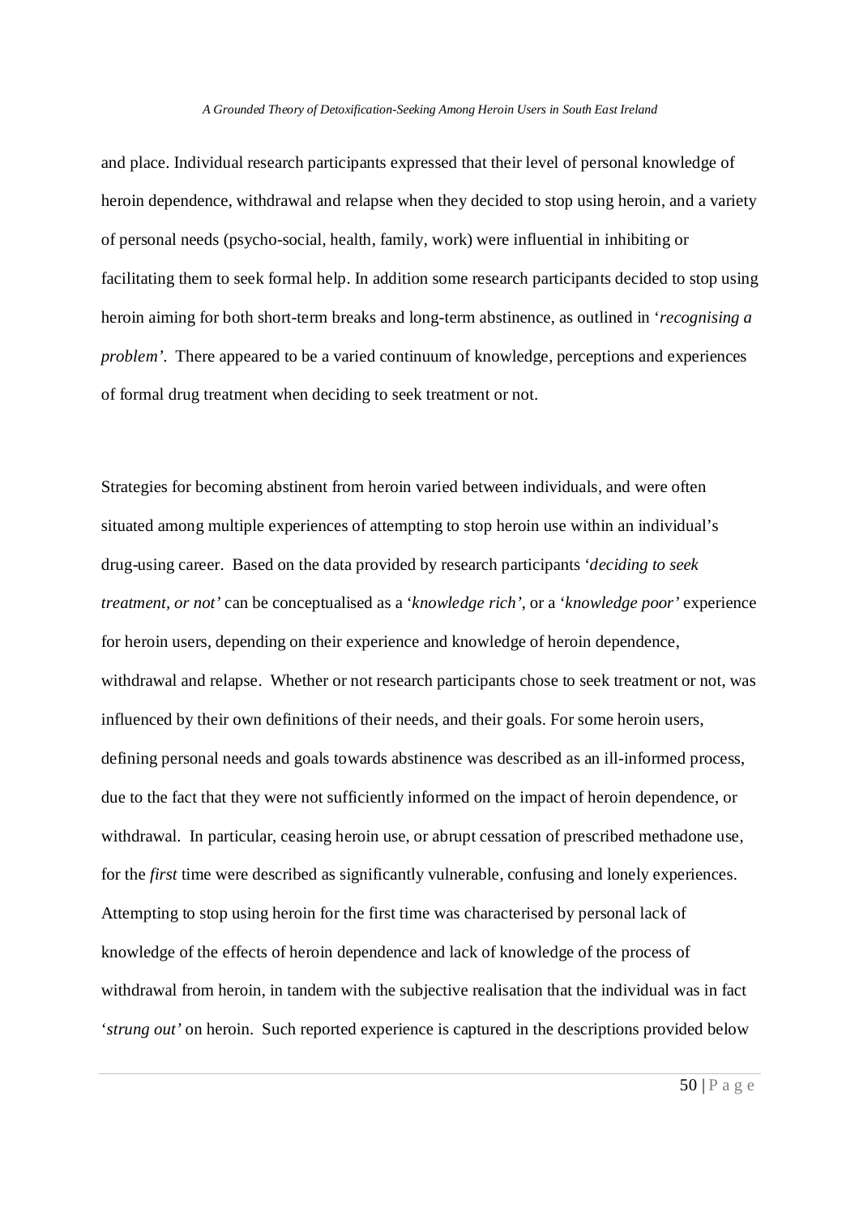and place. Individual research participants expressed that their level of personal knowledge of heroin dependence, withdrawal and relapse when they decided to stop using heroin, and a variety of personal needs (psycho-social, health, family, work) were influential in inhibiting or facilitating them to seek formal help. In addition some research participants decided to stop using heroin aiming for both short-term breaks and long-term abstinence, as outlined in '*recognising a problem'*. There appeared to be a varied continuum of knowledge, perceptions and experiences of formal drug treatment when deciding to seek treatment or not.

Strategies for becoming abstinent from heroin varied between individuals, and were often situated among multiple experiences of attempting to stop heroin use within an individual's drug-using career. Based on the data provided by research participants '*deciding to seek treatment, or not'* can be conceptualised as a '*knowledge rich'*, or a '*knowledge poor'* experience for heroin users, depending on their experience and knowledge of heroin dependence, withdrawal and relapse. Whether or not research participants chose to seek treatment or not, was influenced by their own definitions of their needs, and their goals. For some heroin users, defining personal needs and goals towards abstinence was described as an ill-informed process, due to the fact that they were not sufficiently informed on the impact of heroin dependence, or withdrawal. In particular, ceasing heroin use, or abrupt cessation of prescribed methadone use, for the *first* time were described as significantly vulnerable, confusing and lonely experiences. Attempting to stop using heroin for the first time was characterised by personal lack of knowledge of the effects of heroin dependence and lack of knowledge of the process of withdrawal from heroin, in tandem with the subjective realisation that the individual was in fact '*strung out'* on heroin. Such reported experience is captured in the descriptions provided below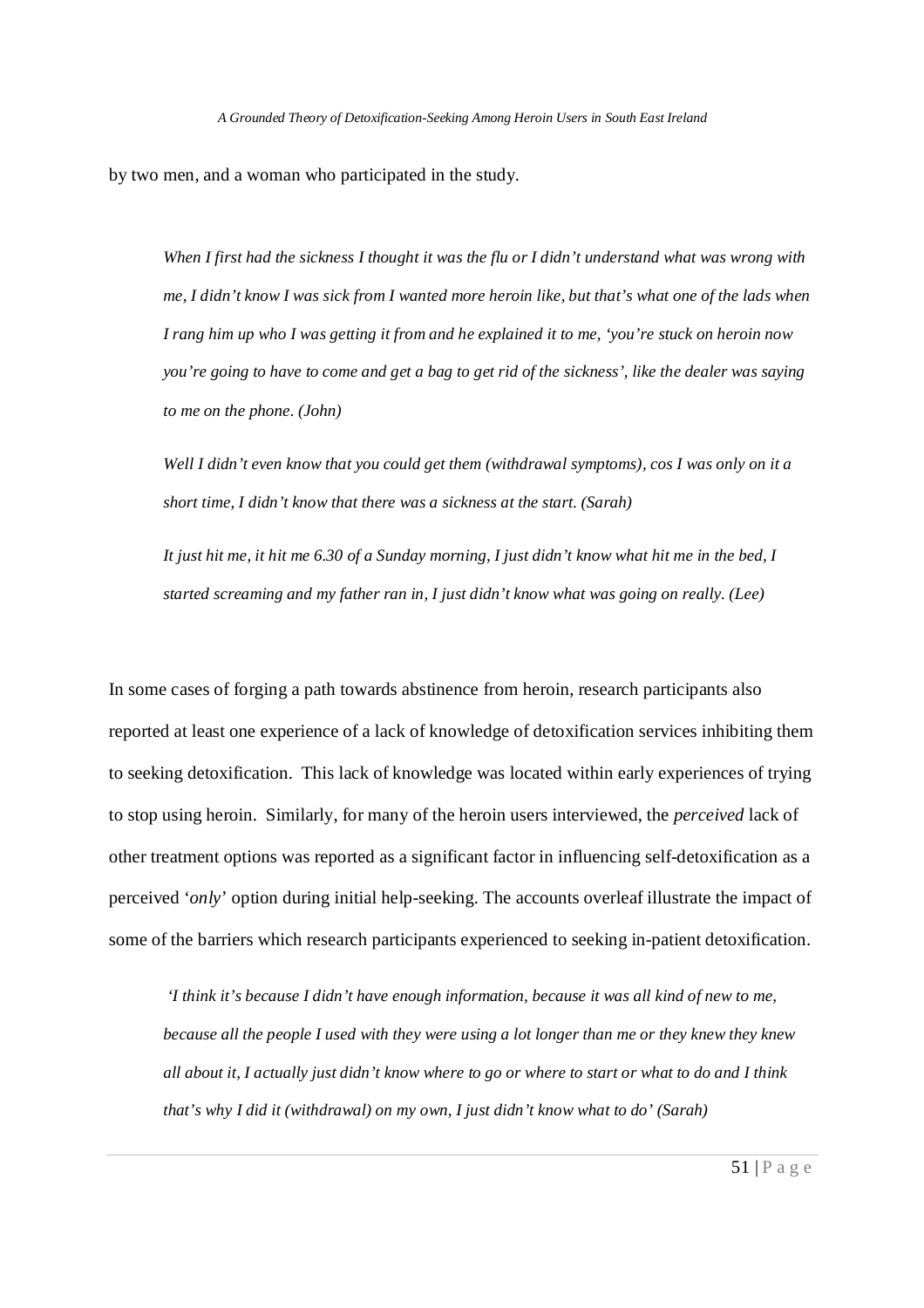by two men, and a woman who participated in the study.

> *When I first had the sickness I thought it was the flu or I didn't understand what was wrong with me, I didn't know I was sick from I wanted more heroin like, but that's what one of the lads when I rang him up who I was getting it from and he explained it to me, 'you're stuck on heroin now you're going to have to come and get a bag to get rid of the sickness', like the dealer was saying to me on the phone. (John)*
>
> *Well I didn't even know that you could get them (withdrawal symptoms), cos I was only on it a short time, I didn't know that there was a sickness at the start. (Sarah)*
>
> *It just hit me, it hit me 6.30 of a Sunday morning, I just didn't know what hit me in the bed, I started screaming and my father ran in, I just didn't know what was going on really. (Lee)*

In some cases of forging a path towards abstinence from heroin, research participants also reported at least one experience of a lack of knowledge of detoxification services inhibiting them to seeking detoxification. This lack of knowledge was located within early experiences of trying to stop using heroin. Similarly, for many of the heroin users interviewed, the *perceived* lack of other treatment options was reported as a significant factor in influencing self-detoxification as a perceived '*only*' option during initial help-seeking. The accounts overleaf illustrate the impact of some of the barriers which research participants experienced to seeking in-patient detoxification.

> *'I think it's because I didn't have enough information, because it was all kind of new to me, because all the people I used with they were using a lot longer than me or they knew they knew all about it, I actually just didn't know where to go or where to start or what to do and I think that's why I did it (withdrawal) on my own, I just didn't know what to do' (Sarah)*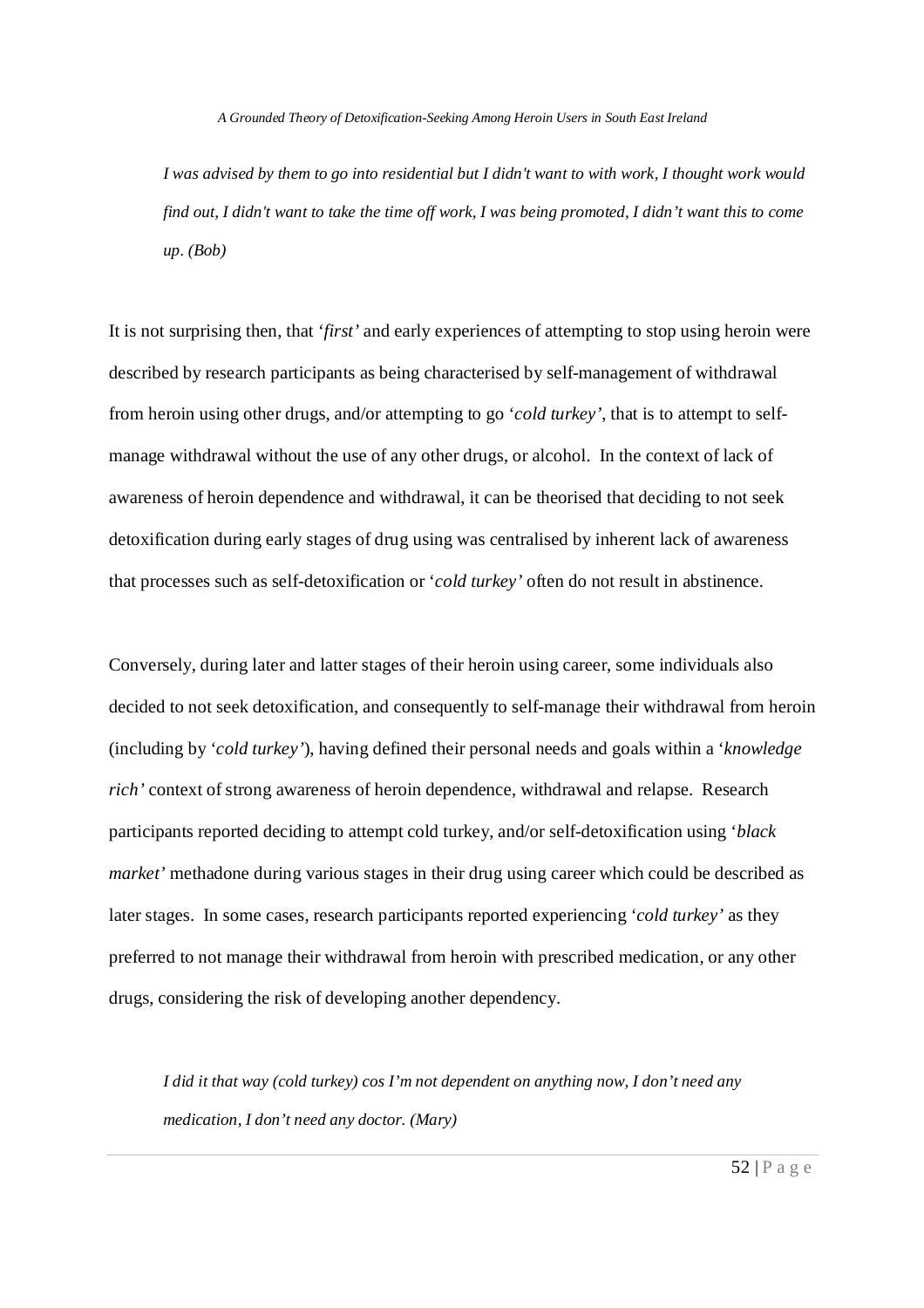*I was advised by them to go into residential but I didn't want to with work, I thought work would find out, I didn't want to take the time off work, I was being promoted, I didn’t want this to come up. (Bob)*

It is not surprising then, that ‘*first’* and early experiences of attempting to stop using heroin were described by research participants as being characterised by self-management of withdrawal from heroin using other drugs, and/or attempting to go ‘*cold turkey’*, that is to attempt to self-manage withdrawal without the use of any other drugs, or alcohol. In the context of lack of awareness of heroin dependence and withdrawal, it can be theorised that deciding to not seek detoxification during early stages of drug using was centralised by inherent lack of awareness that processes such as self-detoxification or ‘*cold turkey’* often do not result in abstinence.

Conversely, during later and latter stages of their heroin using career, some individuals also decided to not seek detoxification, and consequently to self-manage their withdrawal from heroin (including by ‘*cold turkey’*), having defined their personal needs and goals within a ‘*knowledge rich’* context of strong awareness of heroin dependence, withdrawal and relapse. Research participants reported deciding to attempt cold turkey, and/or self-detoxification using ‘*black market’* methadone during various stages in their drug using career which could be described as later stages. In some cases, research participants reported experiencing ‘*cold turkey’* as they preferred to not manage their withdrawal from heroin with prescribed medication, or any other drugs, considering the risk of developing another dependency.

*I did it that way (cold turkey) cos I’m not dependent on anything now, I don’t need any medication, I don’t need any doctor. (Mary)*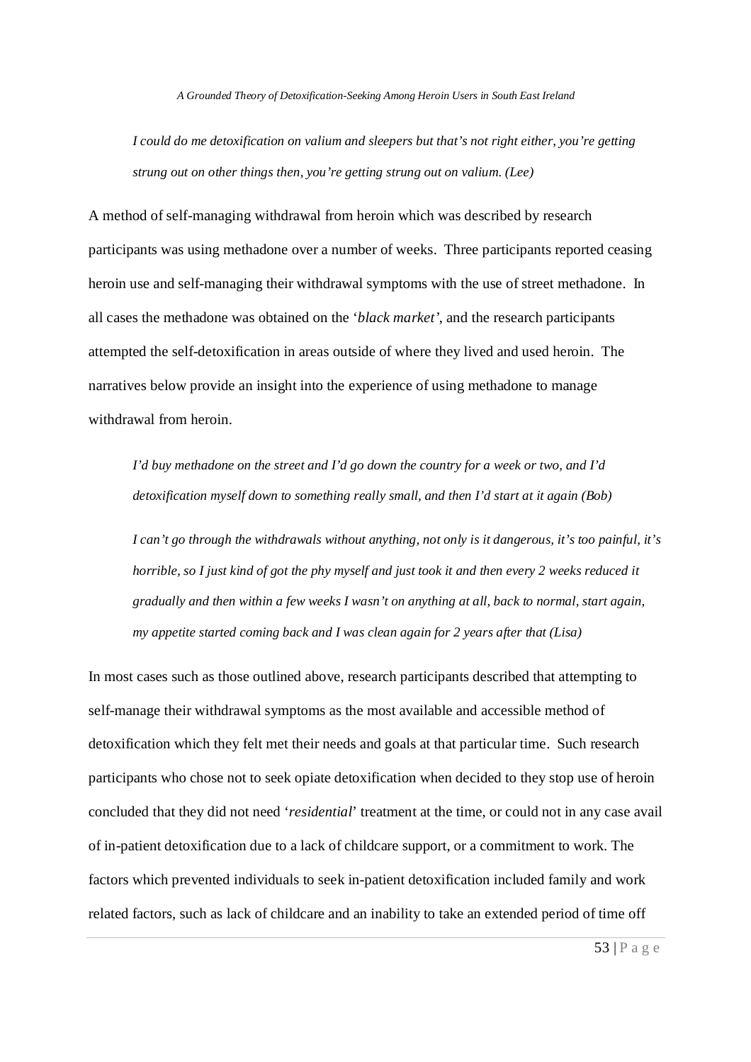*I could do me detoxification on valium and sleepers but that's not right either, you're getting strung out on other things then, you're getting strung out on valium. (Lee)*

A method of self-managing withdrawal from heroin which was described by research participants was using methadone over a number of weeks. Three participants reported ceasing heroin use and self-managing their withdrawal symptoms with the use of street methadone. In all cases the methadone was obtained on the '*black market'*, and the research participants attempted the self-detoxification in areas outside of where they lived and used heroin. The narratives below provide an insight into the experience of using methadone to manage withdrawal from heroin.

*I'd buy methadone on the street and I'd go down the country for a week or two, and I'd detoxification myself down to something really small, and then I'd start at it again (Bob)*

*I can't go through the withdrawals without anything, not only is it dangerous, it's too painful, it's horrible, so I just kind of got the phy myself and just took it and then every 2 weeks reduced it gradually and then within a few weeks I wasn't on anything at all, back to normal, start again, my appetite started coming back and I was clean again for 2 years after that (Lisa)*

In most cases such as those outlined above, research participants described that attempting to self-manage their withdrawal symptoms as the most available and accessible method of detoxification which they felt met their needs and goals at that particular time. Such research participants who chose not to seek opiate detoxification when decided to they stop use of heroin concluded that they did not need '*residential*' treatment at the time, or could not in any case avail of in-patient detoxification due to a lack of childcare support, or a commitment to work. The factors which prevented individuals to seek in-patient detoxification included family and work related factors, such as lack of childcare and an inability to take an extended period of time off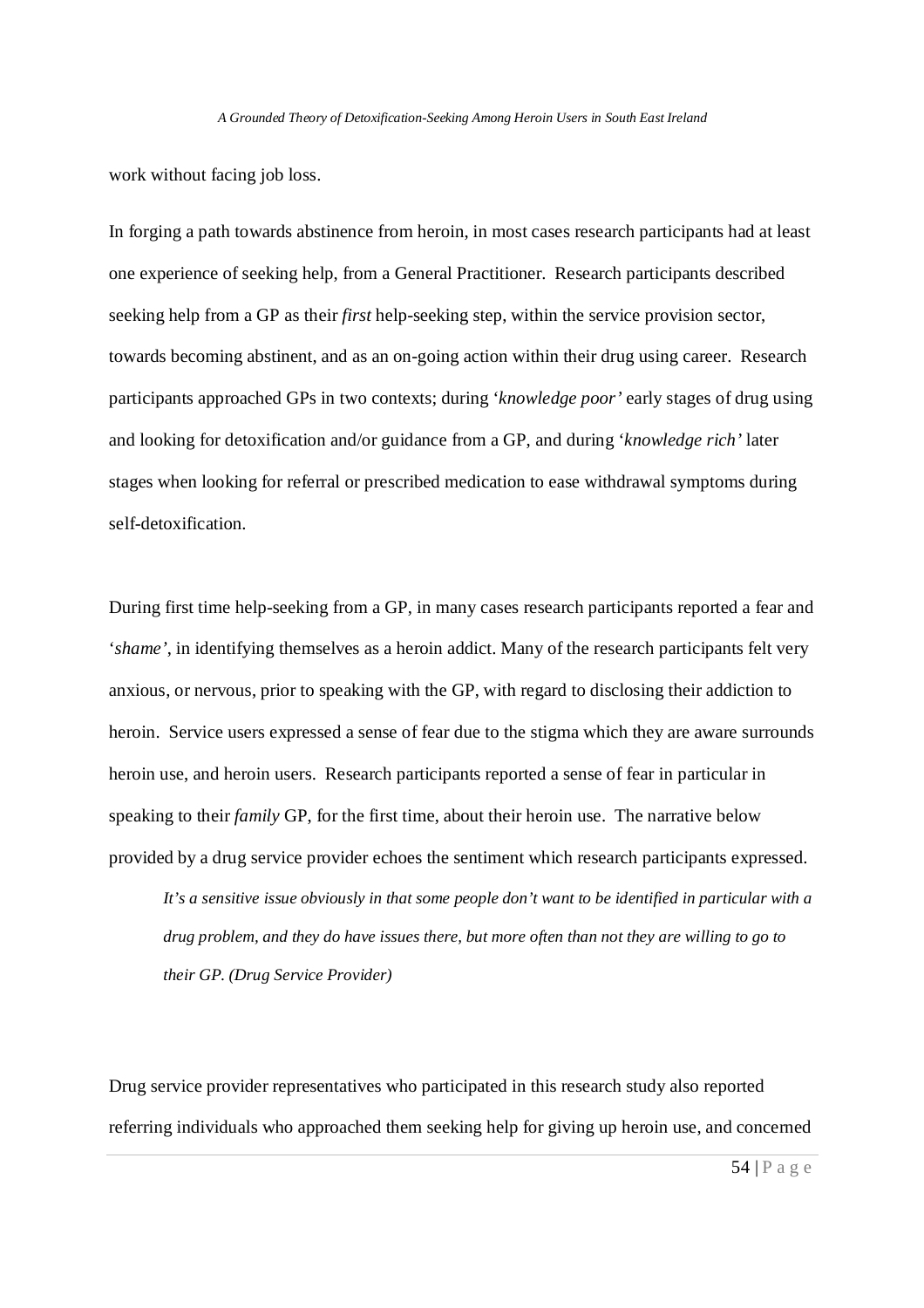work without facing job loss.

In forging a path towards abstinence from heroin, in most cases research participants had at least one experience of seeking help, from a General Practitioner. Research participants described seeking help from a GP as their *first* help-seeking step, within the service provision sector, towards becoming abstinent, and as an on-going action within their drug using career. Research participants approached GPs in two contexts; during '*knowledge poor'* early stages of drug using and looking for detoxification and/or guidance from a GP, and during '*knowledge rich'* later stages when looking for referral or prescribed medication to ease withdrawal symptoms during self-detoxification.

During first time help-seeking from a GP, in many cases research participants reported a fear and '*shame'*, in identifying themselves as a heroin addict. Many of the research participants felt very anxious, or nervous, prior to speaking with the GP, with regard to disclosing their addiction to heroin. Service users expressed a sense of fear due to the stigma which they are aware surrounds heroin use, and heroin users. Research participants reported a sense of fear in particular in speaking to their *family* GP, for the first time, about their heroin use. The narrative below provided by a drug service provider echoes the sentiment which research participants expressed.

> *It's a sensitive issue obviously in that some people don't want to be identified in particular with a drug problem, and they do have issues there, but more often than not they are willing to go to their GP. (Drug Service Provider)*

Drug service provider representatives who participated in this research study also reported referring individuals who approached them seeking help for giving up heroin use, and concerned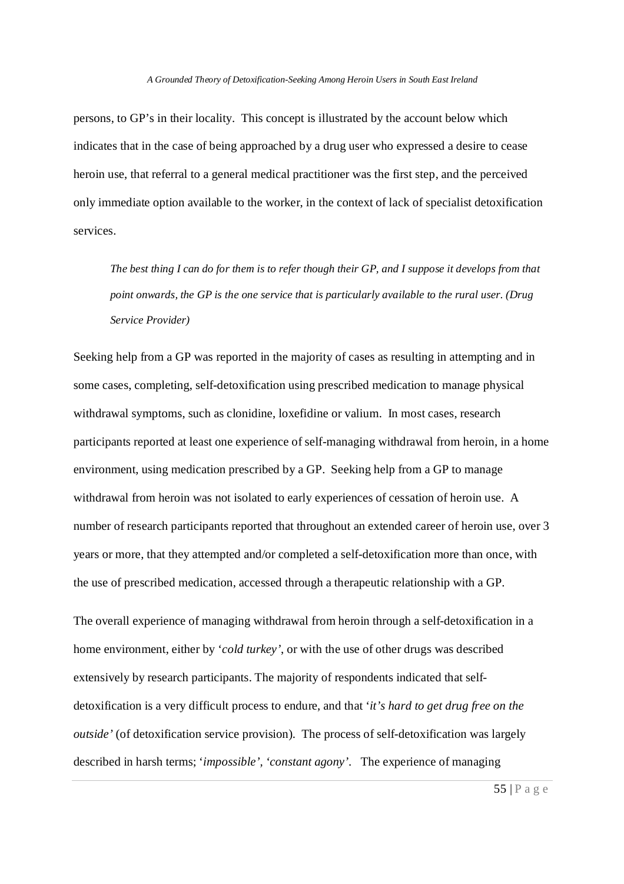persons, to GP's in their locality. This concept is illustrated by the account below which indicates that in the case of being approached by a drug user who expressed a desire to cease heroin use, that referral to a general medical practitioner was the first step, and the perceived only immediate option available to the worker, in the context of lack of specialist detoxification services.

> *The best thing I can do for them is to refer though their GP, and I suppose it develops from that point onwards, the GP is the one service that is particularly available to the rural user. (Drug Service Provider)*

Seeking help from a GP was reported in the majority of cases as resulting in attempting and in some cases, completing, self-detoxification using prescribed medication to manage physical withdrawal symptoms, such as clonidine, loxefidine or valium. In most cases, research participants reported at least one experience of self-managing withdrawal from heroin, in a home environment, using medication prescribed by a GP. Seeking help from a GP to manage withdrawal from heroin was not isolated to early experiences of cessation of heroin use. A number of research participants reported that throughout an extended career of heroin use, over 3 years or more, that they attempted and/or completed a self-detoxification more than once, with the use of prescribed medication, accessed through a therapeutic relationship with a GP.

The overall experience of managing withdrawal from heroin through a self-detoxification in a home environment, either by '*cold turkey'*, or with the use of other drugs was described extensively by research participants. The majority of respondents indicated that self-detoxification is a very difficult process to endure, and that '*it's hard to get drug free on the outside'* (of detoxification service provision). The process of self-detoxification was largely described in harsh terms; '*impossible'*, '*constant agony'*. The experience of managing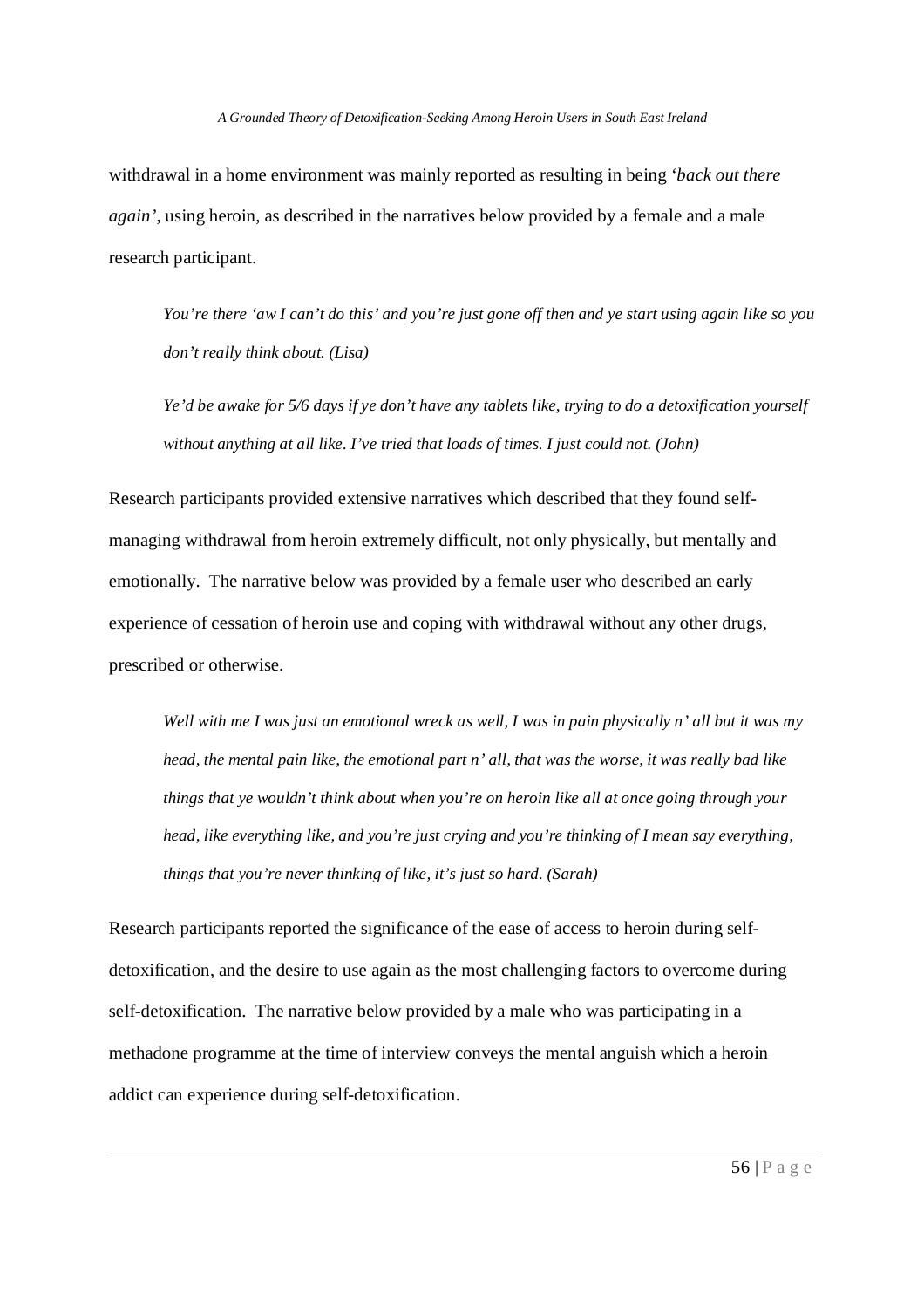withdrawal in a home environment was mainly reported as resulting in being '*back out there again'*, using heroin, as described in the narratives below provided by a female and a male research participant.

> *You're there 'aw I can't do this' and you're just gone off then and ye start using again like so you don't really think about. (Lisa)*

> *Ye'd be awake for 5/6 days if ye don't have any tablets like, trying to do a detoxification yourself without anything at all like. I've tried that loads of times. I just could not. (John)*

Research participants provided extensive narratives which described that they found self-managing withdrawal from heroin extremely difficult, not only physically, but mentally and emotionally. The narrative below was provided by a female user who described an early experience of cessation of heroin use and coping with withdrawal without any other drugs, prescribed or otherwise.

> *Well with me I was just an emotional wreck as well, I was in pain physically n' all but it was my head, the mental pain like, the emotional part n' all, that was the worse, it was really bad like things that ye wouldn't think about when you're on heroin like all at once going through your head, like everything like, and you're just crying and you're thinking of I mean say everything, things that you're never thinking of like, it's just so hard. (Sarah)*

Research participants reported the significance of the ease of access to heroin during self-detoxification, and the desire to use again as the most challenging factors to overcome during self-detoxification. The narrative below provided by a male who was participating in a methadone programme at the time of interview conveys the mental anguish which a heroin addict can experience during self-detoxification.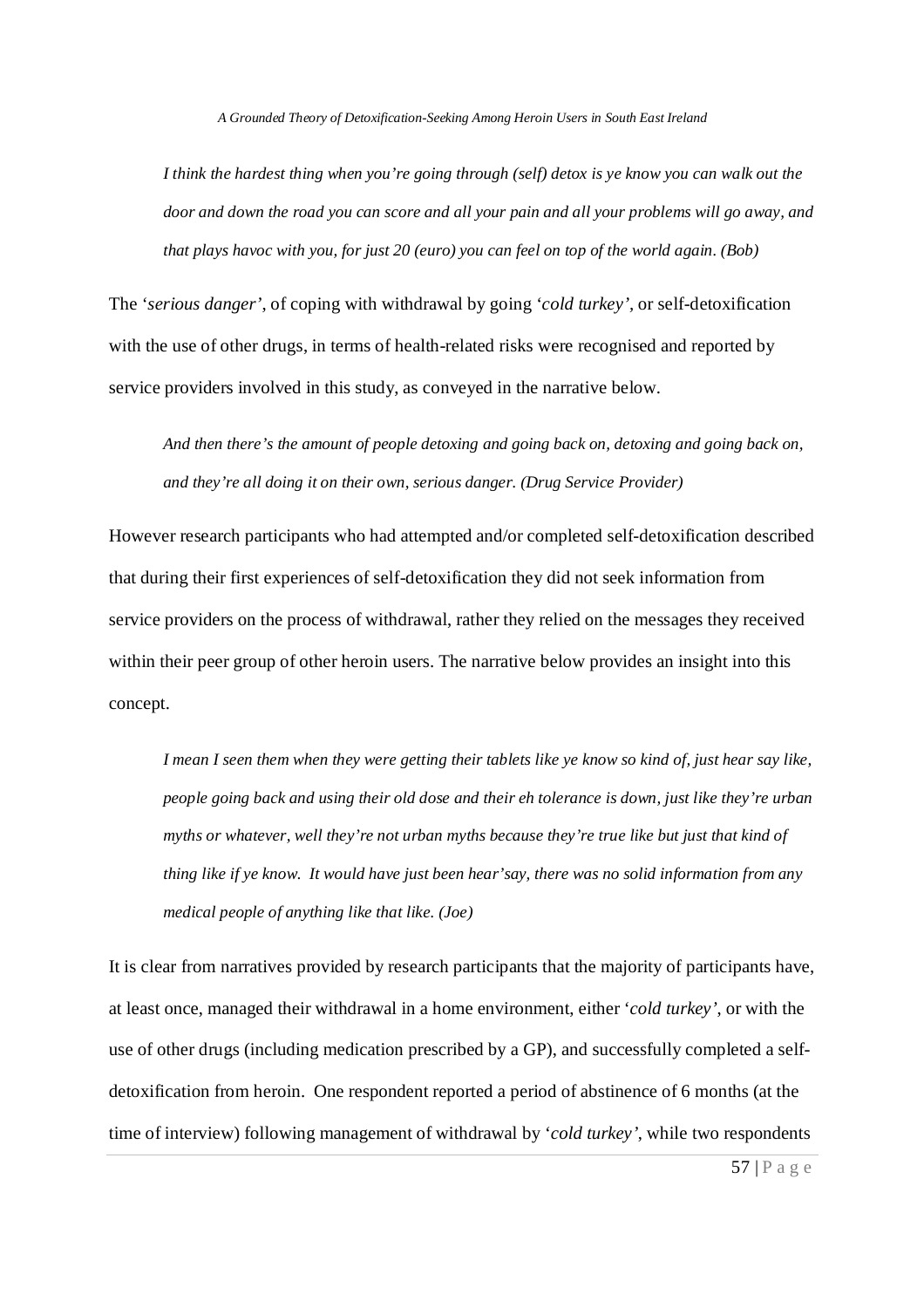*I think the hardest thing when you're going through (self) detox is ye know you can walk out the door and down the road you can score and all your pain and all your problems will go away, and that plays havoc with you, for just 20 (euro) you can feel on top of the world again. (Bob)*

The '*serious danger'*, of coping with withdrawal by going '*cold turkey'*, or self-detoxification with the use of other drugs, in terms of health-related risks were recognised and reported by service providers involved in this study, as conveyed in the narrative below.

*And then there's the amount of people detoxing and going back on, detoxing and going back on, and they're all doing it on their own, serious danger. (Drug Service Provider)*

However research participants who had attempted and/or completed self-detoxification described that during their first experiences of self-detoxification they did not seek information from service providers on the process of withdrawal, rather they relied on the messages they received within their peer group of other heroin users. The narrative below provides an insight into this concept.

*I mean I seen them when they were getting their tablets like ye know so kind of, just hear say like, people going back and using their old dose and their eh tolerance is down, just like they're urban myths or whatever, well they're not urban myths because they're true like but just that kind of thing like if ye know. It would have just been hear'say, there was no solid information from any medical people of anything like that like. (Joe)*

It is clear from narratives provided by research participants that the majority of participants have, at least once, managed their withdrawal in a home environment, either '*cold turkey'*, or with the use of other drugs (including medication prescribed by a GP), and successfully completed a self-detoxification from heroin. One respondent reported a period of abstinence of 6 months (at the time of interview) following management of withdrawal by '*cold turkey'*, while two respondents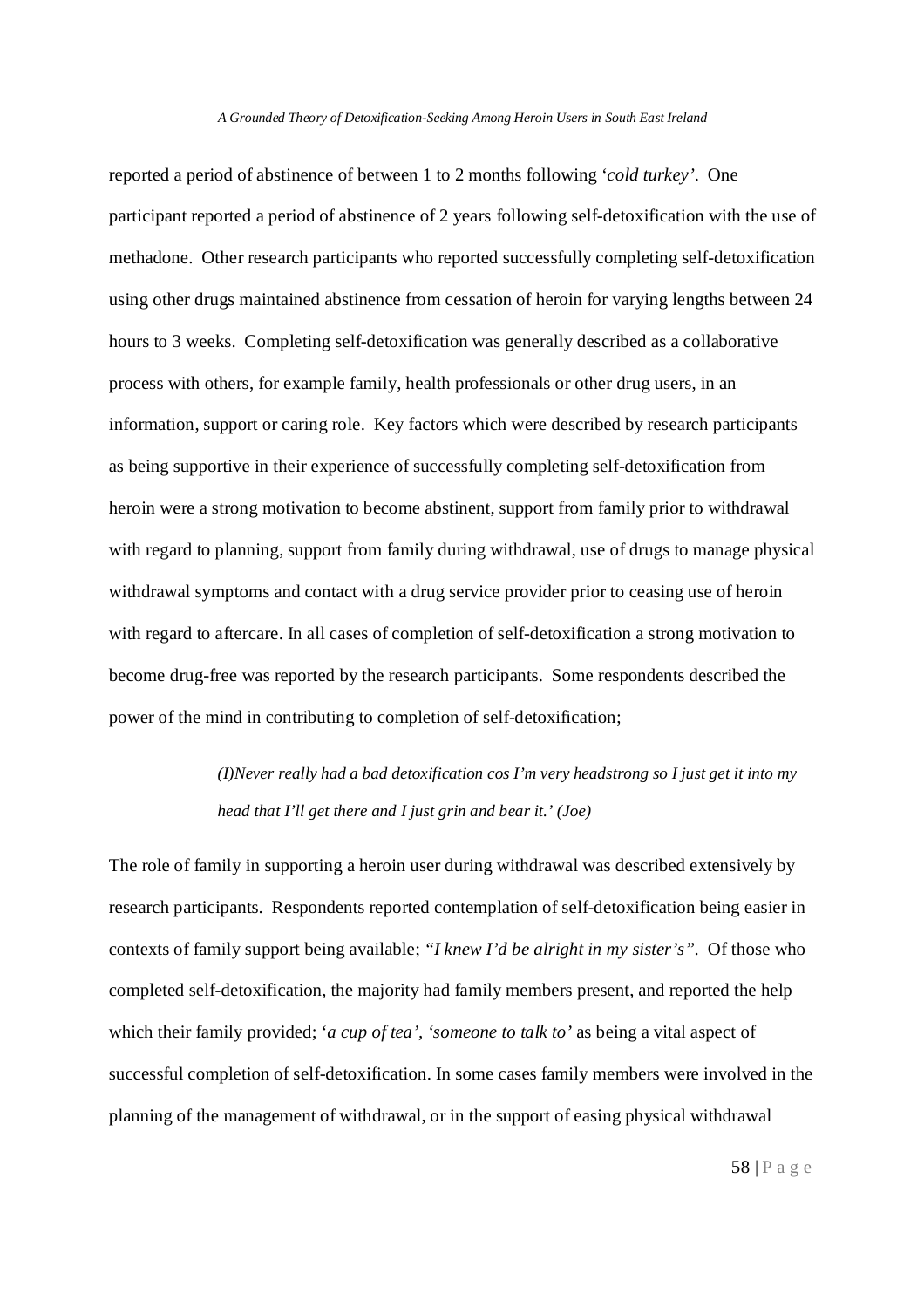reported a period of abstinence of between 1 to 2 months following '*cold turkey'*. One participant reported a period of abstinence of 2 years following self-detoxification with the use of methadone. Other research participants who reported successfully completing self-detoxification using other drugs maintained abstinence from cessation of heroin for varying lengths between 24 hours to 3 weeks. Completing self-detoxification was generally described as a collaborative process with others, for example family, health professionals or other drug users, in an information, support or caring role. Key factors which were described by research participants as being supportive in their experience of successfully completing self-detoxification from heroin were a strong motivation to become abstinent, support from family prior to withdrawal with regard to planning, support from family during withdrawal, use of drugs to manage physical withdrawal symptoms and contact with a drug service provider prior to ceasing use of heroin with regard to aftercare. In all cases of completion of self-detoxification a strong motivation to become drug-free was reported by the research participants. Some respondents described the power of the mind in contributing to completion of self-detoxification;

> *(I)Never really had a bad detoxification cos I'm very headstrong so I just get it into my head that I'll get there and I just grin and bear it.' (Joe)*

The role of family in supporting a heroin user during withdrawal was described extensively by research participants. Respondents reported contemplation of self-detoxification being easier in contexts of family support being available; *"I knew I'd be alright in my sister's"*. Of those who completed self-detoxification, the majority had family members present, and reported the help which their family provided; '*a cup of tea'*, *'someone to talk to'* as being a vital aspect of successful completion of self-detoxification. In some cases family members were involved in the planning of the management of withdrawal, or in the support of easing physical withdrawal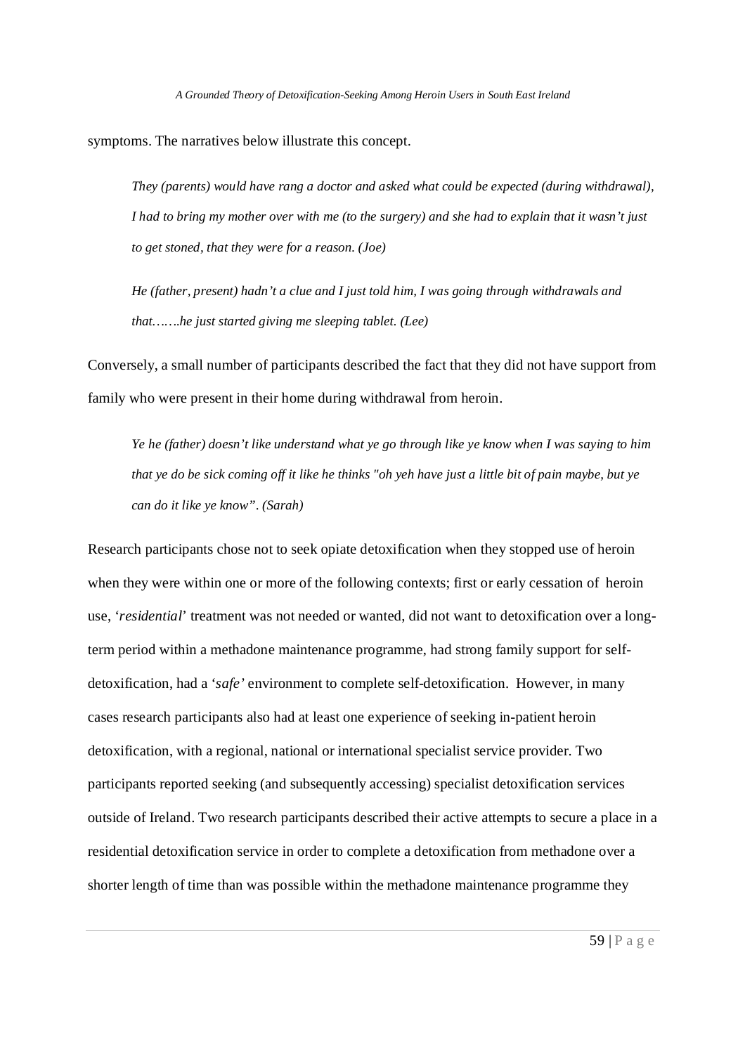symptoms. The narratives below illustrate this concept.

> *They (parents) would have rang a doctor and asked what could be expected (during withdrawal), I had to bring my mother over with me (to the surgery) and she had to explain that it wasn't just to get stoned, that they were for a reason. (Joe)*

> *He (father, present) hadn't a clue and I just told him, I was going through withdrawals and that…….he just started giving me sleeping tablet. (Lee)*

Conversely, a small number of participants described the fact that they did not have support from family who were present in their home during withdrawal from heroin.

> *Ye he (father) doesn't like understand what ye go through like ye know when I was saying to him that ye do be sick coming off it like he thinks "oh yeh have just a little bit of pain maybe, but ye can do it like ye know". (Sarah)*

Research participants chose not to seek opiate detoxification when they stopped use of heroin when they were within one or more of the following contexts; first or early cessation of heroin use, '*residential*' treatment was not needed or wanted, did not want to detoxification over a long-term period within a methadone maintenance programme, had strong family support for self-detoxification, had a '*safe'* environment to complete self-detoxification. However, in many cases research participants also had at least one experience of seeking in-patient heroin detoxification, with a regional, national or international specialist service provider. Two participants reported seeking (and subsequently accessing) specialist detoxification services outside of Ireland. Two research participants described their active attempts to secure a place in a residential detoxification service in order to complete a detoxification from methadone over a shorter length of time than was possible within the methadone maintenance programme they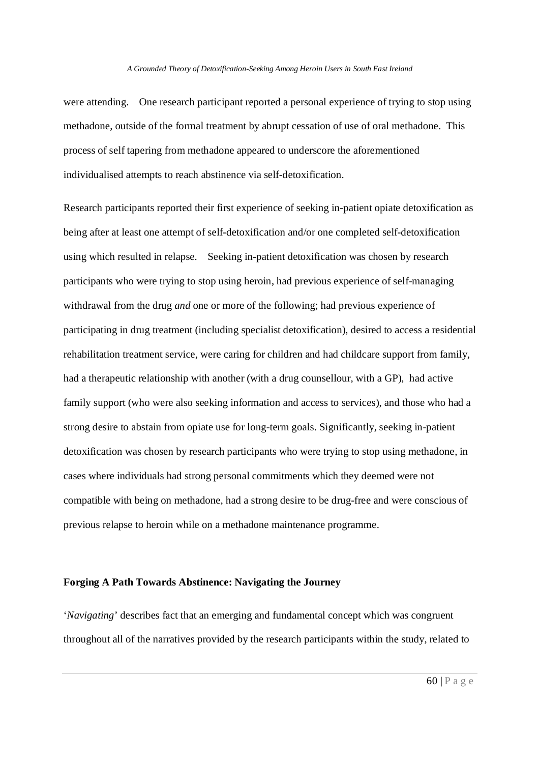were attending. One research participant reported a personal experience of trying to stop using methadone, outside of the formal treatment by abrupt cessation of use of oral methadone. This process of self tapering from methadone appeared to underscore the aforementioned individualised attempts to reach abstinence via self-detoxification.

Research participants reported their first experience of seeking in-patient opiate detoxification as being after at least one attempt of self-detoxification and/or one completed self-detoxification using which resulted in relapse. Seeking in-patient detoxification was chosen by research participants who were trying to stop using heroin, had previous experience of self-managing withdrawal from the drug *and* one or more of the following; had previous experience of participating in drug treatment (including specialist detoxification), desired to access a residential rehabilitation treatment service, were caring for children and had childcare support from family, had a therapeutic relationship with another (with a drug counsellour, with a GP), had active family support (who were also seeking information and access to services), and those who had a strong desire to abstain from opiate use for long-term goals. Significantly, seeking in-patient detoxification was chosen by research participants who were trying to stop using methadone, in cases where individuals had strong personal commitments which they deemed were not compatible with being on methadone, had a strong desire to be drug-free and were conscious of previous relapse to heroin while on a methadone maintenance programme.

### Forging A Path Towards Abstinence: Navigating the Journey

'*Navigating*' describes fact that an emerging and fundamental concept which was congruent throughout all of the narratives provided by the research participants within the study, related to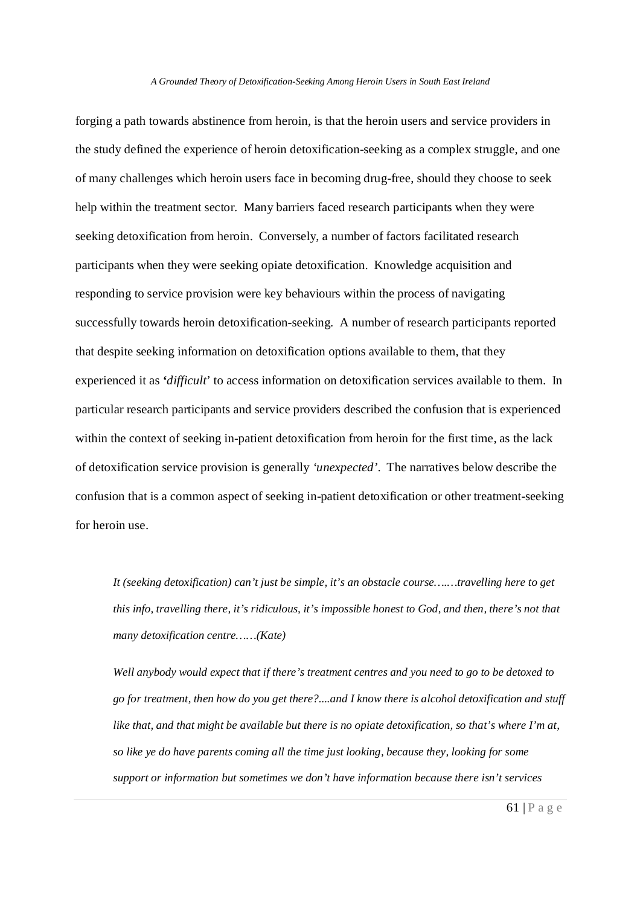forging a path towards abstinence from heroin, is that the heroin users and service providers in the study defined the experience of heroin detoxification-seeking as a complex struggle, and one of many challenges which heroin users face in becoming drug-free, should they choose to seek help within the treatment sector. Many barriers faced research participants when they were seeking detoxification from heroin. Conversely, a number of factors facilitated research participants when they were seeking opiate detoxification. Knowledge acquisition and responding to service provision were key behaviours within the process of navigating successfully towards heroin detoxification-seeking. A number of research participants reported that despite seeking information on detoxification options available to them, that they experienced it as '*difficult*' to access information on detoxification services available to them. In particular research participants and service providers described the confusion that is experienced within the context of seeking in-patient detoxification from heroin for the first time, as the lack of detoxification service provision is generally *'unexpected'*. The narratives below describe the confusion that is a common aspect of seeking in-patient detoxification or other treatment-seeking for heroin use.

> *It (seeking detoxification) can't just be simple, it's an obstacle course…….travelling here to get this info, travelling there, it's ridiculous, it's impossible honest to God, and then, there's not that many detoxification centre……(Kate)*
>
> *Well anybody would expect that if there's treatment centres and you need to go to be detoxed to go for treatment, then how do you get there?....and I know there is alcohol detoxification and stuff like that, and that might be available but there is no opiate detoxification, so that's where I'm at, so like ye do have parents coming all the time just looking, because they, looking for some support or information but sometimes we don't have information because there isn't services*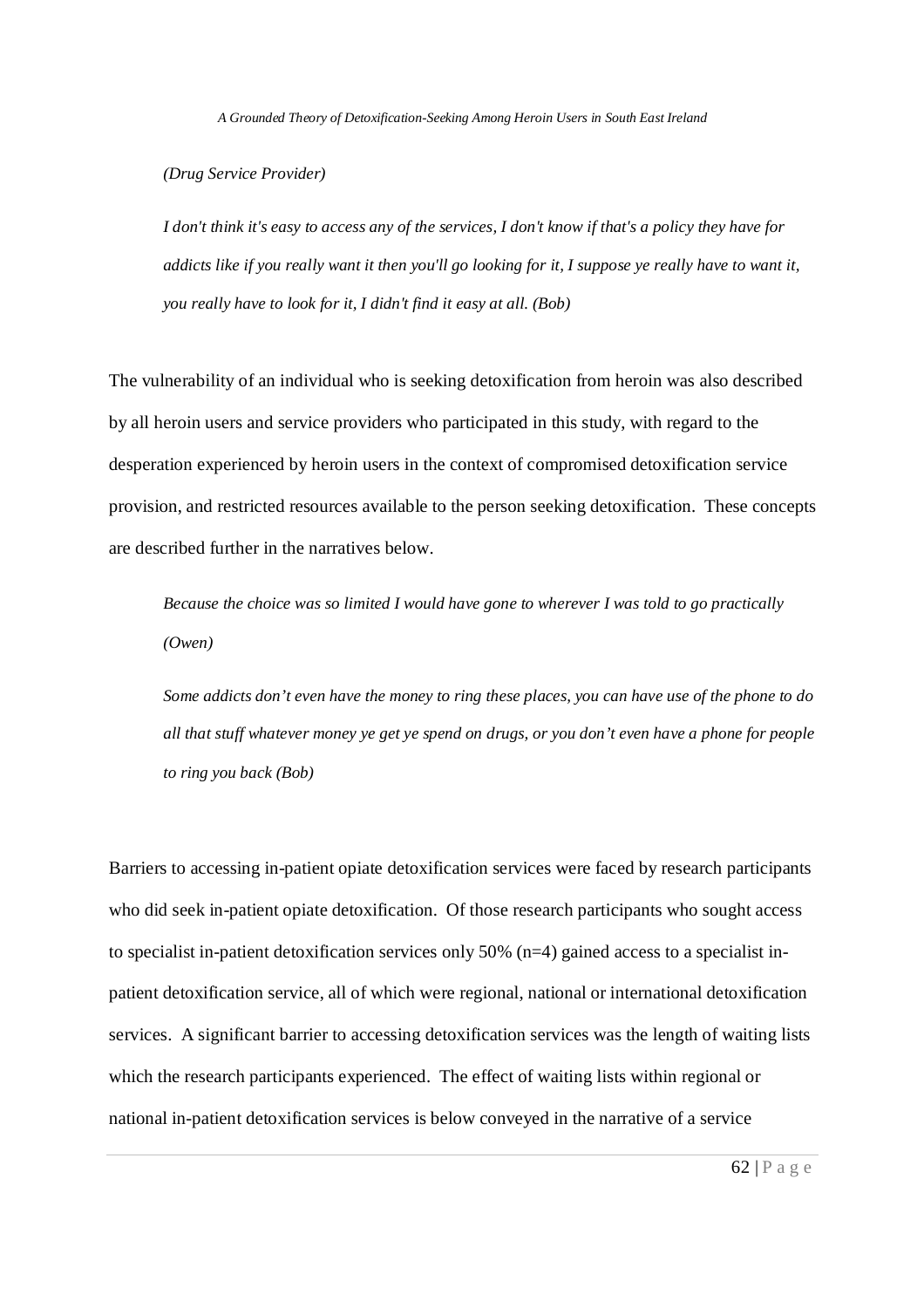*(Drug Service Provider)*

> *I don't think it's easy to access any of the services, I don't know if that's a policy they have for addicts like if you really want it then you'll go looking for it, I suppose ye really have to want it, you really have to look for it, I didn't find it easy at all. (Bob)*

The vulnerability of an individual who is seeking detoxification from heroin was also described by all heroin users and service providers who participated in this study, with regard to the desperation experienced by heroin users in the context of compromised detoxification service provision, and restricted resources available to the person seeking detoxification. These concepts are described further in the narratives below.

> *Because the choice was so limited I would have gone to wherever I was told to go practically (Owen)*

> *Some addicts don't even have the money to ring these places, you can have use of the phone to do all that stuff whatever money ye get ye spend on drugs, or you don't even have a phone for people to ring you back (Bob)*

Barriers to accessing in-patient opiate detoxification services were faced by research participants who did seek in-patient opiate detoxification. Of those research participants who sought access to specialist in-patient detoxification services only 50% (n=4) gained access to a specialist in-patient detoxification service, all of which were regional, national or international detoxification services. A significant barrier to accessing detoxification services was the length of waiting lists which the research participants experienced. The effect of waiting lists within regional or national in-patient detoxification services is below conveyed in the narrative of a service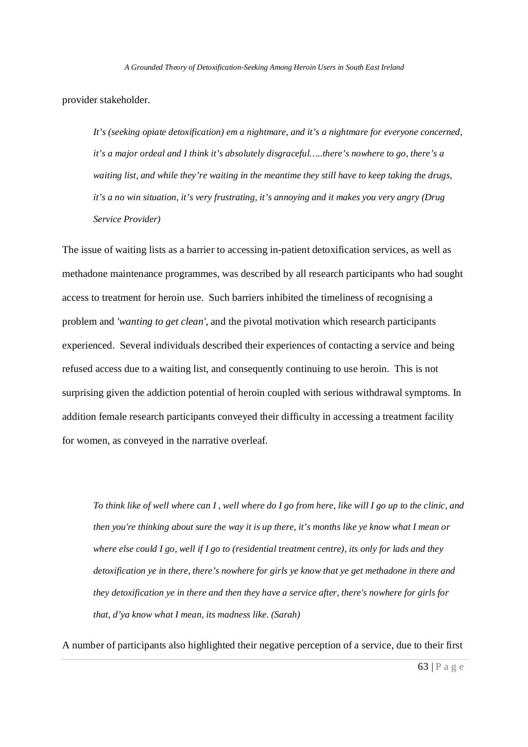provider stakeholder.

> *It's (seeking opiate detoxification) em a nightmare, and it's a nightmare for everyone concerned, it's a major ordeal and I think it's absolutely disgraceful…..there's nowhere to go, there's a waiting list, and while they're waiting in the meantime they still have to keep taking the drugs, it's a no win situation, it's very frustrating, it's annoying and it makes you very angry (Drug Service Provider)*

The issue of waiting lists as a barrier to accessing in-patient detoxification services, as well as methadone maintenance programmes, was described by all research participants who had sought access to treatment for heroin use. Such barriers inhibited the timeliness of recognising a problem and *'wanting to get clean'*, and the pivotal motivation which research participants experienced. Several individuals described their experiences of contacting a service and being refused access due to a waiting list, and consequently continuing to use heroin. This is not surprising given the addiction potential of heroin coupled with serious withdrawal symptoms. In addition female research participants conveyed their difficulty in accessing a treatment facility for women, as conveyed in the narrative overleaf.

> *To think like of well where can I , well where do I go from here, like will I go up to the clinic, and then you're thinking about sure the way it is up there, it's months like ye know what I mean or where else could I go, well if I go to (residential treatment centre), its only for lads and they detoxification ye in there, there's nowhere for girls ye know that ye get methadone in there and they detoxification ye in there and then they have a service after, there's nowhere for girls for that, d'ya know what I mean, its madness like. (Sarah)*

A number of participants also highlighted their negative perception of a service, due to their first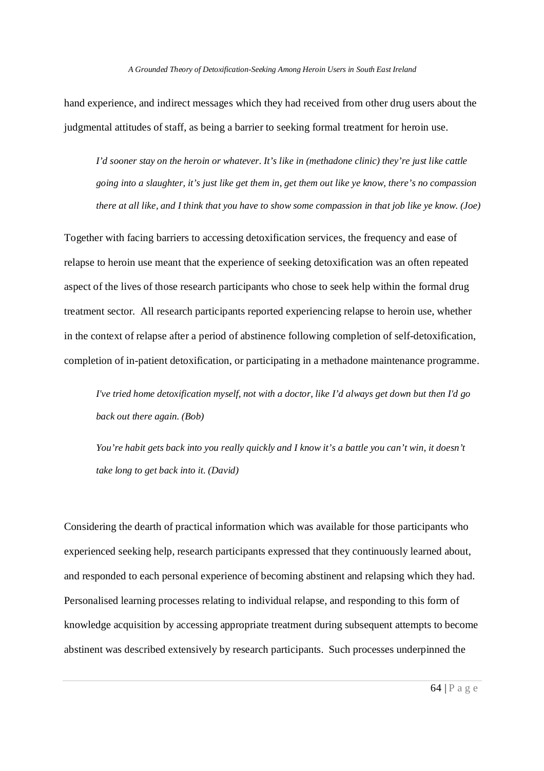hand experience, and indirect messages which they had received from other drug users about the judgmental attitudes of staff, as being a barrier to seeking formal treatment for heroin use.

> *I'd sooner stay on the heroin or whatever. It's like in (methadone clinic) they're just like cattle going into a slaughter, it's just like get them in, get them out like ye know, there's no compassion there at all like, and I think that you have to show some compassion in that job like ye know. (Joe)*

Together with facing barriers to accessing detoxification services, the frequency and ease of relapse to heroin use meant that the experience of seeking detoxification was an often repeated aspect of the lives of those research participants who chose to seek help within the formal drug treatment sector. All research participants reported experiencing relapse to heroin use, whether in the context of relapse after a period of abstinence following completion of self-detoxification, completion of in-patient detoxification, or participating in a methadone maintenance programme.

> *I've tried home detoxification myself, not with a doctor, like I'd always get down but then I'd go back out there again. (Bob)*

> *You're habit gets back into you really quickly and I know it's a battle you can't win, it doesn't take long to get back into it. (David)*

Considering the dearth of practical information which was available for those participants who experienced seeking help, research participants expressed that they continuously learned about, and responded to each personal experience of becoming abstinent and relapsing which they had. Personalised learning processes relating to individual relapse, and responding to this form of knowledge acquisition by accessing appropriate treatment during subsequent attempts to become abstinent was described extensively by research participants. Such processes underpinned the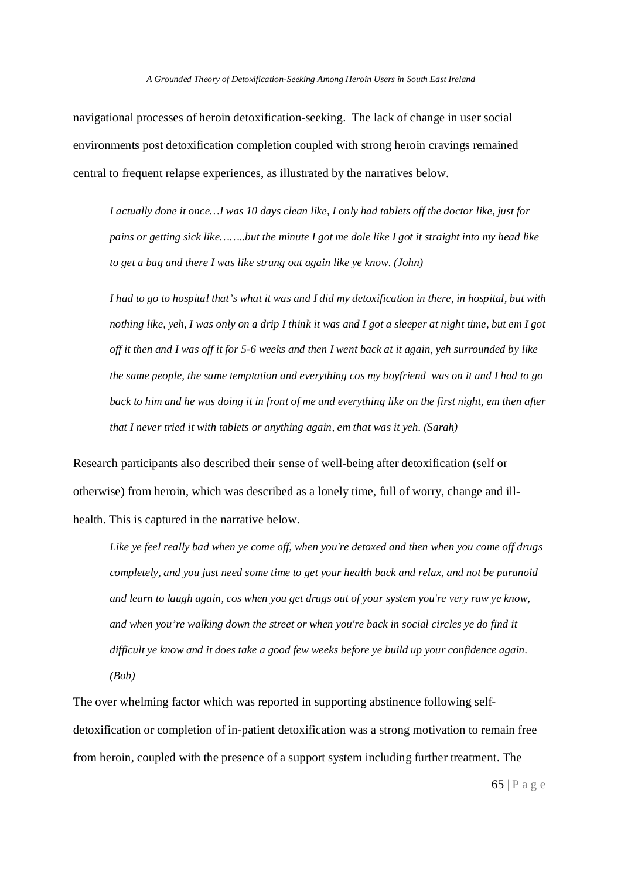navigational processes of heroin detoxification-seeking. The lack of change in user social environments post detoxification completion coupled with strong heroin cravings remained central to frequent relapse experiences, as illustrated by the narratives below.

> *I actually done it once…I was 10 days clean like, I only had tablets off the doctor like, just for pains or getting sick like……..but the minute I got me dole like I got it straight into my head like to get a bag and there I was like strung out again like ye know. (John)*

> *I had to go to hospital that's what it was and I did my detoxification in there, in hospital, but with nothing like, yeh, I was only on a drip I think it was and I got a sleeper at night time, but em I got off it then and I was off it for 5-6 weeks and then I went back at it again, yeh surrounded by like the same people, the same temptation and everything cos my boyfriend was on it and I had to go back to him and he was doing it in front of me and everything like on the first night, em then after that I never tried it with tablets or anything again, em that was it yeh. (Sarah)*

Research participants also described their sense of well-being after detoxification (self or otherwise) from heroin, which was described as a lonely time, full of worry, change and ill-health. This is captured in the narrative below.

> *Like ye feel really bad when ye come off, when you're detoxed and then when you come off drugs completely, and you just need some time to get your health back and relax, and not be paranoid and learn to laugh again, cos when you get drugs out of your system you're very raw ye know, and when you're walking down the street or when you're back in social circles ye do find it difficult ye know and it does take a good few weeks before ye build up your confidence again. (Bob)*

The over whelming factor which was reported in supporting abstinence following self-detoxification or completion of in-patient detoxification was a strong motivation to remain free from heroin, coupled with the presence of a support system including further treatment. The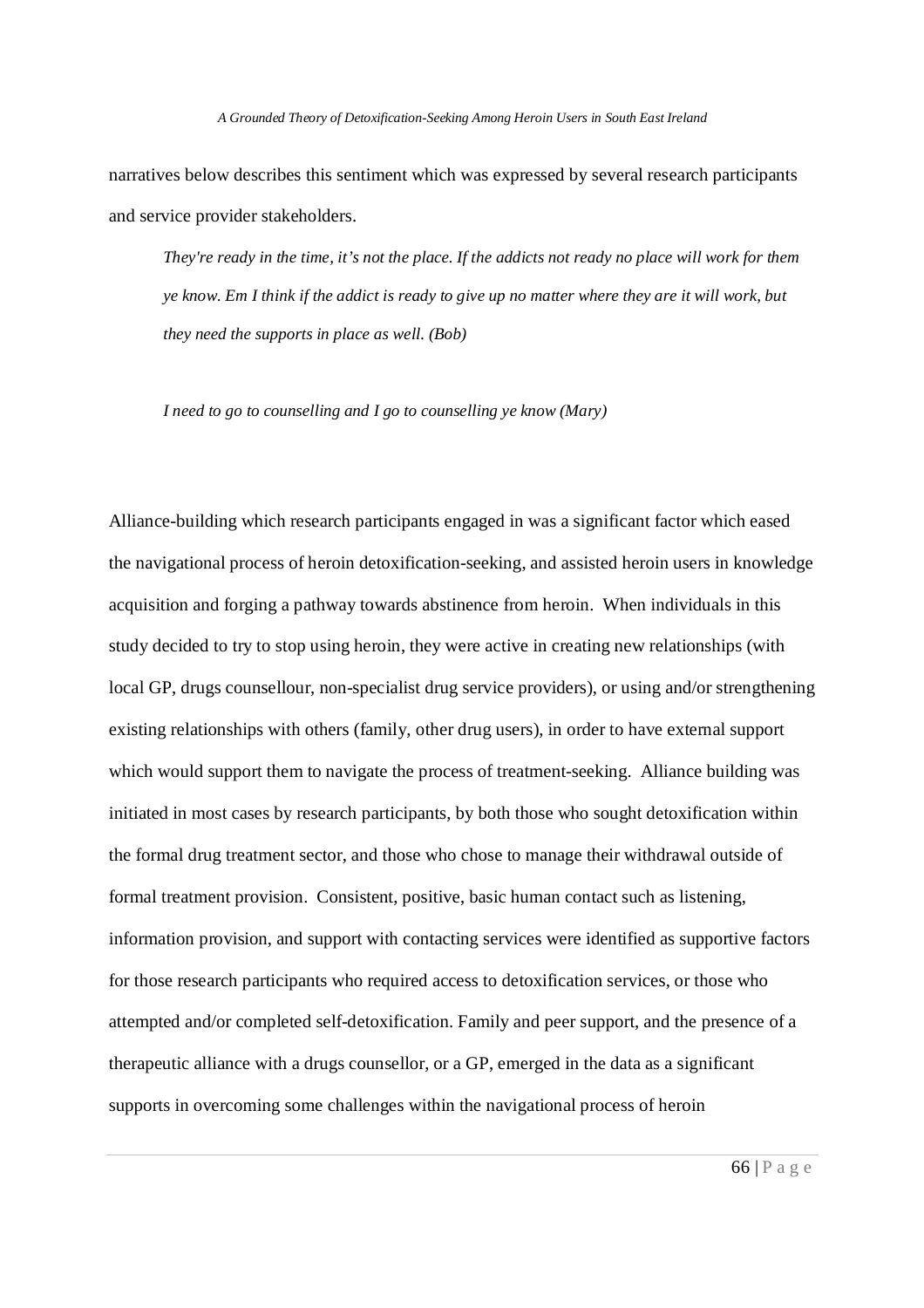narratives below describes this sentiment which was expressed by several research participants and service provider stakeholders.

> *They're ready in the time, it's not the place. If the addicts not ready no place will work for them ye know. Em I think if the addict is ready to give up no matter where they are it will work, but they need the supports in place as well. (Bob)*

> *I need to go to counselling and I go to counselling ye know (Mary)*

Alliance-building which research participants engaged in was a significant factor which eased the navigational process of heroin detoxification-seeking, and assisted heroin users in knowledge acquisition and forging a pathway towards abstinence from heroin. When individuals in this study decided to try to stop using heroin, they were active in creating new relationships (with local GP, drugs counsellour, non-specialist drug service providers), or using and/or strengthening existing relationships with others (family, other drug users), in order to have external support which would support them to navigate the process of treatment-seeking. Alliance building was initiated in most cases by research participants, by both those who sought detoxification within the formal drug treatment sector, and those who chose to manage their withdrawal outside of formal treatment provision. Consistent, positive, basic human contact such as listening, information provision, and support with contacting services were identified as supportive factors for those research participants who required access to detoxification services, or those who attempted and/or completed self-detoxification. Family and peer support, and the presence of a therapeutic alliance with a drugs counsellor, or a GP, emerged in the data as a significant supports in overcoming some challenges within the navigational process of heroin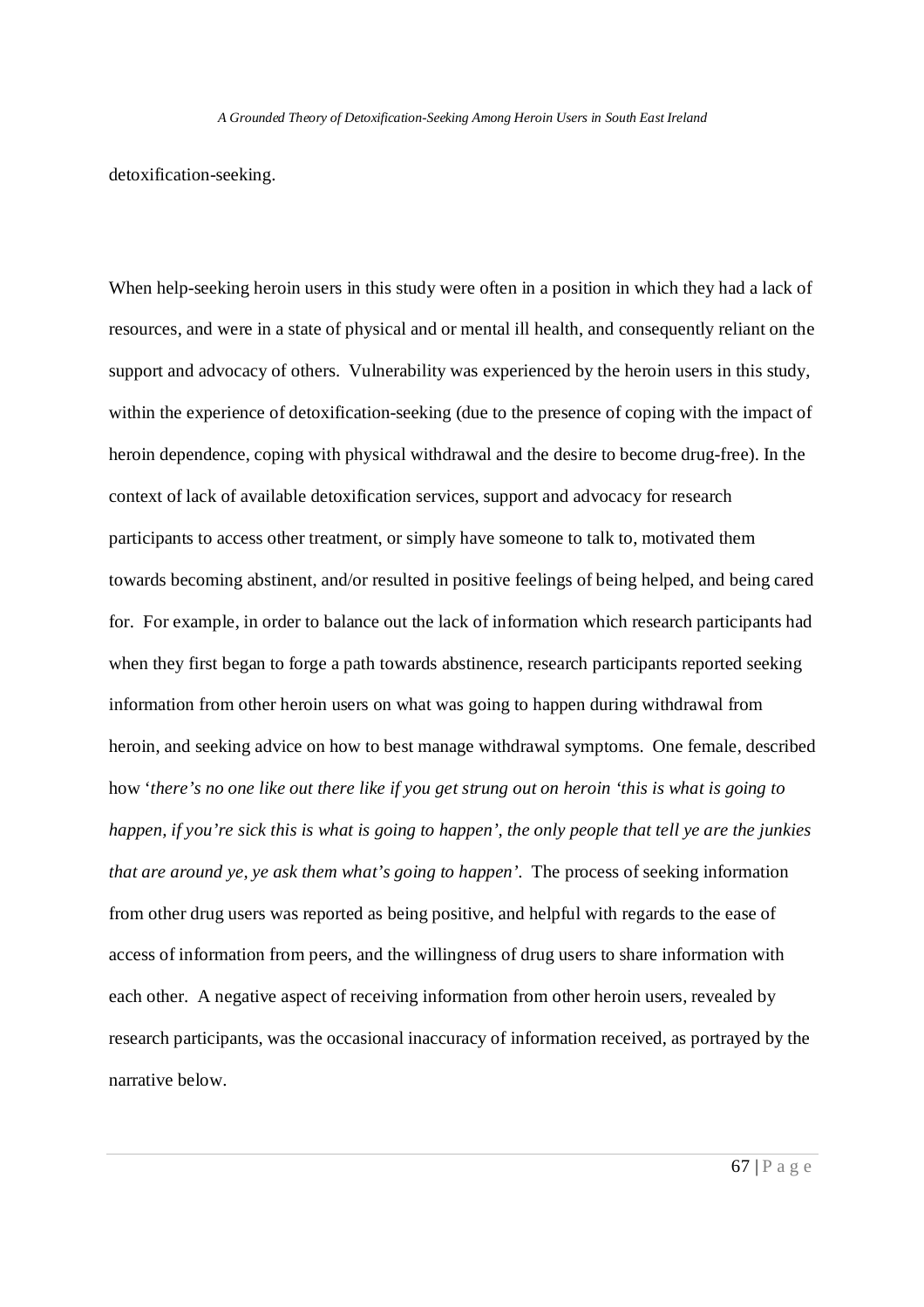detoxification-seeking.

When help-seeking heroin users in this study were often in a position in which they had a lack of resources, and were in a state of physical and or mental ill health, and consequently reliant on the support and advocacy of others. Vulnerability was experienced by the heroin users in this study, within the experience of detoxification-seeking (due to the presence of coping with the impact of heroin dependence, coping with physical withdrawal and the desire to become drug-free). In the context of lack of available detoxification services, support and advocacy for research participants to access other treatment, or simply have someone to talk to, motivated them towards becoming abstinent, and/or resulted in positive feelings of being helped, and being cared for. For example, in order to balance out the lack of information which research participants had when they first began to forge a path towards abstinence, research participants reported seeking information from other heroin users on what was going to happen during withdrawal from heroin, and seeking advice on how to best manage withdrawal symptoms. One female, described how '*there's no one like out there like if you get strung out on heroin 'this is what is going to happen, if you're sick this is what is going to happen', the only people that tell ye are the junkies that are around ye, ye ask them what's going to happen'.* The process of seeking information from other drug users was reported as being positive, and helpful with regards to the ease of access of information from peers, and the willingness of drug users to share information with each other. A negative aspect of receiving information from other heroin users, revealed by research participants, was the occasional inaccuracy of information received, as portrayed by the narrative below.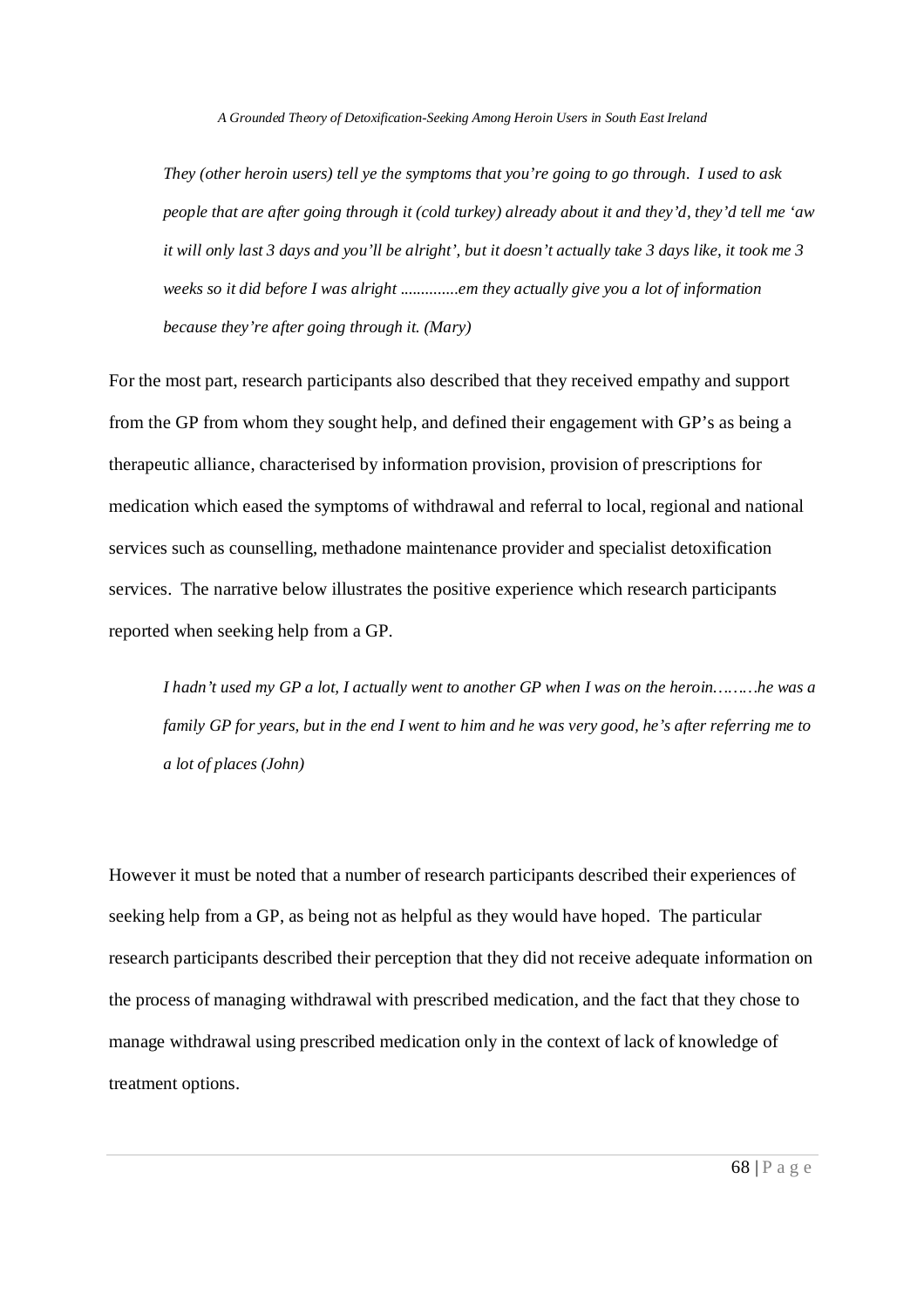> *They (other heroin users) tell ye the symptoms that you're going to go through. I used to ask people that are after going through it (cold turkey) already about it and they'd, they'd tell me 'aw it will only last 3 days and you'll be alright', but it doesn't actually take 3 days like, it took me 3 weeks so it did before I was alright ..............em they actually give you a lot of information because they're after going through it. (Mary)*

For the most part, research participants also described that they received empathy and support from the GP from whom they sought help, and defined their engagement with GP's as being a therapeutic alliance, characterised by information provision, provision of prescriptions for medication which eased the symptoms of withdrawal and referral to local, regional and national services such as counselling, methadone maintenance provider and specialist detoxification services. The narrative below illustrates the positive experience which research participants reported when seeking help from a GP.

> *I hadn't used my GP a lot, I actually went to another GP when I was on the heroin………he was a family GP for years, but in the end I went to him and he was very good, he's after referring me to a lot of places (John)*

However it must be noted that a number of research participants described their experiences of seeking help from a GP, as being not as helpful as they would have hoped. The particular research participants described their perception that they did not receive adequate information on the process of managing withdrawal with prescribed medication, and the fact that they chose to manage withdrawal using prescribed medication only in the context of lack of knowledge of treatment options.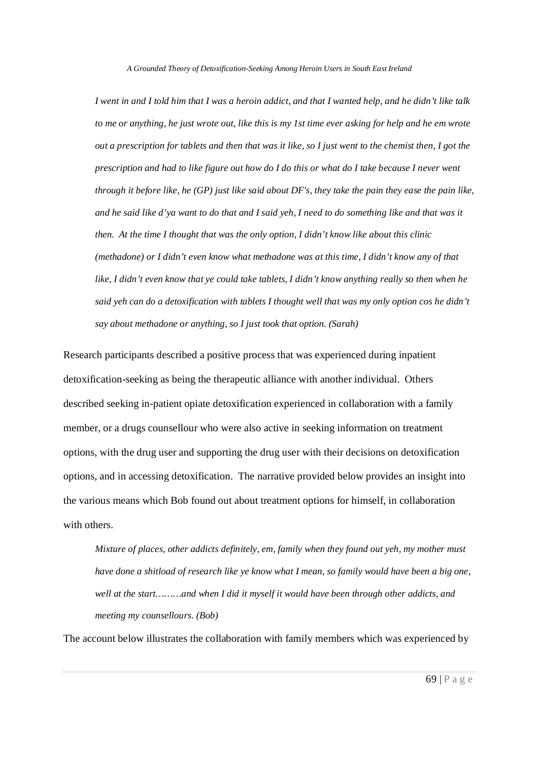*I went in and I told him that I was a heroin addict, and that I wanted help, and he didn't like talk to me or anything, he just wrote out, like this is my 1st time ever asking for help and he em wrote out a prescription for tablets and then that was it like, so I just went to the chemist then, I got the prescription and had to like figure out how do I do this or what do I take because I never went through it before like, he (GP) just like said about DF's, they take the pain they ease the pain like, and he said like d'ya want to do that and I said yeh, I need to do something like and that was it then. At the time I thought that was the only option, I didn't know like about this clinic (methadone) or I didn't even know what methadone was at this time, I didn't know any of that like, I didn't even know that ye could take tablets, I didn't know anything really so then when he said yeh can do a detoxification with tablets I thought well that was my only option cos he didn't say about methadone or anything, so I just took that option. (Sarah)*

Research participants described a positive process that was experienced during inpatient detoxification-seeking as being the therapeutic alliance with another individual. Others described seeking in-patient opiate detoxification experienced in collaboration with a family member, or a drugs counsellour who were also active in seeking information on treatment options, with the drug user and supporting the drug user with their decisions on detoxification options, and in accessing detoxification. The narrative provided below provides an insight into the various means which Bob found out about treatment options for himself, in collaboration with others.

*Mixture of places, other addicts definitely, em, family when they found out yeh, my mother must have done a shitload of research like ye know what I mean, so family would have been a big one, well at the start………and when I did it myself it would have been through other addicts, and meeting my counsellours. (Bob)*

The account below illustrates the collaboration with family members which was experienced by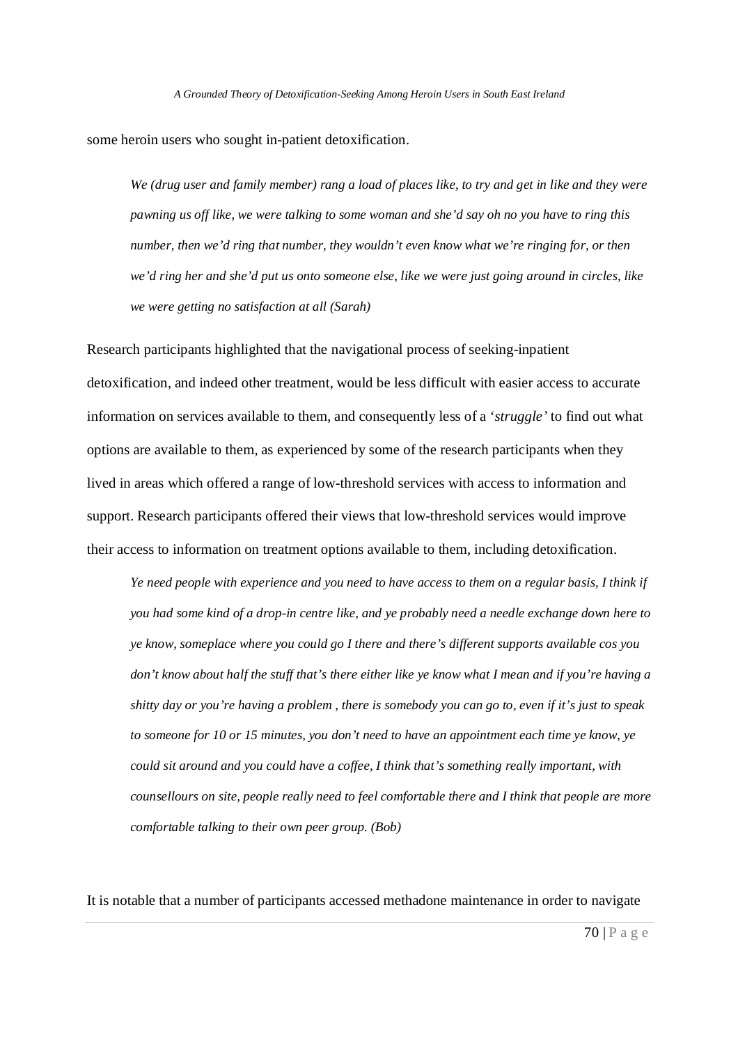some heroin users who sought in-patient detoxification.

> *We (drug user and family member) rang a load of places like, to try and get in like and they were pawning us off like, we were talking to some woman and she'd say oh no you have to ring this number, then we'd ring that number, they wouldn't even know what we're ringing for, or then we'd ring her and she'd put us onto someone else, like we were just going around in circles, like we were getting no satisfaction at all (Sarah)*

Research participants highlighted that the navigational process of seeking-inpatient detoxification, and indeed other treatment, would be less difficult with easier access to accurate information on services available to them, and consequently less of a '*struggle'* to find out what options are available to them, as experienced by some of the research participants when they lived in areas which offered a range of low-threshold services with access to information and support. Research participants offered their views that low-threshold services would improve their access to information on treatment options available to them, including detoxification.

> *Ye need people with experience and you need to have access to them on a regular basis, I think if you had some kind of a drop-in centre like, and ye probably need a needle exchange down here to ye know, someplace where you could go I there and there's different supports available cos you don't know about half the stuff that's there either like ye know what I mean and if you're having a shitty day or you're having a problem , there is somebody you can go to, even if it's just to speak to someone for 10 or 15 minutes, you don't need to have an appointment each time ye know, ye could sit around and you could have a coffee, I think that's something really important, with counsellours on site, people really need to feel comfortable there and I think that people are more comfortable talking to their own peer group. (Bob)*

It is notable that a number of participants accessed methadone maintenance in order to navigate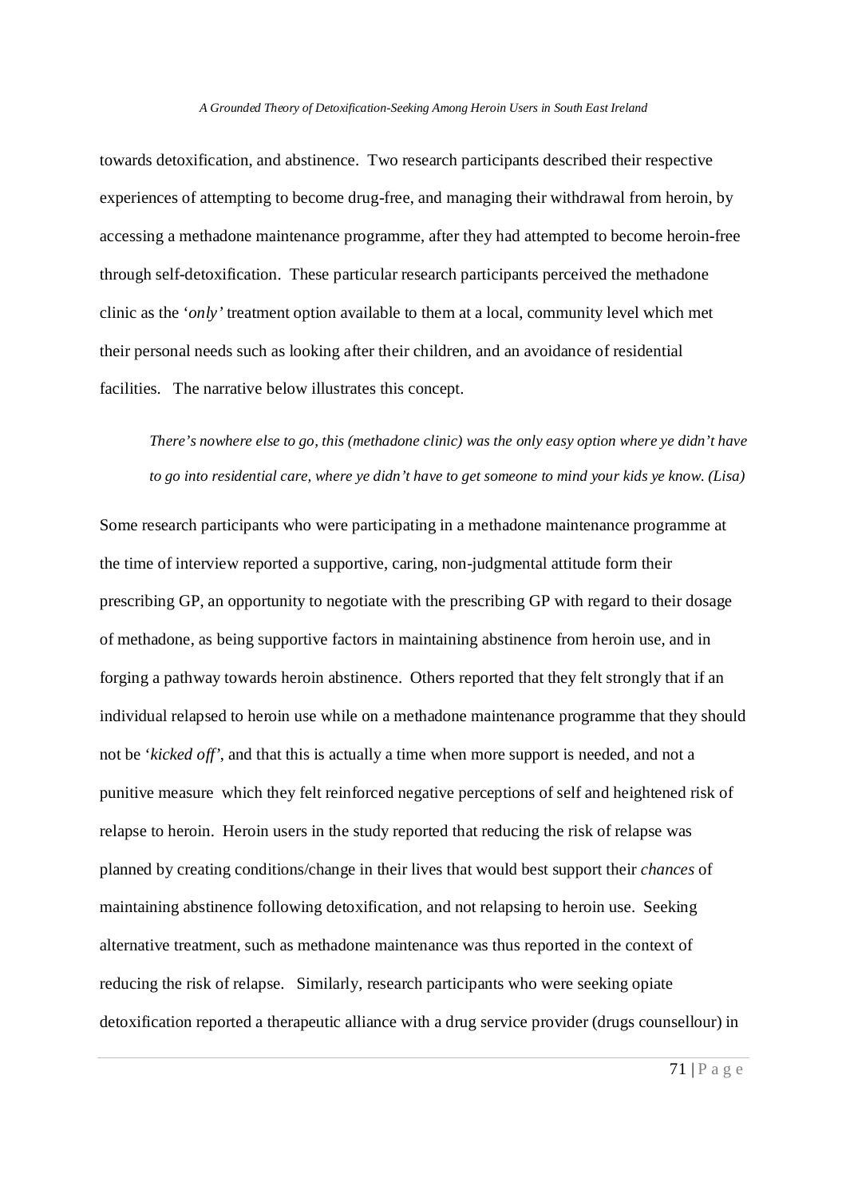towards detoxification, and abstinence. Two research participants described their respective experiences of attempting to become drug-free, and managing their withdrawal from heroin, by accessing a methadone maintenance programme, after they had attempted to become heroin-free through self-detoxification. These particular research participants perceived the methadone clinic as the '*only'* treatment option available to them at a local, community level which met their personal needs such as looking after their children, and an avoidance of residential facilities. The narrative below illustrates this concept.

> *There's nowhere else to go, this (methadone clinic) was the only easy option where ye didn't have to go into residential care, where ye didn't have to get someone to mind your kids ye know. (Lisa)*

Some research participants who were participating in a methadone maintenance programme at the time of interview reported a supportive, caring, non-judgmental attitude form their prescribing GP, an opportunity to negotiate with the prescribing GP with regard to their dosage of methadone, as being supportive factors in maintaining abstinence from heroin use, and in forging a pathway towards heroin abstinence. Others reported that they felt strongly that if an individual relapsed to heroin use while on a methadone maintenance programme that they should not be '*kicked off*', and that this is actually a time when more support is needed, and not a punitive measure which they felt reinforced negative perceptions of self and heightened risk of relapse to heroin. Heroin users in the study reported that reducing the risk of relapse was planned by creating conditions/change in their lives that would best support their *chances* of maintaining abstinence following detoxification, and not relapsing to heroin use. Seeking alternative treatment, such as methadone maintenance was thus reported in the context of reducing the risk of relapse. Similarly, research participants who were seeking opiate detoxification reported a therapeutic alliance with a drug service provider (drugs counsellour) in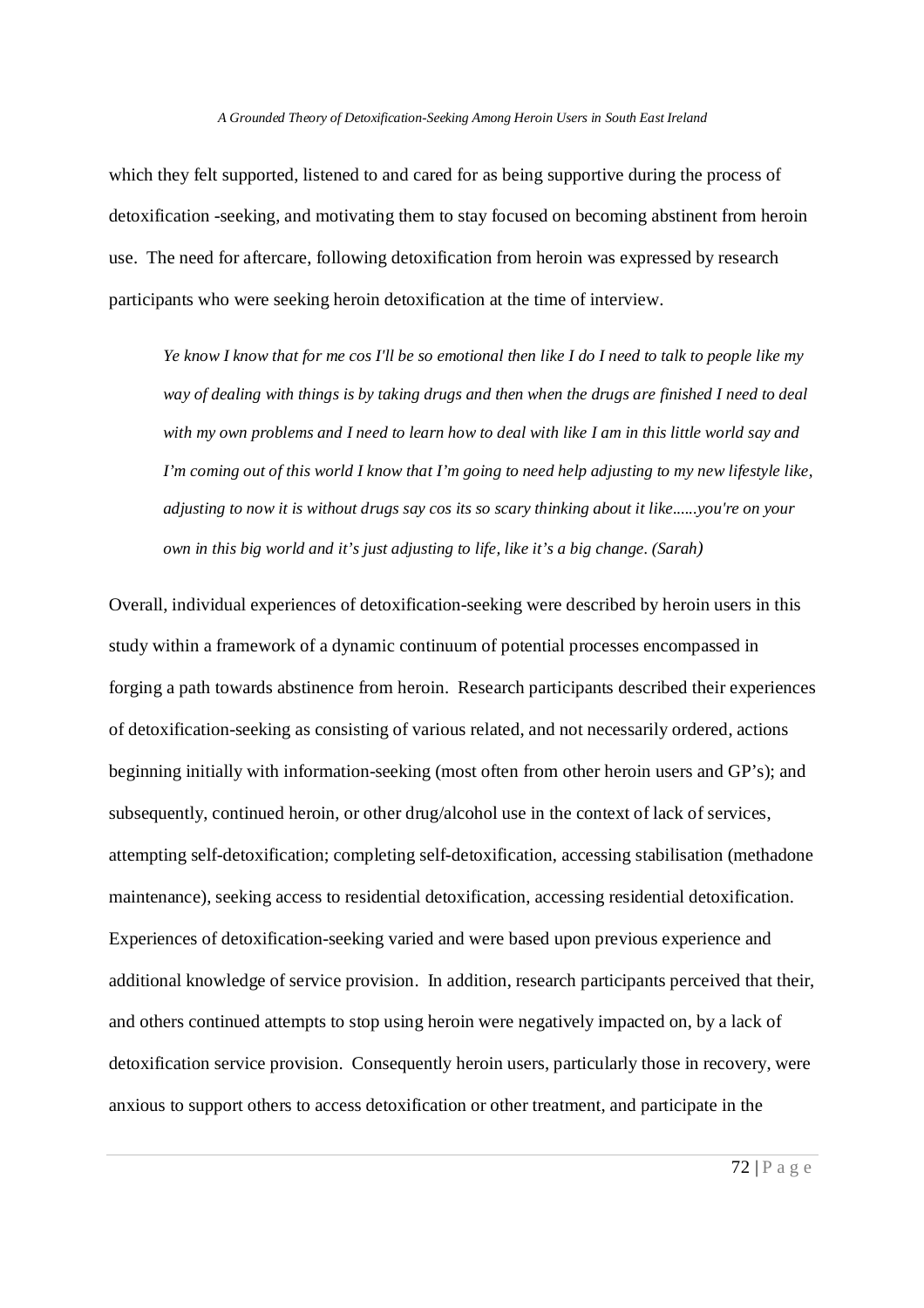which they felt supported, listened to and cared for as being supportive during the process of detoxification -seeking, and motivating them to stay focused on becoming abstinent from heroin use. The need for aftercare, following detoxification from heroin was expressed by research participants who were seeking heroin detoxification at the time of interview.

> *Ye know I know that for me cos I'll be so emotional then like I do I need to talk to people like my way of dealing with things is by taking drugs and then when the drugs are finished I need to deal with my own problems and I need to learn how to deal with like I am in this little world say and I'm coming out of this world I know that I'm going to need help adjusting to my new lifestyle like, adjusting to now it is without drugs say cos its so scary thinking about it like......you're on your own in this big world and it's just adjusting to life, like it's a big change. (Sarah)*

Overall, individual experiences of detoxification-seeking were described by heroin users in this study within a framework of a dynamic continuum of potential processes encompassed in forging a path towards abstinence from heroin. Research participants described their experiences of detoxification-seeking as consisting of various related, and not necessarily ordered, actions beginning initially with information-seeking (most often from other heroin users and GP's); and subsequently, continued heroin, or other drug/alcohol use in the context of lack of services, attempting self-detoxification; completing self-detoxification, accessing stabilisation (methadone maintenance), seeking access to residential detoxification, accessing residential detoxification. Experiences of detoxification-seeking varied and were based upon previous experience and additional knowledge of service provision. In addition, research participants perceived that their, and others continued attempts to stop using heroin were negatively impacted on, by a lack of detoxification service provision. Consequently heroin users, particularly those in recovery, were anxious to support others to access detoxification or other treatment, and participate in the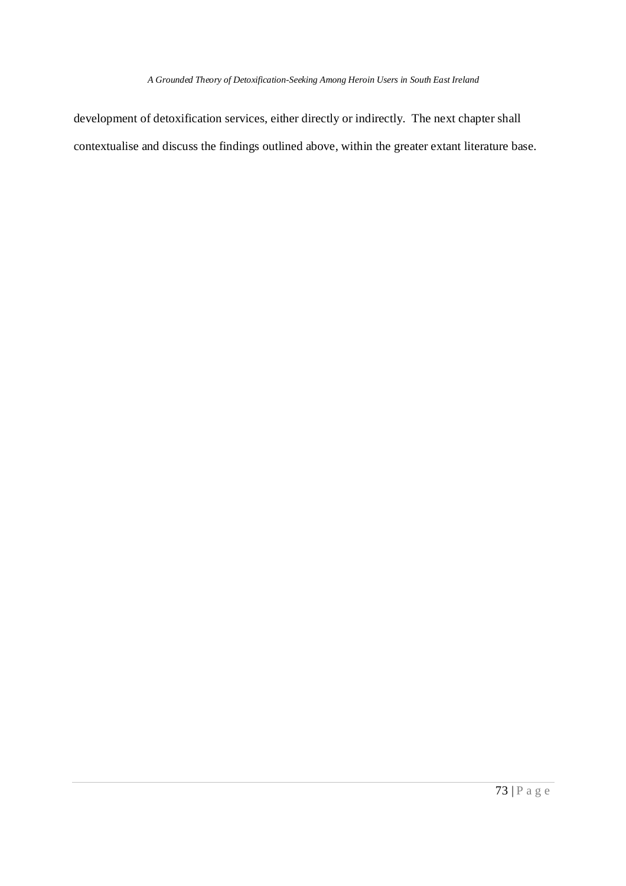development of detoxification services, either directly or indirectly. The next chapter shall contextualise and discuss the findings outlined above, within the greater extant literature base.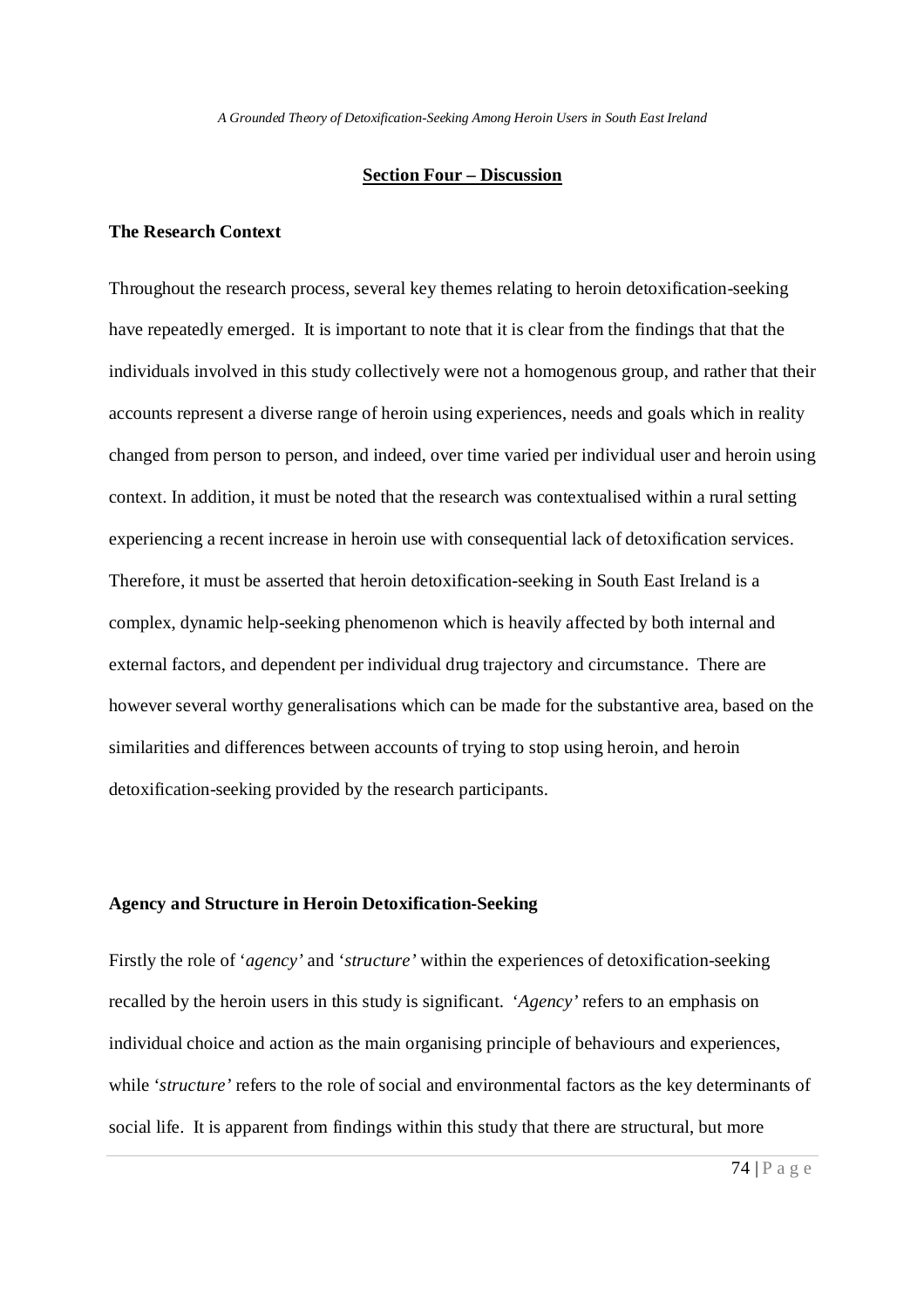## Section Four – Discussion

### The Research Context

Throughout the research process, several key themes relating to heroin detoxification-seeking have repeatedly emerged. It is important to note that it is clear from the findings that that the individuals involved in this study collectively were not a homogenous group, and rather that their accounts represent a diverse range of heroin using experiences, needs and goals which in reality changed from person to person, and indeed, over time varied per individual user and heroin using context. In addition, it must be noted that the research was contextualised within a rural setting experiencing a recent increase in heroin use with consequential lack of detoxification services. Therefore, it must be asserted that heroin detoxification-seeking in South East Ireland is a complex, dynamic help-seeking phenomenon which is heavily affected by both internal and external factors, and dependent per individual drug trajectory and circumstance. There are however several worthy generalisations which can be made for the substantive area, based on the similarities and differences between accounts of trying to stop using heroin, and heroin detoxification-seeking provided by the research participants.

### Agency and Structure in Heroin Detoxification-Seeking

Firstly the role of '*agency*' and '*structure*' within the experiences of detoxification-seeking recalled by the heroin users in this study is significant. '*Agency*' refers to an emphasis on individual choice and action as the main organising principle of behaviours and experiences, while '*structure*' refers to the role of social and environmental factors as the key determinants of social life. It is apparent from findings within this study that there are structural, but more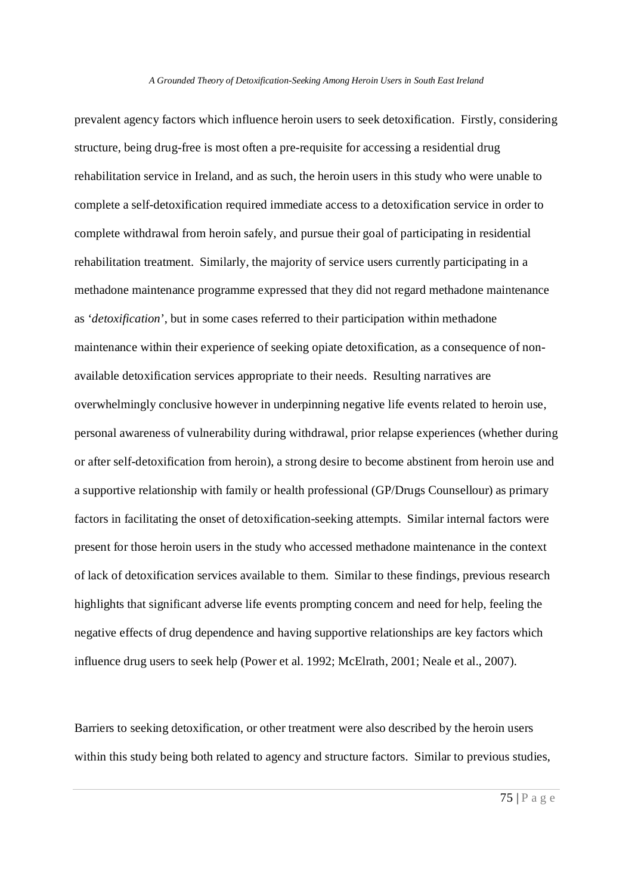prevalent agency factors which influence heroin users to seek detoxification. Firstly, considering structure, being drug-free is most often a pre-requisite for accessing a residential drug rehabilitation service in Ireland, and as such, the heroin users in this study who were unable to complete a self-detoxification required immediate access to a detoxification service in order to complete withdrawal from heroin safely, and pursue their goal of participating in residential rehabilitation treatment. Similarly, the majority of service users currently participating in a methadone maintenance programme expressed that they did not regard methadone maintenance as '*detoxification*', but in some cases referred to their participation within methadone maintenance within their experience of seeking opiate detoxification, as a consequence of non-available detoxification services appropriate to their needs. Resulting narratives are overwhelmingly conclusive however in underpinning negative life events related to heroin use, personal awareness of vulnerability during withdrawal, prior relapse experiences (whether during or after self-detoxification from heroin), a strong desire to become abstinent from heroin use and a supportive relationship with family or health professional (GP/Drugs Counsellour) as primary factors in facilitating the onset of detoxification-seeking attempts. Similar internal factors were present for those heroin users in the study who accessed methadone maintenance in the context of lack of detoxification services available to them. Similar to these findings, previous research highlights that significant adverse life events prompting concern and need for help, feeling the negative effects of drug dependence and having supportive relationships are key factors which influence drug users to seek help (Power et al. 1992; McElrath, 2001; Neale et al., 2007).

Barriers to seeking detoxification, or other treatment were also described by the heroin users within this study being both related to agency and structure factors. Similar to previous studies,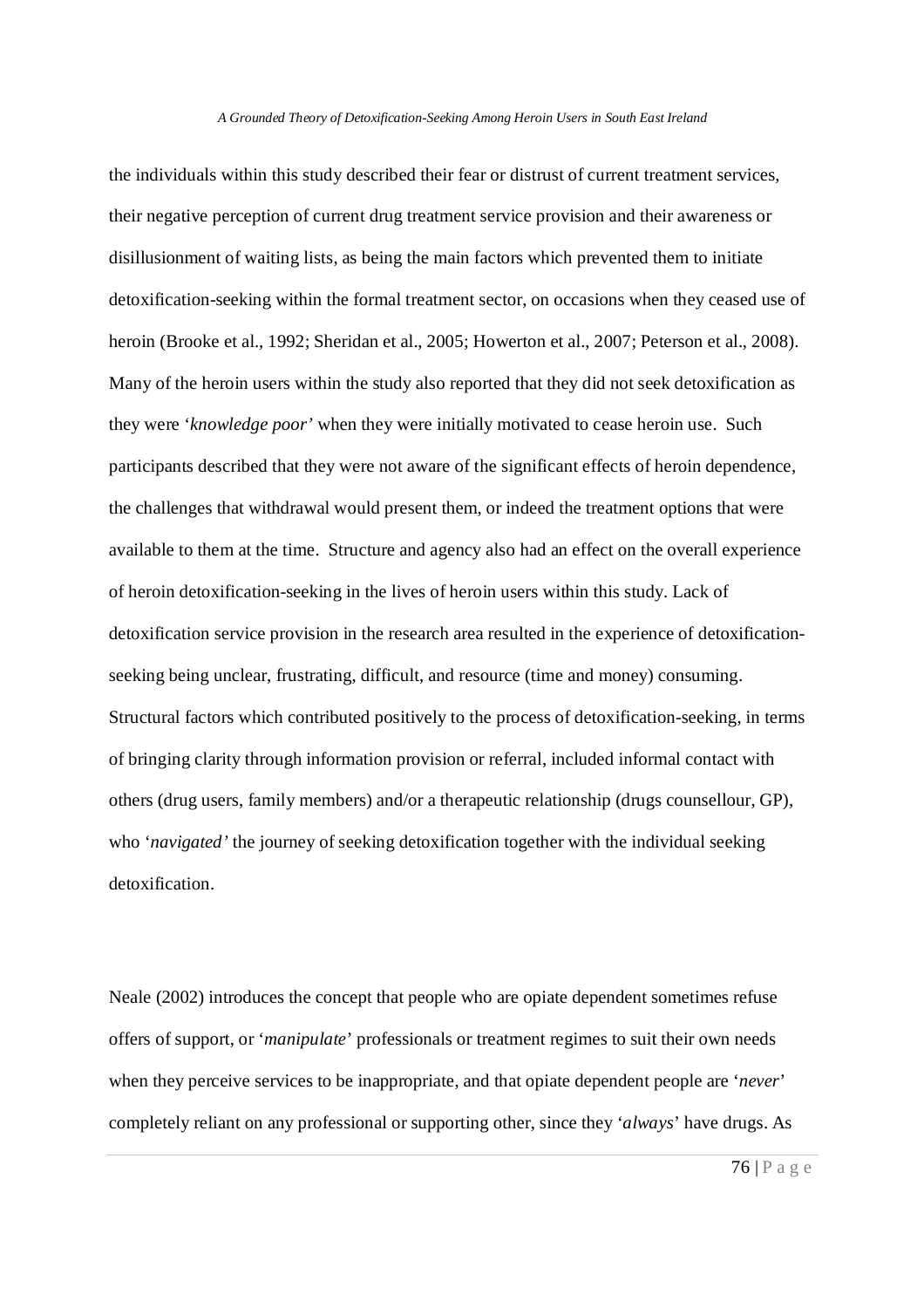the individuals within this study described their fear or distrust of current treatment services, their negative perception of current drug treatment service provision and their awareness or disillusionment of waiting lists, as being the main factors which prevented them to initiate detoxification-seeking within the formal treatment sector, on occasions when they ceased use of heroin (Brooke et al., 1992; Sheridan et al., 2005; Howerton et al., 2007; Peterson et al., 2008). Many of the heroin users within the study also reported that they did not seek detoxification as they were '*knowledge poor'* when they were initially motivated to cease heroin use. Such participants described that they were not aware of the significant effects of heroin dependence, the challenges that withdrawal would present them, or indeed the treatment options that were available to them at the time. Structure and agency also had an effect on the overall experience of heroin detoxification-seeking in the lives of heroin users within this study. Lack of detoxification service provision in the research area resulted in the experience of detoxification-seeking being unclear, frustrating, difficult, and resource (time and money) consuming. Structural factors which contributed positively to the process of detoxification-seeking, in terms of bringing clarity through information provision or referral, included informal contact with others (drug users, family members) and/or a therapeutic relationship (drugs counsellour, GP), who '*navigated'* the journey of seeking detoxification together with the individual seeking detoxification.

Neale (2002) introduces the concept that people who are opiate dependent sometimes refuse offers of support, or '*manipulate*' professionals or treatment regimes to suit their own needs when they perceive services to be inappropriate, and that opiate dependent people are '*never*' completely reliant on any professional or supporting other, since they '*always*' have drugs. As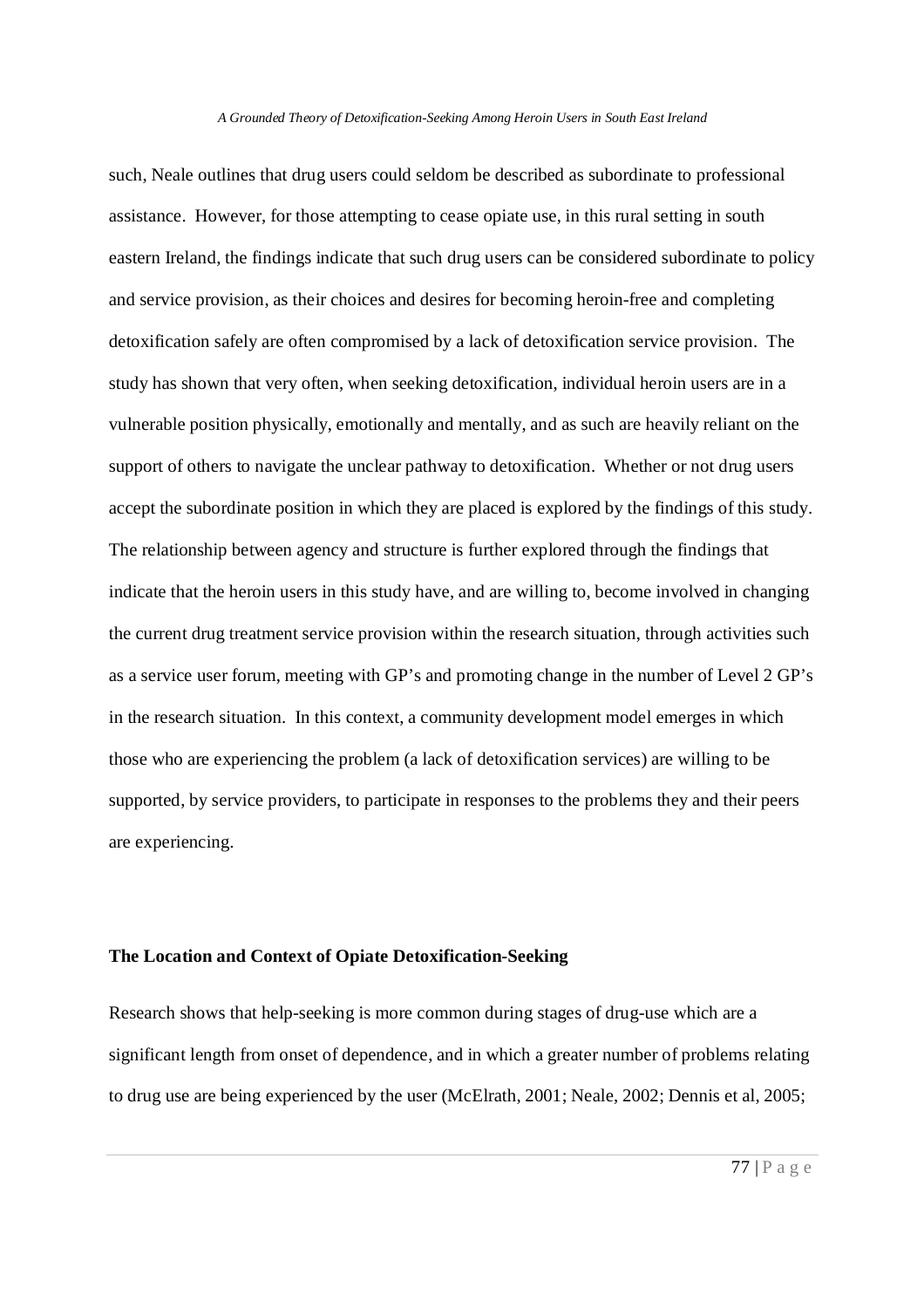such, Neale outlines that drug users could seldom be described as subordinate to professional assistance. However, for those attempting to cease opiate use, in this rural setting in south eastern Ireland, the findings indicate that such drug users can be considered subordinate to policy and service provision, as their choices and desires for becoming heroin-free and completing detoxification safely are often compromised by a lack of detoxification service provision. The study has shown that very often, when seeking detoxification, individual heroin users are in a vulnerable position physically, emotionally and mentally, and as such are heavily reliant on the support of others to navigate the unclear pathway to detoxification. Whether or not drug users accept the subordinate position in which they are placed is explored by the findings of this study. The relationship between agency and structure is further explored through the findings that indicate that the heroin users in this study have, and are willing to, become involved in changing the current drug treatment service provision within the research situation, through activities such as a service user forum, meeting with GP's and promoting change in the number of Level 2 GP's in the research situation. In this context, a community development model emerges in which those who are experiencing the problem (a lack of detoxification services) are willing to be supported, by service providers, to participate in responses to the problems they and their peers are experiencing.

**The Location and Context of Opiate Detoxification-Seeking**

Research shows that help-seeking is more common during stages of drug-use which are a significant length from onset of dependence, and in which a greater number of problems relating to drug use are being experienced by the user (McElrath, 2001; Neale, 2002; Dennis et al, 2005;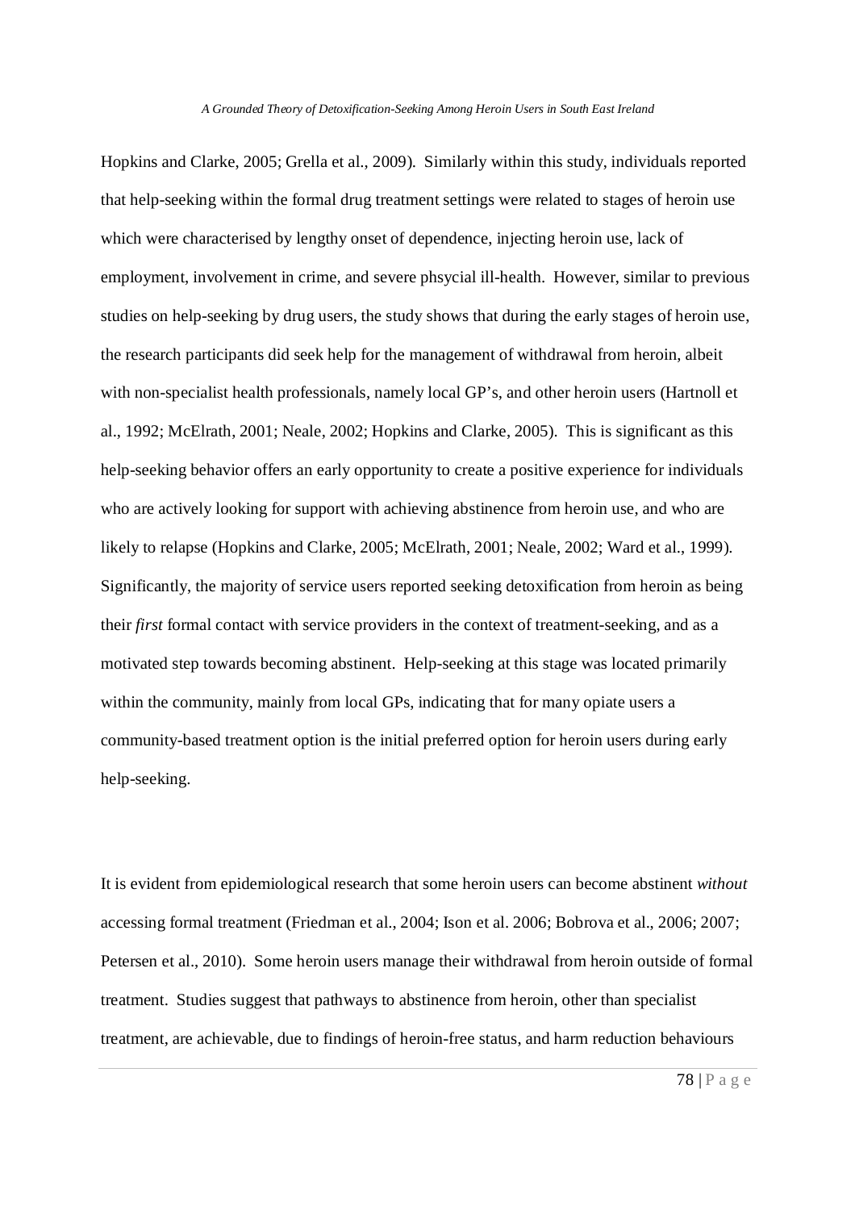Hopkins and Clarke, 2005; Grella et al., 2009). Similarly within this study, individuals reported that help-seeking within the formal drug treatment settings were related to stages of heroin use which were characterised by lengthy onset of dependence, injecting heroin use, lack of employment, involvement in crime, and severe phsycial ill-health. However, similar to previous studies on help-seeking by drug users, the study shows that during the early stages of heroin use, the research participants did seek help for the management of withdrawal from heroin, albeit with non-specialist health professionals, namely local GP's, and other heroin users (Hartnoll et al., 1992; McElrath, 2001; Neale, 2002; Hopkins and Clarke, 2005). This is significant as this help-seeking behavior offers an early opportunity to create a positive experience for individuals who are actively looking for support with achieving abstinence from heroin use, and who are likely to relapse (Hopkins and Clarke, 2005; McElrath, 2001; Neale, 2002; Ward et al., 1999). Significantly, the majority of service users reported seeking detoxification from heroin as being their *first* formal contact with service providers in the context of treatment-seeking, and as a motivated step towards becoming abstinent. Help-seeking at this stage was located primarily within the community, mainly from local GPs, indicating that for many opiate users a community-based treatment option is the initial preferred option for heroin users during early help-seeking.

It is evident from epidemiological research that some heroin users can become abstinent *without* accessing formal treatment (Friedman et al., 2004; Ison et al. 2006; Bobrova et al., 2006; 2007; Petersen et al., 2010). Some heroin users manage their withdrawal from heroin outside of formal treatment. Studies suggest that pathways to abstinence from heroin, other than specialist treatment, are achievable, due to findings of heroin-free status, and harm reduction behaviours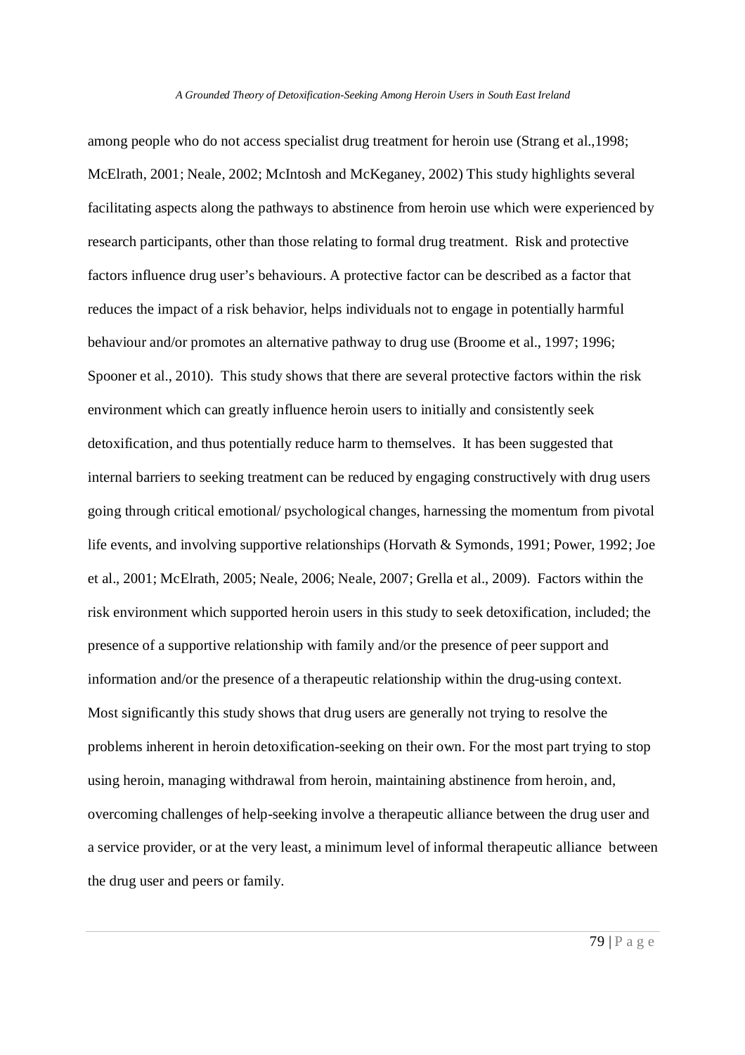among people who do not access specialist drug treatment for heroin use (Strang et al.,1998; McElrath, 2001; Neale, 2002; McIntosh and McKeganey, 2002) This study highlights several facilitating aspects along the pathways to abstinence from heroin use which were experienced by research participants, other than those relating to formal drug treatment. Risk and protective factors influence drug user's behaviours. A protective factor can be described as a factor that reduces the impact of a risk behavior, helps individuals not to engage in potentially harmful behaviour and/or promotes an alternative pathway to drug use (Broome et al., 1997; 1996; Spooner et al., 2010). This study shows that there are several protective factors within the risk environment which can greatly influence heroin users to initially and consistently seek detoxification, and thus potentially reduce harm to themselves. It has been suggested that internal barriers to seeking treatment can be reduced by engaging constructively with drug users going through critical emotional/ psychological changes, harnessing the momentum from pivotal life events, and involving supportive relationships (Horvath & Symonds, 1991; Power, 1992; Joe et al., 2001; McElrath, 2005; Neale, 2006; Neale, 2007; Grella et al., 2009). Factors within the risk environment which supported heroin users in this study to seek detoxification, included; the presence of a supportive relationship with family and/or the presence of peer support and information and/or the presence of a therapeutic relationship within the drug-using context. Most significantly this study shows that drug users are generally not trying to resolve the problems inherent in heroin detoxification-seeking on their own. For the most part trying to stop using heroin, managing withdrawal from heroin, maintaining abstinence from heroin, and, overcoming challenges of help-seeking involve a therapeutic alliance between the drug user and a service provider, or at the very least, a minimum level of informal therapeutic alliance between the drug user and peers or family.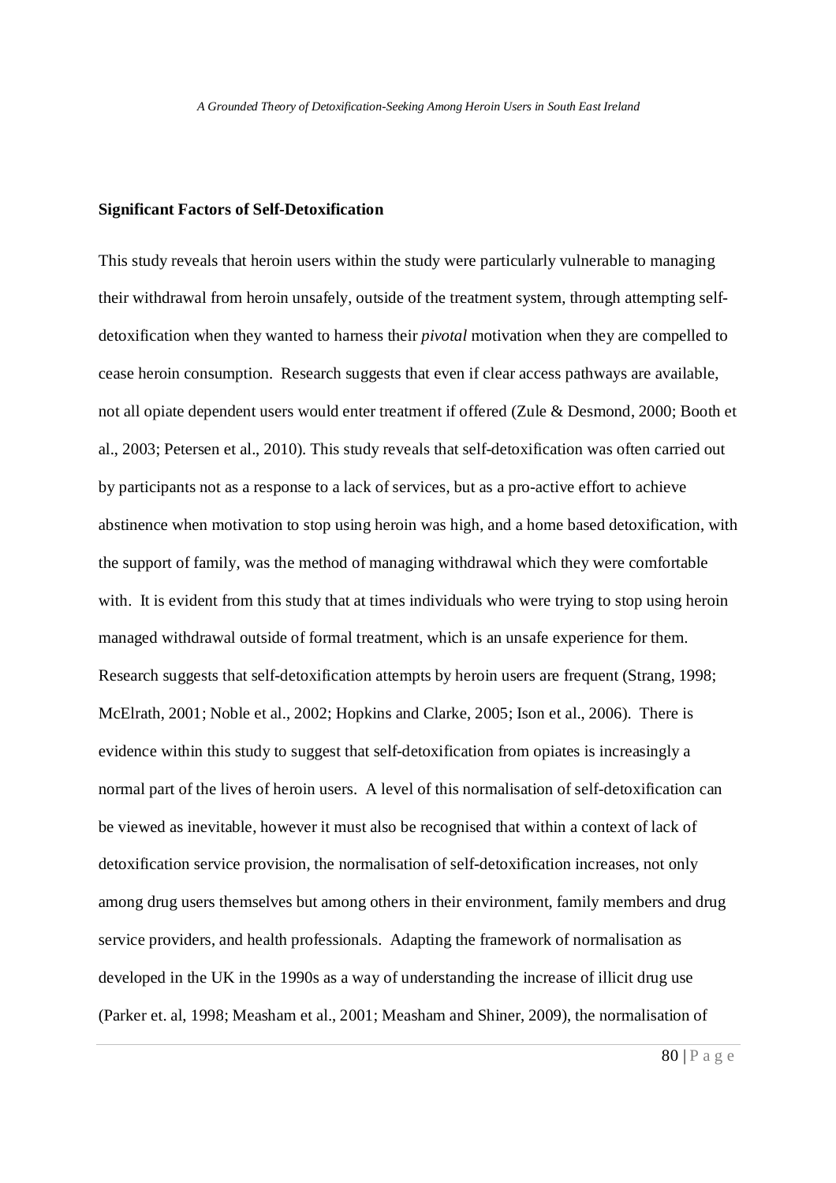**Significant Factors of Self-Detoxification**

This study reveals that heroin users within the study were particularly vulnerable to managing their withdrawal from heroin unsafely, outside of the treatment system, through attempting self-detoxification when they wanted to harness their *pivotal* motivation when they are compelled to cease heroin consumption. Research suggests that even if clear access pathways are available, not all opiate dependent users would enter treatment if offered (Zule & Desmond, 2000; Booth et al., 2003; Petersen et al., 2010). This study reveals that self-detoxification was often carried out by participants not as a response to a lack of services, but as a pro-active effort to achieve abstinence when motivation to stop using heroin was high, and a home based detoxification, with the support of family, was the method of managing withdrawal which they were comfortable with. It is evident from this study that at times individuals who were trying to stop using heroin managed withdrawal outside of formal treatment, which is an unsafe experience for them. Research suggests that self-detoxification attempts by heroin users are frequent (Strang, 1998; McElrath, 2001; Noble et al., 2002; Hopkins and Clarke, 2005; Ison et al., 2006). There is evidence within this study to suggest that self-detoxification from opiates is increasingly a normal part of the lives of heroin users. A level of this normalisation of self-detoxification can be viewed as inevitable, however it must also be recognised that within a context of lack of detoxification service provision, the normalisation of self-detoxification increases, not only among drug users themselves but among others in their environment, family members and drug service providers, and health professionals. Adapting the framework of normalisation as developed in the UK in the 1990s as a way of understanding the increase of illicit drug use (Parker et. al, 1998; Measham et al., 2001; Measham and Shiner, 2009), the normalisation of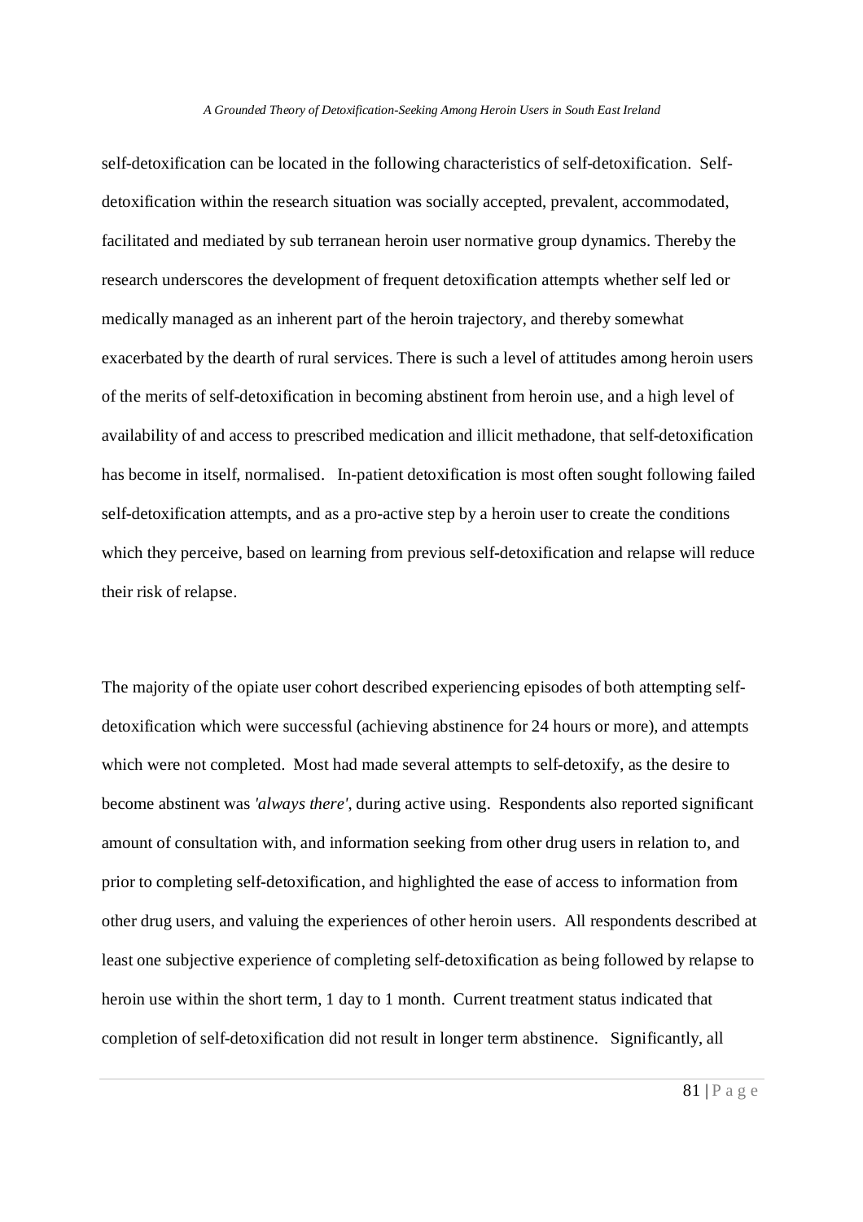self-detoxification can be located in the following characteristics of self-detoxification. Self-detoxification within the research situation was socially accepted, prevalent, accommodated, facilitated and mediated by sub terranean heroin user normative group dynamics. Thereby the research underscores the development of frequent detoxification attempts whether self led or medically managed as an inherent part of the heroin trajectory, and thereby somewhat exacerbated by the dearth of rural services. There is such a level of attitudes among heroin users of the merits of self-detoxification in becoming abstinent from heroin use, and a high level of availability of and access to prescribed medication and illicit methadone, that self-detoxification has become in itself, normalised. In-patient detoxification is most often sought following failed self-detoxification attempts, and as a pro-active step by a heroin user to create the conditions which they perceive, based on learning from previous self-detoxification and relapse will reduce their risk of relapse.

The majority of the opiate user cohort described experiencing episodes of both attempting self-detoxification which were successful (achieving abstinence for 24 hours or more), and attempts which were not completed. Most had made several attempts to self-detoxify, as the desire to become abstinent was *'always there'*, during active using. Respondents also reported significant amount of consultation with, and information seeking from other drug users in relation to, and prior to completing self-detoxification, and highlighted the ease of access to information from other drug users, and valuing the experiences of other heroin users. All respondents described at least one subjective experience of completing self-detoxification as being followed by relapse to heroin use within the short term, 1 day to 1 month. Current treatment status indicated that completion of self-detoxification did not result in longer term abstinence. Significantly, all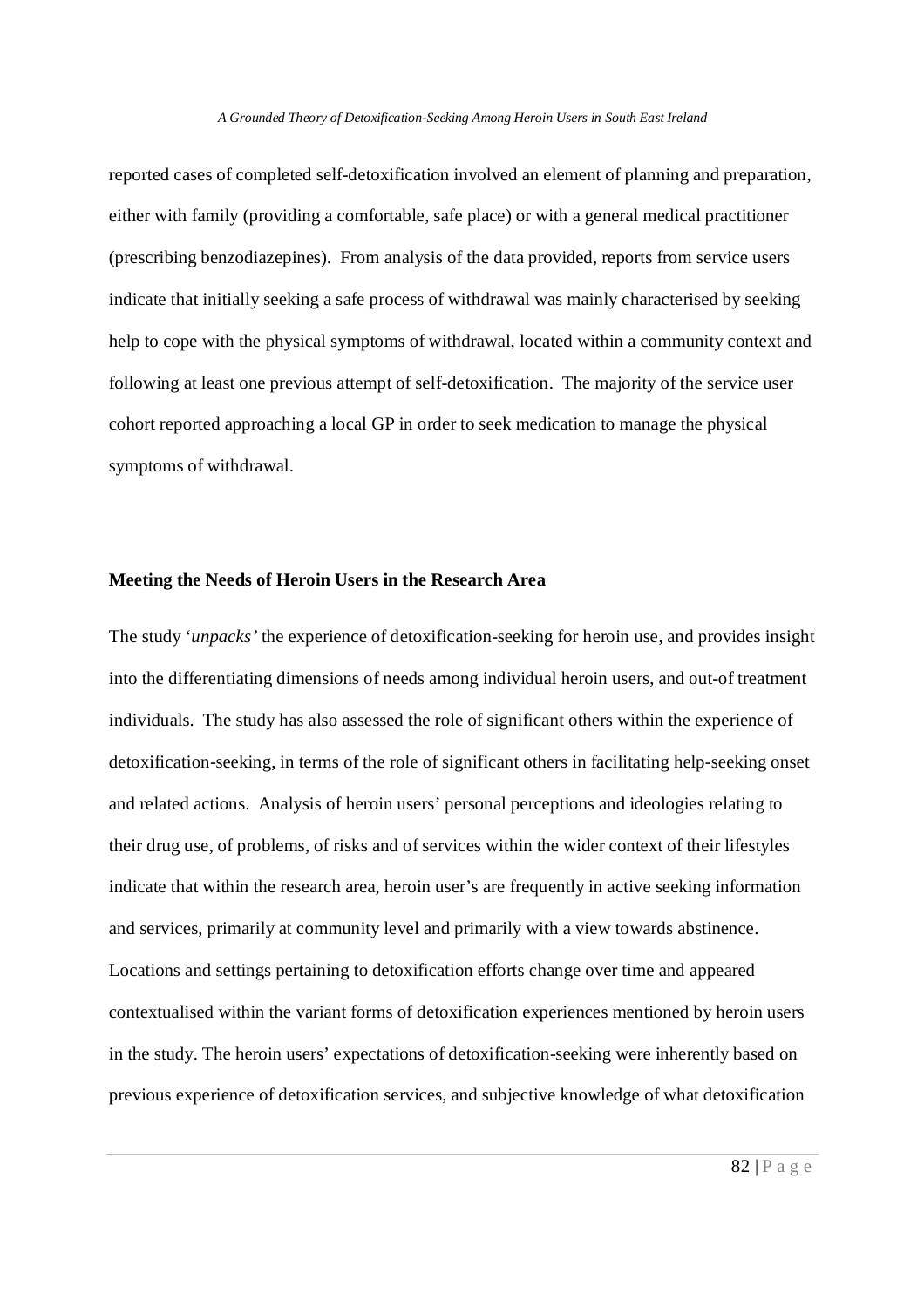reported cases of completed self-detoxification involved an element of planning and preparation, either with family (providing a comfortable, safe place) or with a general medical practitioner (prescribing benzodiazepines). From analysis of the data provided, reports from service users indicate that initially seeking a safe process of withdrawal was mainly characterised by seeking help to cope with the physical symptoms of withdrawal, located within a community context and following at least one previous attempt of self-detoxification. The majority of the service user cohort reported approaching a local GP in order to seek medication to manage the physical symptoms of withdrawal.

**Meeting the Needs of Heroin Users in the Research Area**

The study '*unpacks'* the experience of detoxification-seeking for heroin use, and provides insight into the differentiating dimensions of needs among individual heroin users, and out-of treatment individuals. The study has also assessed the role of significant others within the experience of detoxification-seeking, in terms of the role of significant others in facilitating help-seeking onset and related actions. Analysis of heroin users' personal perceptions and ideologies relating to their drug use, of problems, of risks and of services within the wider context of their lifestyles indicate that within the research area, heroin user's are frequently in active seeking information and services, primarily at community level and primarily with a view towards abstinence. Locations and settings pertaining to detoxification efforts change over time and appeared contextualised within the variant forms of detoxification experiences mentioned by heroin users in the study. The heroin users' expectations of detoxification-seeking were inherently based on previous experience of detoxification services, and subjective knowledge of what detoxification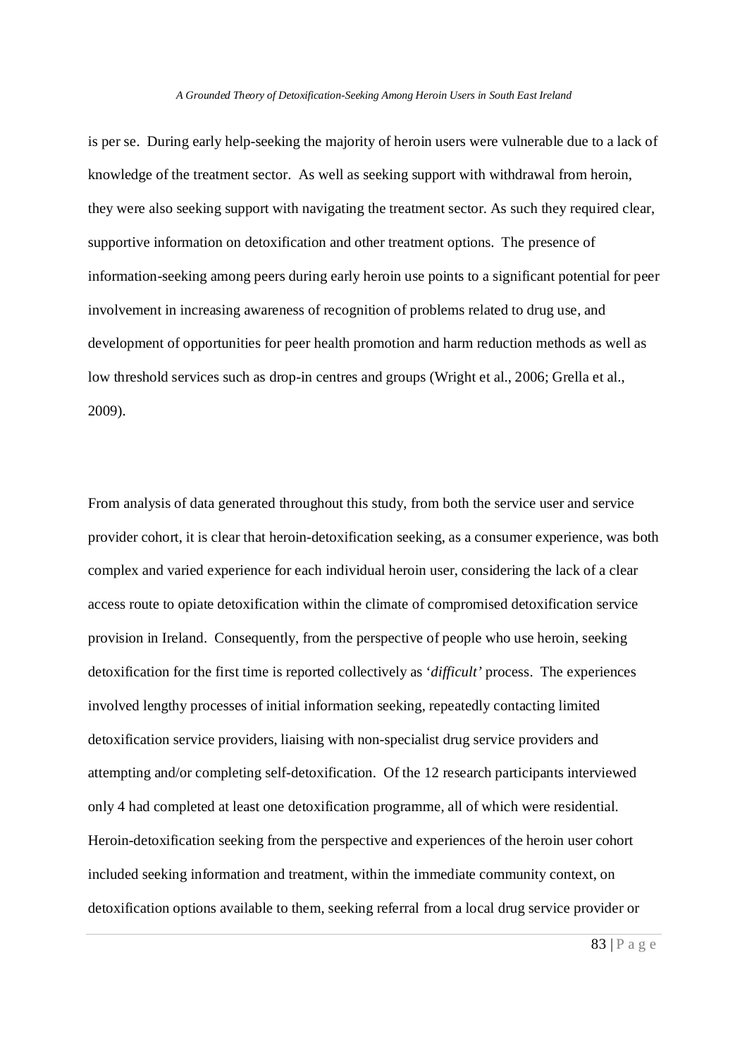is per se. During early help-seeking the majority of heroin users were vulnerable due to a lack of knowledge of the treatment sector. As well as seeking support with withdrawal from heroin, they were also seeking support with navigating the treatment sector. As such they required clear, supportive information on detoxification and other treatment options. The presence of information-seeking among peers during early heroin use points to a significant potential for peer involvement in increasing awareness of recognition of problems related to drug use, and development of opportunities for peer health promotion and harm reduction methods as well as low threshold services such as drop-in centres and groups (Wright et al., 2006; Grella et al., 2009).

From analysis of data generated throughout this study, from both the service user and service provider cohort, it is clear that heroin-detoxification seeking, as a consumer experience, was both complex and varied experience for each individual heroin user, considering the lack of a clear access route to opiate detoxification within the climate of compromised detoxification service provision in Ireland. Consequently, from the perspective of people who use heroin, seeking detoxification for the first time is reported collectively as '*difficult'* process. The experiences involved lengthy processes of initial information seeking, repeatedly contacting limited detoxification service providers, liaising with non-specialist drug service providers and attempting and/or completing self-detoxification. Of the 12 research participants interviewed only 4 had completed at least one detoxification programme, all of which were residential. Heroin-detoxification seeking from the perspective and experiences of the heroin user cohort included seeking information and treatment, within the immediate community context, on detoxification options available to them, seeking referral from a local drug service provider or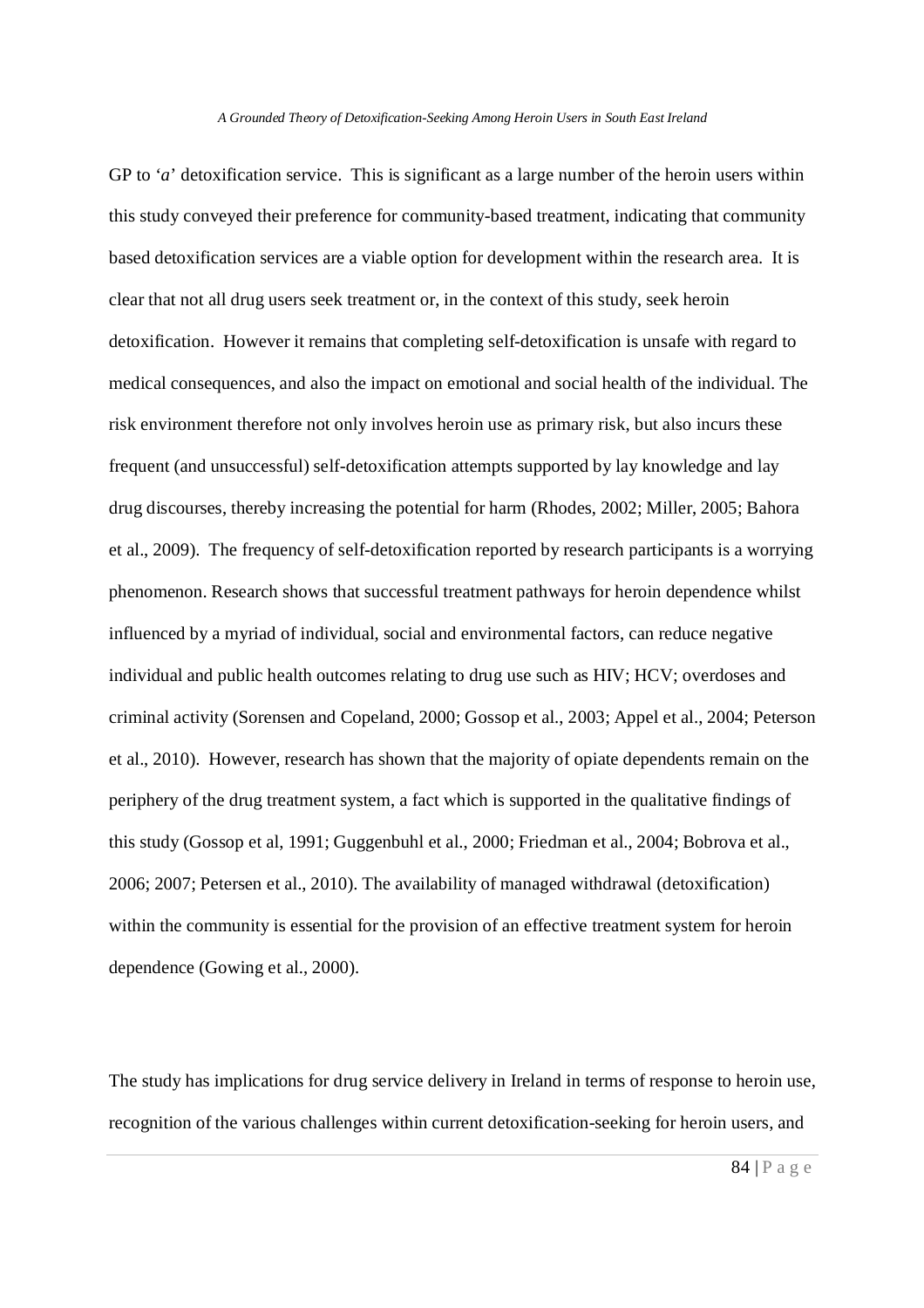GP to '*a*' detoxification service. This is significant as a large number of the heroin users within this study conveyed their preference for community-based treatment, indicating that community based detoxification services are a viable option for development within the research area. It is clear that not all drug users seek treatment or, in the context of this study, seek heroin detoxification. However it remains that completing self-detoxification is unsafe with regard to medical consequences, and also the impact on emotional and social health of the individual. The risk environment therefore not only involves heroin use as primary risk, but also incurs these frequent (and unsuccessful) self-detoxification attempts supported by lay knowledge and lay drug discourses, thereby increasing the potential for harm (Rhodes, 2002; Miller, 2005; Bahora et al., 2009). The frequency of self-detoxification reported by research participants is a worrying phenomenon. Research shows that successful treatment pathways for heroin dependence whilst influenced by a myriad of individual, social and environmental factors, can reduce negative individual and public health outcomes relating to drug use such as HIV; HCV; overdoses and criminal activity (Sorensen and Copeland, 2000; Gossop et al., 2003; Appel et al., 2004; Peterson et al., 2010). However, research has shown that the majority of opiate dependents remain on the periphery of the drug treatment system, a fact which is supported in the qualitative findings of this study (Gossop et al, 1991; Guggenbuhl et al., 2000; Friedman et al., 2004; Bobrova et al., 2006; 2007; Petersen et al., 2010). The availability of managed withdrawal (detoxification) within the community is essential for the provision of an effective treatment system for heroin dependence (Gowing et al., 2000).

The study has implications for drug service delivery in Ireland in terms of response to heroin use, recognition of the various challenges within current detoxification-seeking for heroin users, and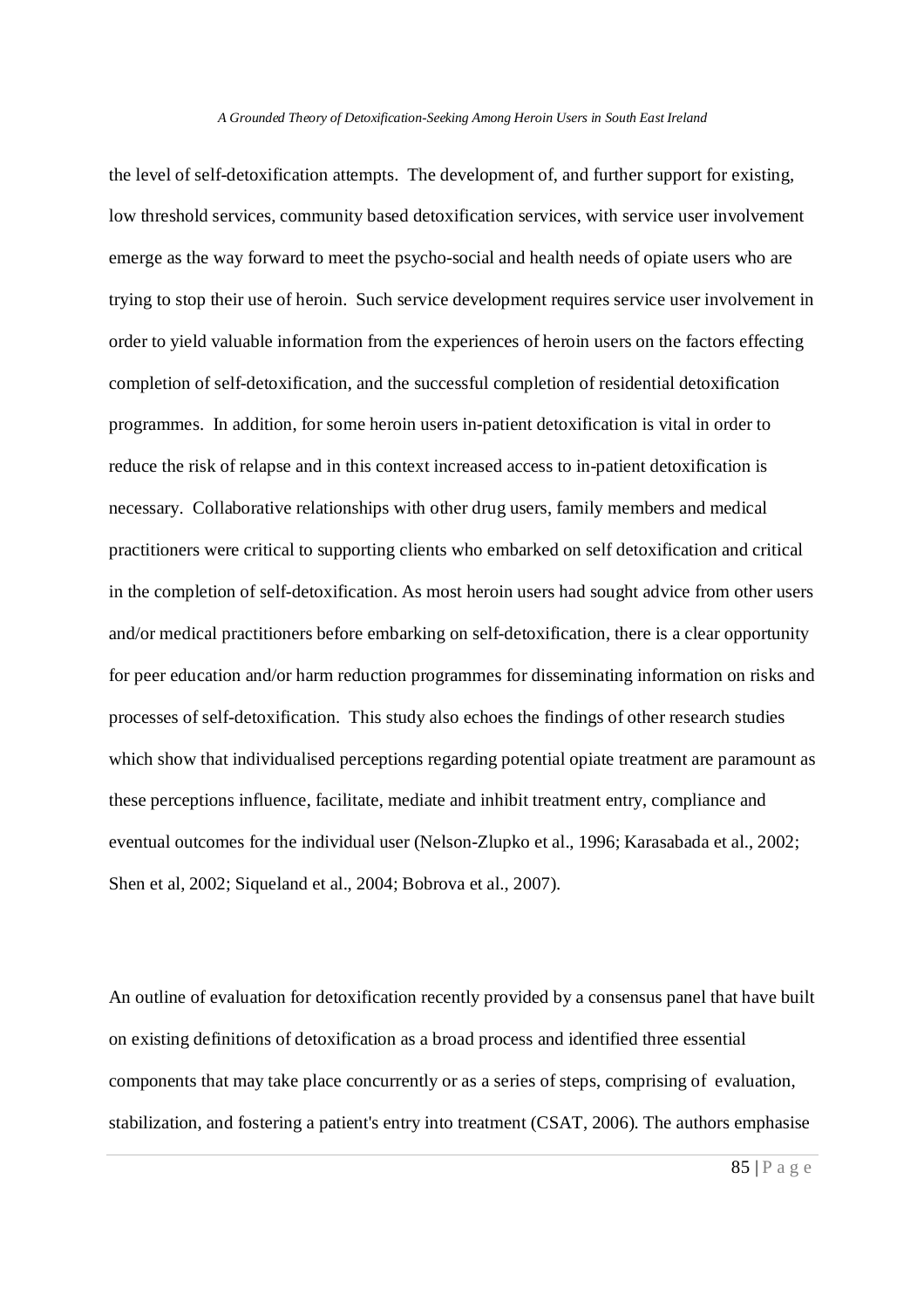the level of self-detoxification attempts. The development of, and further support for existing, low threshold services, community based detoxification services, with service user involvement emerge as the way forward to meet the psycho-social and health needs of opiate users who are trying to stop their use of heroin. Such service development requires service user involvement in order to yield valuable information from the experiences of heroin users on the factors effecting completion of self-detoxification, and the successful completion of residential detoxification programmes. In addition, for some heroin users in-patient detoxification is vital in order to reduce the risk of relapse and in this context increased access to in-patient detoxification is necessary. Collaborative relationships with other drug users, family members and medical practitioners were critical to supporting clients who embarked on self detoxification and critical in the completion of self-detoxification. As most heroin users had sought advice from other users and/or medical practitioners before embarking on self-detoxification, there is a clear opportunity for peer education and/or harm reduction programmes for disseminating information on risks and processes of self-detoxification. This study also echoes the findings of other research studies which show that individualised perceptions regarding potential opiate treatment are paramount as these perceptions influence, facilitate, mediate and inhibit treatment entry, compliance and eventual outcomes for the individual user (Nelson-Zlupko et al., 1996; Karasabada et al., 2002; Shen et al, 2002; Siqueland et al., 2004; Bobrova et al., 2007).

An outline of evaluation for detoxification recently provided by a consensus panel that have built on existing definitions of detoxification as a broad process and identified three essential components that may take place concurrently or as a series of steps, comprising of evaluation, stabilization, and fostering a patient's entry into treatment (CSAT, 2006). The authors emphasise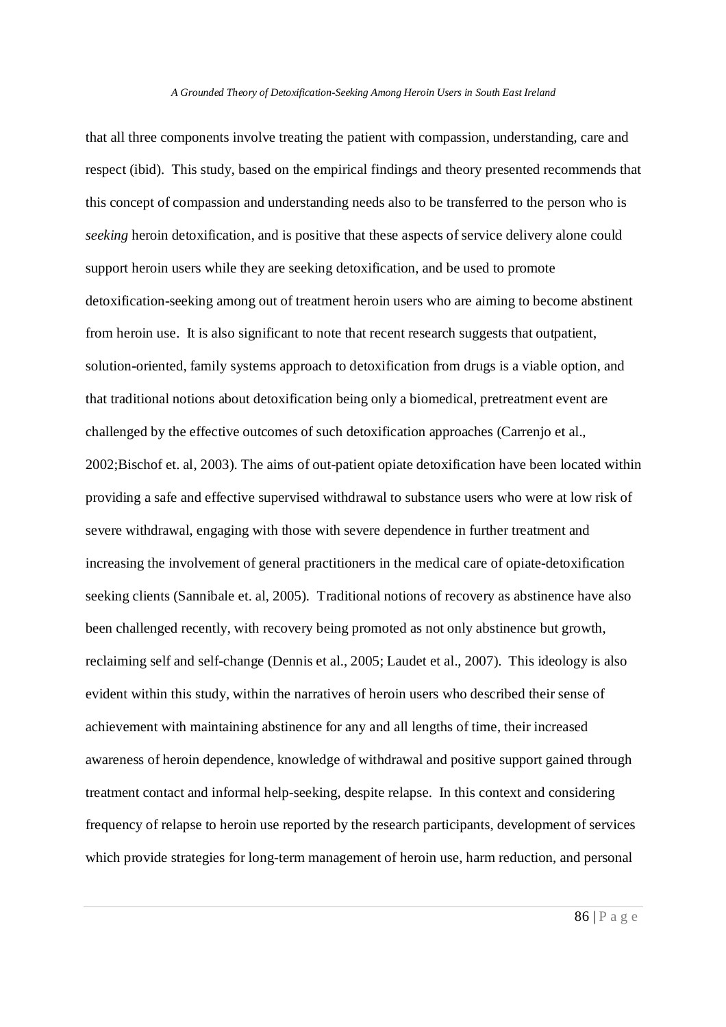that all three components involve treating the patient with compassion, understanding, care and respect (ibid). This study, based on the empirical findings and theory presented recommends that this concept of compassion and understanding needs also to be transferred to the person who is *seeking* heroin detoxification, and is positive that these aspects of service delivery alone could support heroin users while they are seeking detoxification, and be used to promote detoxification-seeking among out of treatment heroin users who are aiming to become abstinent from heroin use. It is also significant to note that recent research suggests that outpatient, solution-oriented, family systems approach to detoxification from drugs is a viable option, and that traditional notions about detoxification being only a biomedical, pretreatment event are challenged by the effective outcomes of such detoxification approaches (Carrenjo et al., 2002;Bischof et. al, 2003). The aims of out-patient opiate detoxification have been located within providing a safe and effective supervised withdrawal to substance users who were at low risk of severe withdrawal, engaging with those with severe dependence in further treatment and increasing the involvement of general practitioners in the medical care of opiate-detoxification seeking clients (Sannibale et. al, 2005). Traditional notions of recovery as abstinence have also been challenged recently, with recovery being promoted as not only abstinence but growth, reclaiming self and self-change (Dennis et al., 2005; Laudet et al., 2007). This ideology is also evident within this study, within the narratives of heroin users who described their sense of achievement with maintaining abstinence for any and all lengths of time, their increased awareness of heroin dependence, knowledge of withdrawal and positive support gained through treatment contact and informal help-seeking, despite relapse. In this context and considering frequency of relapse to heroin use reported by the research participants, development of services which provide strategies for long-term management of heroin use, harm reduction, and personal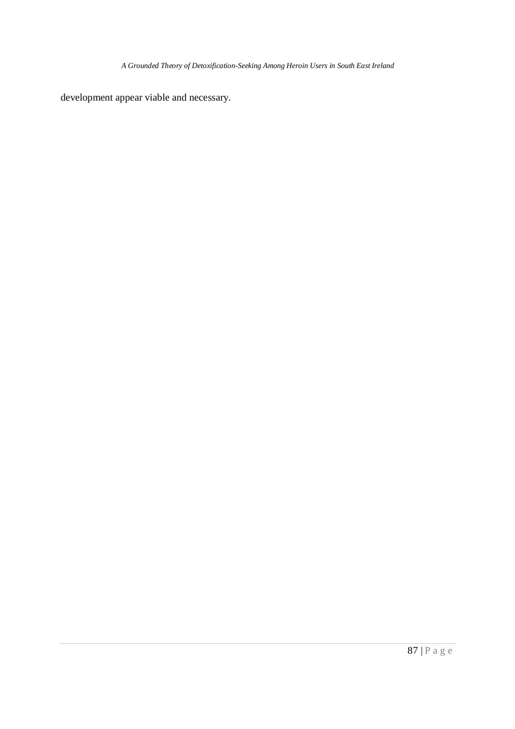development appear viable and necessary.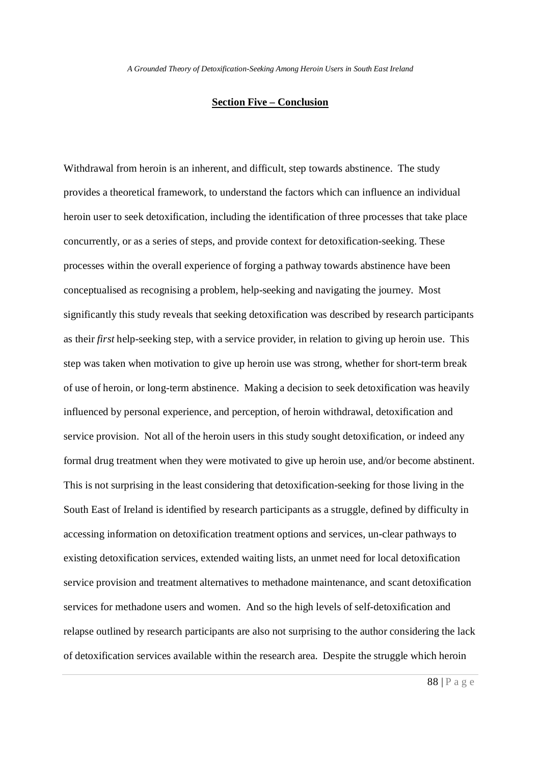## Section Five – Conclusion

Withdrawal from heroin is an inherent, and difficult, step towards abstinence. The study provides a theoretical framework, to understand the factors which can influence an individual heroin user to seek detoxification, including the identification of three processes that take place concurrently, or as a series of steps, and provide context for detoxification-seeking. These processes within the overall experience of forging a pathway towards abstinence have been conceptualised as recognising a problem, help-seeking and navigating the journey. Most significantly this study reveals that seeking detoxification was described by research participants as their *first* help-seeking step, with a service provider, in relation to giving up heroin use. This step was taken when motivation to give up heroin use was strong, whether for short-term break of use of heroin, or long-term abstinence. Making a decision to seek detoxification was heavily influenced by personal experience, and perception, of heroin withdrawal, detoxification and service provision. Not all of the heroin users in this study sought detoxification, or indeed any formal drug treatment when they were motivated to give up heroin use, and/or become abstinent. This is not surprising in the least considering that detoxification-seeking for those living in the South East of Ireland is identified by research participants as a struggle, defined by difficulty in accessing information on detoxification treatment options and services, un-clear pathways to existing detoxification services, extended waiting lists, an unmet need for local detoxification service provision and treatment alternatives to methadone maintenance, and scant detoxification services for methadone users and women. And so the high levels of self-detoxification and relapse outlined by research participants are also not surprising to the author considering the lack of detoxification services available within the research area. Despite the struggle which heroin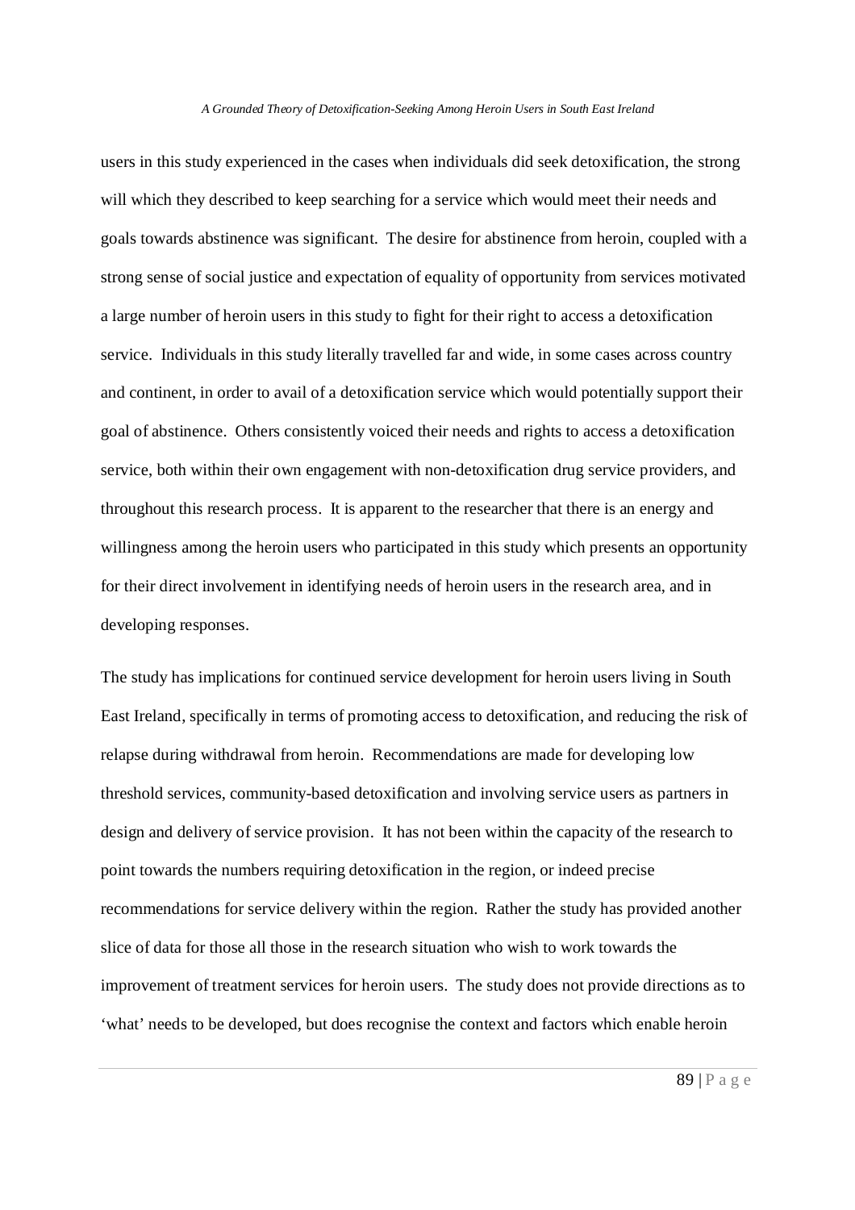users in this study experienced in the cases when individuals did seek detoxification, the strong will which they described to keep searching for a service which would meet their needs and goals towards abstinence was significant. The desire for abstinence from heroin, coupled with a strong sense of social justice and expectation of equality of opportunity from services motivated a large number of heroin users in this study to fight for their right to access a detoxification service. Individuals in this study literally travelled far and wide, in some cases across country and continent, in order to avail of a detoxification service which would potentially support their goal of abstinence. Others consistently voiced their needs and rights to access a detoxification service, both within their own engagement with non-detoxification drug service providers, and throughout this research process. It is apparent to the researcher that there is an energy and willingness among the heroin users who participated in this study which presents an opportunity for their direct involvement in identifying needs of heroin users in the research area, and in developing responses.

The study has implications for continued service development for heroin users living in South East Ireland, specifically in terms of promoting access to detoxification, and reducing the risk of relapse during withdrawal from heroin. Recommendations are made for developing low threshold services, community-based detoxification and involving service users as partners in design and delivery of service provision. It has not been within the capacity of the research to point towards the numbers requiring detoxification in the region, or indeed precise recommendations for service delivery within the region. Rather the study has provided another slice of data for those all those in the research situation who wish to work towards the improvement of treatment services for heroin users. The study does not provide directions as to 'what' needs to be developed, but does recognise the context and factors which enable heroin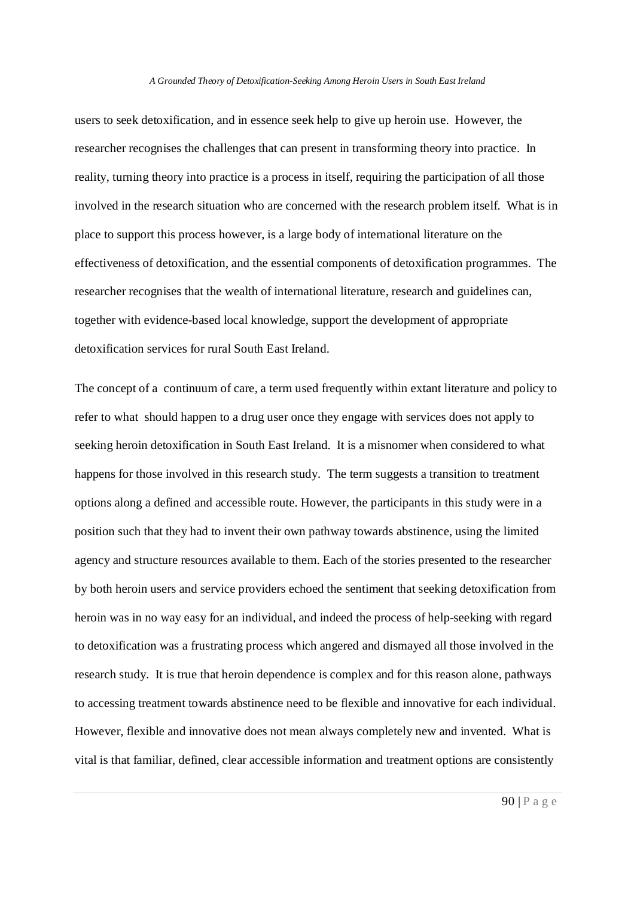users to seek detoxification, and in essence seek help to give up heroin use. However, the researcher recognises the challenges that can present in transforming theory into practice. In reality, turning theory into practice is a process in itself, requiring the participation of all those involved in the research situation who are concerned with the research problem itself. What is in place to support this process however, is a large body of international literature on the effectiveness of detoxification, and the essential components of detoxification programmes. The researcher recognises that the wealth of international literature, research and guidelines can, together with evidence-based local knowledge, support the development of appropriate detoxification services for rural South East Ireland.

The concept of a continuum of care, a term used frequently within extant literature and policy to refer to what should happen to a drug user once they engage with services does not apply to seeking heroin detoxification in South East Ireland. It is a misnomer when considered to what happens for those involved in this research study. The term suggests a transition to treatment options along a defined and accessible route. However, the participants in this study were in a position such that they had to invent their own pathway towards abstinence, using the limited agency and structure resources available to them. Each of the stories presented to the researcher by both heroin users and service providers echoed the sentiment that seeking detoxification from heroin was in no way easy for an individual, and indeed the process of help-seeking with regard to detoxification was a frustrating process which angered and dismayed all those involved in the research study. It is true that heroin dependence is complex and for this reason alone, pathways to accessing treatment towards abstinence need to be flexible and innovative for each individual. However, flexible and innovative does not mean always completely new and invented. What is vital is that familiar, defined, clear accessible information and treatment options are consistently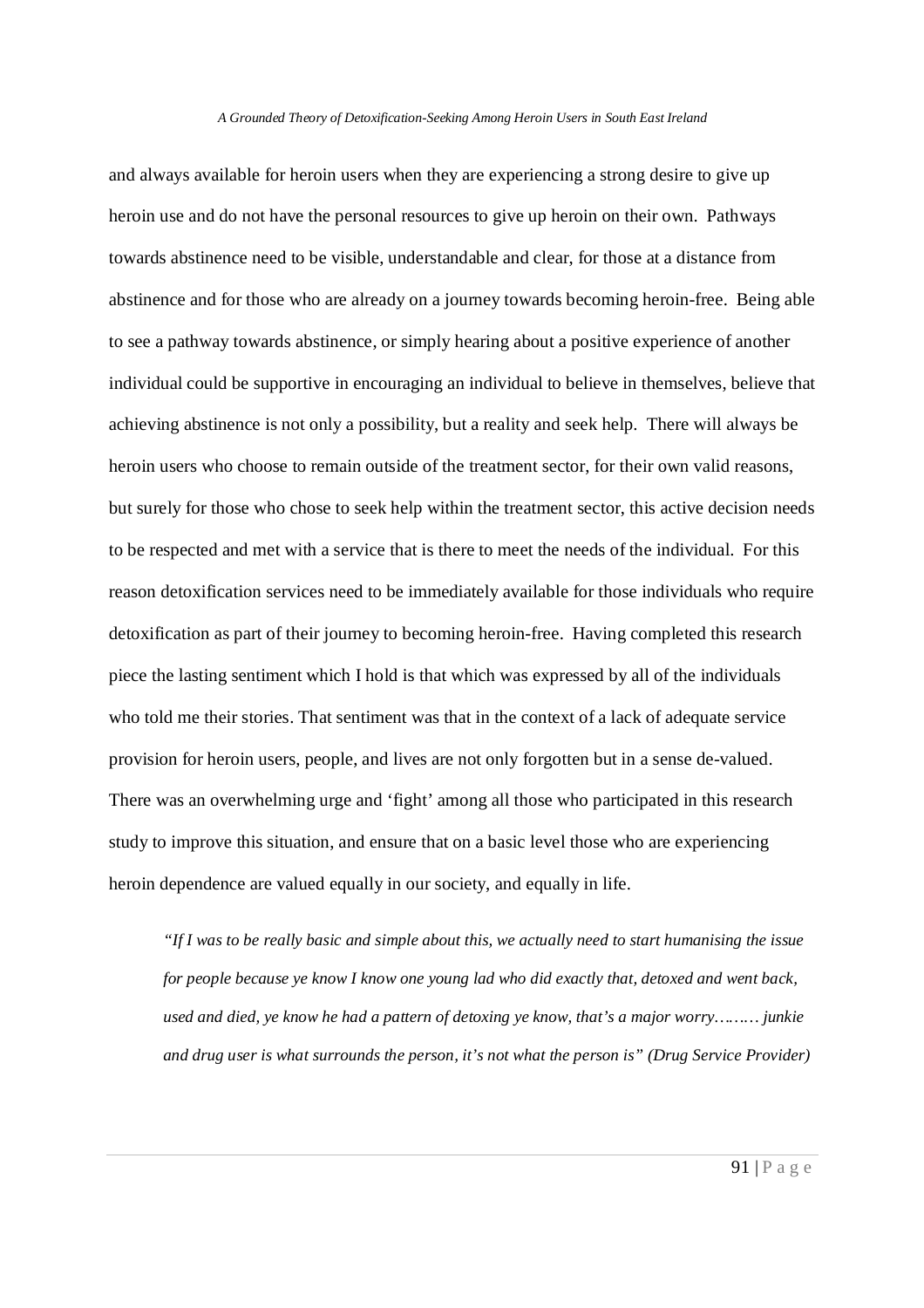and always available for heroin users when they are experiencing a strong desire to give up heroin use and do not have the personal resources to give up heroin on their own. Pathways towards abstinence need to be visible, understandable and clear, for those at a distance from abstinence and for those who are already on a journey towards becoming heroin-free. Being able to see a pathway towards abstinence, or simply hearing about a positive experience of another individual could be supportive in encouraging an individual to believe in themselves, believe that achieving abstinence is not only a possibility, but a reality and seek help. There will always be heroin users who choose to remain outside of the treatment sector, for their own valid reasons, but surely for those who chose to seek help within the treatment sector, this active decision needs to be respected and met with a service that is there to meet the needs of the individual. For this reason detoxification services need to be immediately available for those individuals who require detoxification as part of their journey to becoming heroin-free. Having completed this research piece the lasting sentiment which I hold is that which was expressed by all of the individuals who told me their stories. That sentiment was that in the context of a lack of adequate service provision for heroin users, people, and lives are not only forgotten but in a sense de-valued. There was an overwhelming urge and 'fight' among all those who participated in this research study to improve this situation, and ensure that on a basic level those who are experiencing heroin dependence are valued equally in our society, and equally in life.

> *"If I was to be really basic and simple about this, we actually need to start humanising the issue for people because ye know I know one young lad who did exactly that, detoxed and went back, used and died, ye know he had a pattern of detoxing ye know, that's a major worry……… junkie and drug user is what surrounds the person, it's not what the person is" (Drug Service Provider)*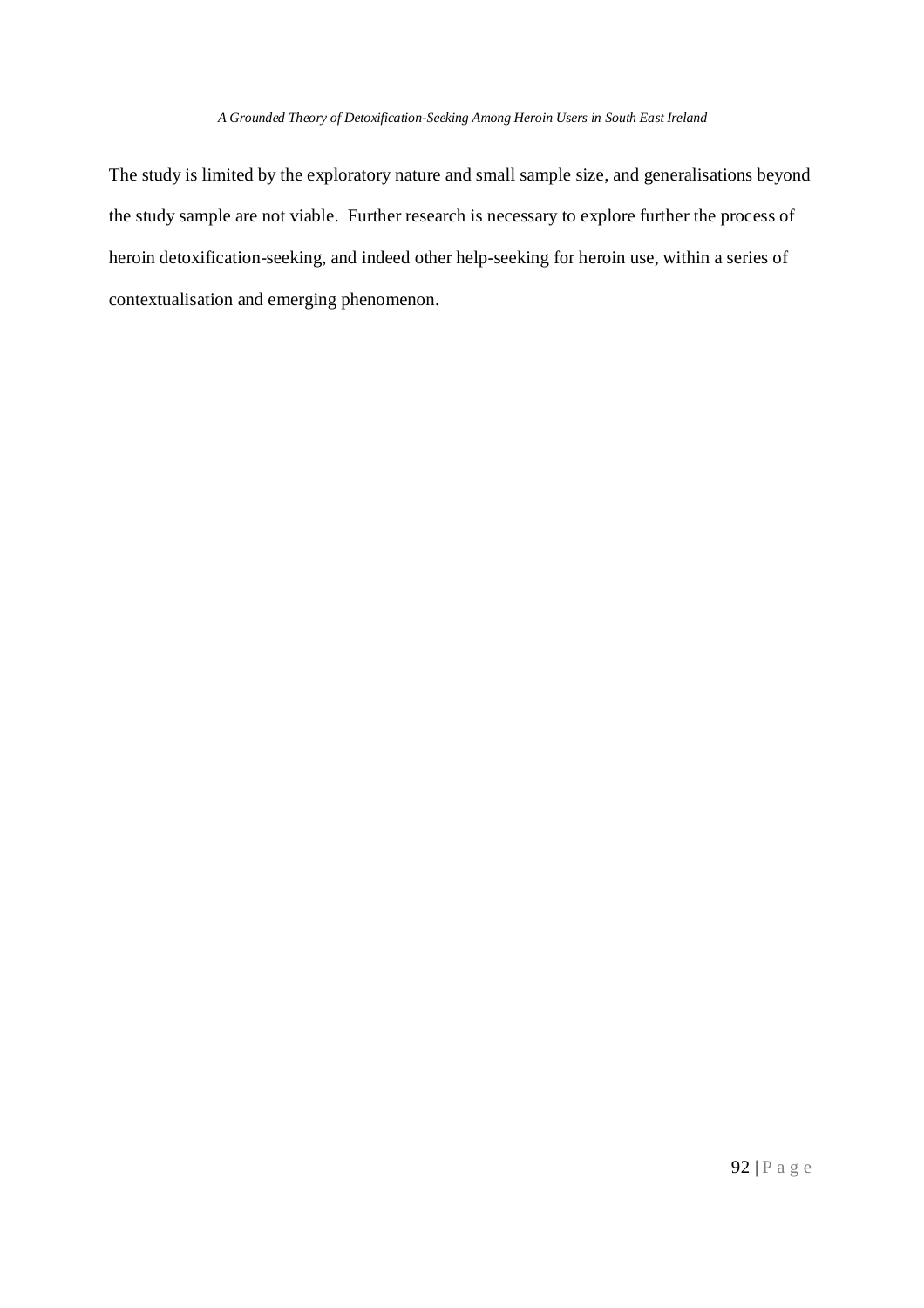The study is limited by the exploratory nature and small sample size, and generalisations beyond the study sample are not viable. Further research is necessary to explore further the process of heroin detoxification-seeking, and indeed other help-seeking for heroin use, within a series of contextualisation and emerging phenomenon.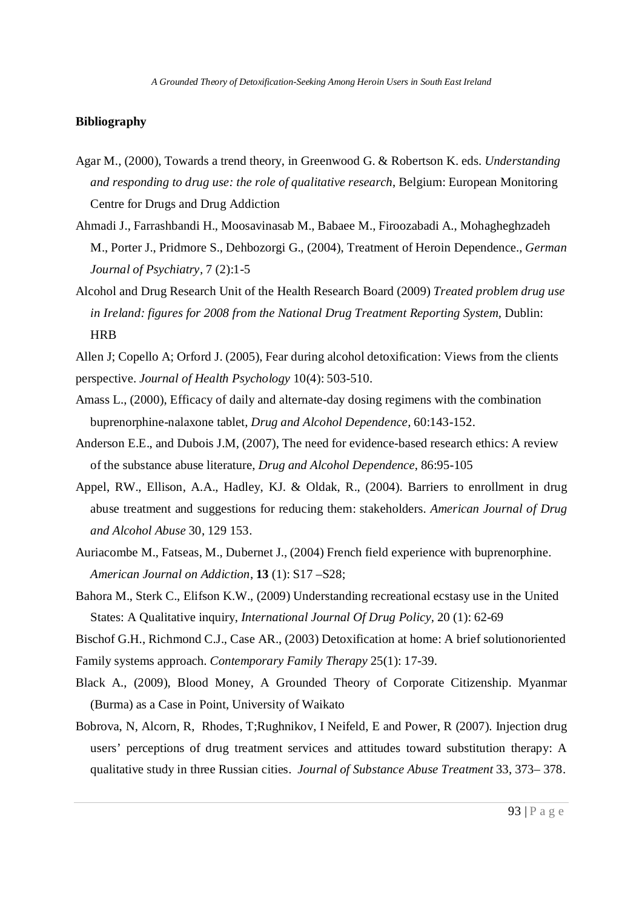## Bibliography

Agar M., (2000), Towards a trend theory, in Greenwood G. & Robertson K. eds. *Understanding and responding to drug use: the role of qualitative research*, Belgium: European Monitoring Centre for Drugs and Drug Addiction

Ahmadi J., Farrashbandi H., Moosavinasab M., Babaee M., Firoozabadi A., Mohagheghzadeh M., Porter J., Pridmore S., Dehbozorgi G., (2004), Treatment of Heroin Dependence., *German Journal of Psychiatry*, 7 (2):1-5

Alcohol and Drug Research Unit of the Health Research Board (2009) *Treated problem drug use in Ireland: figures for 2008 from the National Drug Treatment Reporting System*, Dublin: HRB

Allen J; Copello A; Orford J. (2005), Fear during alcohol detoxification: Views from the clients perspective. *Journal of Health Psychology* 10(4): 503-510.

Amass L., (2000), Efficacy of daily and alternate-day dosing regimens with the combination buprenorphine-nalaxone tablet, *Drug and Alcohol Dependence*, 60:143-152.

Anderson E.E., and Dubois J.M, (2007), The need for evidence-based research ethics: A review of the substance abuse literature, *Drug and Alcohol Dependence*, 86:95-105

Appel, RW., Ellison, A.A., Hadley, KJ. & Oldak, R., (2004). Barriers to enrollment in drug abuse treatment and suggestions for reducing them: stakeholders. *American Journal of Drug and Alcohol Abuse* 30, 129 153.

Auriacombe M., Fatseas, M., Dubernet J., (2004) French field experience with buprenorphine. *American Journal on Addiction*, **13** (1): S17 –S28;

Bahora M., Sterk C., Elifson K.W., (2009) Understanding recreational ecstasy use in the United States: A Qualitative inquiry, *International Journal Of Drug Policy*, 20 (1): 62-69

Bischof G.H., Richmond C.J., Case AR., (2003) Detoxification at home: A brief solutionoriented Family systems approach. *Contemporary Family Therapy* 25(1): 17-39.

Black A., (2009), Blood Money, A Grounded Theory of Corporate Citizenship. Myanmar (Burma) as a Case in Point, University of Waikato

Bobrova, N, Alcorn, R, Rhodes, T;Rughnikov, I Neifeld, E and Power, R (2007). Injection drug users' perceptions of drug treatment services and attitudes toward substitution therapy: A qualitative study in three Russian cities. *Journal of Substance Abuse Treatment* 33, 373– 378.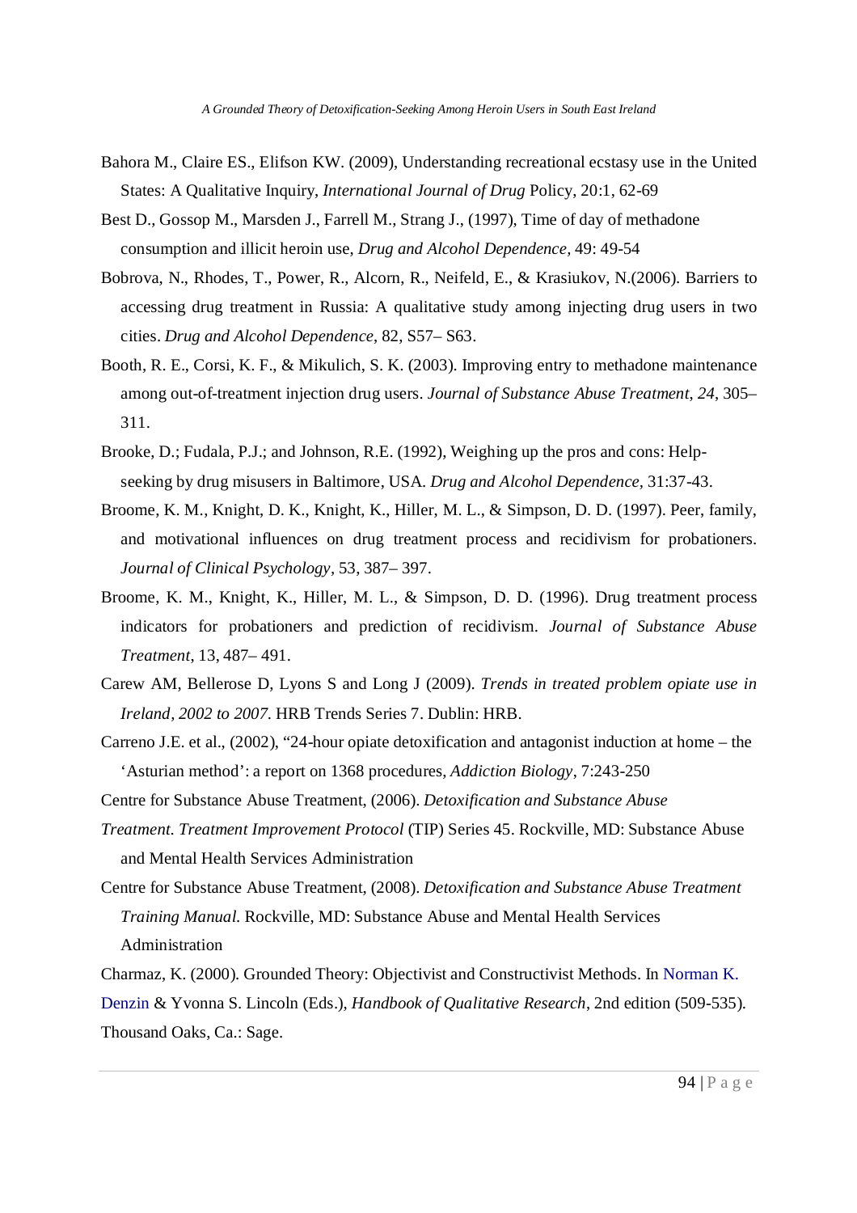Bahora M., Claire ES., Elifson KW. (2009), Understanding recreational ecstasy use in the United States: A Qualitative Inquiry, *International Journal of Drug* Policy, 20:1, 62-69

Best D., Gossop M., Marsden J., Farrell M., Strang J., (1997), Time of day of methadone consumption and illicit heroin use, *Drug and Alcohol Dependence*, 49: 49-54

Bobrova, N., Rhodes, T., Power, R., Alcorn, R., Neifeld, E., & Krasiukov, N.(2006). Barriers to accessing drug treatment in Russia: A qualitative study among injecting drug users in two cities. *Drug and Alcohol Dependence*, 82, S57– S63.

Booth, R. E., Corsi, K. F., & Mikulich, S. K. (2003). Improving entry to methadone maintenance among out-of-treatment injection drug users. *Journal of Substance Abuse Treatment*, *24*, 305–311.

Brooke, D.; Fudala, P.J.; and Johnson, R.E. (1992), Weighing up the pros and cons: Help-seeking by drug misusers in Baltimore, USA. *Drug and Alcohol Dependence,* 31:37-43.

Broome, K. M., Knight, D. K., Knight, K., Hiller, M. L., & Simpson, D. D. (1997). Peer, family, and motivational influences on drug treatment process and recidivism for probationers. *Journal of Clinical Psychology*, 53, 387– 397.

Broome, K. M., Knight, K., Hiller, M. L., & Simpson, D. D. (1996). Drug treatment process indicators for probationers and prediction of recidivism. *Journal of Substance Abuse Treatment*, 13, 487– 491.

Carew AM, Bellerose D, Lyons S and Long J (2009). *Trends in treated problem opiate use in Ireland, 2002 to 2007.* HRB Trends Series 7. Dublin: HRB.

Carreno J.E. et al., (2002), "24-hour opiate detoxification and antagonist induction at home – the 'Asturian method': a report on 1368 procedures, *Addiction Biology*, 7:243-250

Centre for Substance Abuse Treatment, (2006). *Detoxification and Substance Abuse Treatment. Treatment Improvement Protocol* (TIP) Series 45. Rockville, MD: Substance Abuse and Mental Health Services Administration

Centre for Substance Abuse Treatment, (2008). *Detoxification and Substance Abuse Treatment Training Manual.* Rockville, MD: Substance Abuse and Mental Health Services Administration

Charmaz, K. (2000). Grounded Theory: Objectivist and Constructivist Methods. In Norman K. Denzin & Yvonna S. Lincoln (Eds.), *Handbook of Qualitative Research*, 2nd edition (509-535). Thousand Oaks, Ca.: Sage.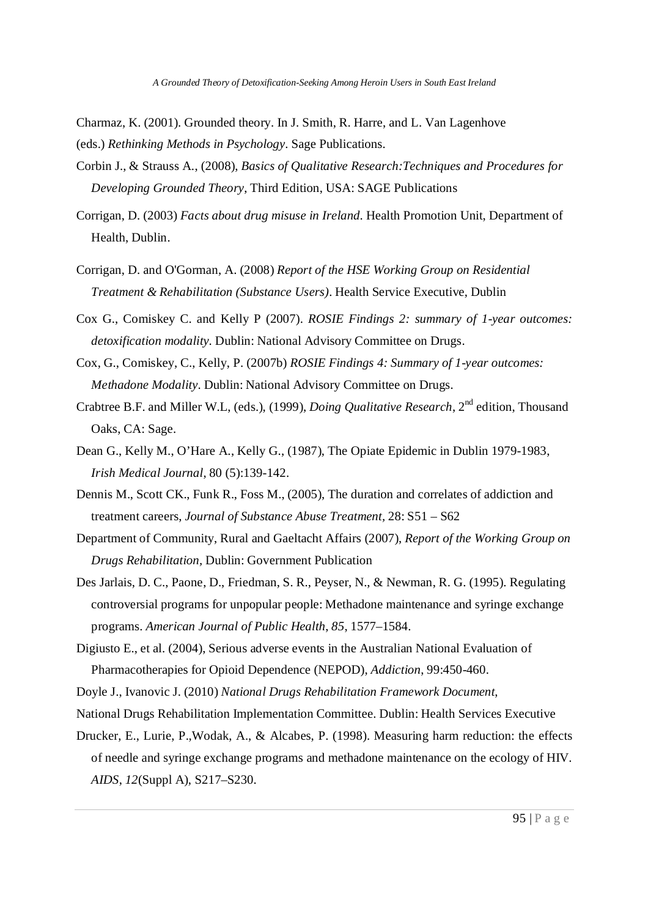Charmaz, K. (2001). Grounded theory. In J. Smith, R. Harre, and L. Van Lagenhove (eds.) *Rethinking Methods in Psychology*. Sage Publications.

Corbin J., & Strauss A., (2008), *Basics of Qualitative Research:Techniques and Procedures for Developing Grounded Theory*, Third Edition, USA: SAGE Publications

Corrigan, D. (2003) *Facts about drug misuse in Ireland*. Health Promotion Unit, Department of Health, Dublin.

Corrigan, D. and O'Gorman, A. (2008) *Report of the HSE Working Group on Residential Treatment & Rehabilitation (Substance Users)*. Health Service Executive, Dublin

Cox G., Comiskey C. and Kelly P (2007). *ROSIE Findings 2: summary of 1-year outcomes: detoxification modality*. Dublin: National Advisory Committee on Drugs.

Cox, G., Comiskey, C., Kelly, P. (2007b) *ROSIE Findings 4: Summary of 1-year outcomes: Methadone Modality*. Dublin: National Advisory Committee on Drugs.

Crabtree B.F. and Miller W.L, (eds.), (1999), *Doing Qualitative Research*, 2nd edition, Thousand Oaks, CA: Sage.

Dean G., Kelly M., O'Hare A., Kelly G., (1987), The Opiate Epidemic in Dublin 1979-1983, *Irish Medical Journal*, 80 (5):139-142.

Dennis M., Scott CK., Funk R., Foss M., (2005), The duration and correlates of addiction and treatment careers, *Journal of Substance Abuse Treatment*, 28: S51 – S62

Department of Community, Rural and Gaeltacht Affairs (2007), *Report of the Working Group on Drugs Rehabilitation*, Dublin: Government Publication

Des Jarlais, D. C., Paone, D., Friedman, S. R., Peyser, N., & Newman, R. G. (1995). Regulating controversial programs for unpopular people: Methadone maintenance and syringe exchange programs. *American Journal of Public Health*, *85*, 1577–1584.

Digiusto E., et al. (2004), Serious adverse events in the Australian National Evaluation of Pharmacotherapies for Opioid Dependence (NEPOD), *Addiction*, 99:450-460.

Doyle J., Ivanovic J. (2010) *National Drugs Rehabilitation Framework Document*, National Drugs Rehabilitation Implementation Committee. Dublin: Health Services Executive

Drucker, E., Lurie, P.,Wodak, A., & Alcabes, P. (1998). Measuring harm reduction: the effects of needle and syringe exchange programs and methadone maintenance on the ecology of HIV. *AIDS*, *12*(Suppl A), S217–S230.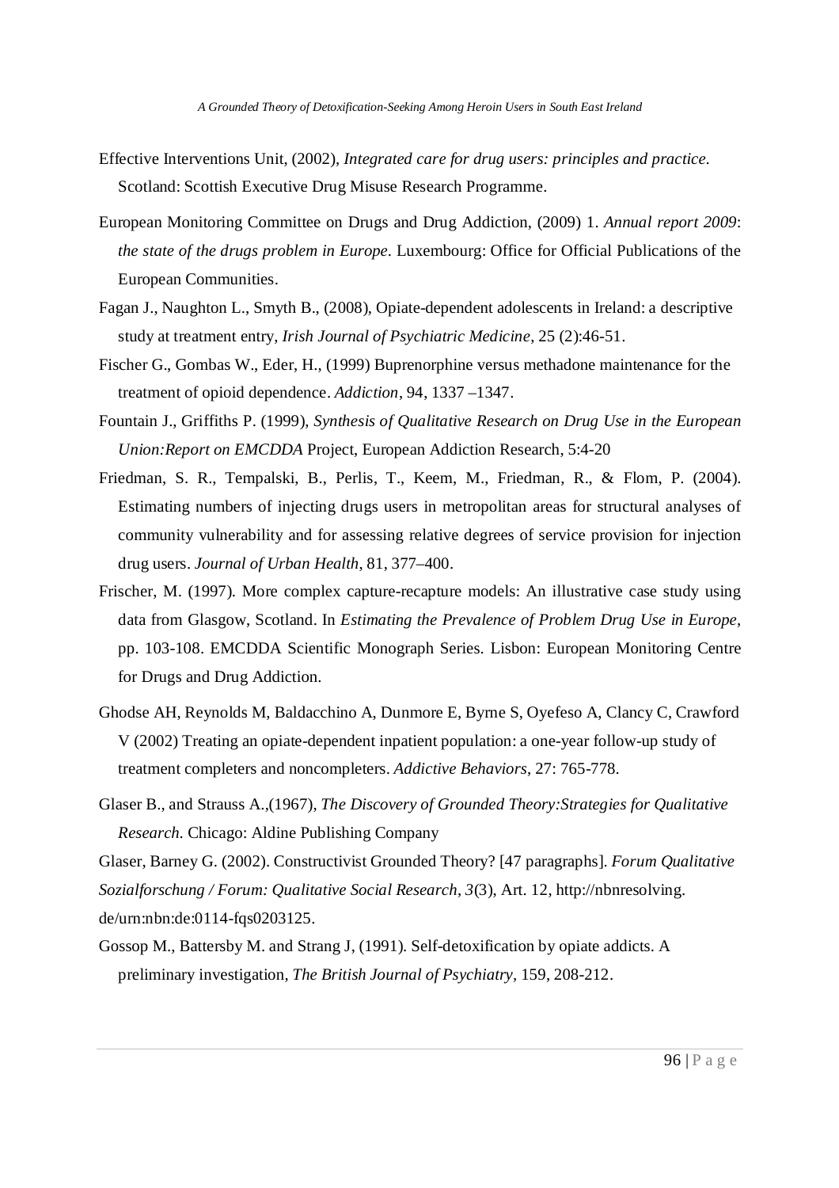Effective Interventions Unit, (2002), *Integrated care for drug users: principles and practice*. Scotland: Scottish Executive Drug Misuse Research Programme.

European Monitoring Committee on Drugs and Drug Addiction, (2009) 1. *Annual report 2009*: *the state of the drugs problem in Europe*. Luxembourg: Office for Official Publications of the European Communities.

Fagan J., Naughton L., Smyth B., (2008), Opiate-dependent adolescents in Ireland: a descriptive study at treatment entry, *Irish Journal of Psychiatric Medicine*, 25 (2):46-51.

Fischer G., Gombas W., Eder, H., (1999) Buprenorphine versus methadone maintenance for the treatment of opioid dependence. *Addiction*, 94, 1337 –1347.

Fountain J., Griffiths P. (1999), *Synthesis of Qualitative Research on Drug Use in the European Union:Report on EMCDDA* Project, European Addiction Research, 5:4-20

Friedman, S. R., Tempalski, B., Perlis, T., Keem, M., Friedman, R., & Flom, P. (2004). Estimating numbers of injecting drugs users in metropolitan areas for structural analyses of community vulnerability and for assessing relative degrees of service provision for injection drug users. *Journal of Urban Health*, 81, 377–400.

Frischer, M. (1997). More complex capture-recapture models: An illustrative case study using data from Glasgow, Scotland. In *Estimating the Prevalence of Problem Drug Use in Europe*, pp. 103-108. EMCDDA Scientific Monograph Series. Lisbon: European Monitoring Centre for Drugs and Drug Addiction.

Ghodse AH, Reynolds M, Baldacchino A, Dunmore E, Byrne S, Oyefeso A, Clancy C, Crawford V (2002) Treating an opiate-dependent inpatient population: a one-year follow-up study of treatment completers and noncompleters. *Addictive Behaviors*, 27: 765-778.

Glaser B., and Strauss A.,(1967), *The Discovery of Grounded Theory:Strategies for Qualitative Research.* Chicago: Aldine Publishing Company

Glaser, Barney G. (2002). Constructivist Grounded Theory? [47 paragraphs]. *Forum Qualitative Sozialforschung / Forum: Qualitative Social Research*, *3*(3), Art. 12, http://nbnresolving. de/urn:nbn:de:0114-fqs0203125.

Gossop M., Battersby M. and Strang J, (1991). Self-detoxification by opiate addicts. A preliminary investigation, *The British Journal of Psychiatry*, 159, 208-212.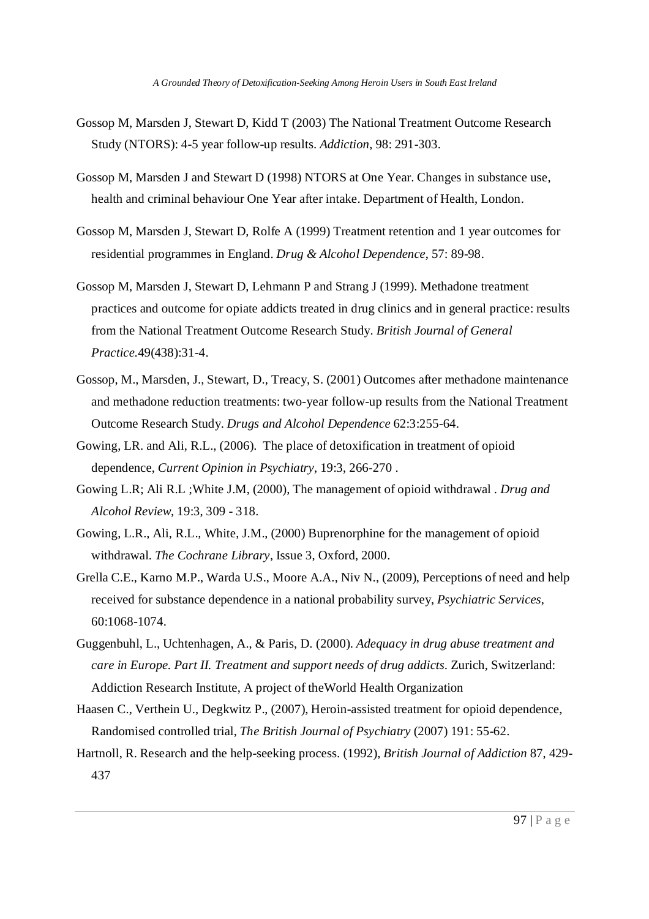Gossop M, Marsden J, Stewart D, Kidd T (2003) The National Treatment Outcome Research Study (NTORS): 4-5 year follow-up results. *Addiction*, 98: 291-303.

Gossop M, Marsden J and Stewart D (1998) NTORS at One Year. Changes in substance use, health and criminal behaviour One Year after intake. Department of Health, London.

Gossop M, Marsden J, Stewart D, Rolfe A (1999) Treatment retention and 1 year outcomes for residential programmes in England. *Drug & Alcohol Dependence*, 57: 89-98.

Gossop M, Marsden J, Stewart D, Lehmann P and Strang J (1999). Methadone treatment practices and outcome for opiate addicts treated in drug clinics and in general practice: results from the National Treatment Outcome Research Study. *British Journal of General Practice*.49(438):31-4.

Gossop, M., Marsden, J., Stewart, D., Treacy, S. (2001) Outcomes after methadone maintenance and methadone reduction treatments: two-year follow-up results from the National Treatment Outcome Research Study. *Drugs and Alcohol Dependence* 62:3:255-64.

Gowing, LR. and Ali, R.L., (2006). The place of detoxification in treatment of opioid dependence, *Current Opinion in Psychiatry*, 19:3, 266-270 .

Gowing L.R; Ali R.L ;White J.M, (2000), The management of opioid withdrawal . *Drug and Alcohol Review*, 19:3, 309 - 318.

Gowing, L.R., Ali, R.L., White, J.M., (2000) Buprenorphine for the management of opioid withdrawal. *The Cochrane Library*, Issue 3, Oxford, 2000.

Grella C.E., Karno M.P., Warda U.S., Moore A.A., Niv N., (2009), Perceptions of need and help received for substance dependence in a national probability survey, *Psychiatric Services*, 60:1068-1074.

Guggenbuhl, L., Uchtenhagen, A., & Paris, D. (2000). *Adequacy in drug abuse treatment and care in Europe. Part II. Treatment and support needs of drug addicts.* Zurich, Switzerland: Addiction Research Institute, A project of theWorld Health Organization

Haasen C., Verthein U., Degkwitz P., (2007), Heroin-assisted treatment for opioid dependence, Randomised controlled trial, *The British Journal of Psychiatry* (2007) 191: 55-62.

Hartnoll, R. Research and the help-seeking process. (1992), *British Journal of Addiction* 87, 429-437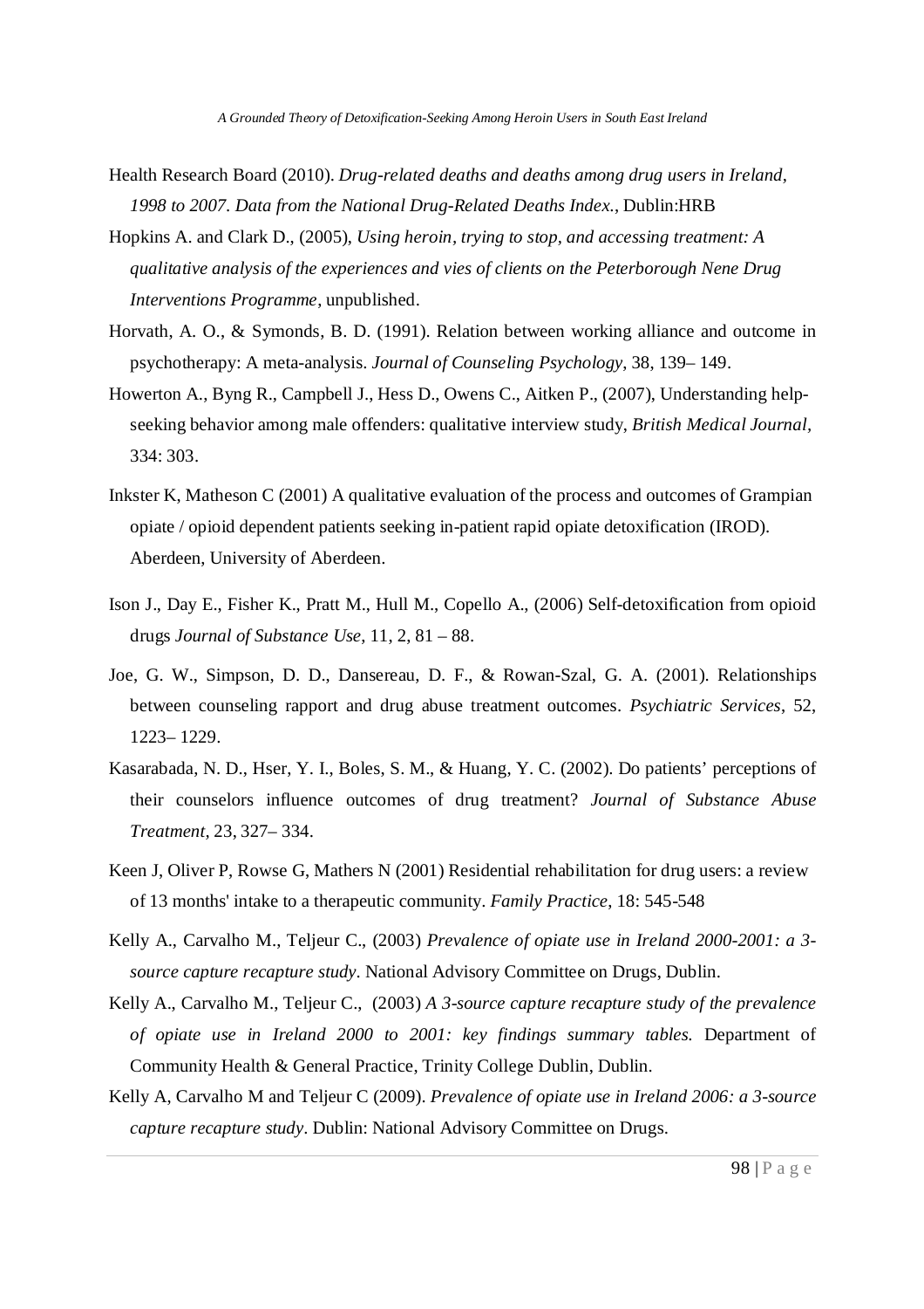Health Research Board (2010). *Drug-related deaths and deaths among drug users in Ireland, 1998 to 2007. Data from the National Drug-Related Deaths Index.*, Dublin:HRB

Hopkins A. and Clark D., (2005), *Using heroin, trying to stop, and accessing treatment: A qualitative analysis of the experiences and vies of clients on the Peterborough Nene Drug Interventions Programme*, unpublished.

Horvath, A. O., & Symonds, B. D. (1991). Relation between working alliance and outcome in psychotherapy: A meta-analysis. *Journal of Counseling Psychology*, 38, 139– 149.

Howerton A., Byng R., Campbell J., Hess D., Owens C., Aitken P., (2007), Understanding help-seeking behavior among male offenders: qualitative interview study, *British Medical Journal*, 334: 303.

Inkster K, Matheson C (2001) A qualitative evaluation of the process and outcomes of Grampian opiate / opioid dependent patients seeking in-patient rapid opiate detoxification (IROD). Aberdeen, University of Aberdeen.

Ison J., Day E., Fisher K., Pratt M., Hull M., Copello A., (2006) Self-detoxification from opioid drugs *Journal of Substance Use*, 11, 2, 81 – 88.

Joe, G. W., Simpson, D. D., Dansereau, D. F., & Rowan-Szal, G. A. (2001). Relationships between counseling rapport and drug abuse treatment outcomes. *Psychiatric Services*, 52, 1223– 1229.

Kasarabada, N. D., Hser, Y. I., Boles, S. M., & Huang, Y. C. (2002). Do patients' perceptions of their counselors influence outcomes of drug treatment? *Journal of Substance Abuse Treatment*, 23, 327– 334.

Keen J, Oliver P, Rowse G, Mathers N (2001) Residential rehabilitation for drug users: a review of 13 months' intake to a therapeutic community. *Family Practice*, 18: 545-548

Kelly A., Carvalho M., Teljeur C., (2003) *Prevalence of opiate use in Ireland 2000-2001: a 3-source capture recapture study*. National Advisory Committee on Drugs, Dublin.

Kelly A., Carvalho M., Teljeur C., (2003) *A 3-source capture recapture study of the prevalence of opiate use in Ireland 2000 to 2001: key findings summary tables.* Department of Community Health & General Practice, Trinity College Dublin, Dublin.

Kelly A, Carvalho M and Teljeur C (2009). *Prevalence of opiate use in Ireland 2006: a 3-source capture recapture study*. Dublin: National Advisory Committee on Drugs.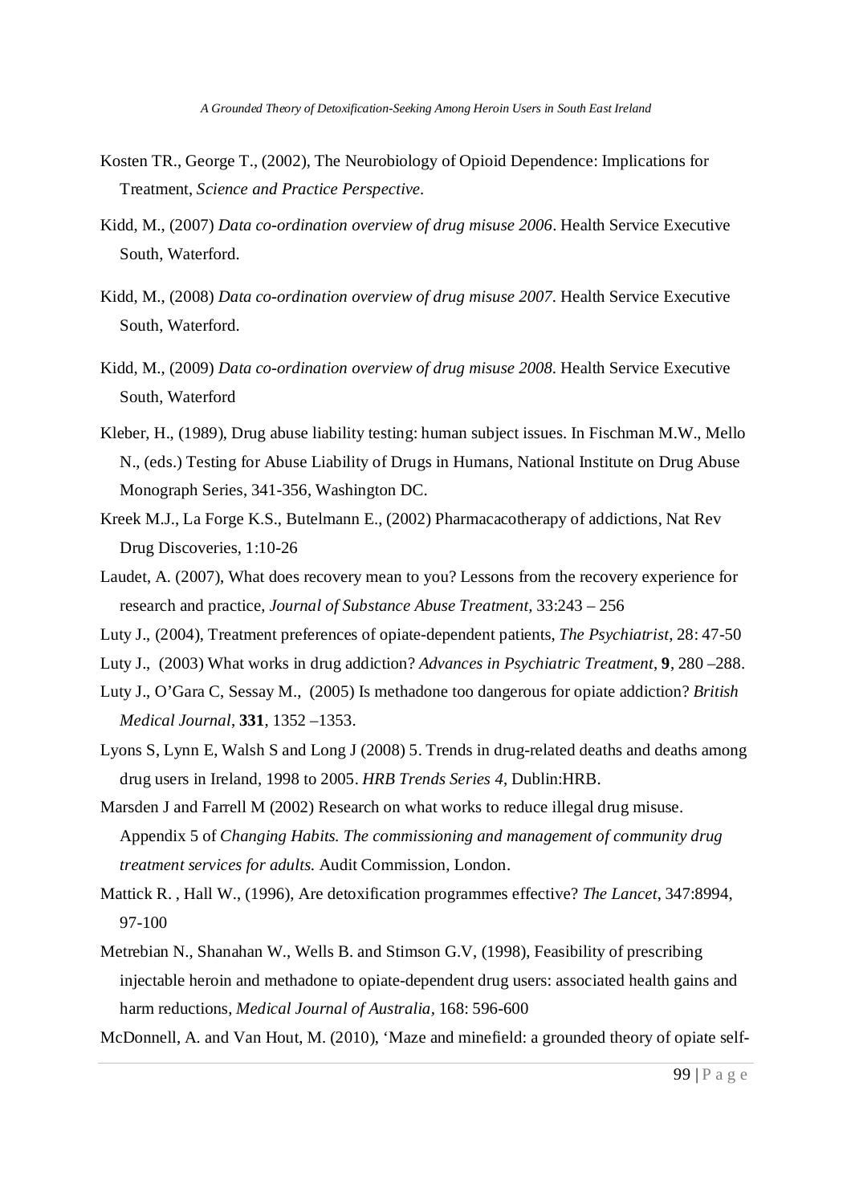Kosten TR., George T., (2002), The Neurobiology of Opioid Dependence: Implications for Treatment, *Science and Practice Perspective*.

Kidd, M., (2007) *Data co-ordination overview of drug misuse 2006*. Health Service Executive South, Waterford.

Kidd, M., (2008) *Data co-ordination overview of drug misuse 2007*. Health Service Executive South, Waterford.

Kidd, M., (2009) *Data co-ordination overview of drug misuse 2008*. Health Service Executive South, Waterford

Kleber, H., (1989), Drug abuse liability testing: human subject issues. In Fischman M.W., Mello N., (eds.) Testing for Abuse Liability of Drugs in Humans, National Institute on Drug Abuse Monograph Series, 341-356, Washington DC.

Kreek M.J., La Forge K.S., Butelmann E., (2002) Pharmacacotherapy of addictions, Nat Rev Drug Discoveries, 1:10-26

Laudet, A. (2007), What does recovery mean to you? Lessons from the recovery experience for research and practice, *Journal of Substance Abuse Treatment,* 33:243 – 256

Luty J., (2004), Treatment preferences of opiate-dependent patients, *The Psychiatrist*, 28: 47-50

Luty J., (2003) What works in drug addiction? *Advances in Psychiatric Treatment*, **9**, 280 –288.

Luty J., O'Gara C, Sessay M., (2005) Is methadone too dangerous for opiate addiction? *British Medical Journal*, **331**, 1352 –1353.

Lyons S, Lynn E, Walsh S and Long J (2008) 5. Trends in drug-related deaths and deaths among drug users in Ireland, 1998 to 2005. *HRB Trends Series 4*, Dublin:HRB.

Marsden J and Farrell M (2002) Research on what works to reduce illegal drug misuse. Appendix 5 of *Changing Habits. The commissioning and management of community drug treatment services for adults.* Audit Commission, London.

Mattick R. , Hall W., (1996), Are detoxification programmes effective? *The Lancet*, 347:8994, 97-100

Metrebian N., Shanahan W., Wells B. and Stimson G.V, (1998), Feasibility of prescribing injectable heroin and methadone to opiate-dependent drug users: associated health gains and harm reductions, *Medical Journal of Australia*, 168: 596-600

McDonnell, A. and Van Hout, M. (2010), 'Maze and minefield: a grounded theory of opiate self-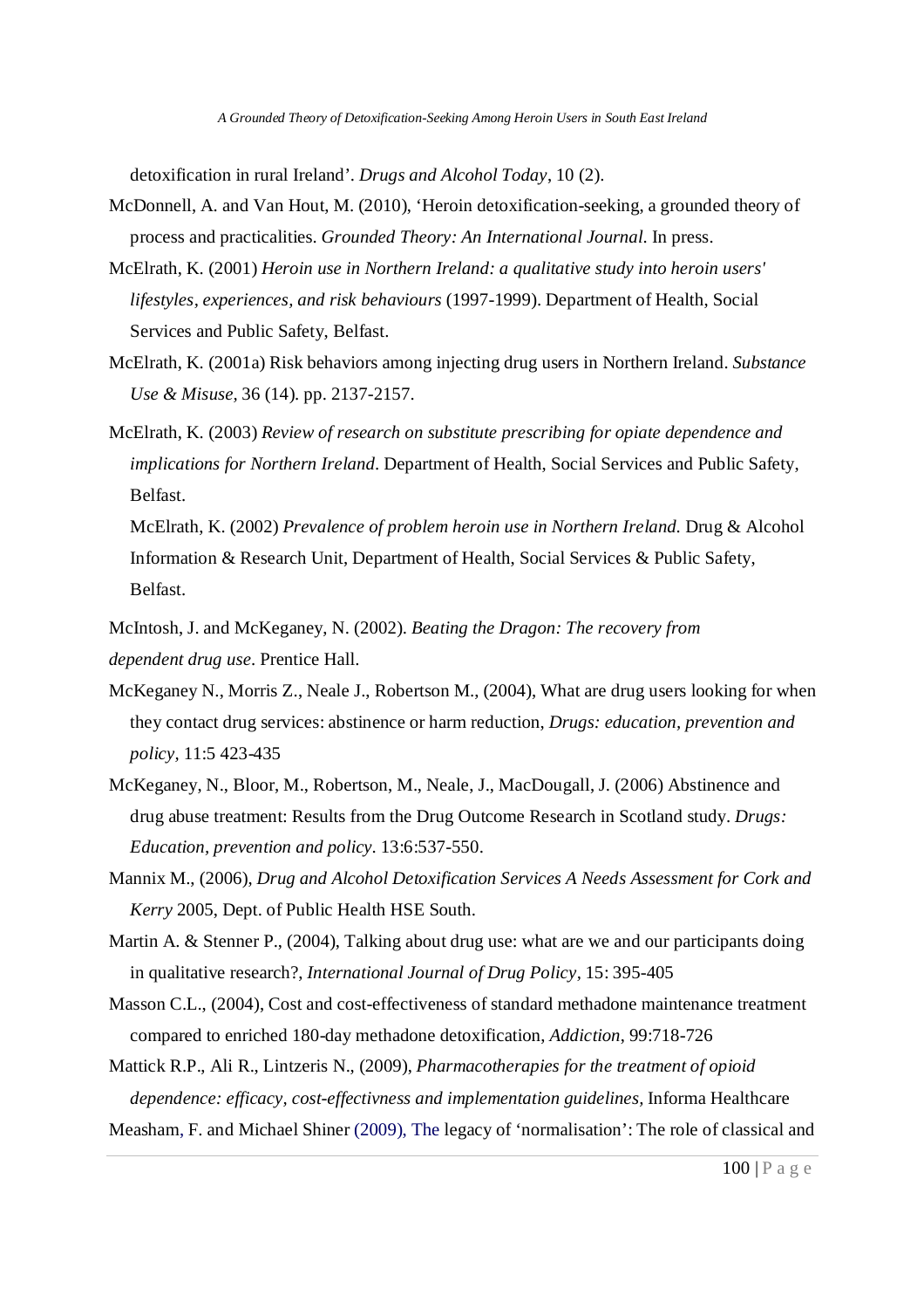detoxification in rural Ireland'. *Drugs and Alcohol Today*, 10 (2).

McDonnell, A. and Van Hout, M. (2010), 'Heroin detoxification-seeking, a grounded theory of process and practicalities. *Grounded Theory: An International Journal*. In press.

McElrath, K. (2001) *Heroin use in Northern Ireland: a qualitative study into heroin users' lifestyles, experiences, and risk behaviours* (1997-1999). Department of Health, Social Services and Public Safety, Belfast.

McElrath, K. (2001a) Risk behaviors among injecting drug users in Northern Ireland. *Substance Use & Misuse*, 36 (14). pp. 2137-2157.

McElrath, K. (2003) *Review of research on substitute prescribing for opiate dependence and implications for Northern Ireland*. Department of Health, Social Services and Public Safety, Belfast.

McElrath, K. (2002) *Prevalence of problem heroin use in Northern Ireland*. Drug & Alcohol Information & Research Unit, Department of Health, Social Services & Public Safety, Belfast.

McIntosh, J. and McKeganey, N. (2002). *Beating the Dragon: The recovery from dependent drug use*. Prentice Hall.

McKeganey N., Morris Z., Neale J., Robertson M., (2004), What are drug users looking for when they contact drug services: abstinence or harm reduction, *Drugs: education, prevention and policy*, 11:5 423-435

McKeganey, N., Bloor, M., Robertson, M., Neale, J., MacDougall, J. (2006) Abstinence and drug abuse treatment: Results from the Drug Outcome Research in Scotland study. *Drugs: Education, prevention and policy*. 13:6:537-550.

Mannix M., (2006), *Drug and Alcohol Detoxification Services A Needs Assessment for Cork and Kerry* 2005, Dept. of Public Health HSE South.

Martin A. & Stenner P., (2004), Talking about drug use: what are we and our participants doing in qualitative research?, *International Journal of Drug Policy*, 15: 395-405

Masson C.L., (2004), Cost and cost-effectiveness of standard methadone maintenance treatment compared to enriched 180-day methadone detoxification, *Addiction*, 99:718-726

Mattick R.P., Ali R., Lintzeris N., (2009), *Pharmacotherapies for the treatment of opioid dependence: efficacy, cost-effectivness and implementation guidelines*, Informa Healthcare

Measham, F. and Michael Shiner (2009), The legacy of 'normalisation': The role of classical and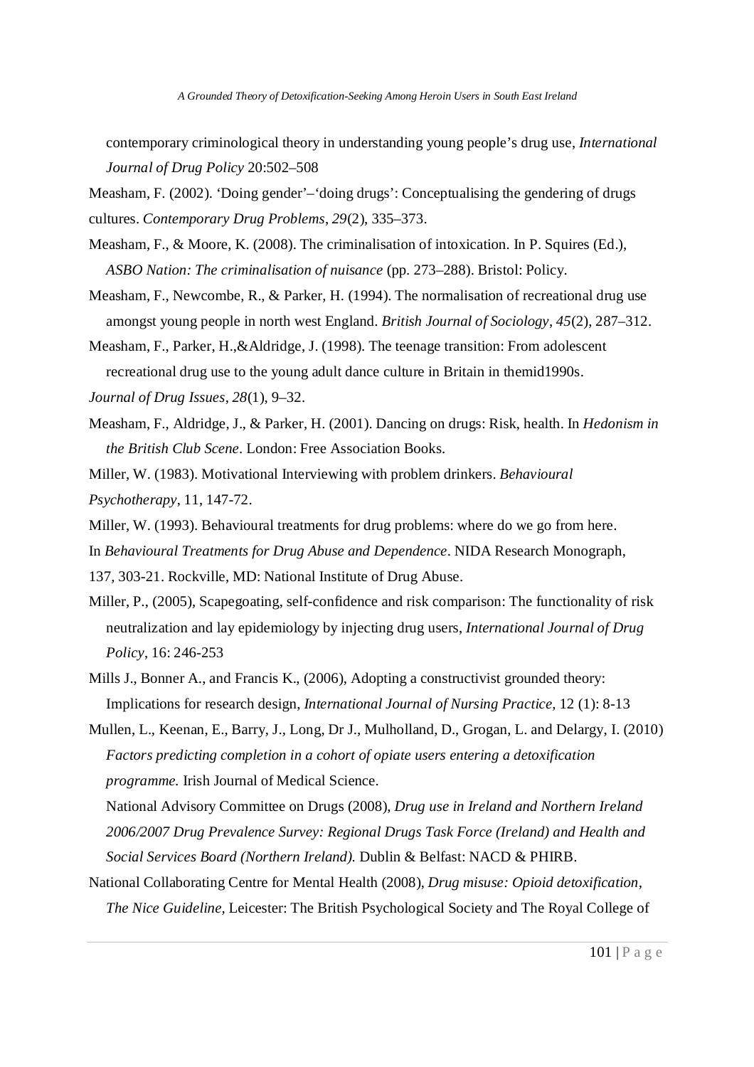contemporary criminological theory in understanding young people's drug use, *International Journal of Drug Policy* 20:502–508

Measham, F. (2002). 'Doing gender'–'doing drugs': Conceptualising the gendering of drugs cultures. *Contemporary Drug Problems*, *29*(2), 335–373.

Measham, F., & Moore, K. (2008). The criminalisation of intoxication. In P. Squires (Ed.), *ASBO Nation: The criminalisation of nuisance* (pp. 273–288). Bristol: Policy.

Measham, F., Newcombe, R., & Parker, H. (1994). The normalisation of recreational drug use amongst young people in north west England. *British Journal of Sociology*, *45*(2), 287–312.

Measham, F., Parker, H.,&Aldridge, J. (1998). The teenage transition: From adolescent recreational drug use to the young adult dance culture in Britain in themid1990s. *Journal of Drug Issues*, *28*(1), 9–32.

Measham, F., Aldridge, J., & Parker, H. (2001). Dancing on drugs: Risk, health. In *Hedonism in the British Club Scene*. London: Free Association Books.

Miller, W. (1983). Motivational Interviewing with problem drinkers. *Behavioural Psychotherapy*, 11, 147-72.

Miller, W. (1993). Behavioural treatments for drug problems: where do we go from here. In *Behavioural Treatments for Drug Abuse and Dependence*. NIDA Research Monograph, 137, 303-21. Rockville, MD: National Institute of Drug Abuse.

Miller, P., (2005), Scapegoating, self-confidence and risk comparison: The functionality of risk neutralization and lay epidemiology by injecting drug users, *International Journal of Drug Policy*, 16: 246-253

Mills J., Bonner A., and Francis K., (2006), Adopting a constructivist grounded theory: Implications for research design, *International Journal of Nursing Practice,* 12 (1): 8-13

Mullen, L., Keenan, E., Barry, J., Long, Dr J., Mulholland, D., Grogan, L. and Delargy, I. (2010) *Factors predicting completion in a cohort of opiate users entering a detoxification programme.* Irish Journal of Medical Science.

National Advisory Committee on Drugs (2008), *Drug use in Ireland and Northern Ireland 2006/2007 Drug Prevalence Survey: Regional Drugs Task Force (Ireland) and Health and Social Services Board (Northern Ireland).* Dublin & Belfast: NACD & PHIRB.

National Collaborating Centre for Mental Health (2008), *Drug misuse: Opioid detoxification, The Nice Guideline,* Leicester: The British Psychological Society and The Royal College of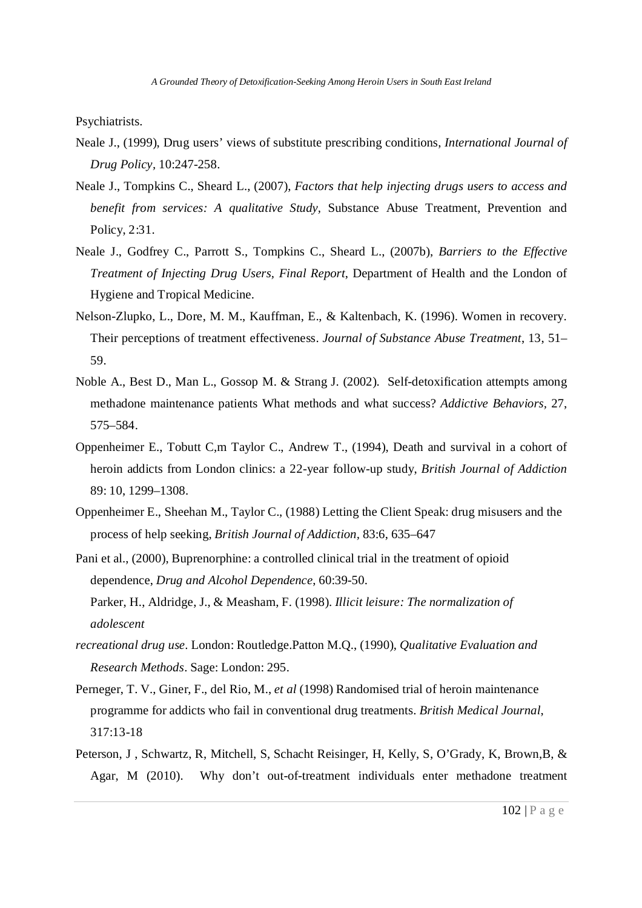Psychiatrists.

Neale J., (1999), Drug users' views of substitute prescribing conditions, *International Journal of Drug Policy*, 10:247-258.

Neale J., Tompkins C., Sheard L., (2007), *Factors that help injecting drugs users to access and benefit from services: A qualitative Study,* Substance Abuse Treatment, Prevention and Policy, 2:31.

Neale J., Godfrey C., Parrott S., Tompkins C., Sheard L., (2007b), *Barriers to the Effective Treatment of Injecting Drug Users, Final Report*, Department of Health and the London of Hygiene and Tropical Medicine.

Nelson-Zlupko, L., Dore, M. M., Kauffman, E., & Kaltenbach, K. (1996). Women in recovery. Their perceptions of treatment effectiveness. *Journal of Substance Abuse Treatment*, 13, 51–59.

Noble A., Best D., Man L., Gossop M. & Strang J. (2002). Self-detoxification attempts among methadone maintenance patients What methods and what success? *Addictive Behaviors*, 27, 575–584.

Oppenheimer E., Tobutt C,m Taylor C., Andrew T., (1994), Death and survival in a cohort of heroin addicts from London clinics: a 22-year follow-up study, *British Journal of Addiction* 89: 10, 1299–1308.

Oppenheimer E., Sheehan M., Taylor C., (1988) Letting the Client Speak: drug misusers and the process of help seeking, *British Journal of Addiction,* 83:6, 635–647

Pani et al., (2000), Buprenorphine: a controlled clinical trial in the treatment of opioid dependence, *Drug and Alcohol Dependence*, 60:39-50.

Parker, H., Aldridge, J., & Measham, F. (1998). *Illicit leisure: The normalization of adolescent recreational drug use*. London: Routledge.

Patton M.Q., (1990), *Qualitative Evaluation and Research Methods*. Sage: London: 295.

Perneger, T. V., Giner, F., del Rio, M., *et al* (1998) Randomised trial of heroin maintenance programme for addicts who fail in conventional drug treatments. *British Medical Journal*, 317:13-18

Peterson, J , Schwartz, R, Mitchell, S, Schacht Reisinger, H, Kelly, S, O'Grady, K, Brown,B, & Agar, M (2010). Why don't out-of-treatment individuals enter methadone treatment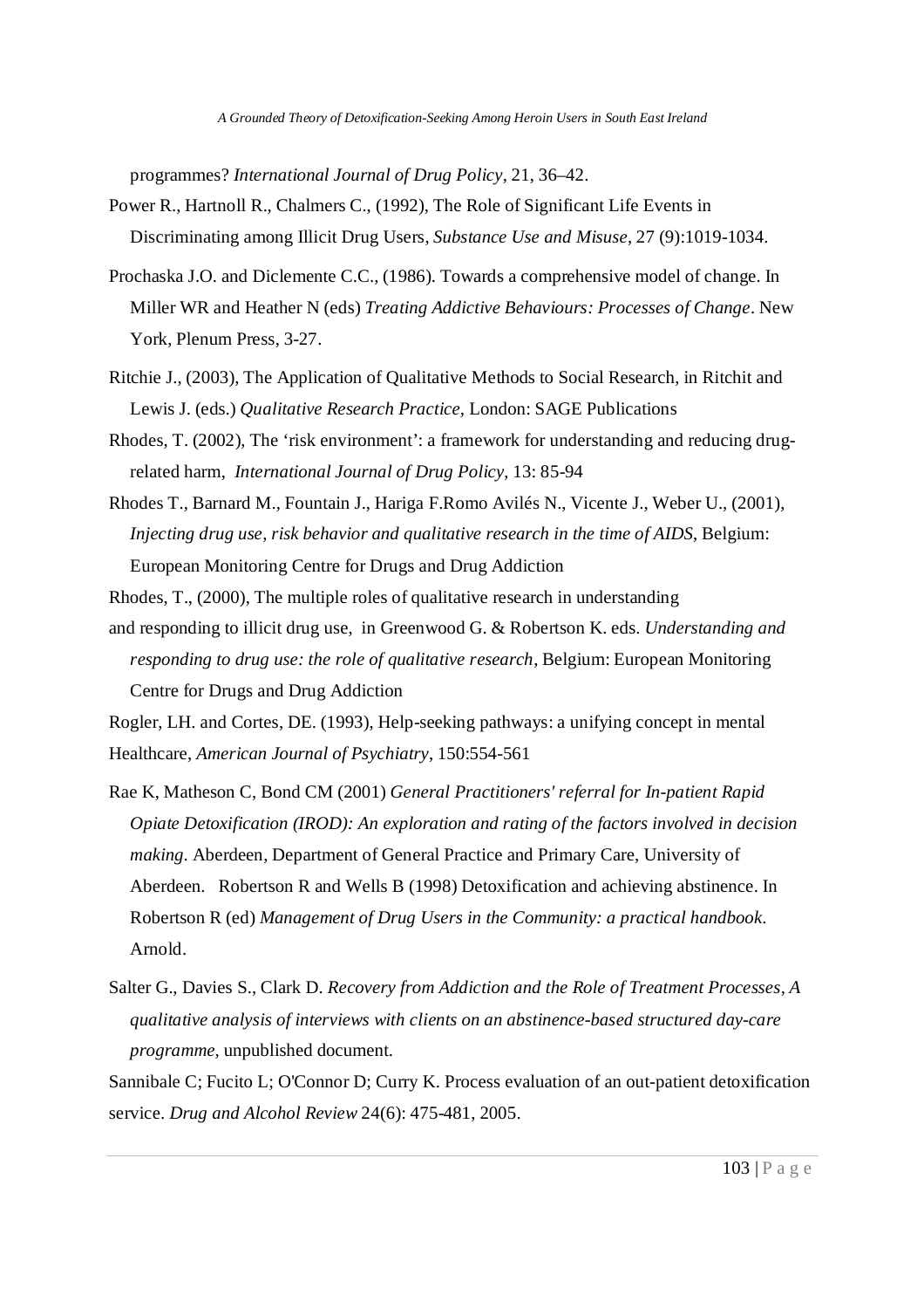programmes? *International Journal of Drug Policy*, 21, 36–42.

Power R., Hartnoll R., Chalmers C., (1992), The Role of Significant Life Events in Discriminating among Illicit Drug Users, *Substance Use and Misuse*, 27 (9):1019-1034.

Prochaska J.O. and Diclemente C.C., (1986). Towards a comprehensive model of change. In Miller WR and Heather N (eds) *Treating Addictive Behaviours: Processes of Change*. New York, Plenum Press, 3-27.

Ritchie J., (2003), The Application of Qualitative Methods to Social Research, in Ritchit and Lewis J. (eds.) *Qualitative Research Practice,* London: SAGE Publications

Rhodes, T. (2002), The 'risk environment': a framework for understanding and reducing drug-related harm, *International Journal of Drug Policy*, 13: 85-94

Rhodes T., Barnard M., Fountain J., Hariga F.Romo Avilés N., Vicente J., Weber U., (2001), *Injecting drug use, risk behavior and qualitative research in the time of AIDS*, Belgium: European Monitoring Centre for Drugs and Drug Addiction

Rhodes, T., (2000), The multiple roles of qualitative research in understanding and responding to illicit drug use, in Greenwood G. & Robertson K. eds. *Understanding and responding to drug use: the role of qualitative research*, Belgium: European Monitoring Centre for Drugs and Drug Addiction

Rogler, LH. and Cortes, DE. (1993), Help-seeking pathways: a unifying concept in mental Healthcare, *American Journal of Psychiatry*, 150:554-561

Rae K, Matheson C, Bond CM (2001) *General Practitioners' referral for In-patient Rapid Opiate Detoxification (IROD): An exploration and rating of the factors involved in decision making*. Aberdeen, Department of General Practice and Primary Care, University of Aberdeen. Robertson R and Wells B (1998) Detoxification and achieving abstinence. In Robertson R (ed) *Management of Drug Users in the Community: a practical handbook*. Arnold.

Salter G., Davies S., Clark D. *Recovery from Addiction and the Role of Treatment Processes, A qualitative analysis of interviews with clients on an abstinence-based structured day-care programme,* unpublished document.

Sannibale C; Fucito L; O'Connor D; Curry K. Process evaluation of an out-patient detoxification service. *Drug and Alcohol Review* 24(6): 475-481, 2005.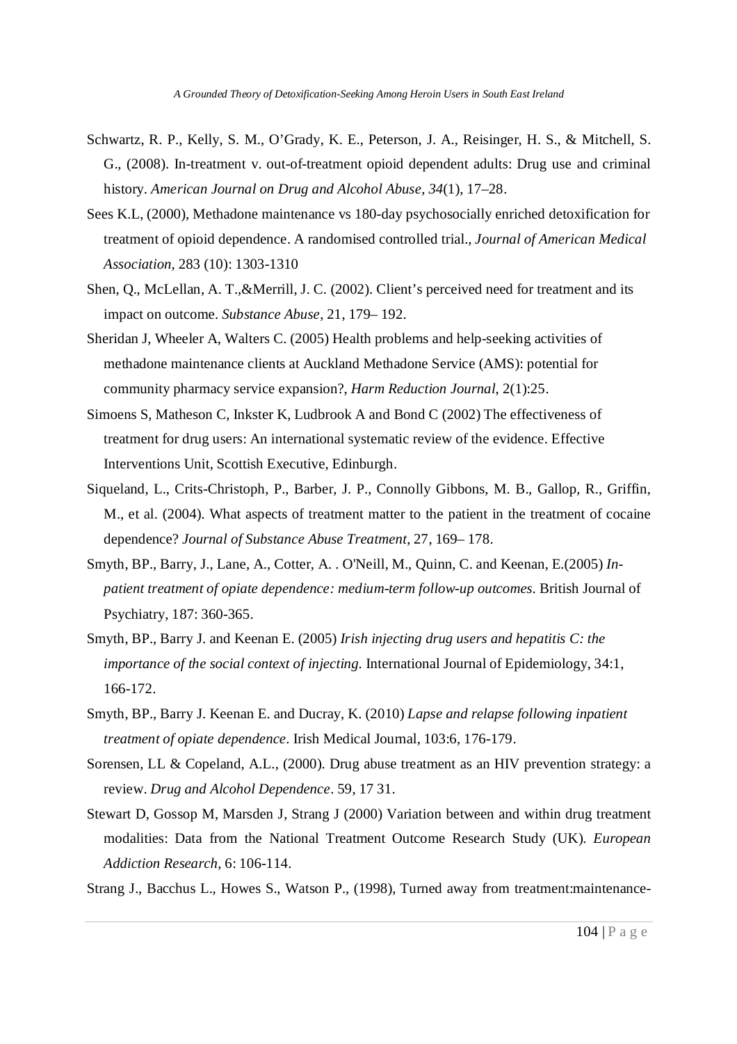Schwartz, R. P., Kelly, S. M., O'Grady, K. E., Peterson, J. A., Reisinger, H. S., & Mitchell, S. G., (2008). In-treatment v. out-of-treatment opioid dependent adults: Drug use and criminal history. *American Journal on Drug and Alcohol Abuse*, *34*(1), 17–28.

Sees K.L, (2000), Methadone maintenance vs 180-day psychosocially enriched detoxification for treatment of opioid dependence. A randomised controlled trial., *Journal of American Medical Association*, 283 (10): 1303-1310

Shen, Q., McLellan, A. T.,&Merrill, J. C. (2002). Client's perceived need for treatment and its impact on outcome. *Substance Abuse*, 21, 179– 192.

Sheridan J, Wheeler A, Walters C. (2005) Health problems and help-seeking activities of methadone maintenance clients at Auckland Methadone Service (AMS): potential for community pharmacy service expansion?, *Harm Reduction Journal*, 2(1):25.

Simoens S, Matheson C, Inkster K, Ludbrook A and Bond C (2002) The effectiveness of treatment for drug users: An international systematic review of the evidence. Effective Interventions Unit, Scottish Executive, Edinburgh.

Siqueland, L., Crits-Christoph, P., Barber, J. P., Connolly Gibbons, M. B., Gallop, R., Griffin, M., et al. (2004). What aspects of treatment matter to the patient in the treatment of cocaine dependence? *Journal of Substance Abuse Treatment*, 27, 169– 178.

Smyth, BP., Barry, J., Lane, A., Cotter, A. . O'Neill, M., Quinn, C. and Keenan, E.(2005) *In-patient treatment of opiate dependence: medium-term follow-up outcomes.* British Journal of Psychiatry, 187: 360-365.

Smyth, BP., Barry J. and Keenan E. (2005) *Irish injecting drug users and hepatitis C: the importance of the social context of injecting.* International Journal of Epidemiology, 34:1, 166-172.

Smyth, BP., Barry J. Keenan E. and Ducray, K. (2010) *Lapse and relapse following inpatient treatment of opiate dependence*. Irish Medical Journal, 103:6, 176-179.

Sorensen, LL & Copeland, A.L., (2000). Drug abuse treatment as an HIV prevention strategy: a review. *Drug and Alcohol Dependence*. 59, 17 31.

Stewart D, Gossop M, Marsden J, Strang J (2000) Variation between and within drug treatment modalities: Data from the National Treatment Outcome Research Study (UK). *European Addiction Research*, 6: 106-114.

Strang J., Bacchus L., Howes S., Watson P., (1998), Turned away from treatment:maintenance-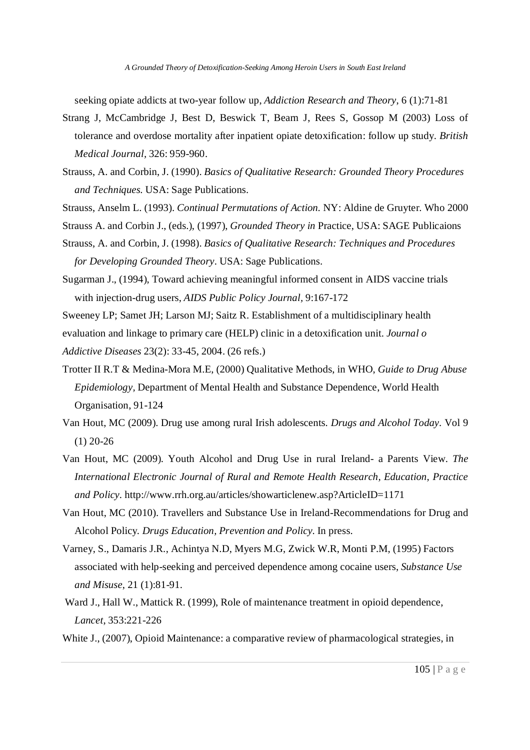seeking opiate addicts at two-year follow up, *Addiction Research and Theory*, 6 (1):71-81

Strang J, McCambridge J, Best D, Beswick T, Bearn J, Rees S, Gossop M (2003) Loss of tolerance and overdose mortality after inpatient opiate detoxification: follow up study. *British Medical Journal*, 326: 959-960.

Strauss, A. and Corbin, J. (1990). *Basics of Qualitative Research: Grounded Theory Procedures and Techniques.* USA: Sage Publications.

Strauss, Anselm L. (1993). *Continual Permutations of Action.* NY: Aldine de Gruyter. Who 2000

Strauss A. and Corbin J., (eds.), (1997), *Grounded Theory in* Practice, USA: SAGE Publicaions

Strauss, A. and Corbin, J. (1998). *Basics of Qualitative Research: Techniques and Procedures for Developing Grounded Theory*. USA: Sage Publications.

Sugarman J., (1994), Toward achieving meaningful informed consent in AIDS vaccine trials with injection-drug users, *AIDS Public Policy Journal*, 9:167-172

Sweeney LP; Samet JH; Larson MJ; Saitz R. Establishment of a multidisciplinary health evaluation and linkage to primary care (HELP) clinic in a detoxification unit. *Journal o Addictive Diseases* 23(2): 33-45, 2004. (26 refs.)

Trotter II R.T & Medina-Mora M.E, (2000) Qualitative Methods, in WHO, *Guide to Drug Abuse Epidemiology*, Department of Mental Health and Substance Dependence, World Health Organisation, 91-124

Van Hout, MC (2009). Drug use among rural Irish adolescents. *Drugs and Alcohol Today*. Vol 9 (1) 20-26

Van Hout, MC (2009). Youth Alcohol and Drug Use in rural Ireland- a Parents View. *The International Electronic Journal of Rural and Remote Health Research, Education, Practice and Policy*. http://www.rrh.org.au/articles/showarticlenew.asp?ArticleID=1171

Van Hout, MC (2010). Travellers and Substance Use in Ireland-Recommendations for Drug and Alcohol Policy. *Drugs Education, Prevention and Policy*. In press.

Varney, S., Damaris J.R., Achintya N.D, Myers M.G, Zwick W.R, Monti P.M, (1995) Factors associated with help-seeking and perceived dependence among cocaine users, *Substance Use and Misuse*, 21 (1):81-91.

Ward J., Hall W., Mattick R. (1999), Role of maintenance treatment in opioid dependence, *Lancet*, 353:221-226

White J., (2007), Opioid Maintenance: a comparative review of pharmacological strategies, in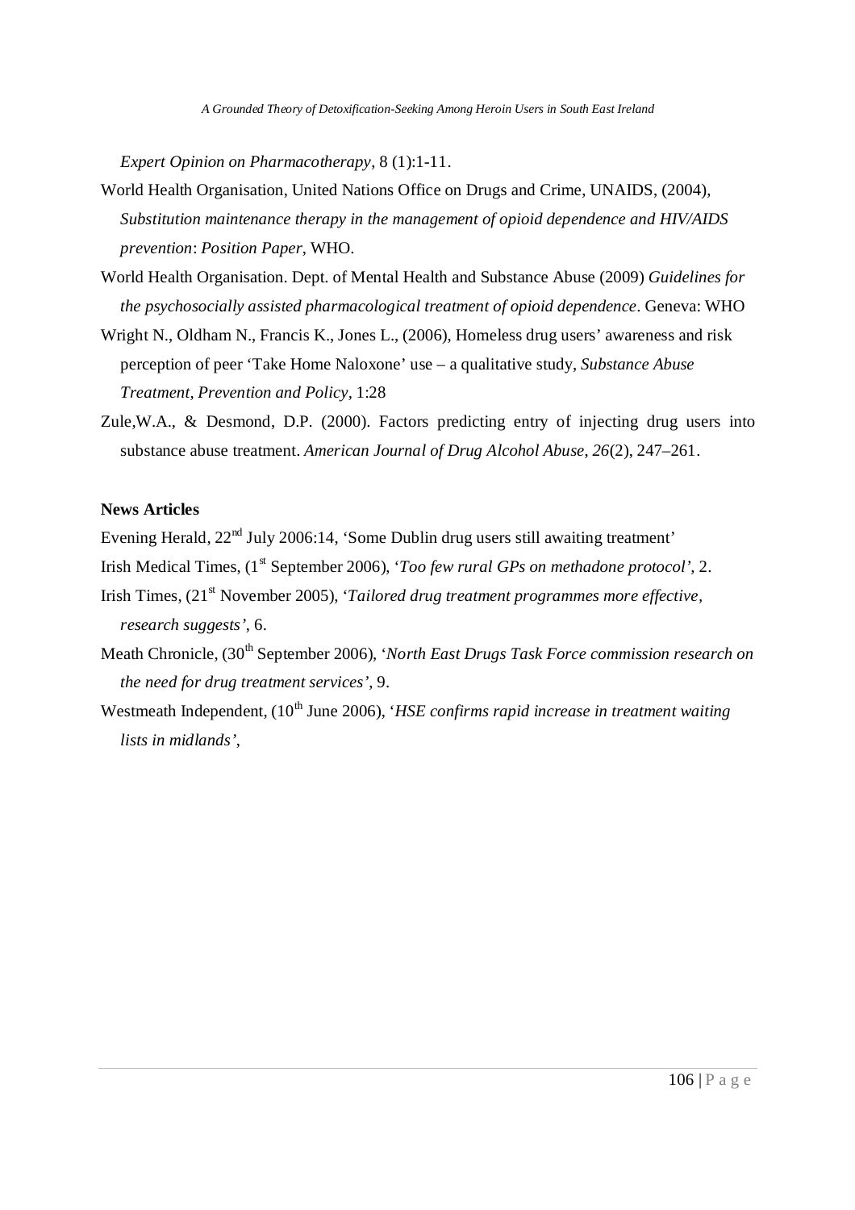*Expert Opinion on Pharmacotherapy*, 8 (1):1-11.

World Health Organisation, United Nations Office on Drugs and Crime, UNAIDS, (2004), *Substitution maintenance therapy in the management of opioid dependence and HIV/AIDS prevention*: *Position Paper*, WHO.

World Health Organisation. Dept. of Mental Health and Substance Abuse (2009) *Guidelines for the psychosocially assisted pharmacological treatment of opioid dependence*. Geneva: WHO

Wright N., Oldham N., Francis K., Jones L., (2006), Homeless drug users' awareness and risk perception of peer 'Take Home Naloxone' use – a qualitative study, *Substance Abuse Treatment, Prevention and Policy*, 1:28

Zule,W.A., & Desmond, D.P. (2000). Factors predicting entry of injecting drug users into substance abuse treatment. *American Journal of Drug Alcohol Abuse*, *26*(2), 247–261.

**News Articles**

Evening Herald, 22nd July 2006:14, 'Some Dublin drug users still awaiting treatment'

Irish Medical Times, (1st September 2006), '*Too few rural GPs on methadone protocol'*, 2.

Irish Times, (21st November 2005), '*Tailored drug treatment programmes more effective, research suggests'*, 6.

Meath Chronicle, (30th September 2006), '*North East Drugs Task Force commission research on the need for drug treatment services'*, 9.

Westmeath Independent, (10th June 2006), '*HSE confirms rapid increase in treatment waiting lists in midlands'*,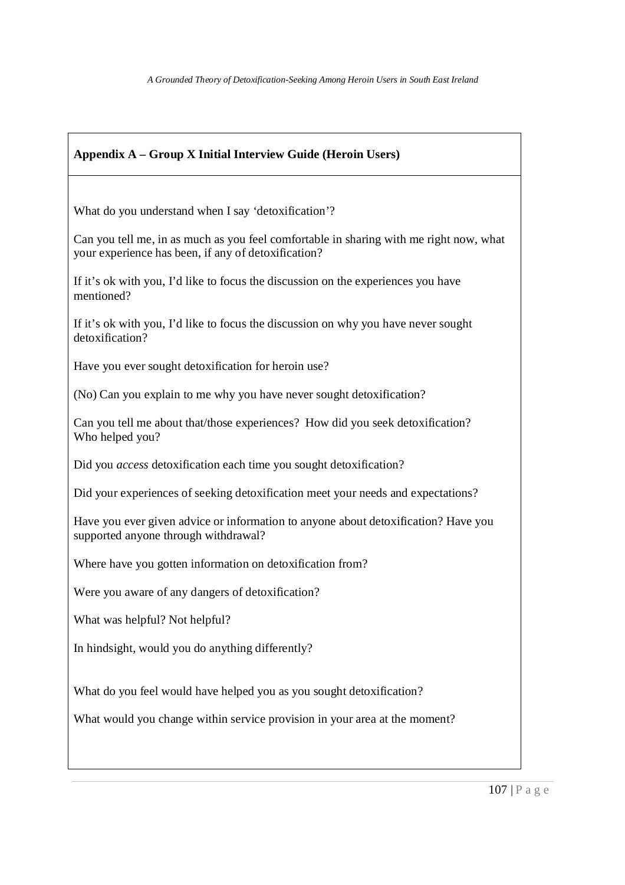## Appendix A – Group X Initial Interview Guide (Heroin Users)

What do you understand when I say 'detoxification'?

Can you tell me, in as much as you feel comfortable in sharing with me right now, what your experience has been, if any of detoxification?

If it's ok with you, I'd like to focus the discussion on the experiences you have mentioned?

If it's ok with you, I'd like to focus the discussion on why you have never sought detoxification?

Have you ever sought detoxification for heroin use?

(No) Can you explain to me why you have never sought detoxification?

Can you tell me about that/those experiences? How did you seek detoxification? Who helped you?

Did you *access* detoxification each time you sought detoxification?

Did your experiences of seeking detoxification meet your needs and expectations?

Have you ever given advice or information to anyone about detoxification? Have you supported anyone through withdrawal?

Where have you gotten information on detoxification from?

Were you aware of any dangers of detoxification?

What was helpful? Not helpful?

In hindsight, would you do anything differently?

What do you feel would have helped you as you sought detoxification?

What would you change within service provision in your area at the moment?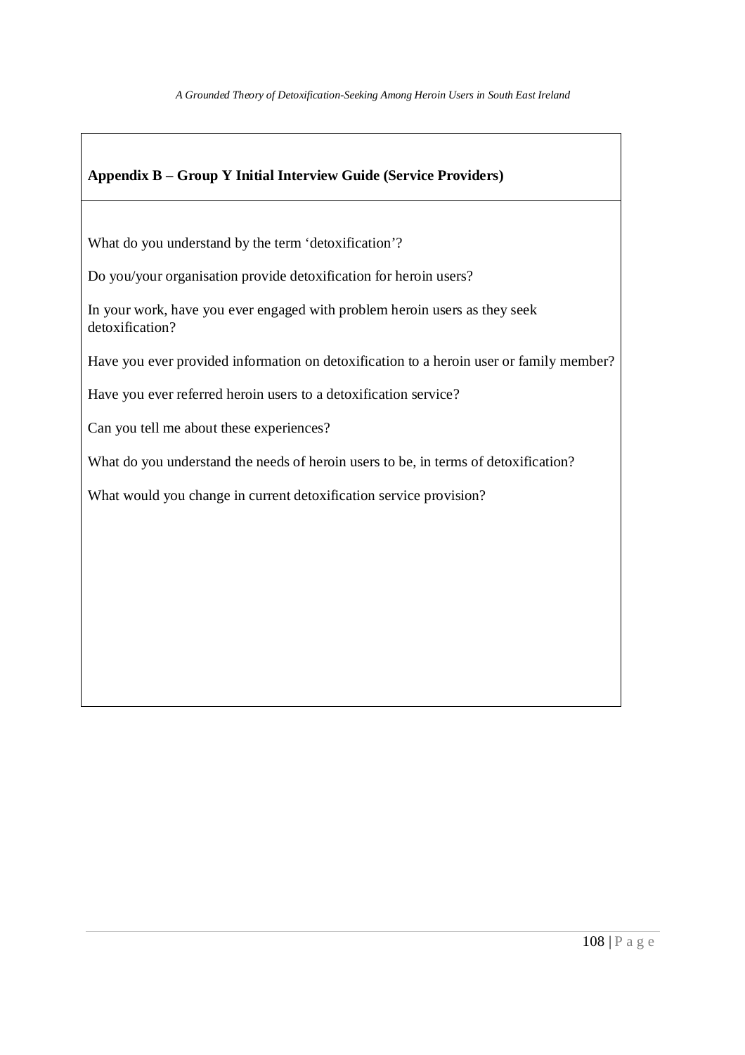## Appendix B – Group Y Initial Interview Guide (Service Providers)

What do you understand by the term 'detoxification'?

Do you/your organisation provide detoxification for heroin users?

In your work, have you ever engaged with problem heroin users as they seek detoxification?

Have you ever provided information on detoxification to a heroin user or family member?

Have you ever referred heroin users to a detoxification service?

Can you tell me about these experiences?

What do you understand the needs of heroin users to be, in terms of detoxification?

What would you change in current detoxification service provision?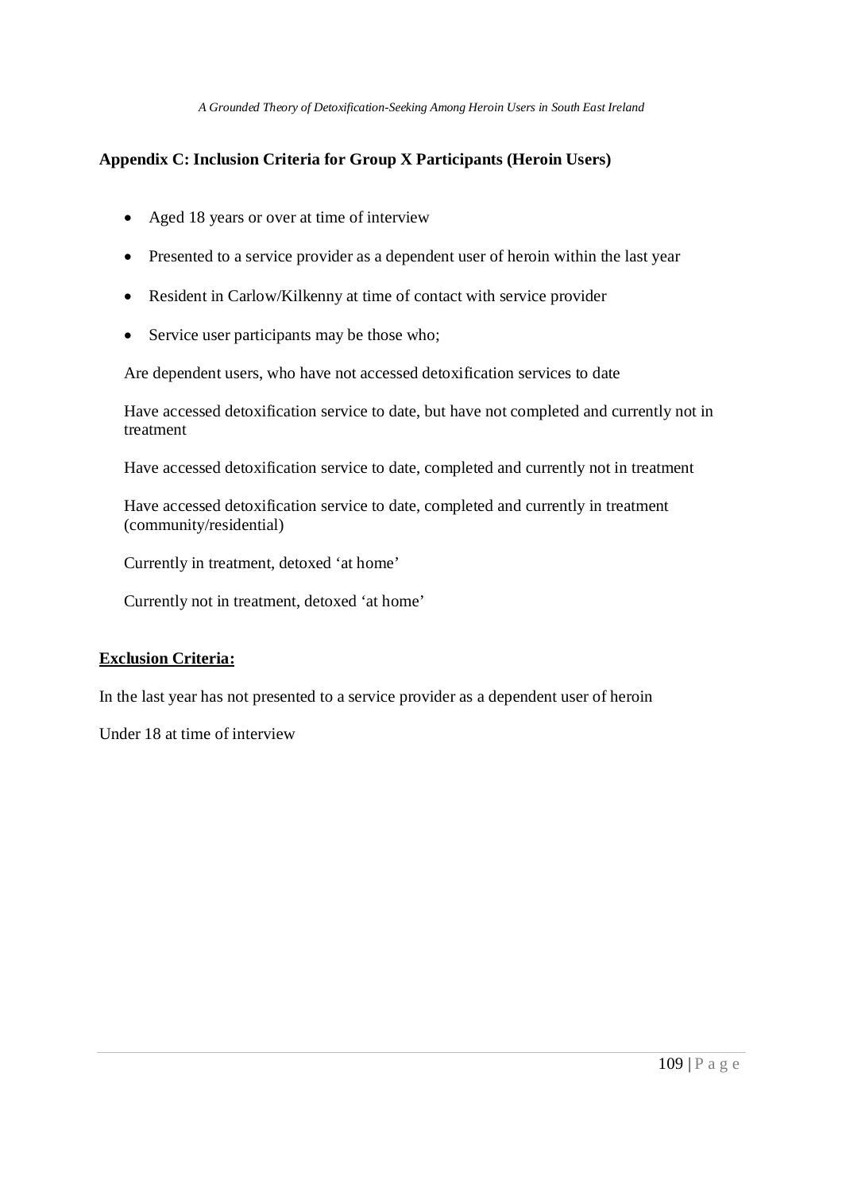## Appendix C: Inclusion Criteria for Group X Participants (Heroin Users)

- Aged 18 years or over at time of interview
- Presented to a service provider as a dependent user of heroin within the last year
- Resident in Carlow/Kilkenny at time of contact with service provider
- Service user participants may be those who;

  Are dependent users, who have not accessed detoxification services to date

  Have accessed detoxification service to date, but have not completed and currently not in treatment

  Have accessed detoxification service to date, completed and currently not in treatment

  Have accessed detoxification service to date, completed and currently in treatment (community/residential)

  Currently in treatment, detoxed 'at home'

  Currently not in treatment, detoxed 'at home'

**Exclusion Criteria:**

In the last year has not presented to a service provider as a dependent user of heroin

Under 18 at time of interview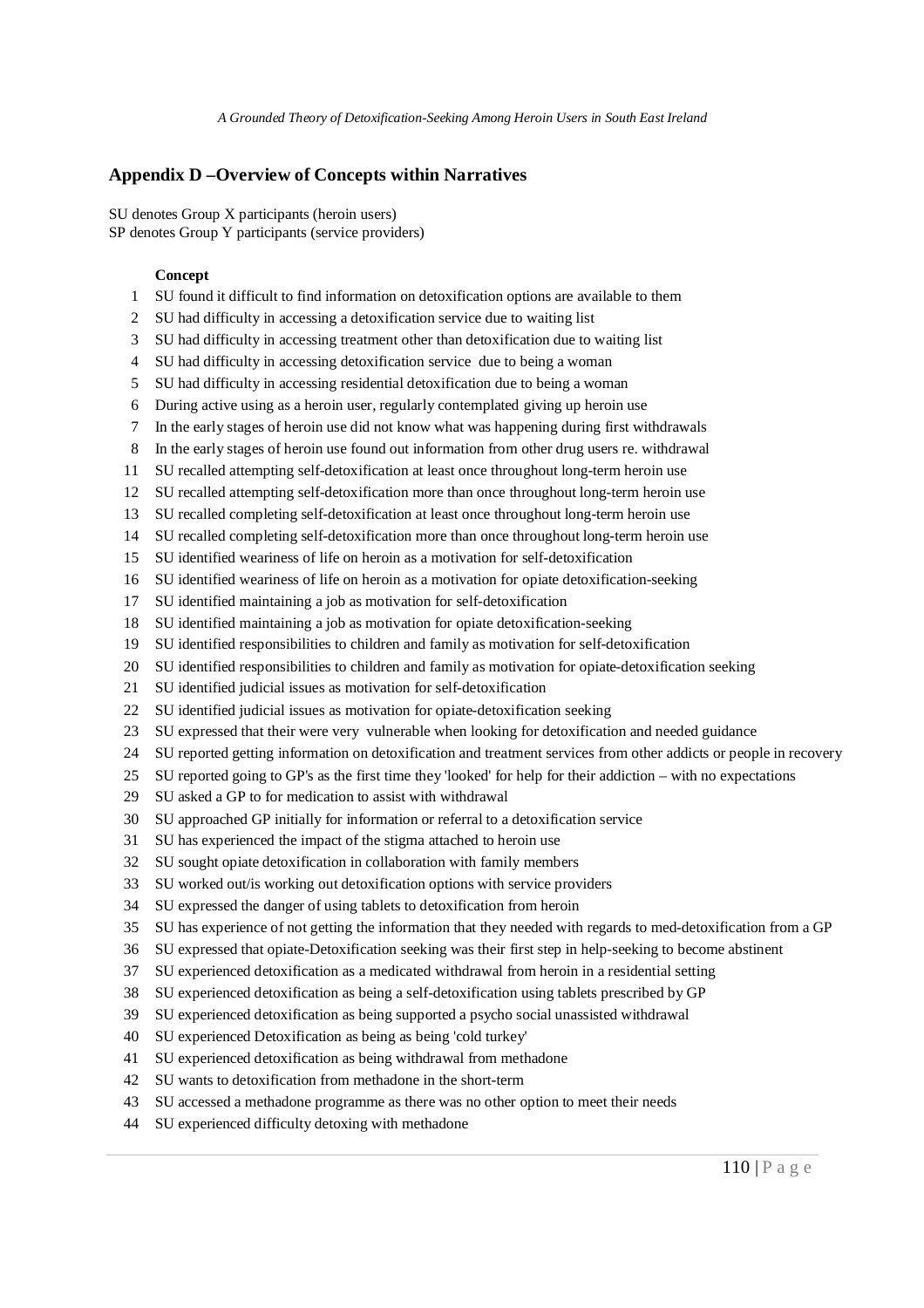## Appendix D –Overview of Concepts within Narratives

SU denotes Group X participants (heroin users)
SP denotes Group Y participants (service providers)

| | **Concept** |
|---|---|
| 1 | SU found it difficult to find information on detoxification options are available to them |
| 2 | SU had difficulty in accessing a detoxification service due to waiting list |
| 3 | SU had difficulty in accessing treatment other than detoxification due to waiting list |
| 4 | SU had difficulty in accessing detoxification service due to being a woman |
| 5 | SU had difficulty in accessing residential detoxification due to being a woman |
| 6 | During active using as a heroin user, regularly contemplated giving up heroin use |
| 7 | In the early stages of heroin use did not know what was happening during first withdrawals |
| 8 | In the early stages of heroin use found out information from other drug users re. withdrawal |
| 11 | SU recalled attempting self-detoxification at least once throughout long-term heroin use |
| 12 | SU recalled attempting self-detoxification more than once throughout long-term heroin use |
| 13 | SU recalled completing self-detoxification at least once throughout long-term heroin use |
| 14 | SU recalled completing self-detoxification more than once throughout long-term heroin use |
| 15 | SU identified weariness of life on heroin as a motivation for self-detoxification |
| 16 | SU identified weariness of life on heroin as a motivation for opiate detoxification-seeking |
| 17 | SU identified maintaining a job as motivation for self-detoxification |
| 18 | SU identified maintaining a job as motivation for opiate detoxification-seeking |
| 19 | SU identified responsibilities to children and family as motivation for self-detoxification |
| 20 | SU identified responsibilities to children and family as motivation for opiate-detoxification seeking |
| 21 | SU identified judicial issues as motivation for self-detoxification |
| 22 | SU identified judicial issues as motivation for opiate-detoxification seeking |
| 23 | SU expressed that their were very vulnerable when looking for detoxification and needed guidance |
| 24 | SU reported getting information on detoxification and treatment services from other addicts or people in recovery |
| 25 | SU reported going to GP's as the first time they 'looked' for help for their addiction – with no expectations |
| 29 | SU asked a GP to for medication to assist with withdrawal |
| 30 | SU approached GP initially for information or referral to a detoxification service |
| 31 | SU has experienced the impact of the stigma attached to heroin use |
| 32 | SU sought opiate detoxification in collaboration with family members |
| 33 | SU worked out/is working out detoxification options with service providers |
| 34 | SU expressed the danger of using tablets to detoxification from heroin |
| 35 | SU has experience of not getting the information that they needed with regards to med-detoxification from a GP |
| 36 | SU expressed that opiate-Detoxification seeking was their first step in help-seeking to become abstinent |
| 37 | SU experienced detoxification as a medicated withdrawal from heroin in a residential setting |
| 38 | SU experienced detoxification as being a self-detoxification using tablets prescribed by GP |
| 39 | SU experienced detoxification as being supported a psycho social unassisted withdrawal |
| 40 | SU experienced Detoxification as being as being 'cold turkey' |
| 41 | SU experienced detoxification as being withdrawal from methadone |
| 42 | SU wants to detoxification from methadone in the short-term |
| 43 | SU accessed a methadone programme as there was no other option to meet their needs |
| 44 | SU experienced difficulty detoxing with methadone |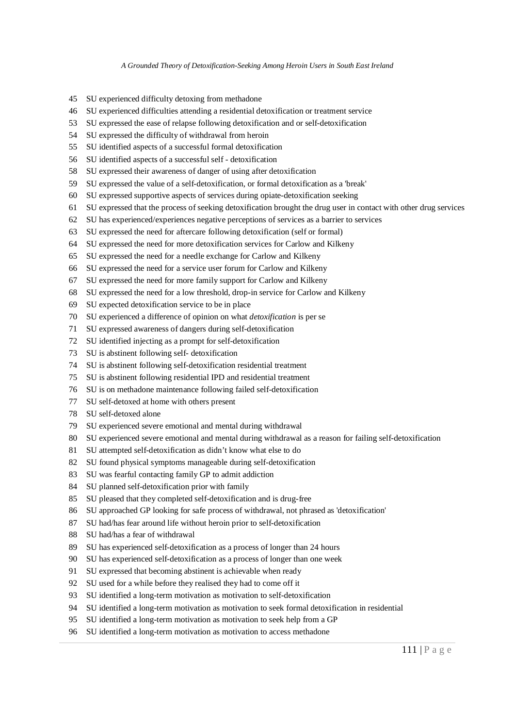45 SU experienced difficulty detoxing from methadone
46 SU experienced difficulties attending a residential detoxification or treatment service
53 SU expressed the ease of relapse following detoxification and or self-detoxification
54 SU expressed the difficulty of withdrawal from heroin
55 SU identified aspects of a successful formal detoxification
56 SU identified aspects of a successful self - detoxification
58 SU expressed their awareness of danger of using after detoxification
59 SU expressed the value of a self-detoxification, or formal detoxification as a 'break'
60 SU expressed supportive aspects of services during opiate-detoxification seeking
61 SU expressed that the process of seeking detoxification brought the drug user in contact with other drug services
62 SU has experienced/experiences negative perceptions of services as a barrier to services
63 SU expressed the need for aftercare following detoxification (self or formal)
64 SU expressed the need for more detoxification services for Carlow and Kilkeny
65 SU expressed the need for a needle exchange for Carlow and Kilkeny
66 SU expressed the need for a service user forum for Carlow and Kilkeny
67 SU expressed the need for more family support for Carlow and Kilkeny
68 SU expressed the need for a low threshold, drop-in service for Carlow and Kilkeny
69 SU expected detoxification service to be in place
70 SU experienced a difference of opinion on what *detoxification* is per se
71 SU expressed awareness of dangers during self-detoxification
72 SU identified injecting as a prompt for self-detoxification
73 SU is abstinent following self- detoxification
74 SU is abstinent following self-detoxification residential treatment
75 SU is abstinent following residential IPD and residential treatment
76 SU is on methadone maintenance following failed self-detoxification
77 SU self-detoxed at home with others present
78 SU self-detoxed alone
79 SU experienced severe emotional and mental during withdrawal
80 SU experienced severe emotional and mental during withdrawal as a reason for failing self-detoxification
81 SU attempted self-detoxification as didn't know what else to do
82 SU found physical symptoms manageable during self-detoxification
83 SU was fearful contacting family GP to admit addiction
84 SU planned self-detoxification prior with family
85 SU pleased that they completed self-detoxification and is drug-free
86 SU approached GP looking for safe process of withdrawal, not phrased as 'detoxification'
87 SU had/has fear around life without heroin prior to self-detoxification
88 SU had/has a fear of withdrawal
89 SU has experienced self-detoxification as a process of longer than 24 hours
90 SU has experienced self-detoxification as a process of longer than one week
91 SU expressed that becoming abstinent is achievable when ready
92 SU used for a while before they realised they had to come off it
93 SU identified a long-term motivation as motivation to self-detoxification
94 SU identified a long-term motivation as motivation to seek formal detoxification in residential
95 SU identified a long-term motivation as motivation to seek help from a GP
96 SU identified a long-term motivation as motivation to access methadone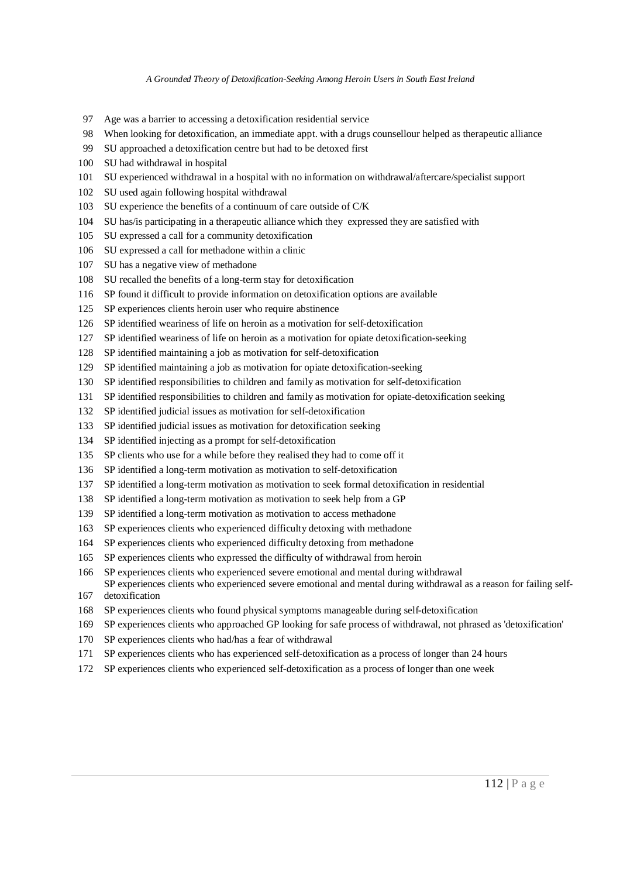97 Age was a barrier to accessing a detoxification residential service
98 When looking for detoxification, an immediate appt. with a drugs counsellour helped as therapeutic alliance
99 SU approached a detoxification centre but had to be detoxed first
100 SU had withdrawal in hospital
101 SU experienced withdrawal in a hospital with no information on withdrawal/aftercare/specialist support
102 SU used again following hospital withdrawal
103 SU experience the benefits of a continuum of care outside of C/K
104 SU has/is participating in a therapeutic alliance which they expressed they are satisfied with
105 SU expressed a call for a community detoxification
106 SU expressed a call for methadone within a clinic
107 SU has a negative view of methadone
108 SU recalled the benefits of a long-term stay for detoxification
116 SP found it difficult to provide information on detoxification options are available
125 SP experiences clients heroin user who require abstinence
126 SP identified weariness of life on heroin as a motivation for self-detoxification
127 SP identified weariness of life on heroin as a motivation for opiate detoxification-seeking
128 SP identified maintaining a job as motivation for self-detoxification
129 SP identified maintaining a job as motivation for opiate detoxification-seeking
130 SP identified responsibilities to children and family as motivation for self-detoxification
131 SP identified responsibilities to children and family as motivation for opiate-detoxification seeking
132 SP identified judicial issues as motivation for self-detoxification
133 SP identified judicial issues as motivation for detoxification seeking
134 SP identified injecting as a prompt for self-detoxification
135 SP clients who use for a while before they realised they had to come off it
136 SP identified a long-term motivation as motivation to self-detoxification
137 SP identified a long-term motivation as motivation to seek formal detoxification in residential
138 SP identified a long-term motivation as motivation to seek help from a GP
139 SP identified a long-term motivation as motivation to access methadone
163 SP experiences clients who experienced difficulty detoxing with methadone
164 SP experiences clients who experienced difficulty detoxing from methadone
165 SP experiences clients who expressed the difficulty of withdrawal from heroin
166 SP experiences clients who experienced severe emotional and mental during withdrawal
167 SP experiences clients who experienced severe emotional and mental during withdrawal as a reason for failing self-detoxification
168 SP experiences clients who found physical symptoms manageable during self-detoxification
169 SP experiences clients who approached GP looking for safe process of withdrawal, not phrased as 'detoxification'
170 SP experiences clients who had/has a fear of withdrawal
171 SP experiences clients who has experienced self-detoxification as a process of longer than 24 hours
172 SP experiences clients who experienced self-detoxification as a process of longer than one week